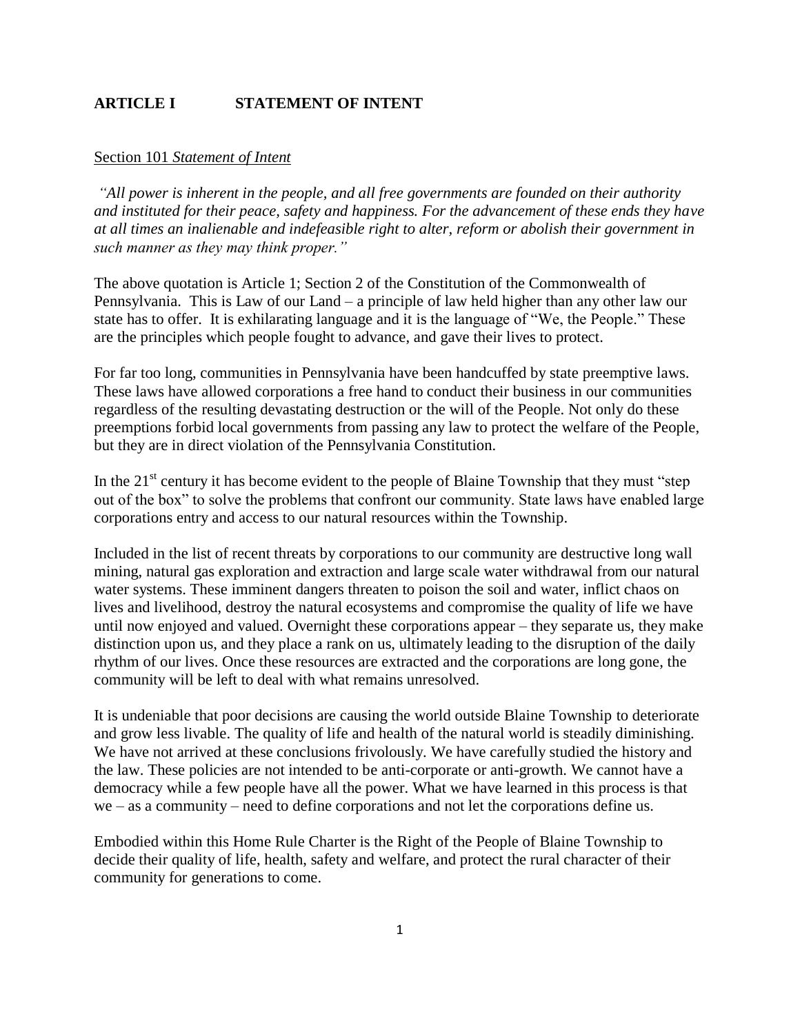## ARTICLE I STATEMENT OF INTENT

### Section 101 *Statement of Intent*

*"All power is inherent in the people, and all free governments are founded on their authority and instituted for their peace, safety and happiness. For the advancement of these ends they have at all times an inalienable and indefeasible right to alter, reform or abolish their government in such manner as they may think proper."*

The above quotation is Article 1; Section 2 of the Constitution of the Commonwealth of Pennsylvania. This is Law of our Land – a principle of law held higher than any other law our state has to offer. It is exhilarating language and it is the language of "We, the People." These are the principles which people fought to advance, and gave their lives to protect.

For far too long, communities in Pennsylvania have been handcuffed by state preemptive laws. These laws have allowed corporations a free hand to conduct their business in our communities regardless of the resulting devastating destruction or the will of the People. Not only do these preemptions forbid local governments from passing any law to protect the welfare of the People, but they are in direct violation of the Pennsylvania Constitution.

In the 21st century it has become evident to the people of Blaine Township that they must "step out of the box" to solve the problems that confront our community. State laws have enabled large corporations entry and access to our natural resources within the Township.

Included in the list of recent threats by corporations to our community are destructive long wall mining, natural gas exploration and extraction and large scale water withdrawal from our natural water systems. These imminent dangers threaten to poison the soil and water, inflict chaos on lives and livelihood, destroy the natural ecosystems and compromise the quality of life we have until now enjoyed and valued. Overnight these corporations appear – they separate us, they make distinction upon us, and they place a rank on us, ultimately leading to the disruption of the daily rhythm of our lives. Once these resources are extracted and the corporations are long gone, the community will be left to deal with what remains unresolved.

It is undeniable that poor decisions are causing the world outside Blaine Township to deteriorate and grow less livable. The quality of life and health of the natural world is steadily diminishing. We have not arrived at these conclusions frivolously. We have carefully studied the history and the law. These policies are not intended to be anti-corporate or anti-growth. We cannot have a democracy while a few people have all the power. What we have learned in this process is that we – as a community – need to define corporations and not let the corporations define us.

Embodied within this Home Rule Charter is the Right of the People of Blaine Township to decide their quality of life, health, safety and welfare, and protect the rural character of their community for generations to come.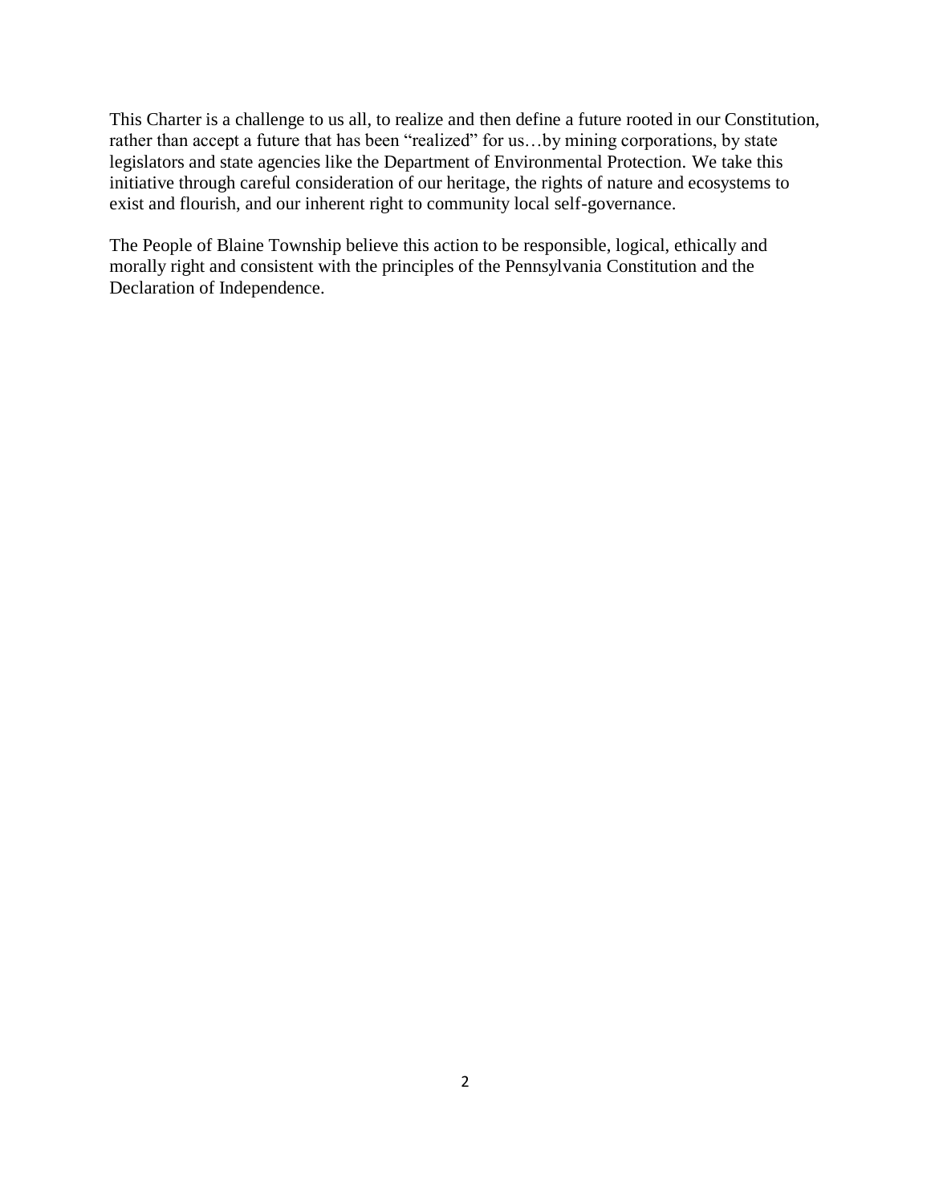This Charter is a challenge to us all, to realize and then define a future rooted in our Constitution, rather than accept a future that has been "realized" for us…by mining corporations, by state legislators and state agencies like the Department of Environmental Protection. We take this initiative through careful consideration of our heritage, the rights of nature and ecosystems to exist and flourish, and our inherent right to community local self-governance.

The People of Blaine Township believe this action to be responsible, logical, ethically and morally right and consistent with the principles of the Pennsylvania Constitution and the Declaration of Independence.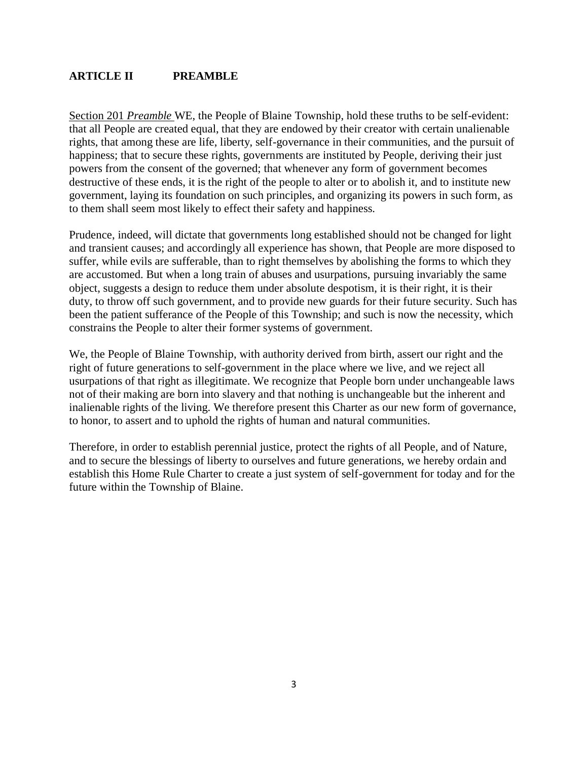## ARTICLE II PREAMBLE

Section 201 *Preamble* WE, the People of Blaine Township, hold these truths to be self-evident: that all People are created equal, that they are endowed by their creator with certain unalienable rights, that among these are life, liberty, self-governance in their communities, and the pursuit of happiness; that to secure these rights, governments are instituted by People, deriving their just powers from the consent of the governed; that whenever any form of government becomes destructive of these ends, it is the right of the people to alter or to abolish it, and to institute new government, laying its foundation on such principles, and organizing its powers in such form, as to them shall seem most likely to effect their safety and happiness.

Prudence, indeed, will dictate that governments long established should not be changed for light and transient causes; and accordingly all experience has shown, that People are more disposed to suffer, while evils are sufferable, than to right themselves by abolishing the forms to which they are accustomed. But when a long train of abuses and usurpations, pursuing invariably the same object, suggests a design to reduce them under absolute despotism, it is their right, it is their duty, to throw off such government, and to provide new guards for their future security. Such has been the patient sufferance of the People of this Township; and such is now the necessity, which constrains the People to alter their former systems of government.

We, the People of Blaine Township, with authority derived from birth, assert our right and the right of future generations to self-government in the place where we live, and we reject all usurpations of that right as illegitimate. We recognize that People born under unchangeable laws not of their making are born into slavery and that nothing is unchangeable but the inherent and inalienable rights of the living. We therefore present this Charter as our new form of governance, to honor, to assert and to uphold the rights of human and natural communities.

Therefore, in order to establish perennial justice, protect the rights of all People, and of Nature, and to secure the blessings of liberty to ourselves and future generations, we hereby ordain and establish this Home Rule Charter to create a just system of self-government for today and for the future within the Township of Blaine.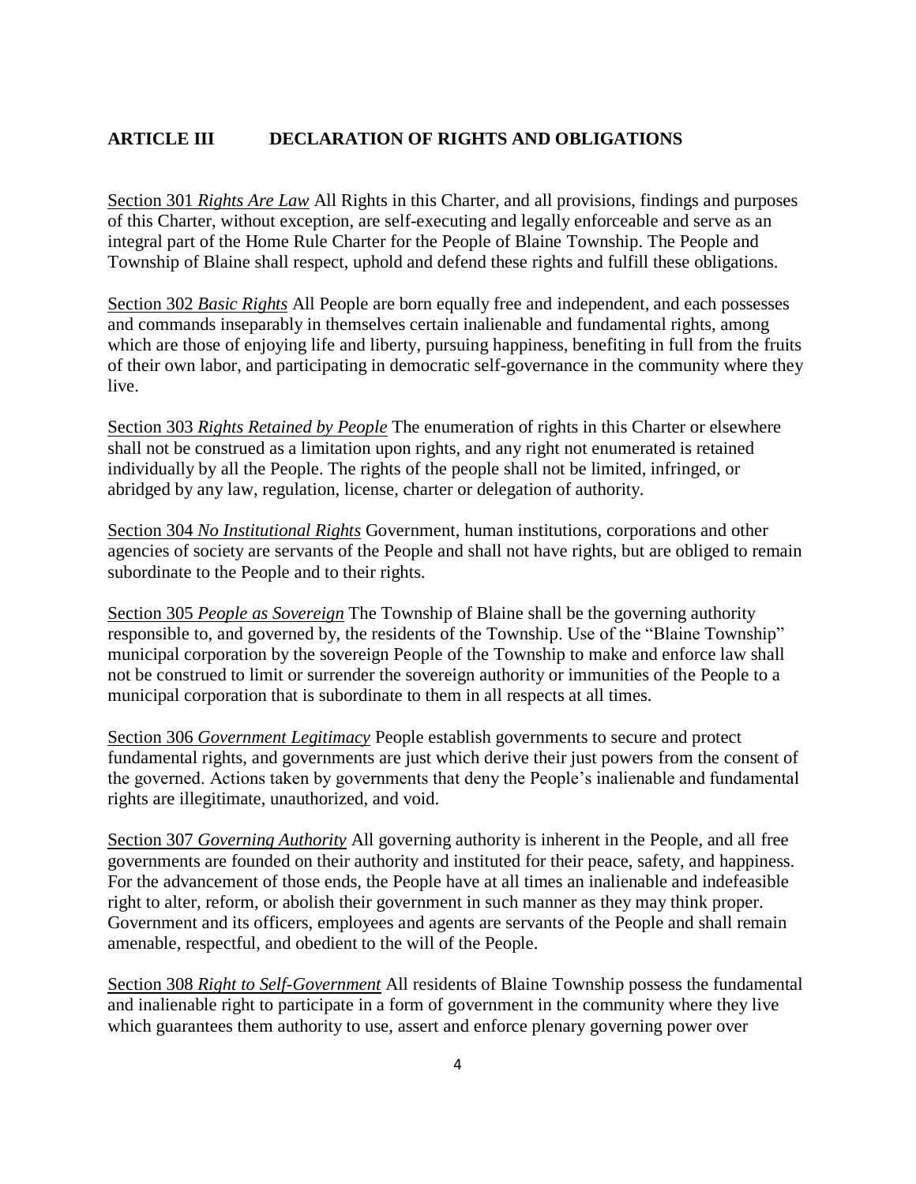## ARTICLE III DECLARATION OF RIGHTS AND OBLIGATIONS

<u>Section 301</u> *<u>Rights Are Law</u>* All Rights in this Charter, and all provisions, findings and purposes of this Charter, without exception, are self-executing and legally enforceable and serve as an integral part of the Home Rule Charter for the People of Blaine Township. The People and Township of Blaine shall respect, uphold and defend these rights and fulfill these obligations.

<u>Section 302</u> *<u>Basic Rights</u>* All People are born equally free and independent, and each possesses and commands inseparably in themselves certain inalienable and fundamental rights, among which are those of enjoying life and liberty, pursuing happiness, benefiting in full from the fruits of their own labor, and participating in democratic self-governance in the community where they live.

<u>Section 303</u> *<u>Rights Retained by People</u>* The enumeration of rights in this Charter or elsewhere shall not be construed as a limitation upon rights, and any right not enumerated is retained individually by all the People. The rights of the people shall not be limited, infringed, or abridged by any law, regulation, license, charter or delegation of authority.

<u>Section 304</u> *<u>No Institutional Rights</u>* Government, human institutions, corporations and other agencies of society are servants of the People and shall not have rights, but are obliged to remain subordinate to the People and to their rights.

<u>Section 305</u> *<u>People as Sovereign</u>* The Township of Blaine shall be the governing authority responsible to, and governed by, the residents of the Township. Use of the "Blaine Township" municipal corporation by the sovereign People of the Township to make and enforce law shall not be construed to limit or surrender the sovereign authority or immunities of the People to a municipal corporation that is subordinate to them in all respects at all times.

<u>Section 306</u> *<u>Government Legitimacy</u>* People establish governments to secure and protect fundamental rights, and governments are just which derive their just powers from the consent of the governed. Actions taken by governments that deny the People's inalienable and fundamental rights are illegitimate, unauthorized, and void.

<u>Section 307</u> *<u>Governing Authority</u>* All governing authority is inherent in the People, and all free governments are founded on their authority and instituted for their peace, safety, and happiness. For the advancement of those ends, the People have at all times an inalienable and indefeasible right to alter, reform, or abolish their government in such manner as they may think proper. Government and its officers, employees and agents are servants of the People and shall remain amenable, respectful, and obedient to the will of the People.

<u>Section 308</u> *<u>Right to Self-Government</u>* All residents of Blaine Township possess the fundamental and inalienable right to participate in a form of government in the community where they live which guarantees them authority to use, assert and enforce plenary governing power over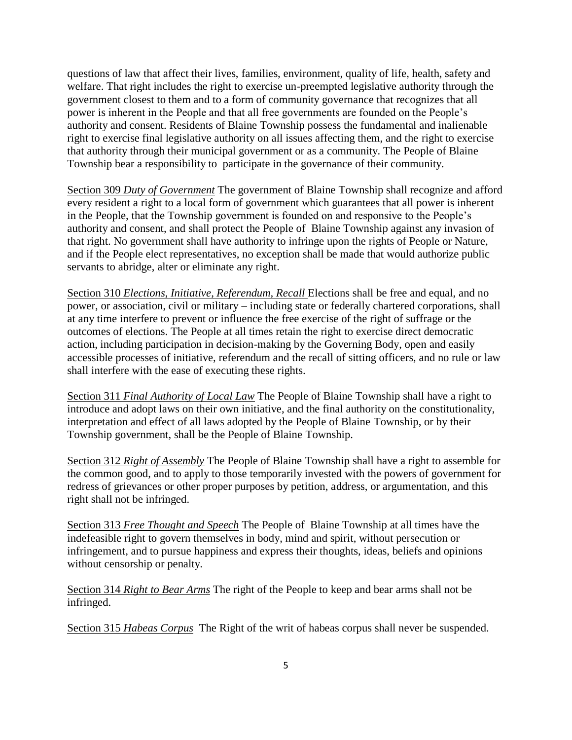questions of law that affect their lives, families, environment, quality of life, health, safety and welfare. That right includes the right to exercise un-preempted legislative authority through the government closest to them and to a form of community governance that recognizes that all power is inherent in the People and that all free governments are founded on the People's authority and consent. Residents of Blaine Township possess the fundamental and inalienable right to exercise final legislative authority on all issues affecting them, and the right to exercise that authority through their municipal government or as a community. The People of Blaine Township bear a responsibility to participate in the governance of their community.

<u>Section 309</u> *<u>Duty of Government</u>* The government of Blaine Township shall recognize and afford every resident a right to a local form of government which guarantees that all power is inherent in the People, that the Township government is founded on and responsive to the People's authority and consent, and shall protect the People of Blaine Township against any invasion of that right. No government shall have authority to infringe upon the rights of People or Nature, and if the People elect representatives, no exception shall be made that would authorize public servants to abridge, alter or eliminate any right.

<u>Section 310</u> *<u>Elections, Initiative, Referendum, Recall</u>* Elections shall be free and equal, and no power, or association, civil or military – including state or federally chartered corporations, shall at any time interfere to prevent or influence the free exercise of the right of suffrage or the outcomes of elections. The People at all times retain the right to exercise direct democratic action, including participation in decision-making by the Governing Body, open and easily accessible processes of initiative, referendum and the recall of sitting officers, and no rule or law shall interfere with the ease of executing these rights.

<u>Section 311</u> *<u>Final Authority of Local Law</u>* The People of Blaine Township shall have a right to introduce and adopt laws on their own initiative, and the final authority on the constitutionality, interpretation and effect of all laws adopted by the People of Blaine Township, or by their Township government, shall be the People of Blaine Township.

<u>Section 312</u> *<u>Right of Assembly</u>* The People of Blaine Township shall have a right to assemble for the common good, and to apply to those temporarily invested with the powers of government for redress of grievances or other proper purposes by petition, address, or argumentation, and this right shall not be infringed.

<u>Section 313</u> *<u>Free Thought and Speech</u>* The People of Blaine Township at all times have the indefeasible right to govern themselves in body, mind and spirit, without persecution or infringement, and to pursue happiness and express their thoughts, ideas, beliefs and opinions without censorship or penalty.

<u>Section 314</u> *<u>Right to Bear Arms</u>* The right of the People to keep and bear arms shall not be infringed.

<u>Section 315</u> *<u>Habeas Corpus</u>* The Right of the writ of habeas corpus shall never be suspended.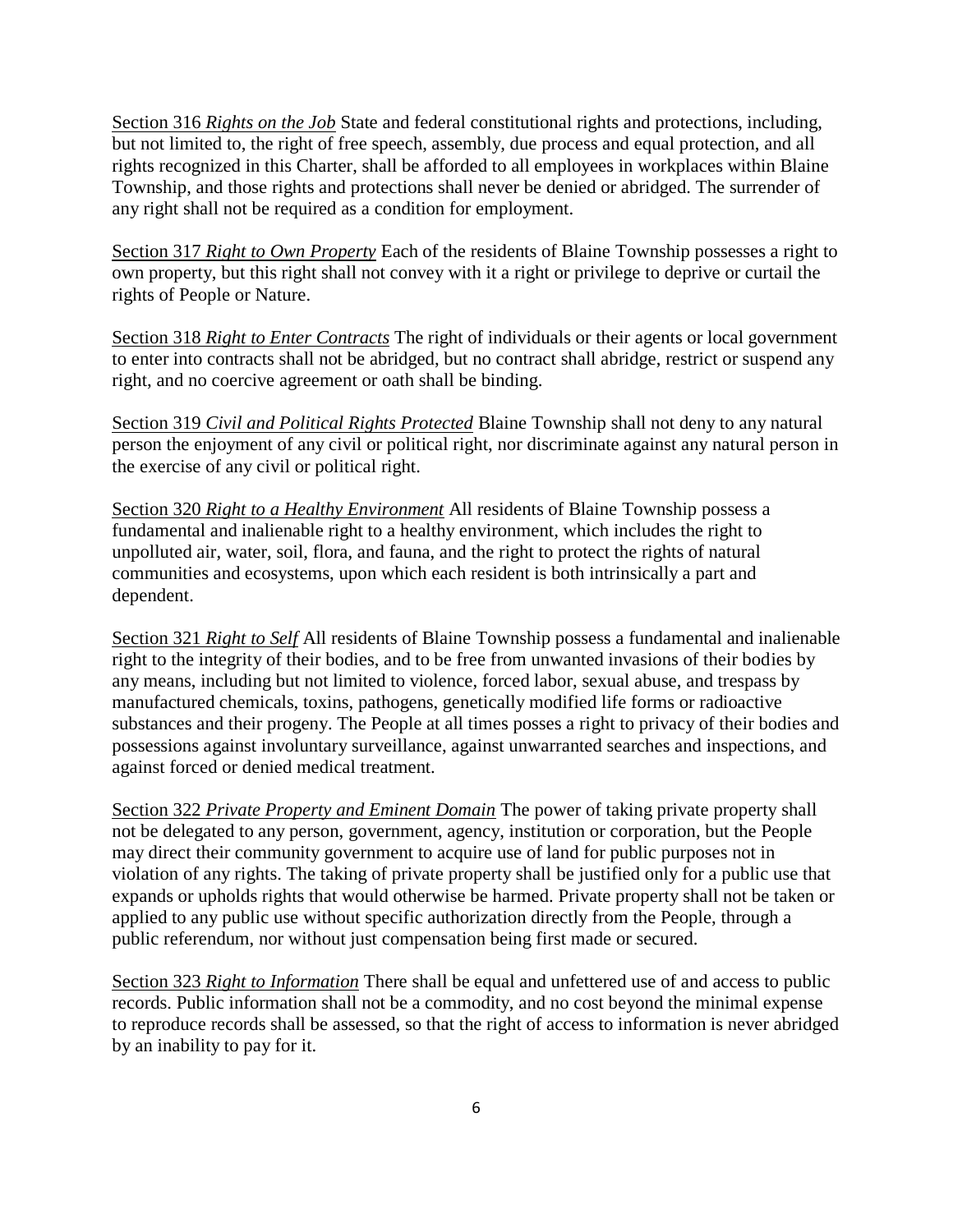<u>Section 316</u> *Rights on the Job* State and federal constitutional rights and protections, including, but not limited to, the right of free speech, assembly, due process and equal protection, and all rights recognized in this Charter, shall be afforded to all employees in workplaces within Blaine Township, and those rights and protections shall never be denied or abridged. The surrender of any right shall not be required as a condition for employment.

<u>Section 317</u> *Right to Own Property* Each of the residents of Blaine Township possesses a right to own property, but this right shall not convey with it a right or privilege to deprive or curtail the rights of People or Nature.

<u>Section 318</u> *Right to Enter Contracts* The right of individuals or their agents or local government to enter into contracts shall not be abridged, but no contract shall abridge, restrict or suspend any right, and no coercive agreement or oath shall be binding.

<u>Section 319</u> *Civil and Political Rights Protected* Blaine Township shall not deny to any natural person the enjoyment of any civil or political right, nor discriminate against any natural person in the exercise of any civil or political right.

<u>Section 320</u> *Right to a Healthy Environment* All residents of Blaine Township possess a fundamental and inalienable right to a healthy environment, which includes the right to unpolluted air, water, soil, flora, and fauna, and the right to protect the rights of natural communities and ecosystems, upon which each resident is both intrinsically a part and dependent.

<u>Section 321</u> *Right to Self* All residents of Blaine Township possess a fundamental and inalienable right to the integrity of their bodies, and to be free from unwanted invasions of their bodies by any means, including but not limited to violence, forced labor, sexual abuse, and trespass by manufactured chemicals, toxins, pathogens, genetically modified life forms or radioactive substances and their progeny. The People at all times posses a right to privacy of their bodies and possessions against involuntary surveillance, against unwarranted searches and inspections, and against forced or denied medical treatment.

<u>Section 322</u> *Private Property and Eminent Domain* The power of taking private property shall not be delegated to any person, government, agency, institution or corporation, but the People may direct their community government to acquire use of land for public purposes not in violation of any rights. The taking of private property shall be justified only for a public use that expands or upholds rights that would otherwise be harmed. Private property shall not be taken or applied to any public use without specific authorization directly from the People, through a public referendum, nor without just compensation being first made or secured.

<u>Section 323</u> *Right to Information* There shall be equal and unfettered use of and access to public records. Public information shall not be a commodity, and no cost beyond the minimal expense to reproduce records shall be assessed, so that the right of access to information is never abridged by an inability to pay for it.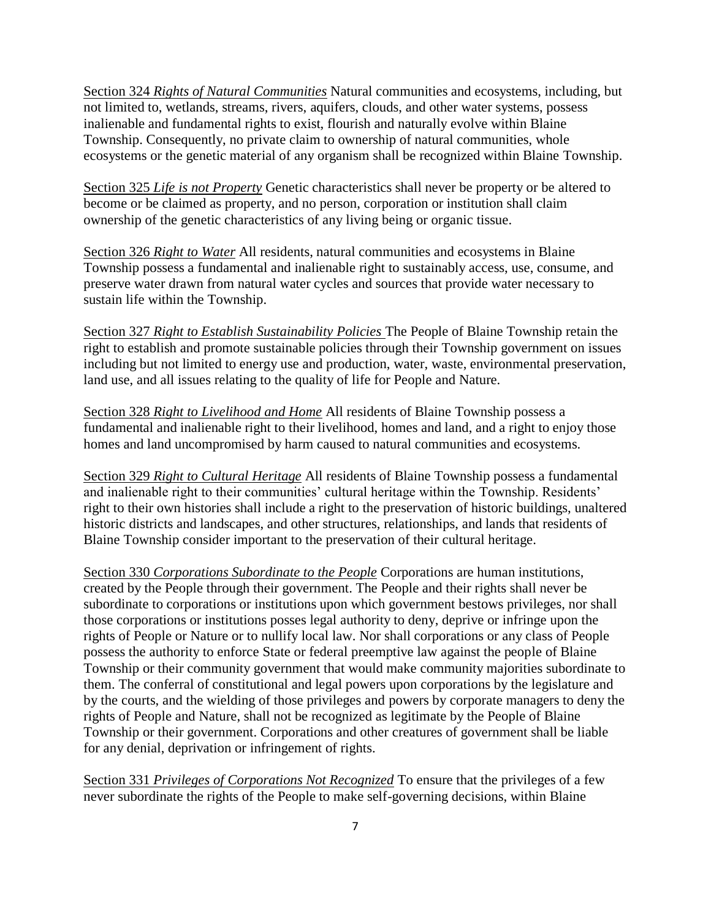<u>Section 324</u> *Rights of Natural Communities* Natural communities and ecosystems, including, but not limited to, wetlands, streams, rivers, aquifers, clouds, and other water systems, possess inalienable and fundamental rights to exist, flourish and naturally evolve within Blaine Township. Consequently, no private claim to ownership of natural communities, whole ecosystems or the genetic material of any organism shall be recognized within Blaine Township.

<u>Section 325</u> *Life is not Property* Genetic characteristics shall never be property or be altered to become or be claimed as property, and no person, corporation or institution shall claim ownership of the genetic characteristics of any living being or organic tissue.

<u>Section 326</u> *Right to Water* All residents, natural communities and ecosystems in Blaine Township possess a fundamental and inalienable right to sustainably access, use, consume, and preserve water drawn from natural water cycles and sources that provide water necessary to sustain life within the Township.

<u>Section 327</u> *Right to Establish Sustainability Policies* The People of Blaine Township retain the right to establish and promote sustainable policies through their Township government on issues including but not limited to energy use and production, water, waste, environmental preservation, land use, and all issues relating to the quality of life for People and Nature.

<u>Section 328</u> *Right to Livelihood and Home* All residents of Blaine Township possess a fundamental and inalienable right to their livelihood, homes and land, and a right to enjoy those homes and land uncompromised by harm caused to natural communities and ecosystems.

<u>Section 329</u> *Right to Cultural Heritage* All residents of Blaine Township possess a fundamental and inalienable right to their communities' cultural heritage within the Township. Residents' right to their own histories shall include a right to the preservation of historic buildings, unaltered historic districts and landscapes, and other structures, relationships, and lands that residents of Blaine Township consider important to the preservation of their cultural heritage.

<u>Section 330</u> *Corporations Subordinate to the People* Corporations are human institutions, created by the People through their government. The People and their rights shall never be subordinate to corporations or institutions upon which government bestows privileges, nor shall those corporations or institutions posses legal authority to deny, deprive or infringe upon the rights of People or Nature or to nullify local law. Nor shall corporations or any class of People possess the authority to enforce State or federal preemptive law against the people of Blaine Township or their community government that would make community majorities subordinate to them. The conferral of constitutional and legal powers upon corporations by the legislature and by the courts, and the wielding of those privileges and powers by corporate managers to deny the rights of People and Nature, shall not be recognized as legitimate by the People of Blaine Township or their government. Corporations and other creatures of government shall be liable for any denial, deprivation or infringement of rights.

<u>Section 331</u> *Privileges of Corporations Not Recognized* To ensure that the privileges of a few never subordinate the rights of the People to make self-governing decisions, within Blaine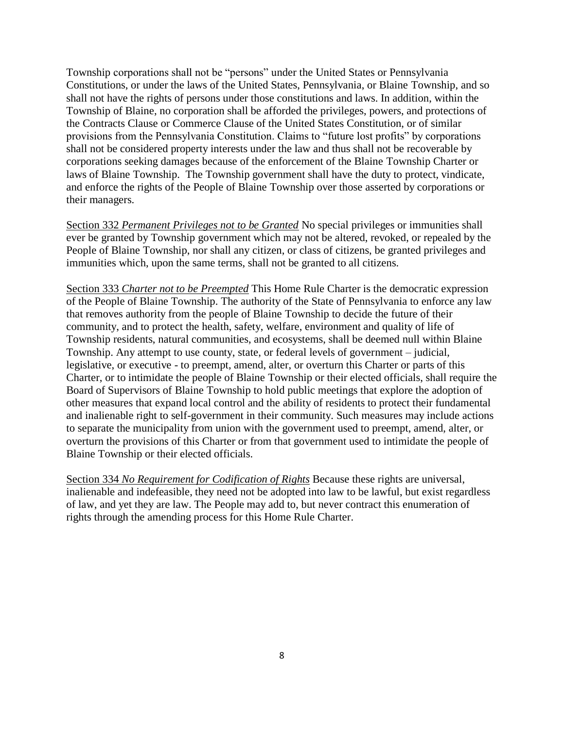Township corporations shall not be "persons" under the United States or Pennsylvania Constitutions, or under the laws of the United States, Pennsylvania, or Blaine Township, and so shall not have the rights of persons under those constitutions and laws. In addition, within the Township of Blaine, no corporation shall be afforded the privileges, powers, and protections of the Contracts Clause or Commerce Clause of the United States Constitution, or of similar provisions from the Pennsylvania Constitution. Claims to "future lost profits" by corporations shall not be considered property interests under the law and thus shall not be recoverable by corporations seeking damages because of the enforcement of the Blaine Township Charter or laws of Blaine Township. The Township government shall have the duty to protect, vindicate, and enforce the rights of the People of Blaine Township over those asserted by corporations or their managers.

<u>Section 332</u> *Permanent Privileges not to be Granted* No special privileges or immunities shall ever be granted by Township government which may not be altered, revoked, or repealed by the People of Blaine Township, nor shall any citizen, or class of citizens, be granted privileges and immunities which, upon the same terms, shall not be granted to all citizens.

<u>Section 333</u> *Charter not to be Preempted* This Home Rule Charter is the democratic expression of the People of Blaine Township. The authority of the State of Pennsylvania to enforce any law that removes authority from the people of Blaine Township to decide the future of their community, and to protect the health, safety, welfare, environment and quality of life of Township residents, natural communities, and ecosystems, shall be deemed null within Blaine Township. Any attempt to use county, state, or federal levels of government – judicial, legislative, or executive - to preempt, amend, alter, or overturn this Charter or parts of this Charter, or to intimidate the people of Blaine Township or their elected officials, shall require the Board of Supervisors of Blaine Township to hold public meetings that explore the adoption of other measures that expand local control and the ability of residents to protect their fundamental and inalienable right to self-government in their community. Such measures may include actions to separate the municipality from union with the government used to preempt, amend, alter, or overturn the provisions of this Charter or from that government used to intimidate the people of Blaine Township or their elected officials.

<u>Section 334</u> *No Requirement for Codification of Rights* Because these rights are universal, inalienable and indefeasible, they need not be adopted into law to be lawful, but exist regardless of law, and yet they are law. The People may add to, but never contract this enumeration of rights through the amending process for this Home Rule Charter.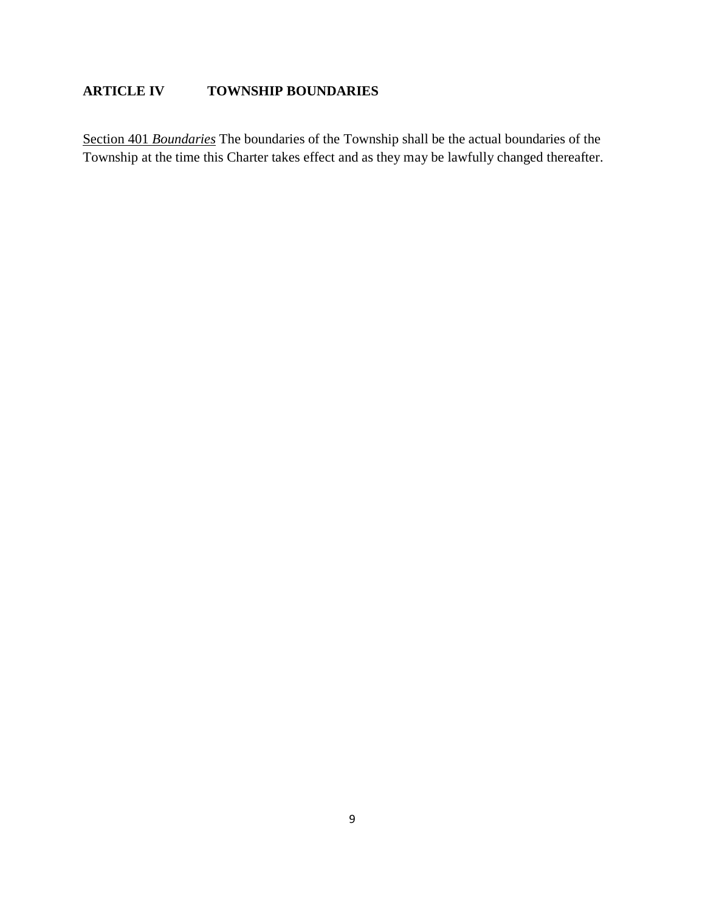## ARTICLE IV TOWNSHIP BOUNDARIES

Section 401 *Boundaries* The boundaries of the Township shall be the actual boundaries of the Township at the time this Charter takes effect and as they may be lawfully changed thereafter.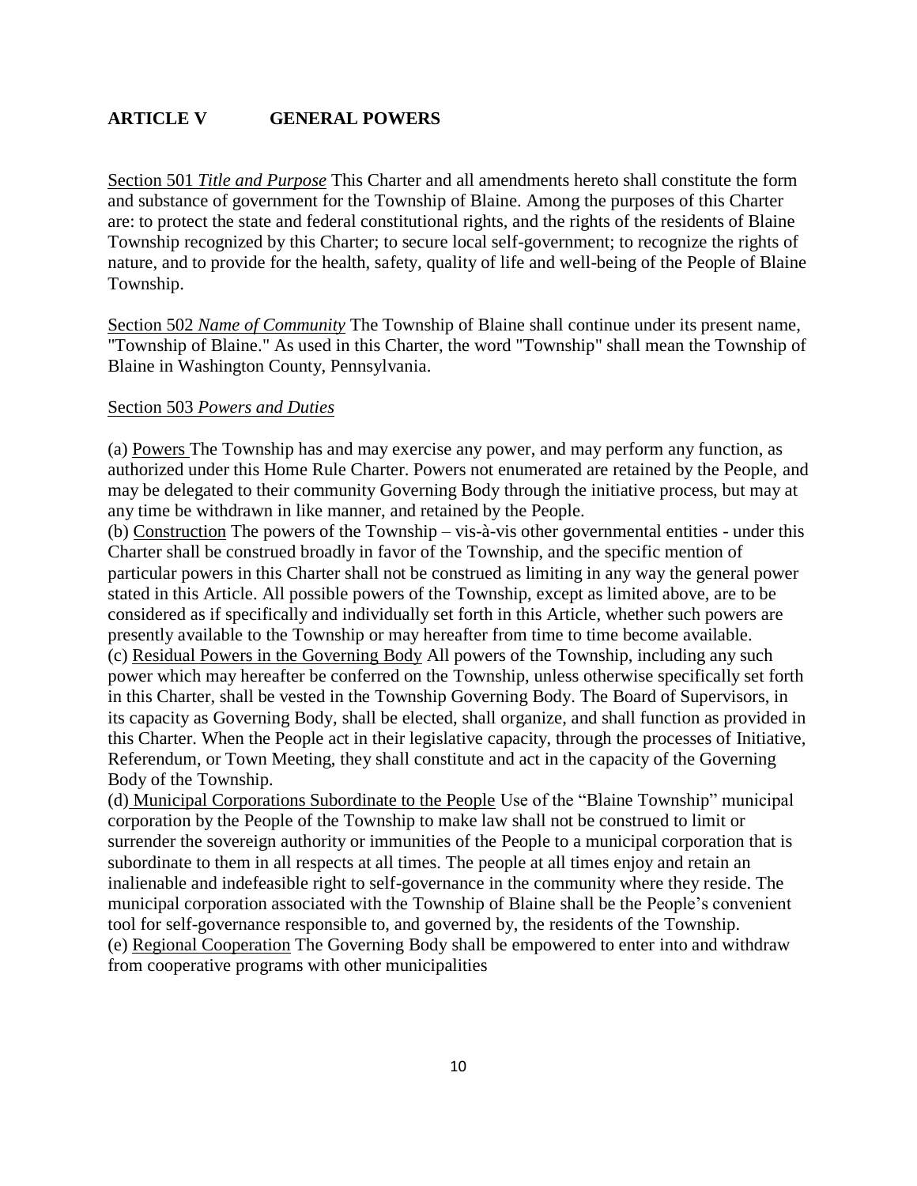## ARTICLE V GENERAL POWERS

Section 501 *Title and Purpose* This Charter and all amendments hereto shall constitute the form and substance of government for the Township of Blaine. Among the purposes of this Charter are: to protect the state and federal constitutional rights, and the rights of the residents of Blaine Township recognized by this Charter; to secure local self-government; to recognize the rights of nature, and to provide for the health, safety, quality of life and well-being of the People of Blaine Township.

Section 502 *Name of Community* The Township of Blaine shall continue under its present name, "Township of Blaine." As used in this Charter, the word "Township" shall mean the Township of Blaine in Washington County, Pennsylvania.

Section 503 *Powers and Duties*

(a) Powers The Township has and may exercise any power, and may perform any function, as authorized under this Home Rule Charter. Powers not enumerated are retained by the People, and may be delegated to their community Governing Body through the initiative process, but may at any time be withdrawn in like manner, and retained by the People.
(b) Construction The powers of the Township – vis-à-vis other governmental entities - under this Charter shall be construed broadly in favor of the Township, and the specific mention of particular powers in this Charter shall not be construed as limiting in any way the general power stated in this Article. All possible powers of the Township, except as limited above, are to be considered as if specifically and individually set forth in this Article, whether such powers are presently available to the Township or may hereafter from time to time become available.
(c) Residual Powers in the Governing Body All powers of the Township, including any such power which may hereafter be conferred on the Township, unless otherwise specifically set forth in this Charter, shall be vested in the Township Governing Body. The Board of Supervisors, in its capacity as Governing Body, shall be elected, shall organize, and shall function as provided in this Charter. When the People act in their legislative capacity, through the processes of Initiative, Referendum, or Town Meeting, they shall constitute and act in the capacity of the Governing Body of the Township.
(d) Municipal Corporations Subordinate to the People Use of the "Blaine Township" municipal corporation by the People of the Township to make law shall not be construed to limit or surrender the sovereign authority or immunities of the People to a municipal corporation that is subordinate to them in all respects at all times. The people at all times enjoy and retain an inalienable and indefeasible right to self-governance in the community where they reside. The municipal corporation associated with the Township of Blaine shall be the People's convenient tool for self-governance responsible to, and governed by, the residents of the Township.
(e) Regional Cooperation The Governing Body shall be empowered to enter into and withdraw from cooperative programs with other municipalities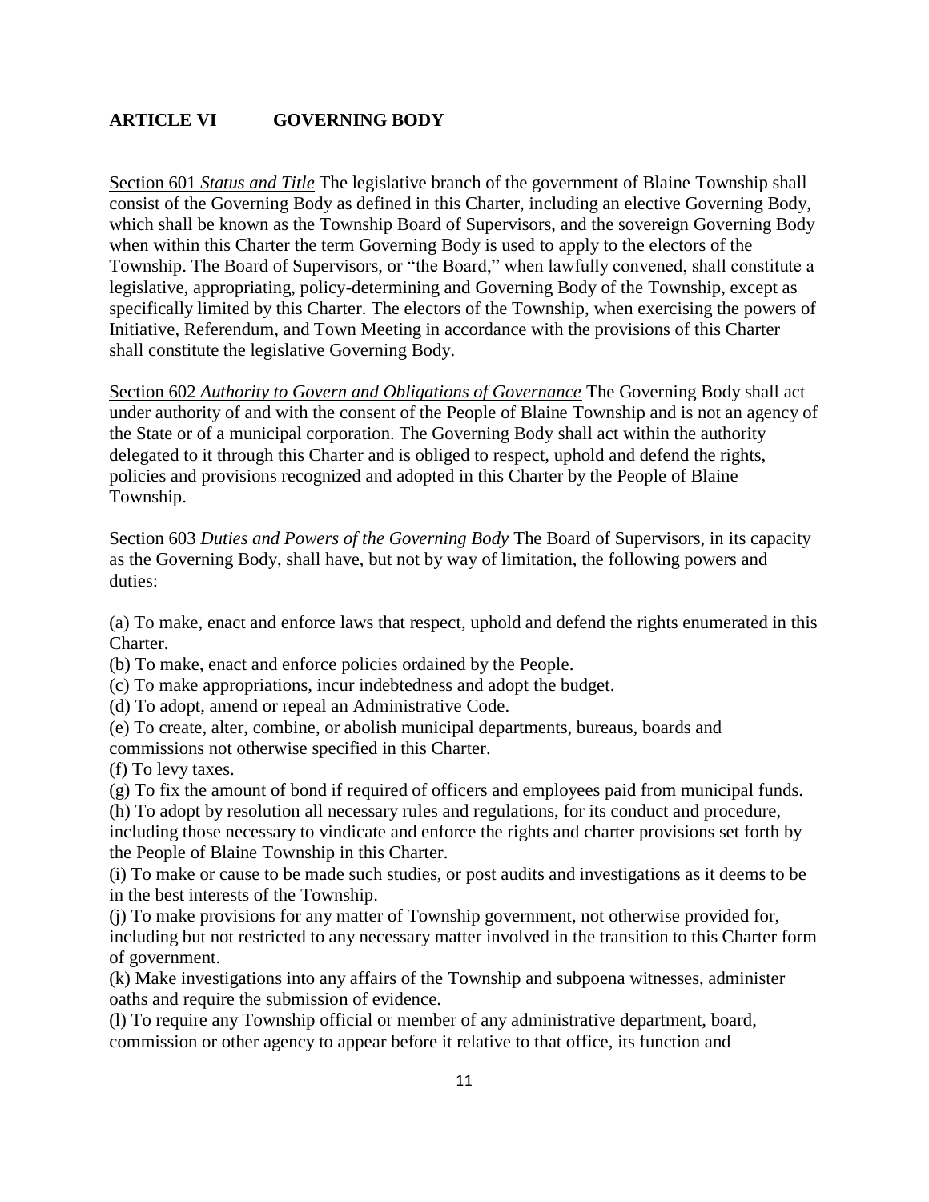## ARTICLE VI GOVERNING BODY

Section 601 *Status and Title* The legislative branch of the government of Blaine Township shall consist of the Governing Body as defined in this Charter, including an elective Governing Body, which shall be known as the Township Board of Supervisors, and the sovereign Governing Body when within this Charter the term Governing Body is used to apply to the electors of the Township. The Board of Supervisors, or "the Board," when lawfully convened, shall constitute a legislative, appropriating, policy-determining and Governing Body of the Township, except as specifically limited by this Charter. The electors of the Township, when exercising the powers of Initiative, Referendum, and Town Meeting in accordance with the provisions of this Charter shall constitute the legislative Governing Body.

Section 602 *Authority to Govern and Obligations of Governance* The Governing Body shall act under authority of and with the consent of the People of Blaine Township and is not an agency of the State or of a municipal corporation. The Governing Body shall act within the authority delegated to it through this Charter and is obliged to respect, uphold and defend the rights, policies and provisions recognized and adopted in this Charter by the People of Blaine Township.

Section 603 *Duties and Powers of the Governing Body* The Board of Supervisors, in its capacity as the Governing Body, shall have, but not by way of limitation, the following powers and duties:

(a) To make, enact and enforce laws that respect, uphold and defend the rights enumerated in this Charter.
(b) To make, enact and enforce policies ordained by the People.
(c) To make appropriations, incur indebtedness and adopt the budget.
(d) To adopt, amend or repeal an Administrative Code.
(e) To create, alter, combine, or abolish municipal departments, bureaus, boards and commissions not otherwise specified in this Charter.
(f) To levy taxes.
(g) To fix the amount of bond if required of officers and employees paid from municipal funds.
(h) To adopt by resolution all necessary rules and regulations, for its conduct and procedure, including those necessary to vindicate and enforce the rights and charter provisions set forth by the People of Blaine Township in this Charter.
(i) To make or cause to be made such studies, or post audits and investigations as it deems to be in the best interests of the Township.
(j) To make provisions for any matter of Township government, not otherwise provided for, including but not restricted to any necessary matter involved in the transition to this Charter form of government.
(k) Make investigations into any affairs of the Township and subpoena witnesses, administer oaths and require the submission of evidence.
(l) To require any Township official or member of any administrative department, board, commission or other agency to appear before it relative to that office, its function and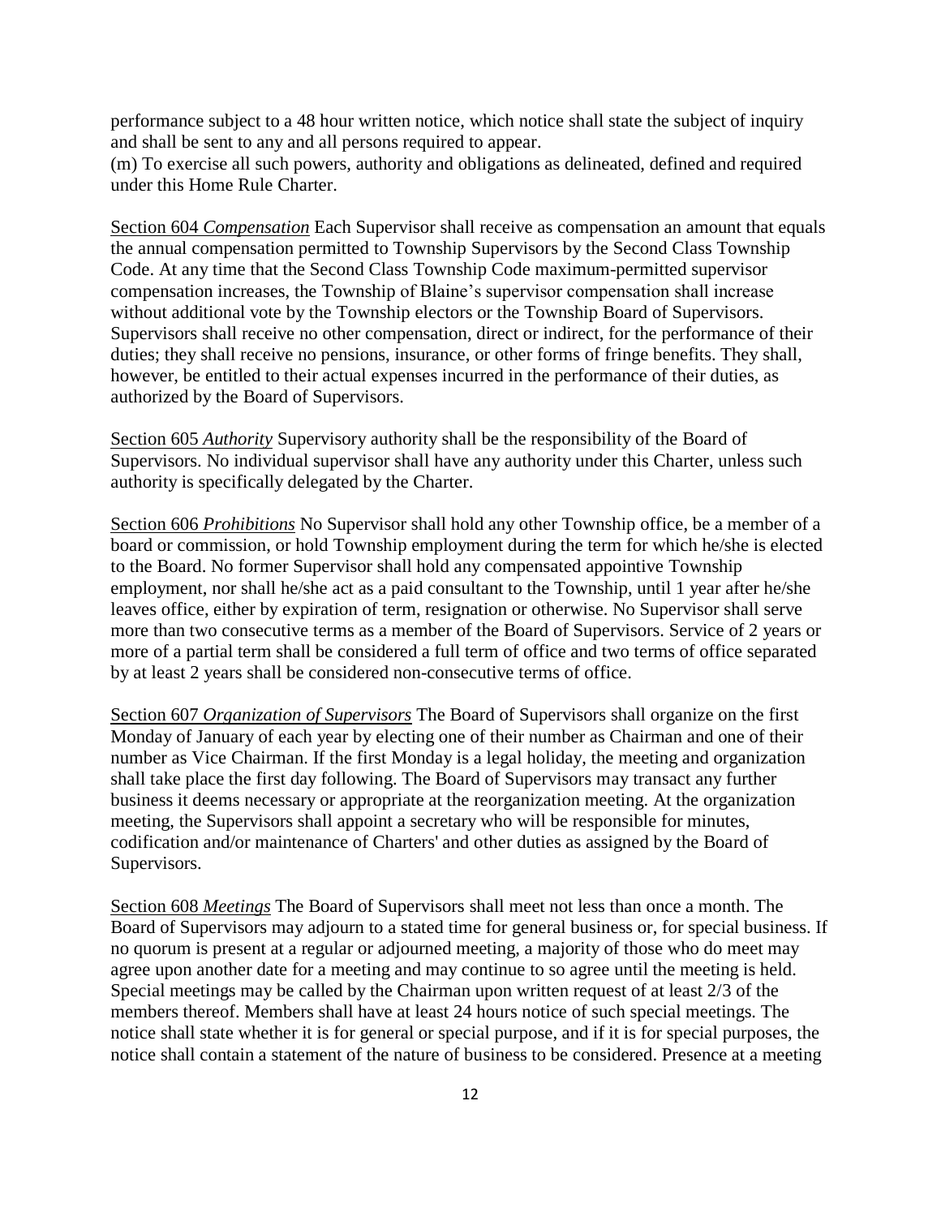performance subject to a 48 hour written notice, which notice shall state the subject of inquiry and shall be sent to any and all persons required to appear.

(m) To exercise all such powers, authority and obligations as delineated, defined and required under this Home Rule Charter.

Section 604 *Compensation* Each Supervisor shall receive as compensation an amount that equals the annual compensation permitted to Township Supervisors by the Second Class Township Code. At any time that the Second Class Township Code maximum-permitted supervisor compensation increases, the Township of Blaine's supervisor compensation shall increase without additional vote by the Township electors or the Township Board of Supervisors. Supervisors shall receive no other compensation, direct or indirect, for the performance of their duties; they shall receive no pensions, insurance, or other forms of fringe benefits. They shall, however, be entitled to their actual expenses incurred in the performance of their duties, as authorized by the Board of Supervisors.

Section 605 *Authority* Supervisory authority shall be the responsibility of the Board of Supervisors. No individual supervisor shall have any authority under this Charter, unless such authority is specifically delegated by the Charter.

Section 606 *Prohibitions* No Supervisor shall hold any other Township office, be a member of a board or commission, or hold Township employment during the term for which he/she is elected to the Board. No former Supervisor shall hold any compensated appointive Township employment, nor shall he/she act as a paid consultant to the Township, until 1 year after he/she leaves office, either by expiration of term, resignation or otherwise. No Supervisor shall serve more than two consecutive terms as a member of the Board of Supervisors. Service of 2 years or more of a partial term shall be considered a full term of office and two terms of office separated by at least 2 years shall be considered non-consecutive terms of office.

Section 607 *Organization of Supervisors* The Board of Supervisors shall organize on the first Monday of January of each year by electing one of their number as Chairman and one of their number as Vice Chairman. If the first Monday is a legal holiday, the meeting and organization shall take place the first day following. The Board of Supervisors may transact any further business it deems necessary or appropriate at the reorganization meeting. At the organization meeting, the Supervisors shall appoint a secretary who will be responsible for minutes, codification and/or maintenance of Charters' and other duties as assigned by the Board of Supervisors.

Section 608 *Meetings* The Board of Supervisors shall meet not less than once a month. The Board of Supervisors may adjourn to a stated time for general business or, for special business. If no quorum is present at a regular or adjourned meeting, a majority of those who do meet may agree upon another date for a meeting and may continue to so agree until the meeting is held. Special meetings may be called by the Chairman upon written request of at least 2/3 of the members thereof. Members shall have at least 24 hours notice of such special meetings. The notice shall state whether it is for general or special purpose, and if it is for special purposes, the notice shall contain a statement of the nature of business to be considered. Presence at a meeting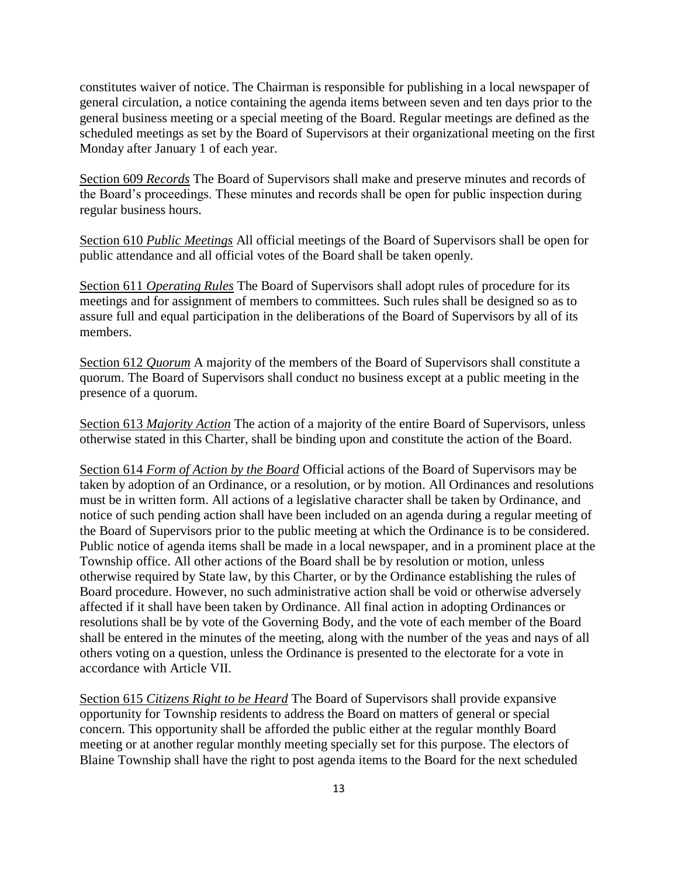constitutes waiver of notice. The Chairman is responsible for publishing in a local newspaper of general circulation, a notice containing the agenda items between seven and ten days prior to the general business meeting or a special meeting of the Board. Regular meetings are defined as the scheduled meetings as set by the Board of Supervisors at their organizational meeting on the first Monday after January 1 of each year.

Section 609 *Records* The Board of Supervisors shall make and preserve minutes and records of the Board's proceedings. These minutes and records shall be open for public inspection during regular business hours.

Section 610 *Public Meetings* All official meetings of the Board of Supervisors shall be open for public attendance and all official votes of the Board shall be taken openly.

Section 611 *Operating Rules* The Board of Supervisors shall adopt rules of procedure for its meetings and for assignment of members to committees. Such rules shall be designed so as to assure full and equal participation in the deliberations of the Board of Supervisors by all of its members.

Section 612 *Quorum* A majority of the members of the Board of Supervisors shall constitute a quorum. The Board of Supervisors shall conduct no business except at a public meeting in the presence of a quorum.

Section 613 *Majority Action* The action of a majority of the entire Board of Supervisors, unless otherwise stated in this Charter, shall be binding upon and constitute the action of the Board.

Section 614 *Form of Action by the Board* Official actions of the Board of Supervisors may be taken by adoption of an Ordinance, or a resolution, or by motion. All Ordinances and resolutions must be in written form. All actions of a legislative character shall be taken by Ordinance, and notice of such pending action shall have been included on an agenda during a regular meeting of the Board of Supervisors prior to the public meeting at which the Ordinance is to be considered. Public notice of agenda items shall be made in a local newspaper, and in a prominent place at the Township office. All other actions of the Board shall be by resolution or motion, unless otherwise required by State law, by this Charter, or by the Ordinance establishing the rules of Board procedure. However, no such administrative action shall be void or otherwise adversely affected if it shall have been taken by Ordinance. All final action in adopting Ordinances or resolutions shall be by vote of the Governing Body, and the vote of each member of the Board shall be entered in the minutes of the meeting, along with the number of the yeas and nays of all others voting on a question, unless the Ordinance is presented to the electorate for a vote in accordance with Article VII.

Section 615 *Citizens Right to be Heard* The Board of Supervisors shall provide expansive opportunity for Township residents to address the Board on matters of general or special concern. This opportunity shall be afforded the public either at the regular monthly Board meeting or at another regular monthly meeting specially set for this purpose. The electors of Blaine Township shall have the right to post agenda items to the Board for the next scheduled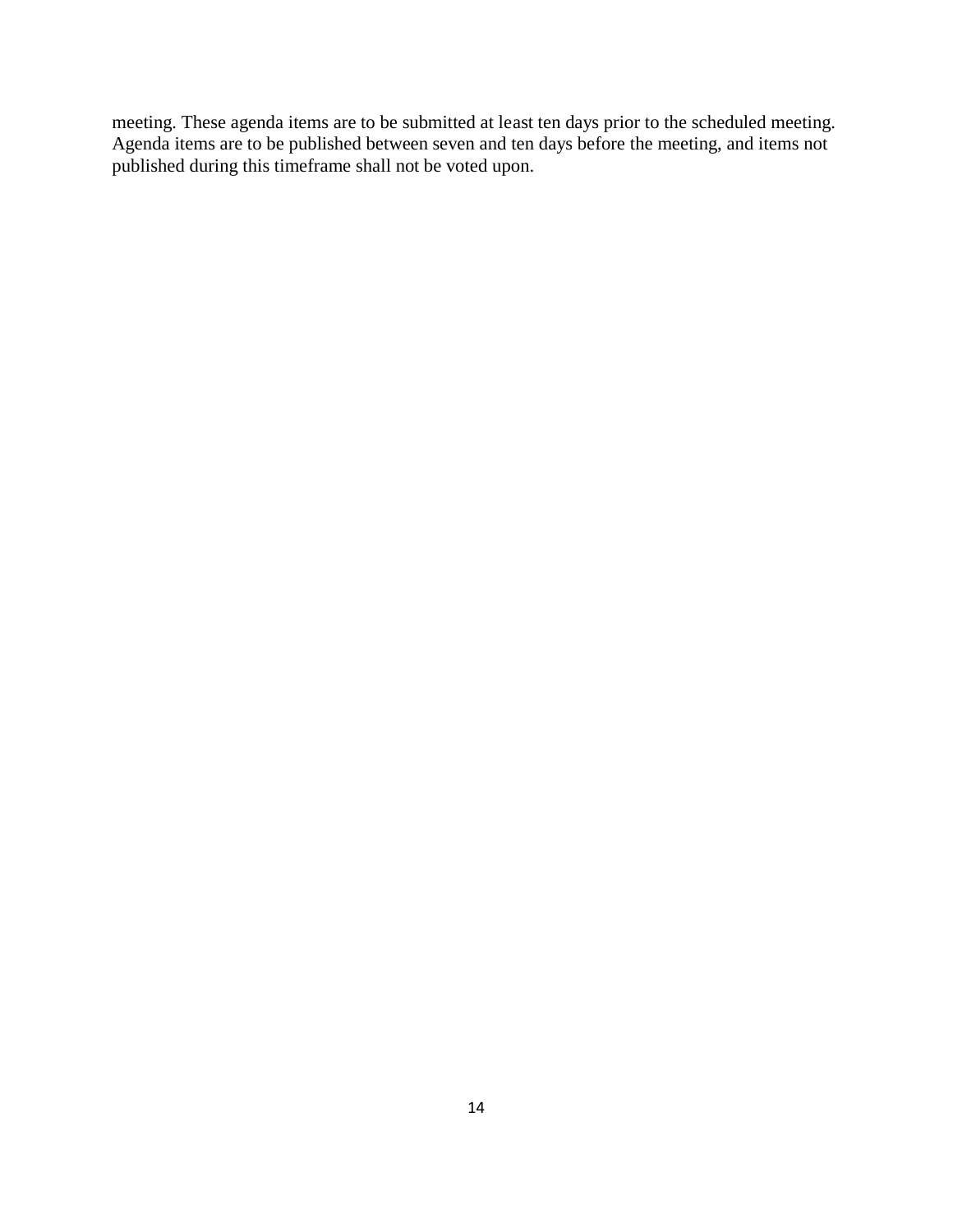meeting. These agenda items are to be submitted at least ten days prior to the scheduled meeting. Agenda items are to be published between seven and ten days before the meeting, and items not published during this timeframe shall not be voted upon.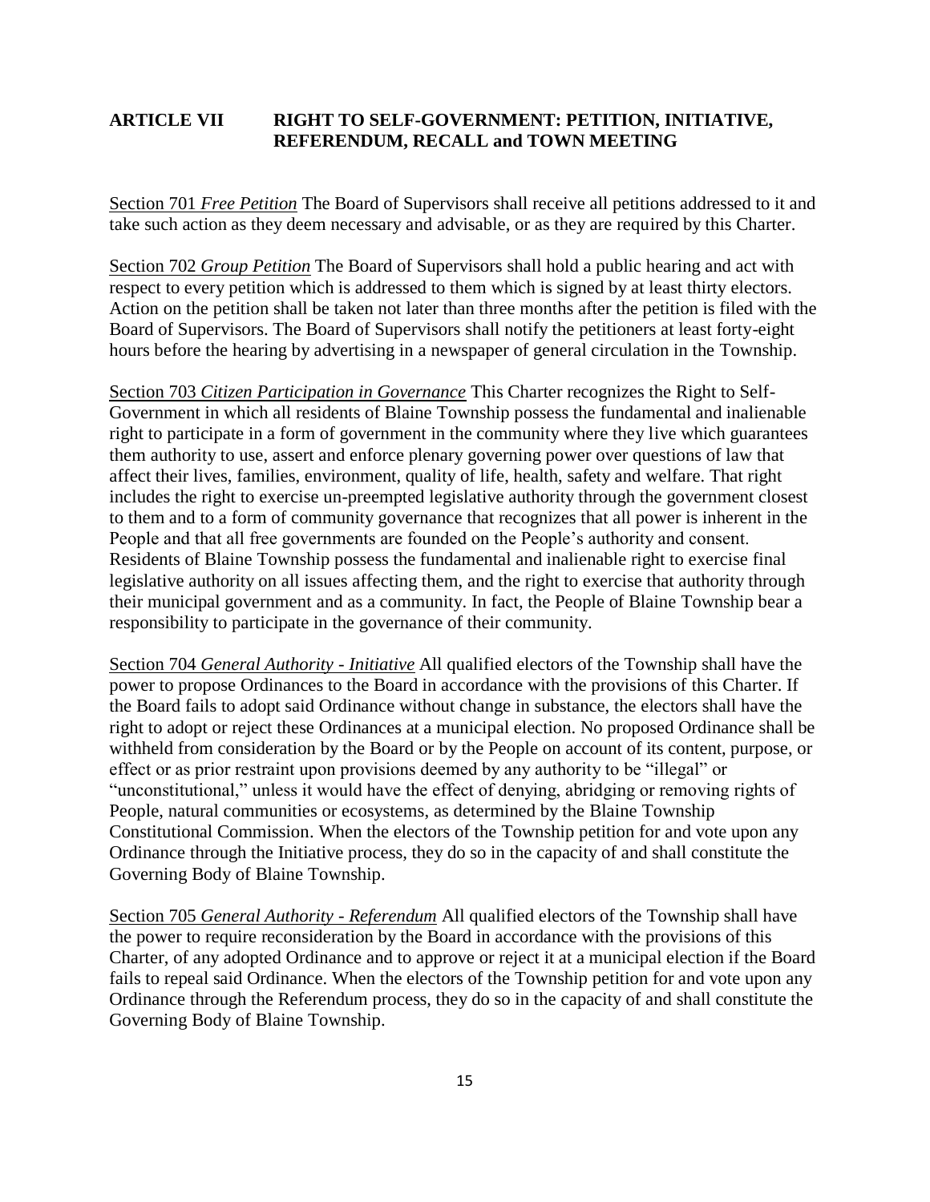## ARTICLE VII RIGHT TO SELF-GOVERNMENT: PETITION, INITIATIVE, REFERENDUM, RECALL and TOWN MEETING

Section 701 *Free Petition* The Board of Supervisors shall receive all petitions addressed to it and take such action as they deem necessary and advisable, or as they are required by this Charter.

Section 702 *Group Petition* The Board of Supervisors shall hold a public hearing and act with respect to every petition which is addressed to them which is signed by at least thirty electors. Action on the petition shall be taken not later than three months after the petition is filed with the Board of Supervisors. The Board of Supervisors shall notify the petitioners at least forty-eight hours before the hearing by advertising in a newspaper of general circulation in the Township.

Section 703 *Citizen Participation in Governance* This Charter recognizes the Right to Self-Government in which all residents of Blaine Township possess the fundamental and inalienable right to participate in a form of government in the community where they live which guarantees them authority to use, assert and enforce plenary governing power over questions of law that affect their lives, families, environment, quality of life, health, safety and welfare. That right includes the right to exercise un-preempted legislative authority through the government closest to them and to a form of community governance that recognizes that all power is inherent in the People and that all free governments are founded on the People's authority and consent. Residents of Blaine Township possess the fundamental and inalienable right to exercise final legislative authority on all issues affecting them, and the right to exercise that authority through their municipal government and as a community. In fact, the People of Blaine Township bear a responsibility to participate in the governance of their community.

Section 704 *General Authority - Initiative* All qualified electors of the Township shall have the power to propose Ordinances to the Board in accordance with the provisions of this Charter. If the Board fails to adopt said Ordinance without change in substance, the electors shall have the right to adopt or reject these Ordinances at a municipal election. No proposed Ordinance shall be withheld from consideration by the Board or by the People on account of its content, purpose, or effect or as prior restraint upon provisions deemed by any authority to be "illegal" or "unconstitutional," unless it would have the effect of denying, abridging or removing rights of People, natural communities or ecosystems, as determined by the Blaine Township Constitutional Commission. When the electors of the Township petition for and vote upon any Ordinance through the Initiative process, they do so in the capacity of and shall constitute the Governing Body of Blaine Township.

Section 705 *General Authority - Referendum* All qualified electors of the Township shall have the power to require reconsideration by the Board in accordance with the provisions of this Charter, of any adopted Ordinance and to approve or reject it at a municipal election if the Board fails to repeal said Ordinance. When the electors of the Township petition for and vote upon any Ordinance through the Referendum process, they do so in the capacity of and shall constitute the Governing Body of Blaine Township.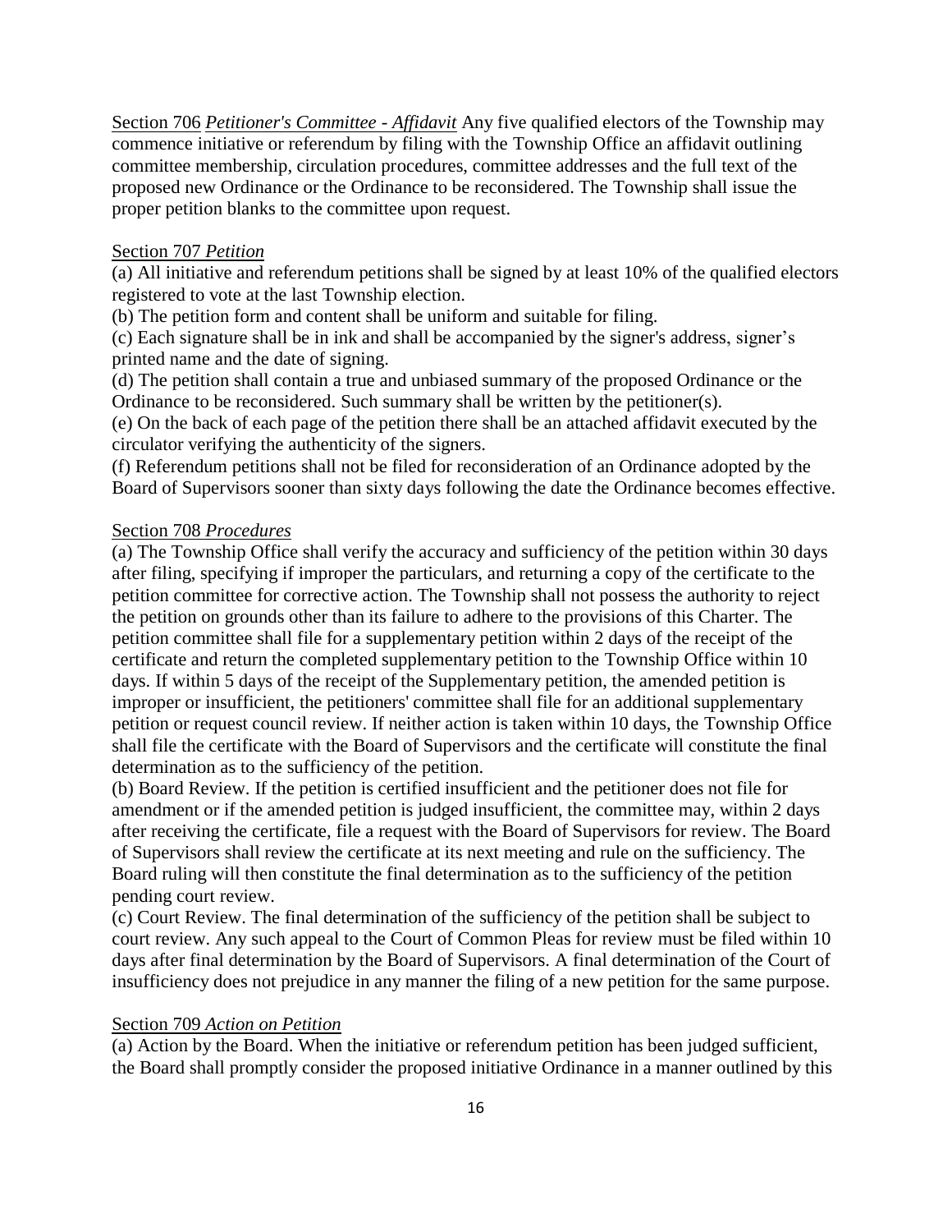<u>Section 706</u> *Petitioner's Committee - Affidavit* Any five qualified electors of the Township may commence initiative or referendum by filing with the Township Office an affidavit outlining committee membership, circulation procedures, committee addresses and the full text of the proposed new Ordinance or the Ordinance to be reconsidered. The Township shall issue the proper petition blanks to the committee upon request.

<u>Section 707</u> *Petition*

(a) All initiative and referendum petitions shall be signed by at least 10% of the qualified electors registered to vote at the last Township election.

(b) The petition form and content shall be uniform and suitable for filing.

(c) Each signature shall be in ink and shall be accompanied by the signer's address, signer's printed name and the date of signing.

(d) The petition shall contain a true and unbiased summary of the proposed Ordinance or the Ordinance to be reconsidered. Such summary shall be written by the petitioner(s).

(e) On the back of each page of the petition there shall be an attached affidavit executed by the circulator verifying the authenticity of the signers.

(f) Referendum petitions shall not be filed for reconsideration of an Ordinance adopted by the Board of Supervisors sooner than sixty days following the date the Ordinance becomes effective.

<u>Section 708</u> *Procedures*

(a) The Township Office shall verify the accuracy and sufficiency of the petition within 30 days after filing, specifying if improper the particulars, and returning a copy of the certificate to the petition committee for corrective action. The Township shall not possess the authority to reject the petition on grounds other than its failure to adhere to the provisions of this Charter. The petition committee shall file for a supplementary petition within 2 days of the receipt of the certificate and return the completed supplementary petition to the Township Office within 10 days. If within 5 days of the receipt of the Supplementary petition, the amended petition is improper or insufficient, the petitioners' committee shall file for an additional supplementary petition or request council review. If neither action is taken within 10 days, the Township Office shall file the certificate with the Board of Supervisors and the certificate will constitute the final determination as to the sufficiency of the petition.

(b) Board Review. If the petition is certified insufficient and the petitioner does not file for amendment or if the amended petition is judged insufficient, the committee may, within 2 days after receiving the certificate, file a request with the Board of Supervisors for review. The Board of Supervisors shall review the certificate at its next meeting and rule on the sufficiency. The Board ruling will then constitute the final determination as to the sufficiency of the petition pending court review.

(c) Court Review. The final determination of the sufficiency of the petition shall be subject to court review. Any such appeal to the Court of Common Pleas for review must be filed within 10 days after final determination by the Board of Supervisors. A final determination of the Court of insufficiency does not prejudice in any manner the filing of a new petition for the same purpose.

<u>Section 709</u> *Action on Petition*

(a) Action by the Board. When the initiative or referendum petition has been judged sufficient, the Board shall promptly consider the proposed initiative Ordinance in a manner outlined by this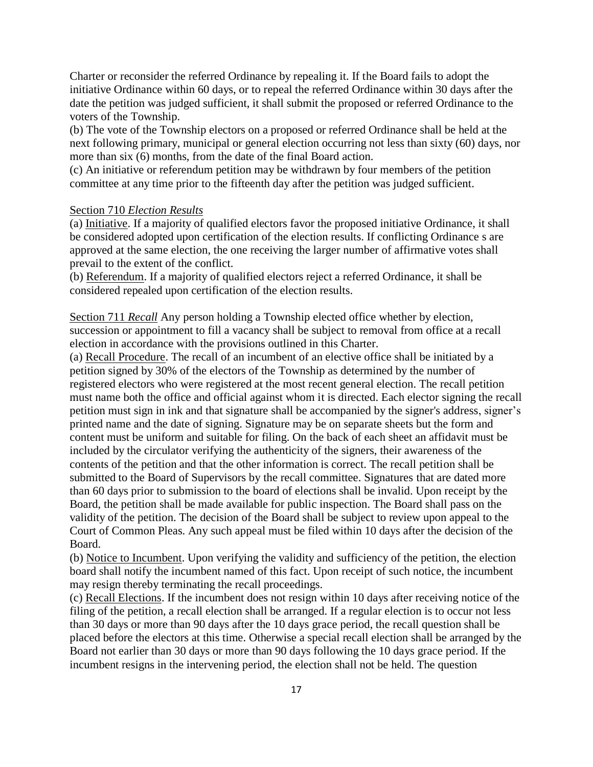Charter or reconsider the referred Ordinance by repealing it. If the Board fails to adopt the initiative Ordinance within 60 days, or to repeal the referred Ordinance within 30 days after the date the petition was judged sufficient, it shall submit the proposed or referred Ordinance to the voters of the Township.

(b) The vote of the Township electors on a proposed or referred Ordinance shall be held at the next following primary, municipal or general election occurring not less than sixty (60) days, nor more than six (6) months, from the date of the final Board action.

(c) An initiative or referendum petition may be withdrawn by four members of the petition committee at any time prior to the fifteenth day after the petition was judged sufficient.

Section 710 *Election Results*

(a) Initiative. If a majority of qualified electors favor the proposed initiative Ordinance, it shall be considered adopted upon certification of the election results. If conflicting Ordinance s are approved at the same election, the one receiving the larger number of affirmative votes shall prevail to the extent of the conflict.

(b) Referendum. If a majority of qualified electors reject a referred Ordinance, it shall be considered repealed upon certification of the election results.

Section 711 *Recall* Any person holding a Township elected office whether by election, succession or appointment to fill a vacancy shall be subject to removal from office at a recall election in accordance with the provisions outlined in this Charter.

(a) Recall Procedure. The recall of an incumbent of an elective office shall be initiated by a petition signed by 30% of the electors of the Township as determined by the number of registered electors who were registered at the most recent general election. The recall petition must name both the office and official against whom it is directed. Each elector signing the recall petition must sign in ink and that signature shall be accompanied by the signer's address, signer's printed name and the date of signing. Signature may be on separate sheets but the form and content must be uniform and suitable for filing. On the back of each sheet an affidavit must be included by the circulator verifying the authenticity of the signers, their awareness of the contents of the petition and that the other information is correct. The recall petition shall be submitted to the Board of Supervisors by the recall committee. Signatures that are dated more than 60 days prior to submission to the board of elections shall be invalid. Upon receipt by the Board, the petition shall be made available for public inspection. The Board shall pass on the validity of the petition. The decision of the Board shall be subject to review upon appeal to the Court of Common Pleas. Any such appeal must be filed within 10 days after the decision of the Board.

(b) Notice to Incumbent. Upon verifying the validity and sufficiency of the petition, the election board shall notify the incumbent named of this fact. Upon receipt of such notice, the incumbent may resign thereby terminating the recall proceedings.

(c) Recall Elections. If the incumbent does not resign within 10 days after receiving notice of the filing of the petition, a recall election shall be arranged. If a regular election is to occur not less than 30 days or more than 90 days after the 10 days grace period, the recall question shall be placed before the electors at this time. Otherwise a special recall election shall be arranged by the Board not earlier than 30 days or more than 90 days following the 10 days grace period. If the incumbent resigns in the intervening period, the election shall not be held. The question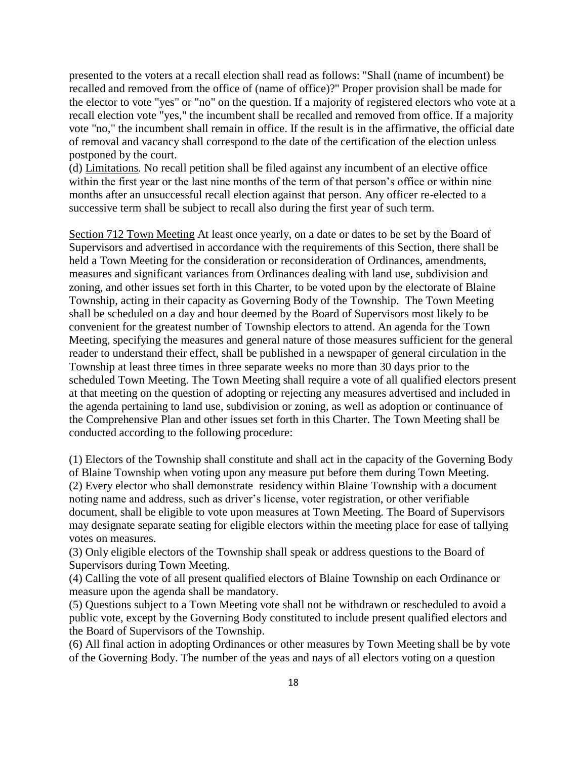presented to the voters at a recall election shall read as follows: "Shall (name of incumbent) be recalled and removed from the office of (name of office)?" Proper provision shall be made for the elector to vote "yes" or "no" on the question. If a majority of registered electors who vote at a recall election vote "yes," the incumbent shall be recalled and removed from office. If a majority vote "no," the incumbent shall remain in office. If the result is in the affirmative, the official date of removal and vacancy shall correspond to the date of the certification of the election unless postponed by the court.

(d) Limitations. No recall petition shall be filed against any incumbent of an elective office within the first year or the last nine months of the term of that person's office or within nine months after an unsuccessful recall election against that person. Any officer re-elected to a successive term shall be subject to recall also during the first year of such term.

Section 712 Town Meeting At least once yearly, on a date or dates to be set by the Board of Supervisors and advertised in accordance with the requirements of this Section, there shall be held a Town Meeting for the consideration or reconsideration of Ordinances, amendments, measures and significant variances from Ordinances dealing with land use, subdivision and zoning, and other issues set forth in this Charter, to be voted upon by the electorate of Blaine Township, acting in their capacity as Governing Body of the Township. The Town Meeting shall be scheduled on a day and hour deemed by the Board of Supervisors most likely to be convenient for the greatest number of Township electors to attend. An agenda for the Town Meeting, specifying the measures and general nature of those measures sufficient for the general reader to understand their effect, shall be published in a newspaper of general circulation in the Township at least three times in three separate weeks no more than 30 days prior to the scheduled Town Meeting. The Town Meeting shall require a vote of all qualified electors present at that meeting on the question of adopting or rejecting any measures advertised and included in the agenda pertaining to land use, subdivision or zoning, as well as adoption or continuance of the Comprehensive Plan and other issues set forth in this Charter. The Town Meeting shall be conducted according to the following procedure:

(1) Electors of the Township shall constitute and shall act in the capacity of the Governing Body of Blaine Township when voting upon any measure put before them during Town Meeting.
(2) Every elector who shall demonstrate residency within Blaine Township with a document noting name and address, such as driver's license, voter registration, or other verifiable document, shall be eligible to vote upon measures at Town Meeting. The Board of Supervisors may designate separate seating for eligible electors within the meeting place for ease of tallying votes on measures.
(3) Only eligible electors of the Township shall speak or address questions to the Board of Supervisors during Town Meeting.
(4) Calling the vote of all present qualified electors of Blaine Township on each Ordinance or measure upon the agenda shall be mandatory.
(5) Questions subject to a Town Meeting vote shall not be withdrawn or rescheduled to avoid a public vote, except by the Governing Body constituted to include present qualified electors and the Board of Supervisors of the Township.
(6) All final action in adopting Ordinances or other measures by Town Meeting shall be by vote of the Governing Body. The number of the yeas and nays of all electors voting on a question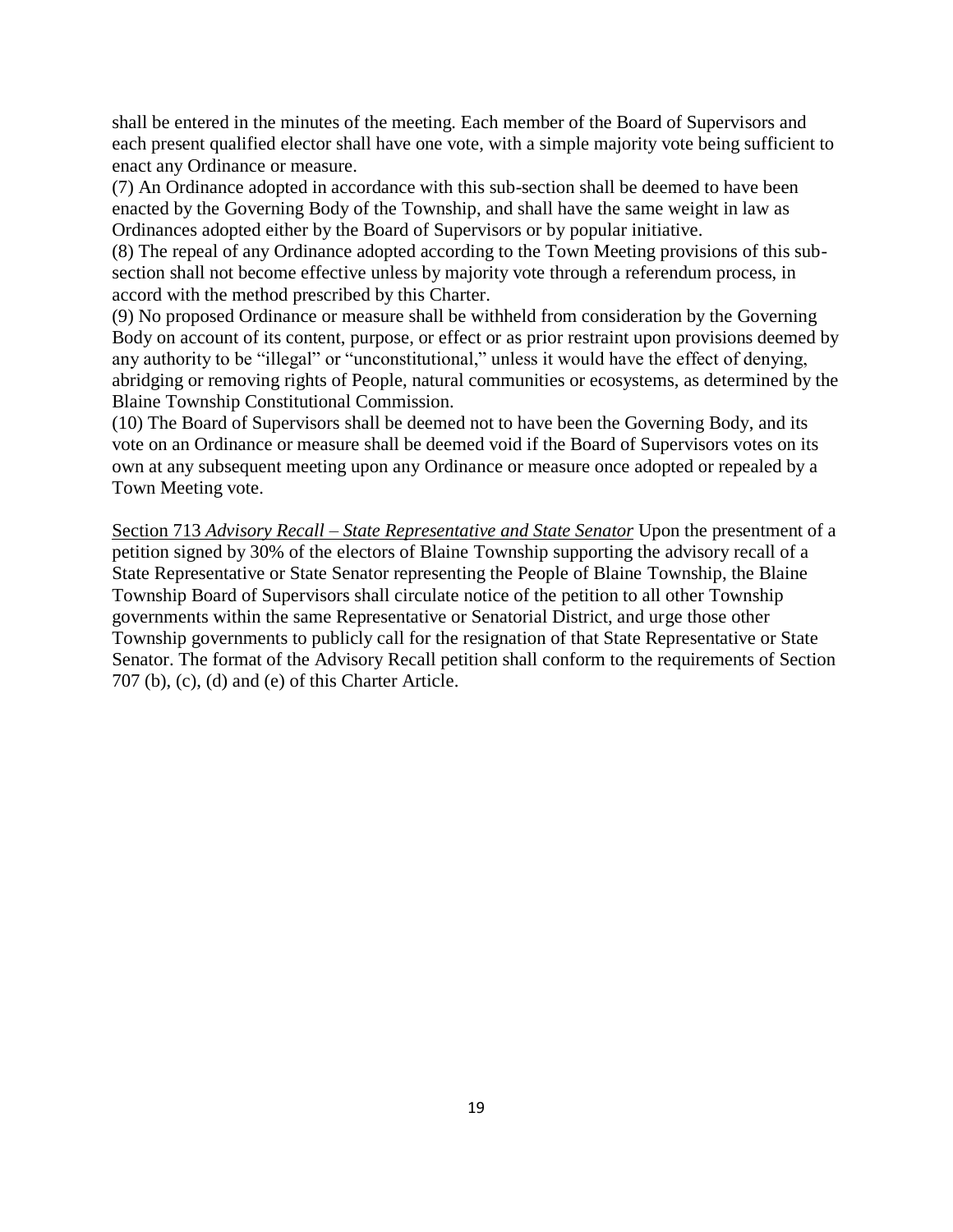shall be entered in the minutes of the meeting. Each member of the Board of Supervisors and each present qualified elector shall have one vote, with a simple majority vote being sufficient to enact any Ordinance or measure.

(7) An Ordinance adopted in accordance with this sub-section shall be deemed to have been enacted by the Governing Body of the Township, and shall have the same weight in law as Ordinances adopted either by the Board of Supervisors or by popular initiative.

(8) The repeal of any Ordinance adopted according to the Town Meeting provisions of this sub-section shall not become effective unless by majority vote through a referendum process, in accord with the method prescribed by this Charter.

(9) No proposed Ordinance or measure shall be withheld from consideration by the Governing Body on account of its content, purpose, or effect or as prior restraint upon provisions deemed by any authority to be "illegal" or "unconstitutional," unless it would have the effect of denying, abridging or removing rights of People, natural communities or ecosystems, as determined by the Blaine Township Constitutional Commission.

(10) The Board of Supervisors shall be deemed not to have been the Governing Body, and its vote on an Ordinance or measure shall be deemed void if the Board of Supervisors votes on its own at any subsequent meeting upon any Ordinance or measure once adopted or repealed by a Town Meeting vote.

<u>Section 713 *Advisory Recall – State Representative and State Senator*</u> Upon the presentment of a petition signed by 30% of the electors of Blaine Township supporting the advisory recall of a State Representative or State Senator representing the People of Blaine Township, the Blaine Township Board of Supervisors shall circulate notice of the petition to all other Township governments within the same Representative or Senatorial District, and urge those other Township governments to publicly call for the resignation of that State Representative or State Senator. The format of the Advisory Recall petition shall conform to the requirements of Section 707 (b), (c), (d) and (e) of this Charter Article.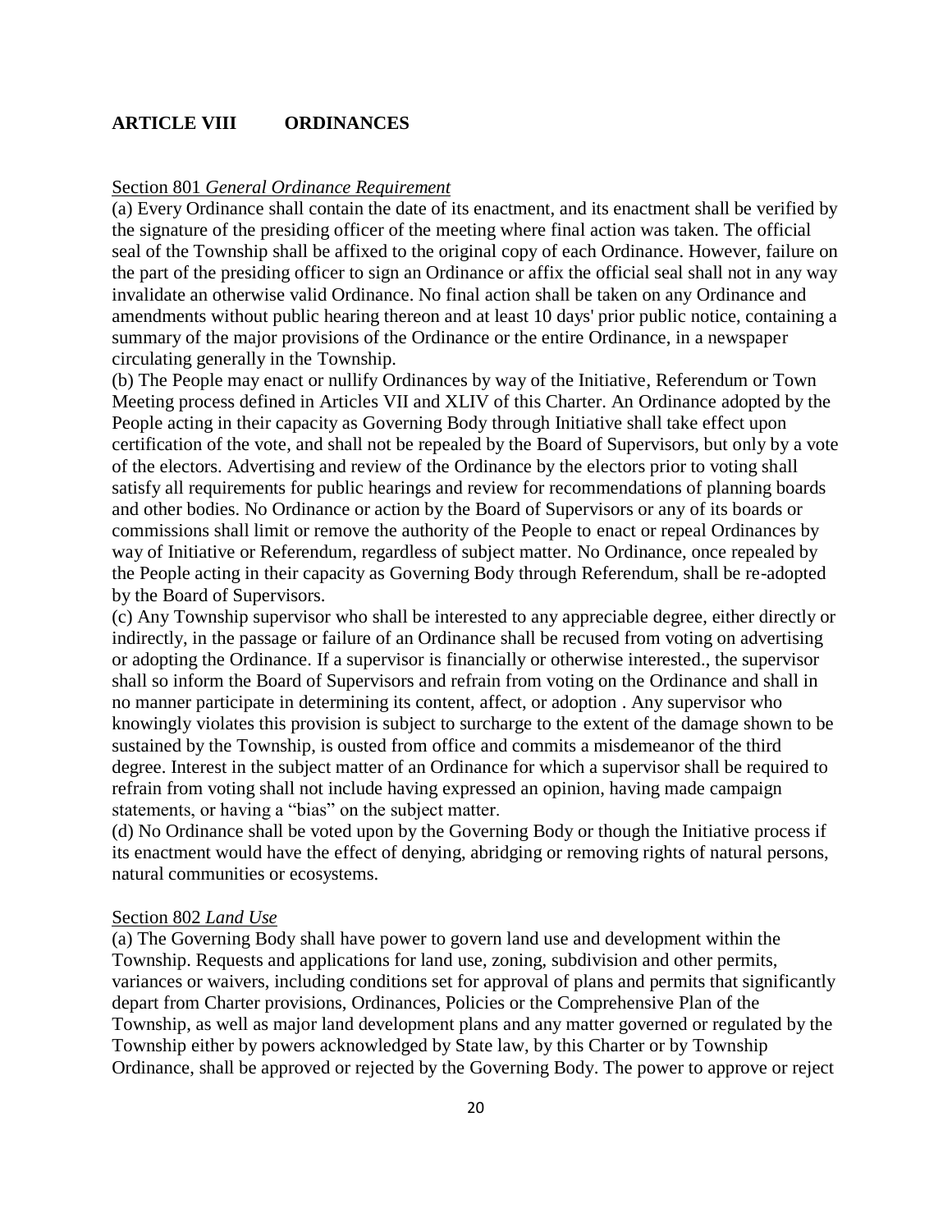## ARTICLE VIII ORDINANCES

Section 801 *General Ordinance Requirement*

(a) Every Ordinance shall contain the date of its enactment, and its enactment shall be verified by the signature of the presiding officer of the meeting where final action was taken. The official seal of the Township shall be affixed to the original copy of each Ordinance. However, failure on the part of the presiding officer to sign an Ordinance or affix the official seal shall not in any way invalidate an otherwise valid Ordinance. No final action shall be taken on any Ordinance and amendments without public hearing thereon and at least 10 days' prior public notice, containing a summary of the major provisions of the Ordinance or the entire Ordinance, in a newspaper circulating generally in the Township.

(b) The People may enact or nullify Ordinances by way of the Initiative, Referendum or Town Meeting process defined in Articles VII and XLIV of this Charter. An Ordinance adopted by the People acting in their capacity as Governing Body through Initiative shall take effect upon certification of the vote, and shall not be repealed by the Board of Supervisors, but only by a vote of the electors. Advertising and review of the Ordinance by the electors prior to voting shall satisfy all requirements for public hearings and review for recommendations of planning boards and other bodies. No Ordinance or action by the Board of Supervisors or any of its boards or commissions shall limit or remove the authority of the People to enact or repeal Ordinances by way of Initiative or Referendum, regardless of subject matter. No Ordinance, once repealed by the People acting in their capacity as Governing Body through Referendum, shall be re-adopted by the Board of Supervisors.

(c) Any Township supervisor who shall be interested to any appreciable degree, either directly or indirectly, in the passage or failure of an Ordinance shall be recused from voting on advertising or adopting the Ordinance. If a supervisor is financially or otherwise interested., the supervisor shall so inform the Board of Supervisors and refrain from voting on the Ordinance and shall in no manner participate in determining its content, affect, or adoption . Any supervisor who knowingly violates this provision is subject to surcharge to the extent of the damage shown to be sustained by the Township, is ousted from office and commits a misdemeanor of the third degree. Interest in the subject matter of an Ordinance for which a supervisor shall be required to refrain from voting shall not include having expressed an opinion, having made campaign statements, or having a "bias" on the subject matter.

(d) No Ordinance shall be voted upon by the Governing Body or though the Initiative process if its enactment would have the effect of denying, abridging or removing rights of natural persons, natural communities or ecosystems.

Section 802 *Land Use*

(a) The Governing Body shall have power to govern land use and development within the Township. Requests and applications for land use, zoning, subdivision and other permits, variances or waivers, including conditions set for approval of plans and permits that significantly depart from Charter provisions, Ordinances, Policies or the Comprehensive Plan of the Township, as well as major land development plans and any matter governed or regulated by the Township either by powers acknowledged by State law, by this Charter or by Township Ordinance, shall be approved or rejected by the Governing Body. The power to approve or reject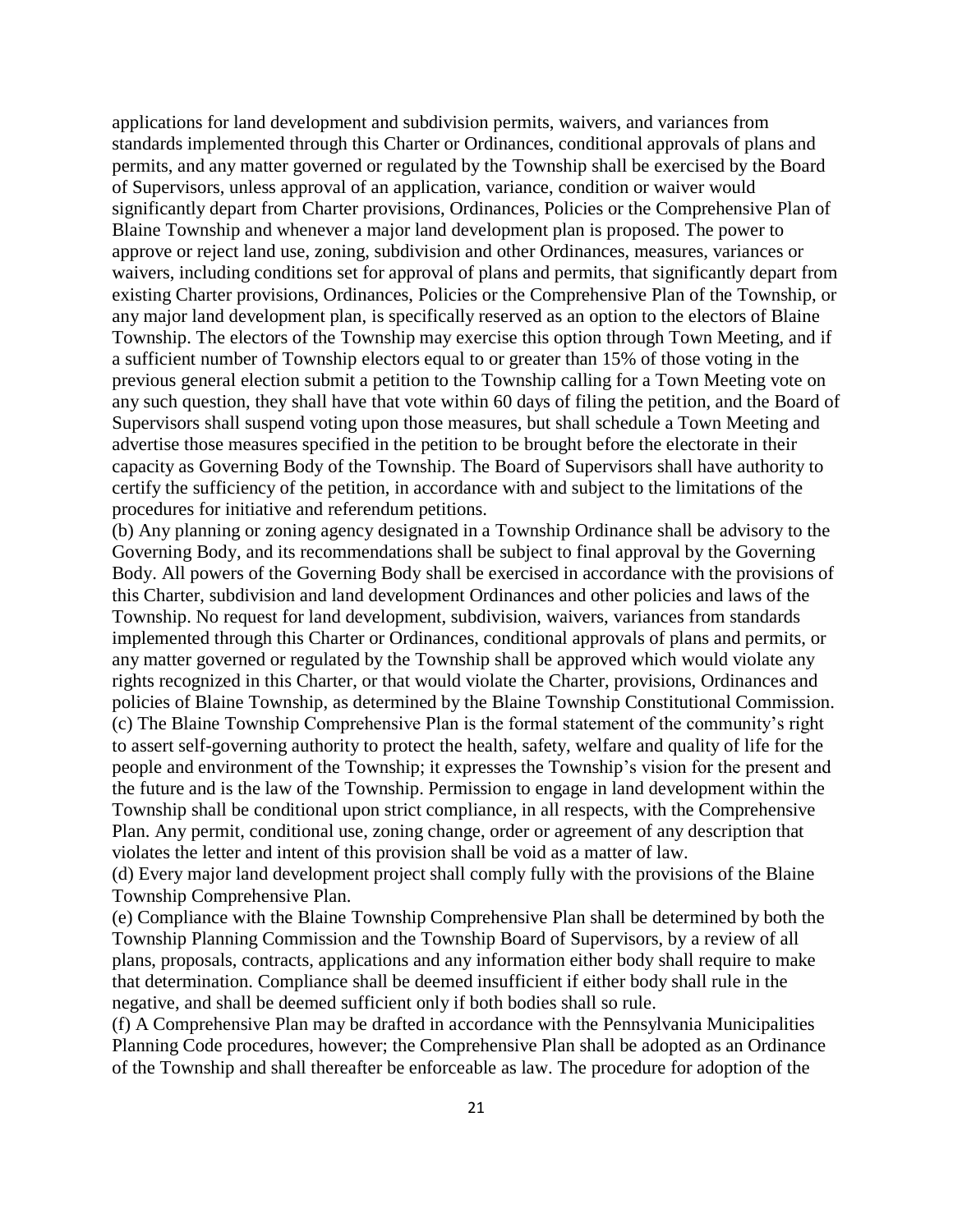applications for land development and subdivision permits, waivers, and variances from standards implemented through this Charter or Ordinances, conditional approvals of plans and permits, and any matter governed or regulated by the Township shall be exercised by the Board of Supervisors, unless approval of an application, variance, condition or waiver would significantly depart from Charter provisions, Ordinances, Policies or the Comprehensive Plan of Blaine Township and whenever a major land development plan is proposed. The power to approve or reject land use, zoning, subdivision and other Ordinances, measures, variances or waivers, including conditions set for approval of plans and permits, that significantly depart from existing Charter provisions, Ordinances, Policies or the Comprehensive Plan of the Township, or any major land development plan, is specifically reserved as an option to the electors of Blaine Township. The electors of the Township may exercise this option through Town Meeting, and if a sufficient number of Township electors equal to or greater than 15% of those voting in the previous general election submit a petition to the Township calling for a Town Meeting vote on any such question, they shall have that vote within 60 days of filing the petition, and the Board of Supervisors shall suspend voting upon those measures, but shall schedule a Town Meeting and advertise those measures specified in the petition to be brought before the electorate in their capacity as Governing Body of the Township. The Board of Supervisors shall have authority to certify the sufficiency of the petition, in accordance with and subject to the limitations of the procedures for initiative and referendum petitions.

(b) Any planning or zoning agency designated in a Township Ordinance shall be advisory to the Governing Body, and its recommendations shall be subject to final approval by the Governing Body. All powers of the Governing Body shall be exercised in accordance with the provisions of this Charter, subdivision and land development Ordinances and other policies and laws of the Township. No request for land development, subdivision, waivers, variances from standards implemented through this Charter or Ordinances, conditional approvals of plans and permits, or any matter governed or regulated by the Township shall be approved which would violate any rights recognized in this Charter, or that would violate the Charter, provisions, Ordinances and policies of Blaine Township, as determined by the Blaine Township Constitutional Commission.

(c) The Blaine Township Comprehensive Plan is the formal statement of the community's right to assert self-governing authority to protect the health, safety, welfare and quality of life for the people and environment of the Township; it expresses the Township's vision for the present and the future and is the law of the Township. Permission to engage in land development within the Township shall be conditional upon strict compliance, in all respects, with the Comprehensive Plan. Any permit, conditional use, zoning change, order or agreement of any description that violates the letter and intent of this provision shall be void as a matter of law.

(d) Every major land development project shall comply fully with the provisions of the Blaine Township Comprehensive Plan.

(e) Compliance with the Blaine Township Comprehensive Plan shall be determined by both the Township Planning Commission and the Township Board of Supervisors, by a review of all plans, proposals, contracts, applications and any information either body shall require to make that determination. Compliance shall be deemed insufficient if either body shall rule in the negative, and shall be deemed sufficient only if both bodies shall so rule.

(f) A Comprehensive Plan may be drafted in accordance with the Pennsylvania Municipalities Planning Code procedures, however; the Comprehensive Plan shall be adopted as an Ordinance of the Township and shall thereafter be enforceable as law. The procedure for adoption of the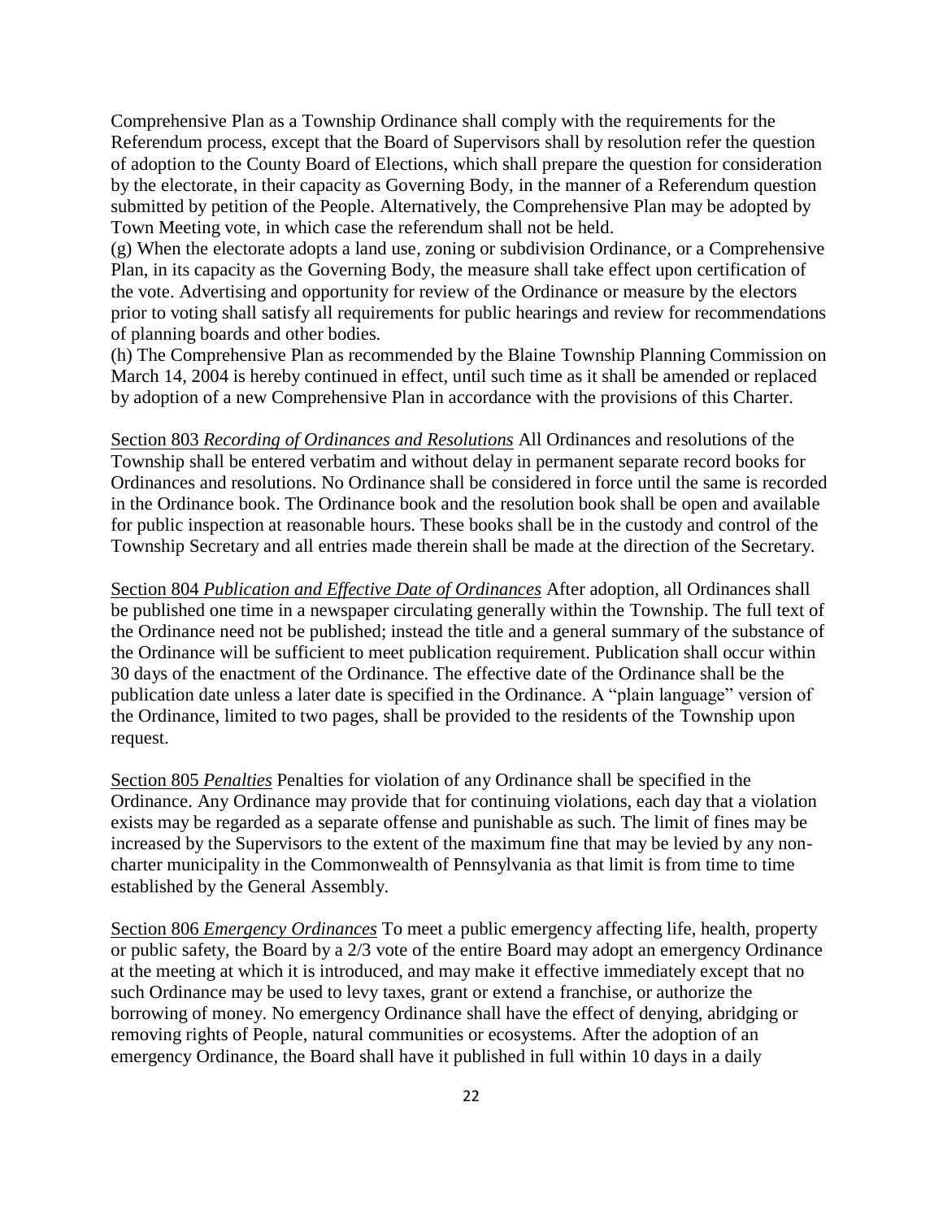Comprehensive Plan as a Township Ordinance shall comply with the requirements for the Referendum process, except that the Board of Supervisors shall by resolution refer the question of adoption to the County Board of Elections, which shall prepare the question for consideration by the electorate, in their capacity as Governing Body, in the manner of a Referendum question submitted by petition of the People. Alternatively, the Comprehensive Plan may be adopted by Town Meeting vote, in which case the referendum shall not be held.

(g) When the electorate adopts a land use, zoning or subdivision Ordinance, or a Comprehensive Plan, in its capacity as the Governing Body, the measure shall take effect upon certification of the vote. Advertising and opportunity for review of the Ordinance or measure by the electors prior to voting shall satisfy all requirements for public hearings and review for recommendations of planning boards and other bodies.

(h) The Comprehensive Plan as recommended by the Blaine Township Planning Commission on March 14, 2004 is hereby continued in effect, until such time as it shall be amended or replaced by adoption of a new Comprehensive Plan in accordance with the provisions of this Charter.

<u>Section 803 *Recording of Ordinances and Resolutions*</u> All Ordinances and resolutions of the Township shall be entered verbatim and without delay in permanent separate record books for Ordinances and resolutions. No Ordinance shall be considered in force until the same is recorded in the Ordinance book. The Ordinance book and the resolution book shall be open and available for public inspection at reasonable hours. These books shall be in the custody and control of the Township Secretary and all entries made therein shall be made at the direction of the Secretary.

<u>Section 804 *Publication and Effective Date of Ordinances*</u> After adoption, all Ordinances shall be published one time in a newspaper circulating generally within the Township. The full text of the Ordinance need not be published; instead the title and a general summary of the substance of the Ordinance will be sufficient to meet publication requirement. Publication shall occur within 30 days of the enactment of the Ordinance. The effective date of the Ordinance shall be the publication date unless a later date is specified in the Ordinance. A "plain language" version of the Ordinance, limited to two pages, shall be provided to the residents of the Township upon request.

<u>Section 805 *Penalties*</u> Penalties for violation of any Ordinance shall be specified in the Ordinance. Any Ordinance may provide that for continuing violations, each day that a violation exists may be regarded as a separate offense and punishable as such. The limit of fines may be increased by the Supervisors to the extent of the maximum fine that may be levied by any non-charter municipality in the Commonwealth of Pennsylvania as that limit is from time to time established by the General Assembly.

<u>Section 806 *Emergency Ordinances*</u> To meet a public emergency affecting life, health, property or public safety, the Board by a 2/3 vote of the entire Board may adopt an emergency Ordinance at the meeting at which it is introduced, and may make it effective immediately except that no such Ordinance may be used to levy taxes, grant or extend a franchise, or authorize the borrowing of money. No emergency Ordinance shall have the effect of denying, abridging or removing rights of People, natural communities or ecosystems. After the adoption of an emergency Ordinance, the Board shall have it published in full within 10 days in a daily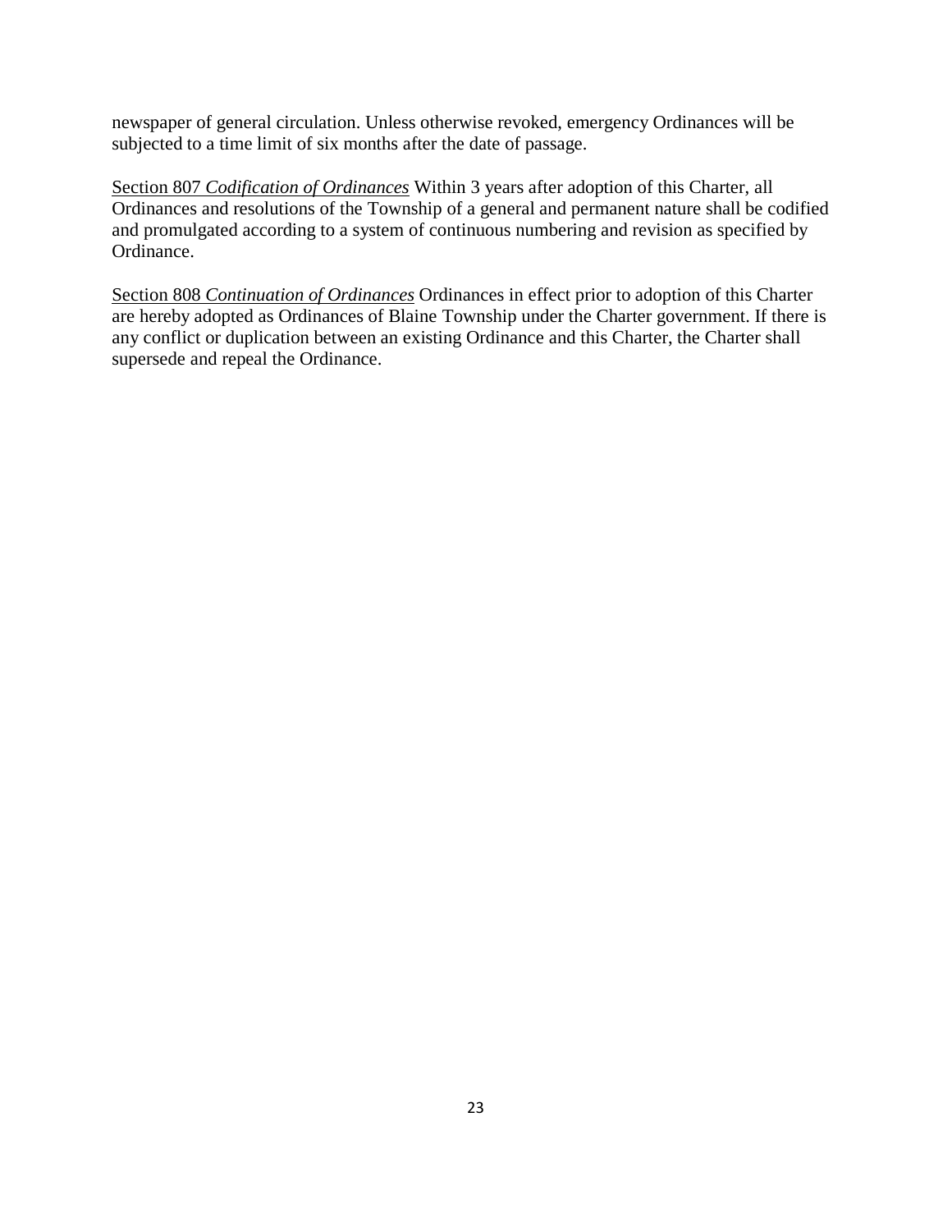newspaper of general circulation. Unless otherwise revoked, emergency Ordinances will be subjected to a time limit of six months after the date of passage.

<u>Section 807</u> *Codification of Ordinances* Within 3 years after adoption of this Charter, all Ordinances and resolutions of the Township of a general and permanent nature shall be codified and promulgated according to a system of continuous numbering and revision as specified by Ordinance.

<u>Section 808</u> *Continuation of Ordinances* Ordinances in effect prior to adoption of this Charter are hereby adopted as Ordinances of Blaine Township under the Charter government. If there is any conflict or duplication between an existing Ordinance and this Charter, the Charter shall supersede and repeal the Ordinance.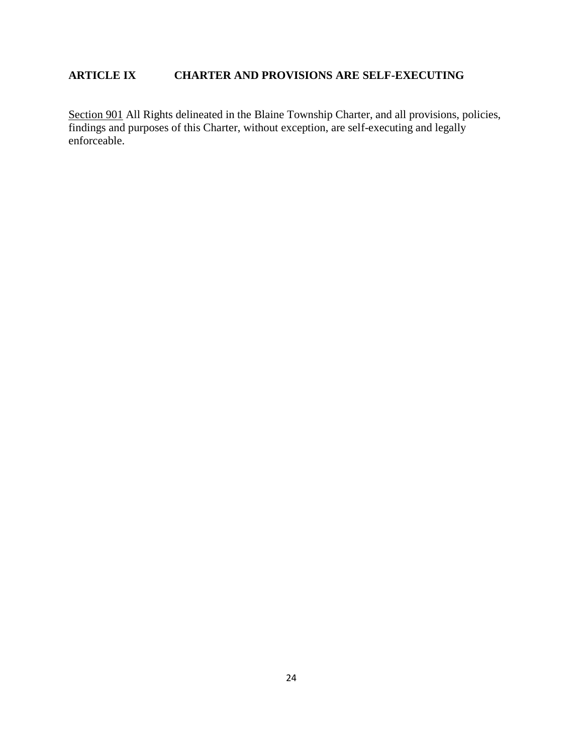## ARTICLE IX CHARTER AND PROVISIONS ARE SELF-EXECUTING

<u>Section 901</u> All Rights delineated in the Blaine Township Charter, and all provisions, policies, findings and purposes of this Charter, without exception, are self-executing and legally enforceable.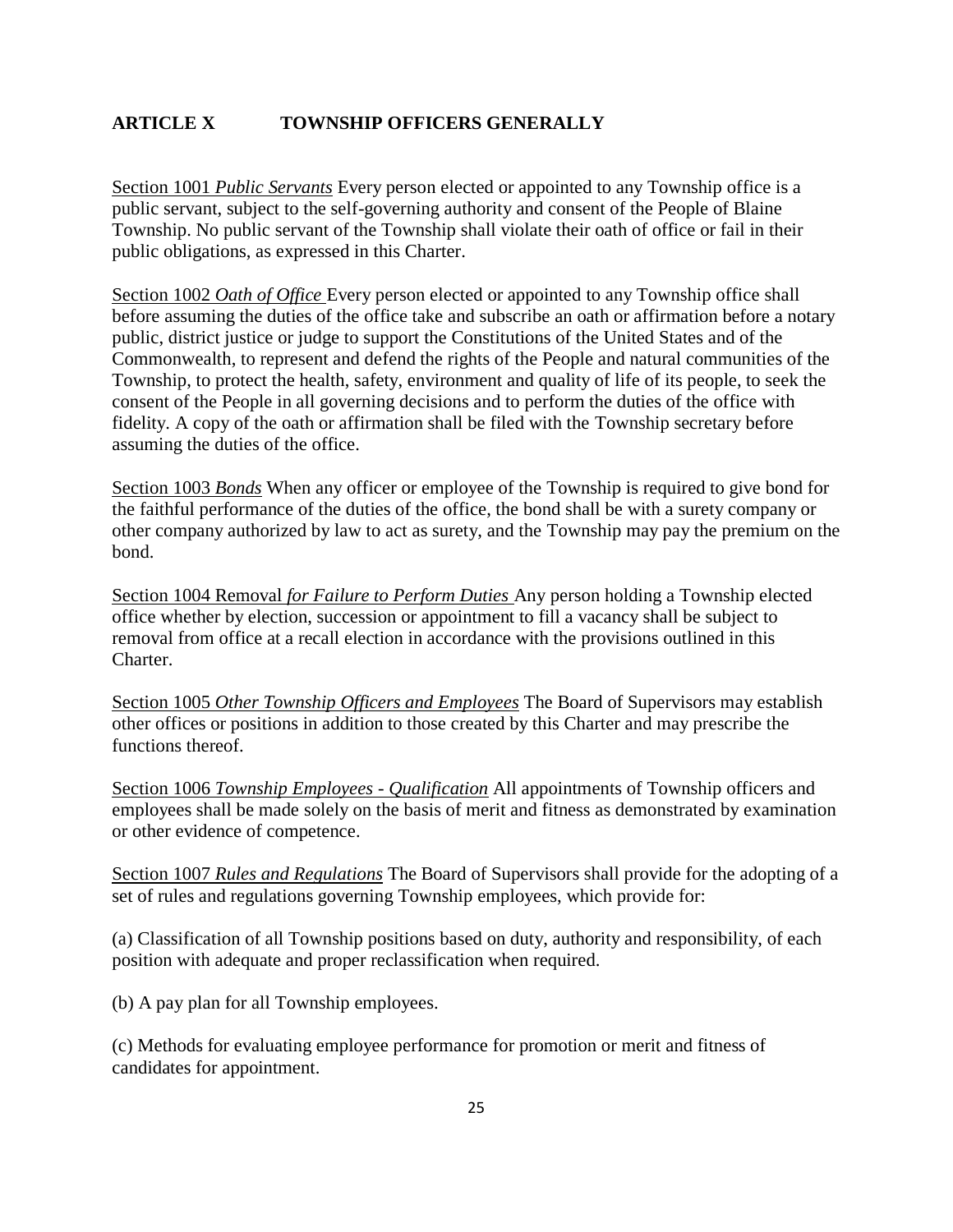## ARTICLE X TOWNSHIP OFFICERS GENERALLY

Section 1001 *Public Servants* Every person elected or appointed to any Township office is a public servant, subject to the self-governing authority and consent of the People of Blaine Township. No public servant of the Township shall violate their oath of office or fail in their public obligations, as expressed in this Charter.

Section 1002 *Oath of Office* Every person elected or appointed to any Township office shall before assuming the duties of the office take and subscribe an oath or affirmation before a notary public, district justice or judge to support the Constitutions of the United States and of the Commonwealth, to represent and defend the rights of the People and natural communities of the Township, to protect the health, safety, environment and quality of life of its people, to seek the consent of the People in all governing decisions and to perform the duties of the office with fidelity. A copy of the oath or affirmation shall be filed with the Township secretary before assuming the duties of the office.

Section 1003 *Bonds* When any officer or employee of the Township is required to give bond for the faithful performance of the duties of the office, the bond shall be with a surety company or other company authorized by law to act as surety, and the Township may pay the premium on the bond.

Section 1004 Removal *for Failure to Perform Duties* Any person holding a Township elected office whether by election, succession or appointment to fill a vacancy shall be subject to removal from office at a recall election in accordance with the provisions outlined in this Charter.

Section 1005 *Other Township Officers and Employees* The Board of Supervisors may establish other offices or positions in addition to those created by this Charter and may prescribe the functions thereof.

Section 1006 *Township Employees - Qualification* All appointments of Township officers and employees shall be made solely on the basis of merit and fitness as demonstrated by examination or other evidence of competence.

Section 1007 *Rules and Regulations* The Board of Supervisors shall provide for the adopting of a set of rules and regulations governing Township employees, which provide for:

(a) Classification of all Township positions based on duty, authority and responsibility, of each position with adequate and proper reclassification when required.

(b) A pay plan for all Township employees.

(c) Methods for evaluating employee performance for promotion or merit and fitness of candidates for appointment.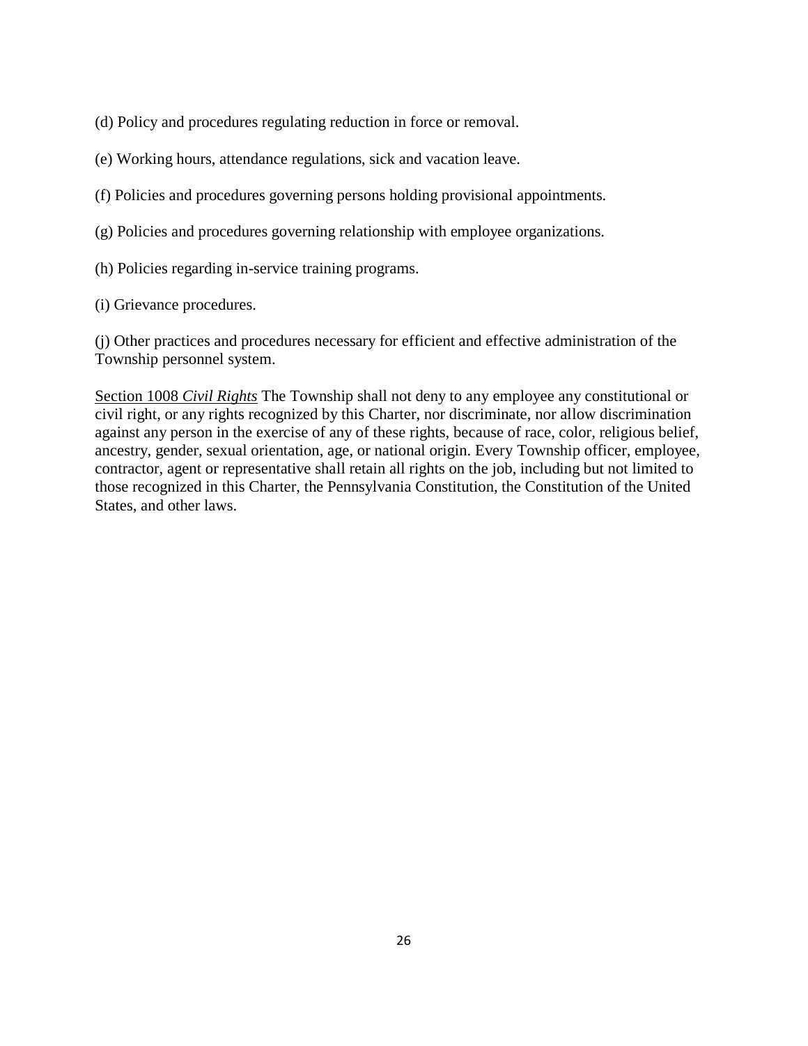(d) Policy and procedures regulating reduction in force or removal.

(e) Working hours, attendance regulations, sick and vacation leave.

(f) Policies and procedures governing persons holding provisional appointments.

(g) Policies and procedures governing relationship with employee organizations.

(h) Policies regarding in-service training programs.

(i) Grievance procedures.

(j) Other practices and procedures necessary for efficient and effective administration of the Township personnel system.

<u>Section 1008</u> *Civil Rights* The Township shall not deny to any employee any constitutional or civil right, or any rights recognized by this Charter, nor discriminate, nor allow discrimination against any person in the exercise of any of these rights, because of race, color, religious belief, ancestry, gender, sexual orientation, age, or national origin. Every Township officer, employee, contractor, agent or representative shall retain all rights on the job, including but not limited to those recognized in this Charter, the Pennsylvania Constitution, the Constitution of the United States, and other laws.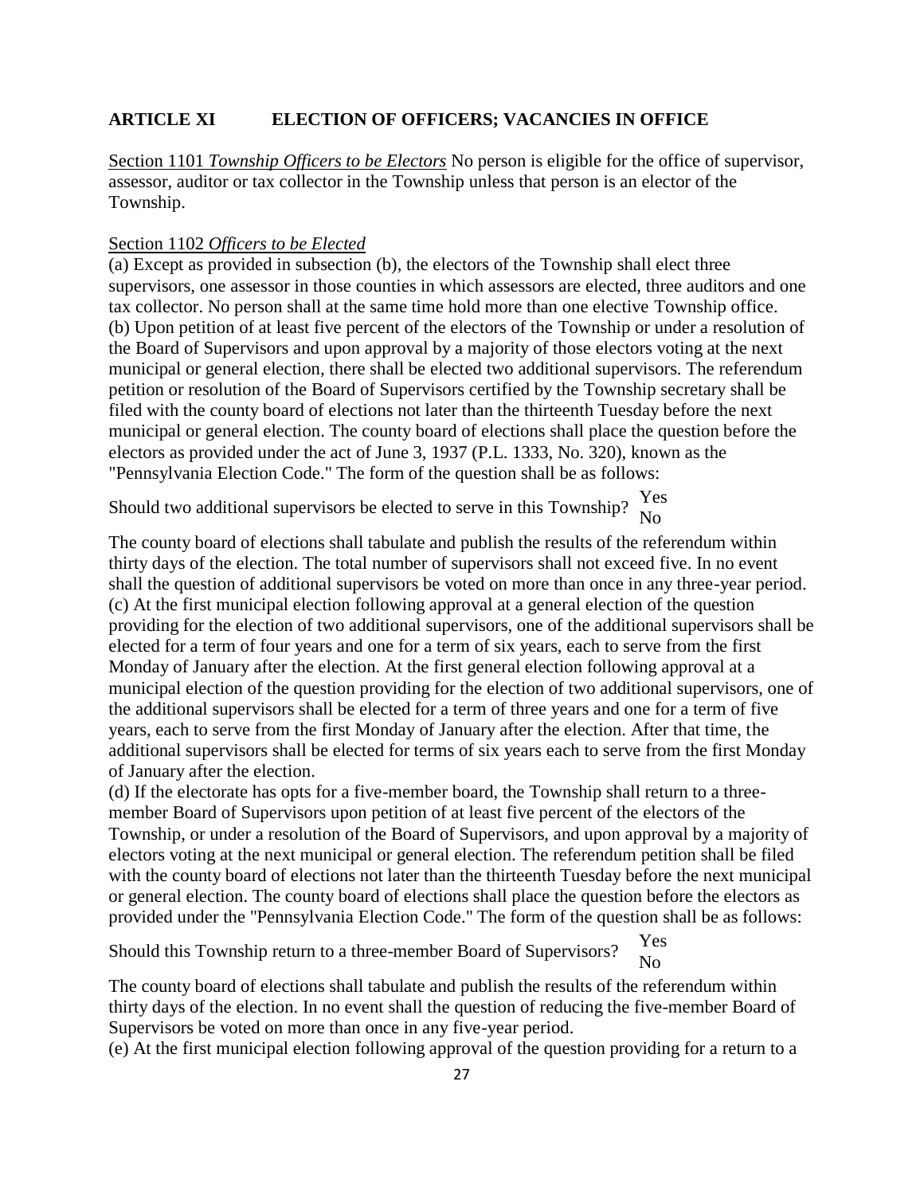## ARTICLE XI ELECTION OF OFFICERS; VACANCIES IN OFFICE

Section 1101 *Township Officers to be Electors* No person is eligible for the office of supervisor, assessor, auditor or tax collector in the Township unless that person is an elector of the Township.

Section 1102 *Officers to be Elected*

(a) Except as provided in subsection (b), the electors of the Township shall elect three supervisors, one assessor in those counties in which assessors are elected, three auditors and one tax collector. No person shall at the same time hold more than one elective Township office.

(b) Upon petition of at least five percent of the electors of the Township or under a resolution of the Board of Supervisors and upon approval by a majority of those electors voting at the next municipal or general election, there shall be elected two additional supervisors. The referendum petition or resolution of the Board of Supervisors certified by the Township secretary shall be filed with the county board of elections not later than the thirteenth Tuesday before the next municipal or general election. The county board of elections shall place the question before the electors as provided under the act of June 3, 1937 (P.L. 1333, No. 320), known as the "Pennsylvania Election Code." The form of the question shall be as follows:

Should two additional supervisors be elected to serve in this Township? Yes
No

The county board of elections shall tabulate and publish the results of the referendum within thirty days of the election. The total number of supervisors shall not exceed five. In no event shall the question of additional supervisors be voted on more than once in any three-year period.

(c) At the first municipal election following approval at a general election of the question providing for the election of two additional supervisors, one of the additional supervisors shall be elected for a term of four years and one for a term of six years, each to serve from the first Monday of January after the election. At the first general election following approval at a municipal election of the question providing for the election of two additional supervisors, one of the additional supervisors shall be elected for a term of three years and one for a term of five years, each to serve from the first Monday of January after the election. After that time, the additional supervisors shall be elected for terms of six years each to serve from the first Monday of January after the election.

(d) If the electorate has opts for a five-member board, the Township shall return to a three-member Board of Supervisors upon petition of at least five percent of the electors of the Township, or under a resolution of the Board of Supervisors, and upon approval by a majority of electors voting at the next municipal or general election. The referendum petition shall be filed with the county board of elections not later than the thirteenth Tuesday before the next municipal or general election. The county board of elections shall place the question before the electors as provided under the "Pennsylvania Election Code." The form of the question shall be as follows:

Should this Township return to a three-member Board of Supervisors? Yes
No

The county board of elections shall tabulate and publish the results of the referendum within thirty days of the election. In no event shall the question of reducing the five-member Board of Supervisors be voted on more than once in any five-year period.

(e) At the first municipal election following approval of the question providing for a return to a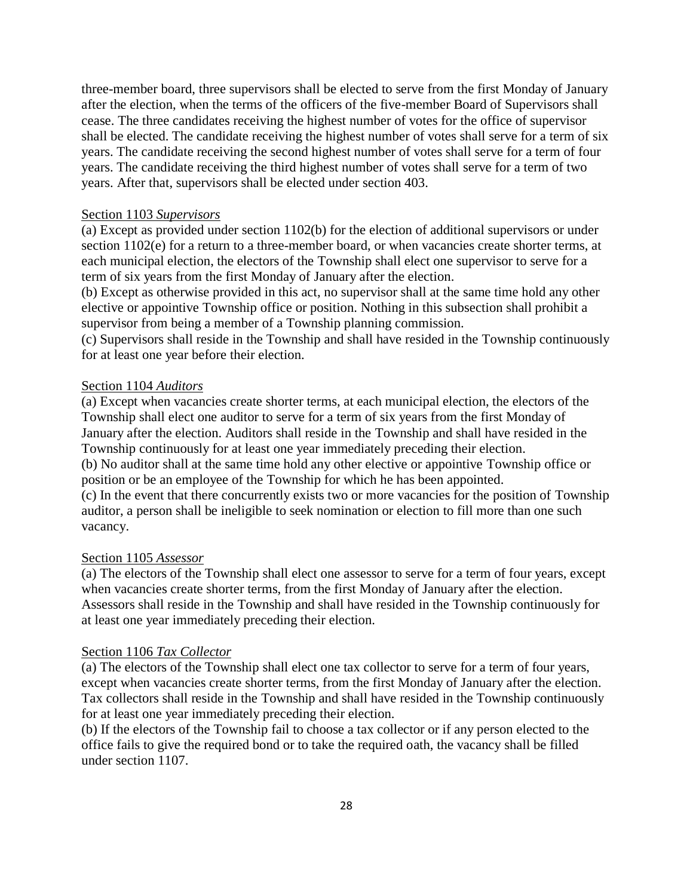three-member board, three supervisors shall be elected to serve from the first Monday of January after the election, when the terms of the officers of the five-member Board of Supervisors shall cease. The three candidates receiving the highest number of votes for the office of supervisor shall be elected. The candidate receiving the highest number of votes shall serve for a term of six years. The candidate receiving the second highest number of votes shall serve for a term of four years. The candidate receiving the third highest number of votes shall serve for a term of two years. After that, supervisors shall be elected under section 403.

Section 1103 *Supervisors*

(a) Except as provided under section 1102(b) for the election of additional supervisors or under section 1102(e) for a return to a three-member board, or when vacancies create shorter terms, at each municipal election, the electors of the Township shall elect one supervisor to serve for a term of six years from the first Monday of January after the election.
(b) Except as otherwise provided in this act, no supervisor shall at the same time hold any other elective or appointive Township office or position. Nothing in this subsection shall prohibit a supervisor from being a member of a Township planning commission.
(c) Supervisors shall reside in the Township and shall have resided in the Township continuously for at least one year before their election.

Section 1104 *Auditors*

(a) Except when vacancies create shorter terms, at each municipal election, the electors of the Township shall elect one auditor to serve for a term of six years from the first Monday of January after the election. Auditors shall reside in the Township and shall have resided in the Township continuously for at least one year immediately preceding their election.
(b) No auditor shall at the same time hold any other elective or appointive Township office or position or be an employee of the Township for which he has been appointed.
(c) In the event that there concurrently exists two or more vacancies for the position of Township auditor, a person shall be ineligible to seek nomination or election to fill more than one such vacancy.

Section 1105 *Assessor*

(a) The electors of the Township shall elect one assessor to serve for a term of four years, except when vacancies create shorter terms, from the first Monday of January after the election. Assessors shall reside in the Township and shall have resided in the Township continuously for at least one year immediately preceding their election.

Section 1106 *Tax Collector*

(a) The electors of the Township shall elect one tax collector to serve for a term of four years, except when vacancies create shorter terms, from the first Monday of January after the election. Tax collectors shall reside in the Township and shall have resided in the Township continuously for at least one year immediately preceding their election.
(b) If the electors of the Township fail to choose a tax collector or if any person elected to the office fails to give the required bond or to take the required oath, the vacancy shall be filled under section 1107.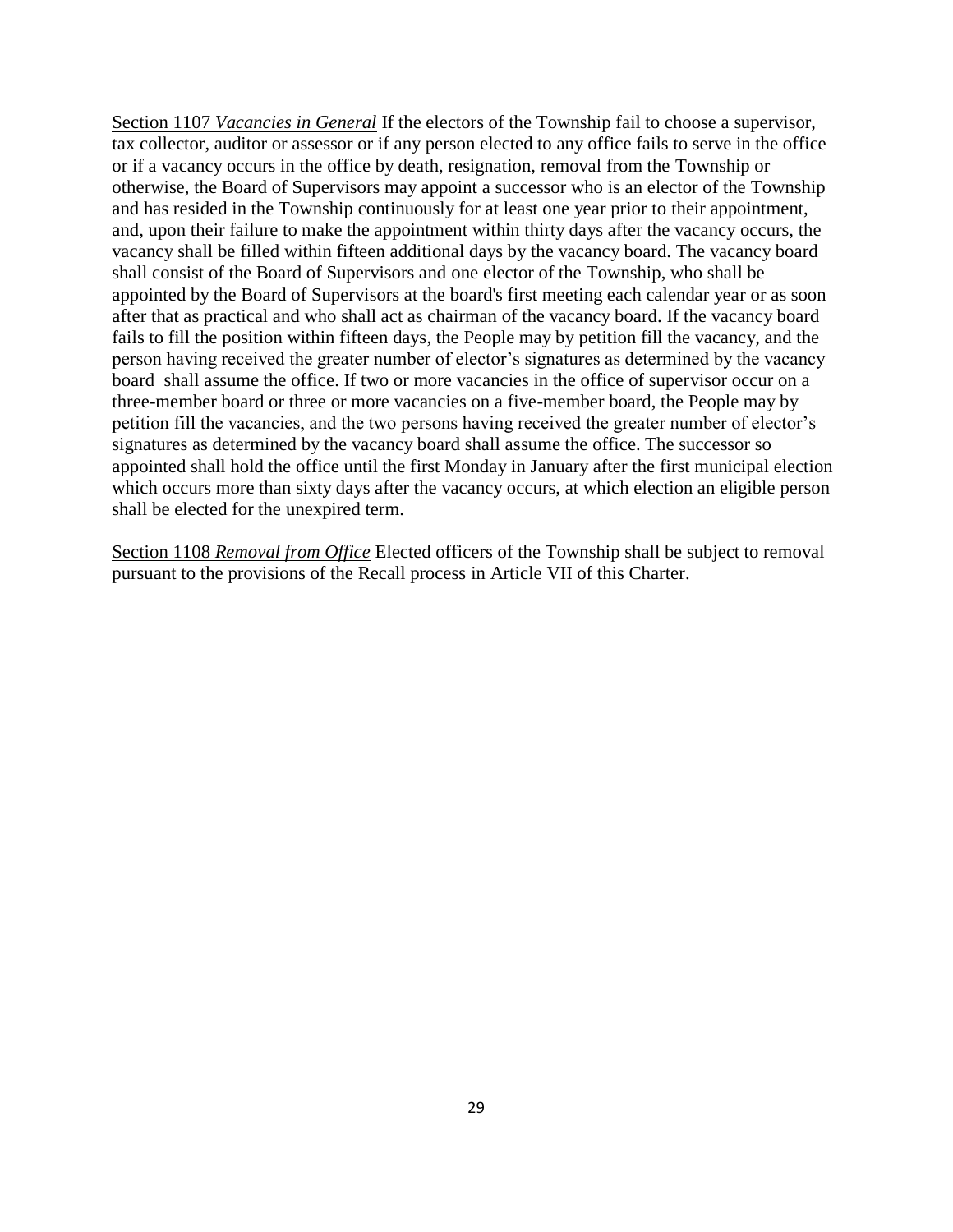Section 1107 *Vacancies in General* If the electors of the Township fail to choose a supervisor, tax collector, auditor or assessor or if any person elected to any office fails to serve in the office or if a vacancy occurs in the office by death, resignation, removal from the Township or otherwise, the Board of Supervisors may appoint a successor who is an elector of the Township and has resided in the Township continuously for at least one year prior to their appointment, and, upon their failure to make the appointment within thirty days after the vacancy occurs, the vacancy shall be filled within fifteen additional days by the vacancy board. The vacancy board shall consist of the Board of Supervisors and one elector of the Township, who shall be appointed by the Board of Supervisors at the board's first meeting each calendar year or as soon after that as practical and who shall act as chairman of the vacancy board. If the vacancy board fails to fill the position within fifteen days, the People may by petition fill the vacancy, and the person having received the greater number of elector's signatures as determined by the vacancy board shall assume the office. If two or more vacancies in the office of supervisor occur on a three-member board or three or more vacancies on a five-member board, the People may by petition fill the vacancies, and the two persons having received the greater number of elector's signatures as determined by the vacancy board shall assume the office. The successor so appointed shall hold the office until the first Monday in January after the first municipal election which occurs more than sixty days after the vacancy occurs, at which election an eligible person shall be elected for the unexpired term.

Section 1108 *Removal from Office* Elected officers of the Township shall be subject to removal pursuant to the provisions of the Recall process in Article VII of this Charter.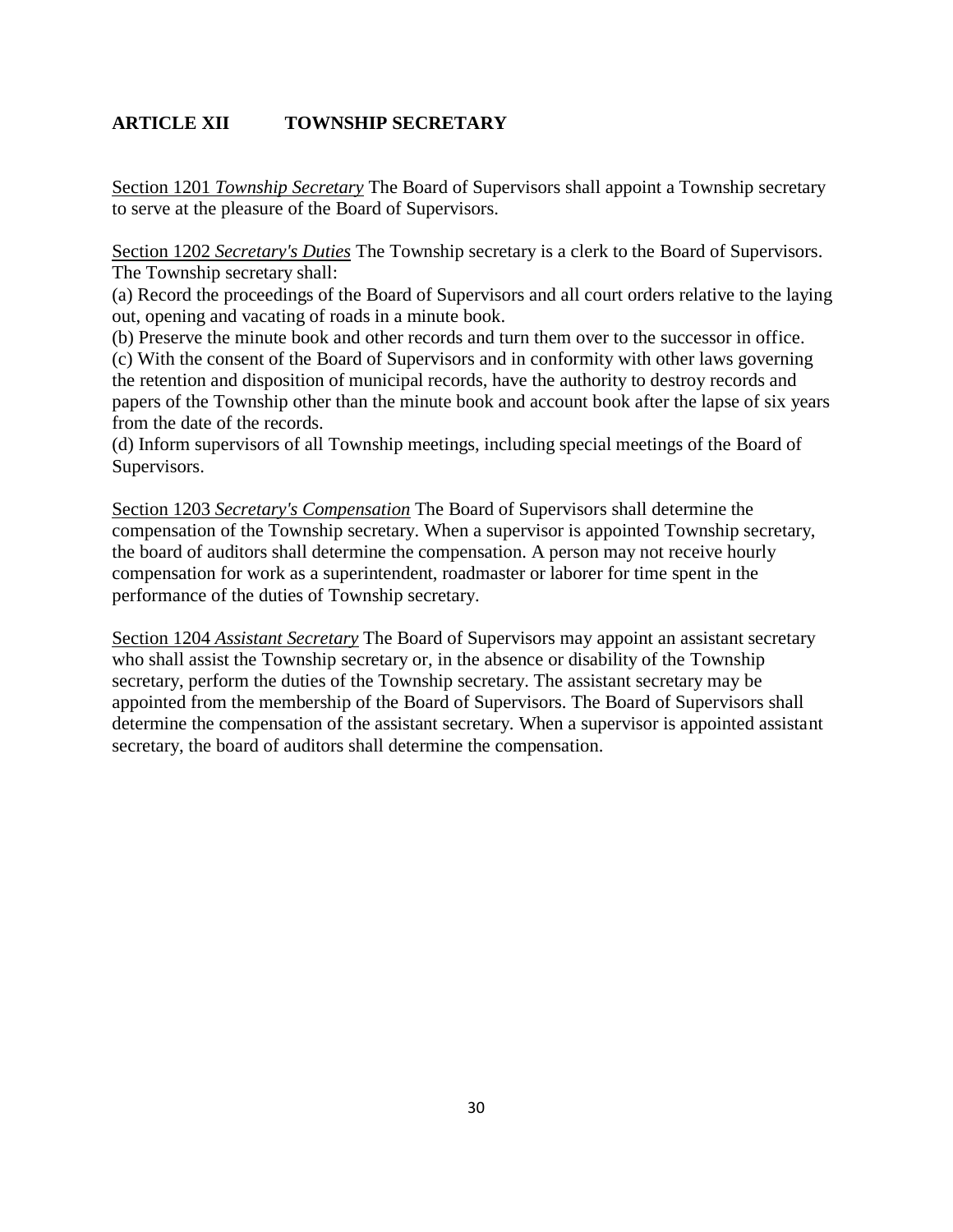## ARTICLE XII TOWNSHIP SECRETARY

Section 1201 *Township Secretary* The Board of Supervisors shall appoint a Township secretary to serve at the pleasure of the Board of Supervisors.

Section 1202 *Secretary's Duties* The Township secretary is a clerk to the Board of Supervisors. The Township secretary shall:

(a) Record the proceedings of the Board of Supervisors and all court orders relative to the laying out, opening and vacating of roads in a minute book.

(b) Preserve the minute book and other records and turn them over to the successor in office.

(c) With the consent of the Board of Supervisors and in conformity with other laws governing the retention and disposition of municipal records, have the authority to destroy records and papers of the Township other than the minute book and account book after the lapse of six years from the date of the records.

(d) Inform supervisors of all Township meetings, including special meetings of the Board of Supervisors.

Section 1203 *Secretary's Compensation* The Board of Supervisors shall determine the compensation of the Township secretary. When a supervisor is appointed Township secretary, the board of auditors shall determine the compensation. A person may not receive hourly compensation for work as a superintendent, roadmaster or laborer for time spent in the performance of the duties of Township secretary.

Section 1204 *Assistant Secretary* The Board of Supervisors may appoint an assistant secretary who shall assist the Township secretary or, in the absence or disability of the Township secretary, perform the duties of the Township secretary. The assistant secretary may be appointed from the membership of the Board of Supervisors. The Board of Supervisors shall determine the compensation of the assistant secretary. When a supervisor is appointed assistant secretary, the board of auditors shall determine the compensation.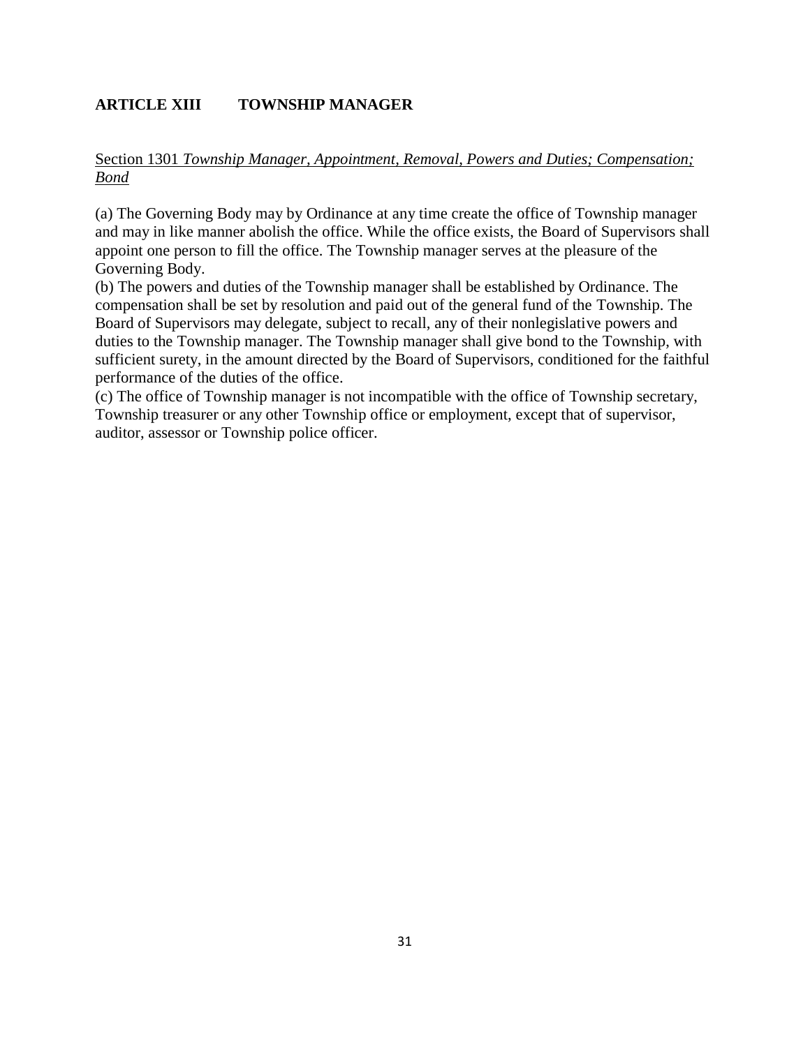## ARTICLE XIII TOWNSHIP MANAGER

Section 1301 *Township Manager, Appointment, Removal, Powers and Duties; Compensation; Bond*

(a) The Governing Body may by Ordinance at any time create the office of Township manager and may in like manner abolish the office. While the office exists, the Board of Supervisors shall appoint one person to fill the office. The Township manager serves at the pleasure of the Governing Body.

(b) The powers and duties of the Township manager shall be established by Ordinance. The compensation shall be set by resolution and paid out of the general fund of the Township. The Board of Supervisors may delegate, subject to recall, any of their nonlegislative powers and duties to the Township manager. The Township manager shall give bond to the Township, with sufficient surety, in the amount directed by the Board of Supervisors, conditioned for the faithful performance of the duties of the office.

(c) The office of Township manager is not incompatible with the office of Township secretary, Township treasurer or any other Township office or employment, except that of supervisor, auditor, assessor or Township police officer.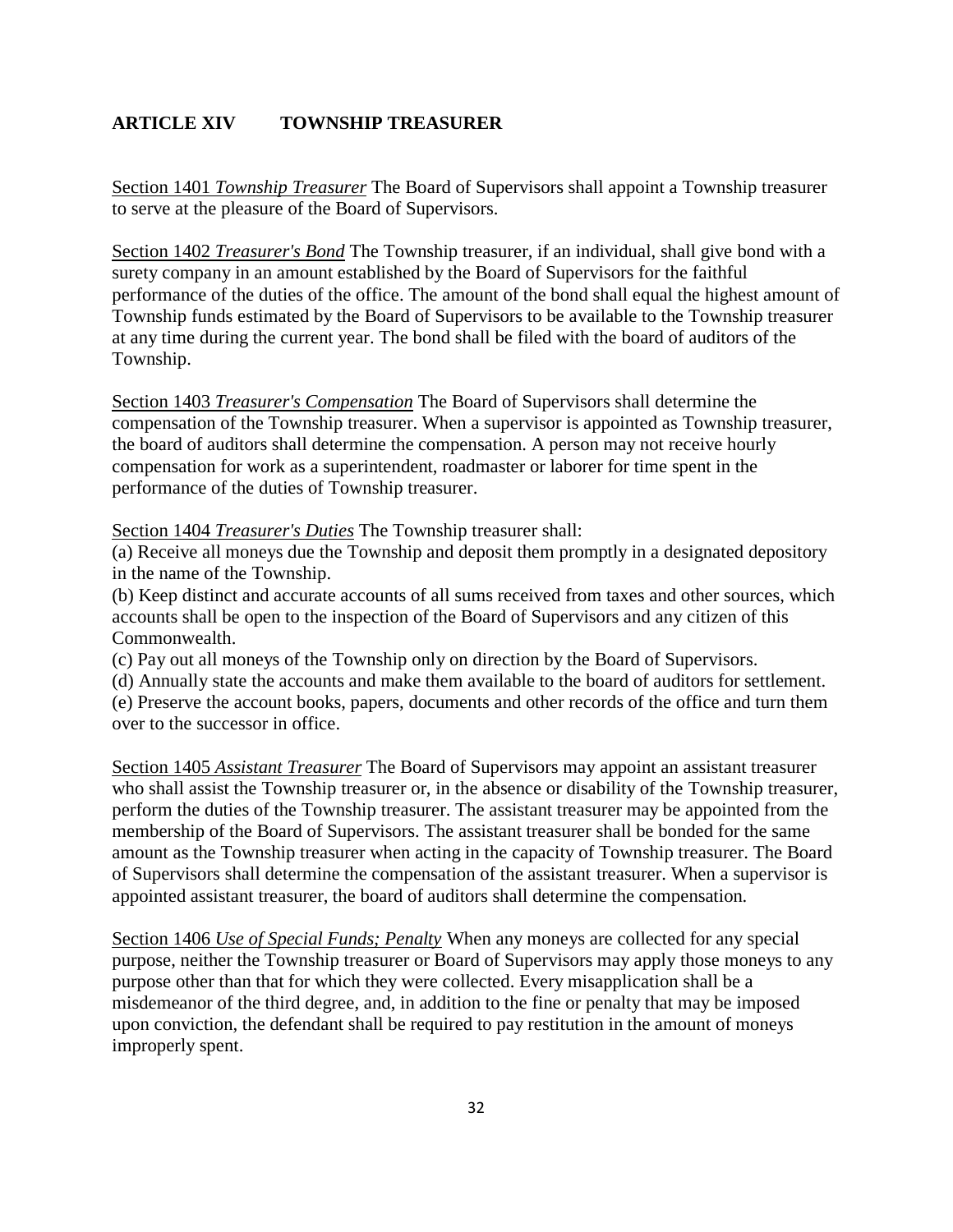## ARTICLE XIV TOWNSHIP TREASURER

<u>Section 1401</u> *<u>Township Treasurer</u>* The Board of Supervisors shall appoint a Township treasurer to serve at the pleasure of the Board of Supervisors.

<u>Section 1402</u> *<u>Treasurer's Bond</u>* The Township treasurer, if an individual, shall give bond with a surety company in an amount established by the Board of Supervisors for the faithful performance of the duties of the office. The amount of the bond shall equal the highest amount of Township funds estimated by the Board of Supervisors to be available to the Township treasurer at any time during the current year. The bond shall be filed with the board of auditors of the Township.

<u>Section 1403</u> *<u>Treasurer's Compensation</u>* The Board of Supervisors shall determine the compensation of the Township treasurer. When a supervisor is appointed as Township treasurer, the board of auditors shall determine the compensation. A person may not receive hourly compensation for work as a superintendent, roadmaster or laborer for time spent in the performance of the duties of Township treasurer.

<u>Section 1404</u> *<u>Treasurer's Duties</u>* The Township treasurer shall:

(a) Receive all moneys due the Township and deposit them promptly in a designated depository in the name of the Township.

(b) Keep distinct and accurate accounts of all sums received from taxes and other sources, which accounts shall be open to the inspection of the Board of Supervisors and any citizen of this Commonwealth.

(c) Pay out all moneys of the Township only on direction by the Board of Supervisors.

(d) Annually state the accounts and make them available to the board of auditors for settlement.

(e) Preserve the account books, papers, documents and other records of the office and turn them over to the successor in office.

<u>Section 1405</u> *<u>Assistant Treasurer</u>* The Board of Supervisors may appoint an assistant treasurer who shall assist the Township treasurer or, in the absence or disability of the Township treasurer, perform the duties of the Township treasurer. The assistant treasurer may be appointed from the membership of the Board of Supervisors. The assistant treasurer shall be bonded for the same amount as the Township treasurer when acting in the capacity of Township treasurer. The Board of Supervisors shall determine the compensation of the assistant treasurer. When a supervisor is appointed assistant treasurer, the board of auditors shall determine the compensation.

<u>Section 1406</u> *<u>Use of Special Funds; Penalty</u>* When any moneys are collected for any special purpose, neither the Township treasurer or Board of Supervisors may apply those moneys to any purpose other than that for which they were collected. Every misapplication shall be a misdemeanor of the third degree, and, in addition to the fine or penalty that may be imposed upon conviction, the defendant shall be required to pay restitution in the amount of moneys improperly spent.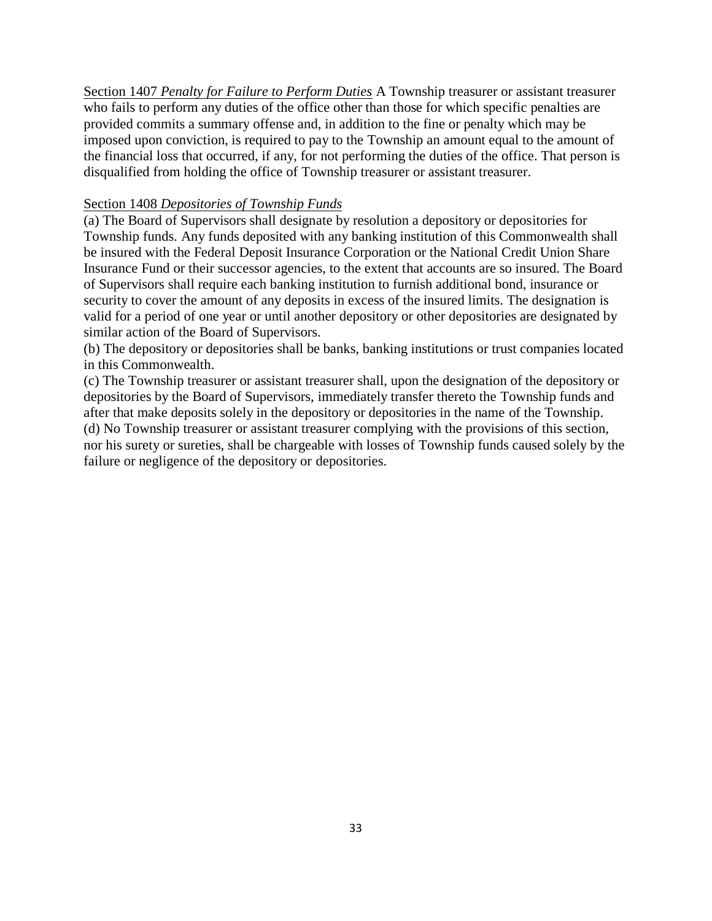<u>Section 1407</u> *<u>Penalty for Failure to Perform Duties</u>* A Township treasurer or assistant treasurer who fails to perform any duties of the office other than those for which specific penalties are provided commits a summary offense and, in addition to the fine or penalty which may be imposed upon conviction, is required to pay to the Township an amount equal to the amount of the financial loss that occurred, if any, for not performing the duties of the office. That person is disqualified from holding the office of Township treasurer or assistant treasurer.

<u>Section 1408</u> *<u>Depositories of Township Funds</u>*

(a) The Board of Supervisors shall designate by resolution a depository or depositories for Township funds. Any funds deposited with any banking institution of this Commonwealth shall be insured with the Federal Deposit Insurance Corporation or the National Credit Union Share Insurance Fund or their successor agencies, to the extent that accounts are so insured. The Board of Supervisors shall require each banking institution to furnish additional bond, insurance or security to cover the amount of any deposits in excess of the insured limits. The designation is valid for a period of one year or until another depository or other depositories are designated by similar action of the Board of Supervisors.

(b) The depository or depositories shall be banks, banking institutions or trust companies located in this Commonwealth.

(c) The Township treasurer or assistant treasurer shall, upon the designation of the depository or depositories by the Board of Supervisors, immediately transfer thereto the Township funds and after that make deposits solely in the depository or depositories in the name of the Township.

(d) No Township treasurer or assistant treasurer complying with the provisions of this section, nor his surety or sureties, shall be chargeable with losses of Township funds caused solely by the failure or negligence of the depository or depositories.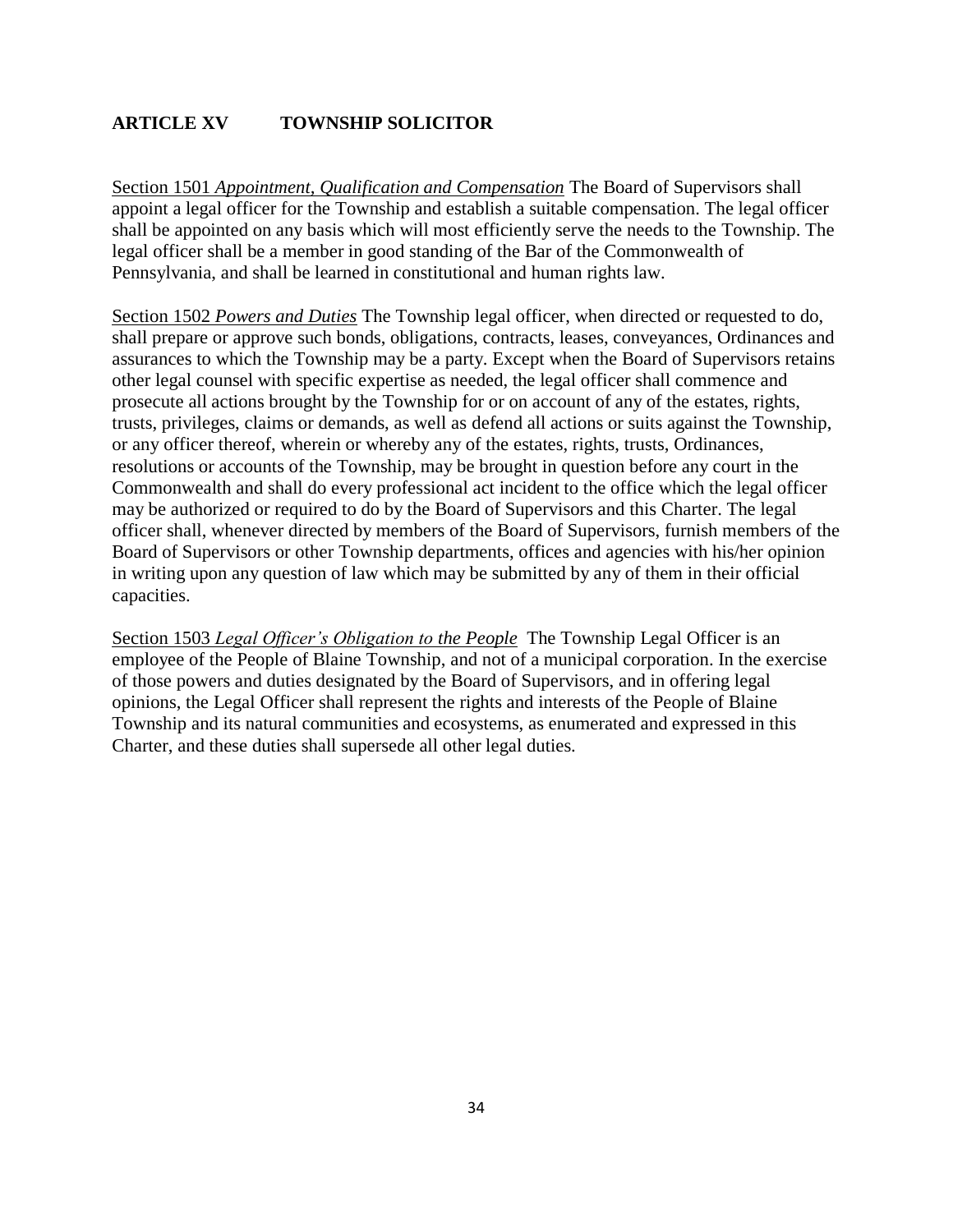## ARTICLE XV TOWNSHIP SOLICITOR

Section 1501 *Appointment, Qualification and Compensation* The Board of Supervisors shall appoint a legal officer for the Township and establish a suitable compensation. The legal officer shall be appointed on any basis which will most efficiently serve the needs to the Township. The legal officer shall be a member in good standing of the Bar of the Commonwealth of Pennsylvania, and shall be learned in constitutional and human rights law.

Section 1502 *Powers and Duties* The Township legal officer, when directed or requested to do, shall prepare or approve such bonds, obligations, contracts, leases, conveyances, Ordinances and assurances to which the Township may be a party. Except when the Board of Supervisors retains other legal counsel with specific expertise as needed, the legal officer shall commence and prosecute all actions brought by the Township for or on account of any of the estates, rights, trusts, privileges, claims or demands, as well as defend all actions or suits against the Township, or any officer thereof, wherein or whereby any of the estates, rights, trusts, Ordinances, resolutions or accounts of the Township, may be brought in question before any court in the Commonwealth and shall do every professional act incident to the office which the legal officer may be authorized or required to do by the Board of Supervisors and this Charter. The legal officer shall, whenever directed by members of the Board of Supervisors, furnish members of the Board of Supervisors or other Township departments, offices and agencies with his/her opinion in writing upon any question of law which may be submitted by any of them in their official capacities.

Section 1503 *Legal Officer's Obligation to the People* The Township Legal Officer is an employee of the People of Blaine Township, and not of a municipal corporation. In the exercise of those powers and duties designated by the Board of Supervisors, and in offering legal opinions, the Legal Officer shall represent the rights and interests of the People of Blaine Township and its natural communities and ecosystems, as enumerated and expressed in this Charter, and these duties shall supersede all other legal duties.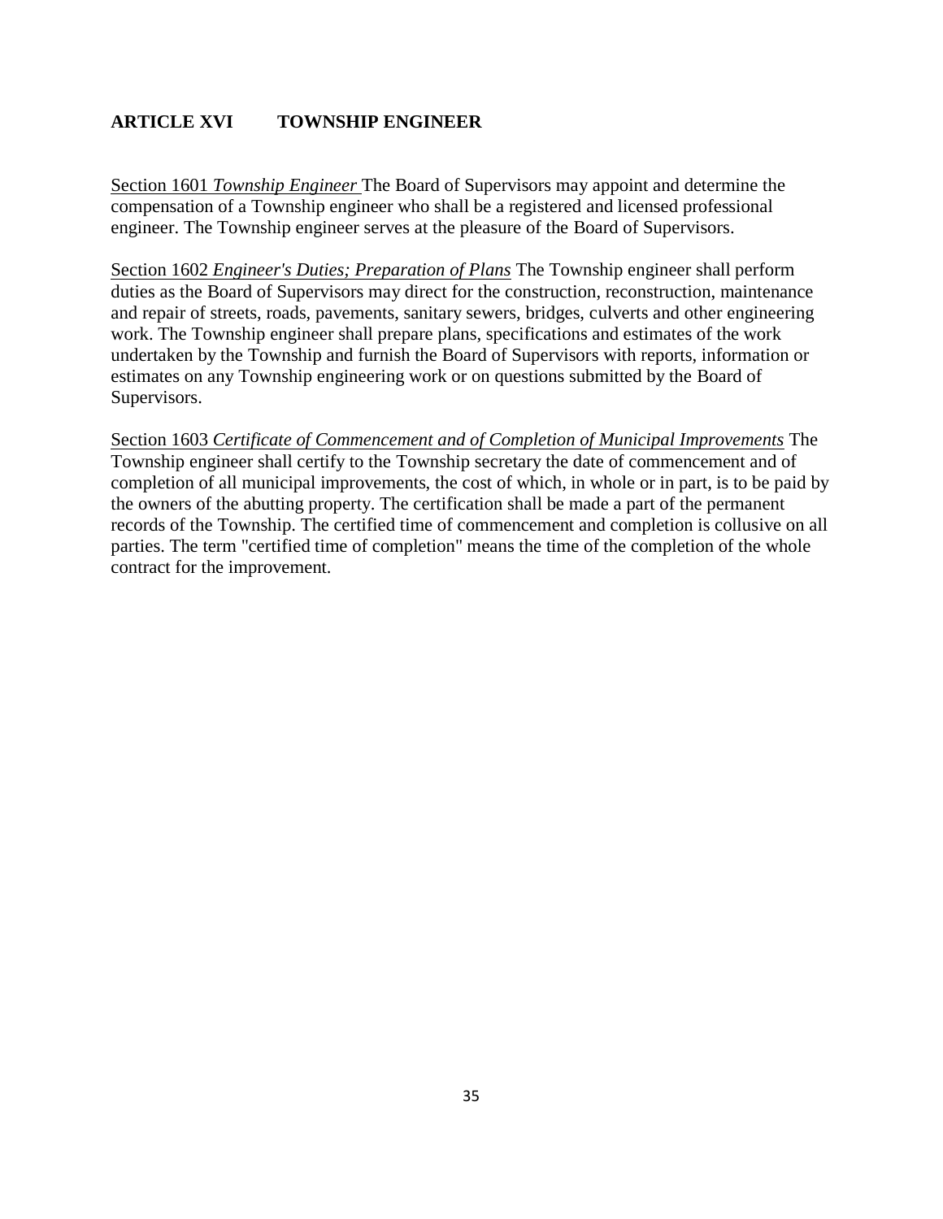## ARTICLE XVI TOWNSHIP ENGINEER

<u>Section 1601 *Township Engineer*</u> The Board of Supervisors may appoint and determine the compensation of a Township engineer who shall be a registered and licensed professional engineer. The Township engineer serves at the pleasure of the Board of Supervisors.

<u>Section 1602 *Engineer's Duties; Preparation of Plans*</u> The Township engineer shall perform duties as the Board of Supervisors may direct for the construction, reconstruction, maintenance and repair of streets, roads, pavements, sanitary sewers, bridges, culverts and other engineering work. The Township engineer shall prepare plans, specifications and estimates of the work undertaken by the Township and furnish the Board of Supervisors with reports, information or estimates on any Township engineering work or on questions submitted by the Board of Supervisors.

<u>Section 1603 *Certificate of Commencement and of Completion of Municipal Improvements*</u> The Township engineer shall certify to the Township secretary the date of commencement and of completion of all municipal improvements, the cost of which, in whole or in part, is to be paid by the owners of the abutting property. The certification shall be made a part of the permanent records of the Township. The certified time of commencement and completion is collusive on all parties. The term "certified time of completion" means the time of the completion of the whole contract for the improvement.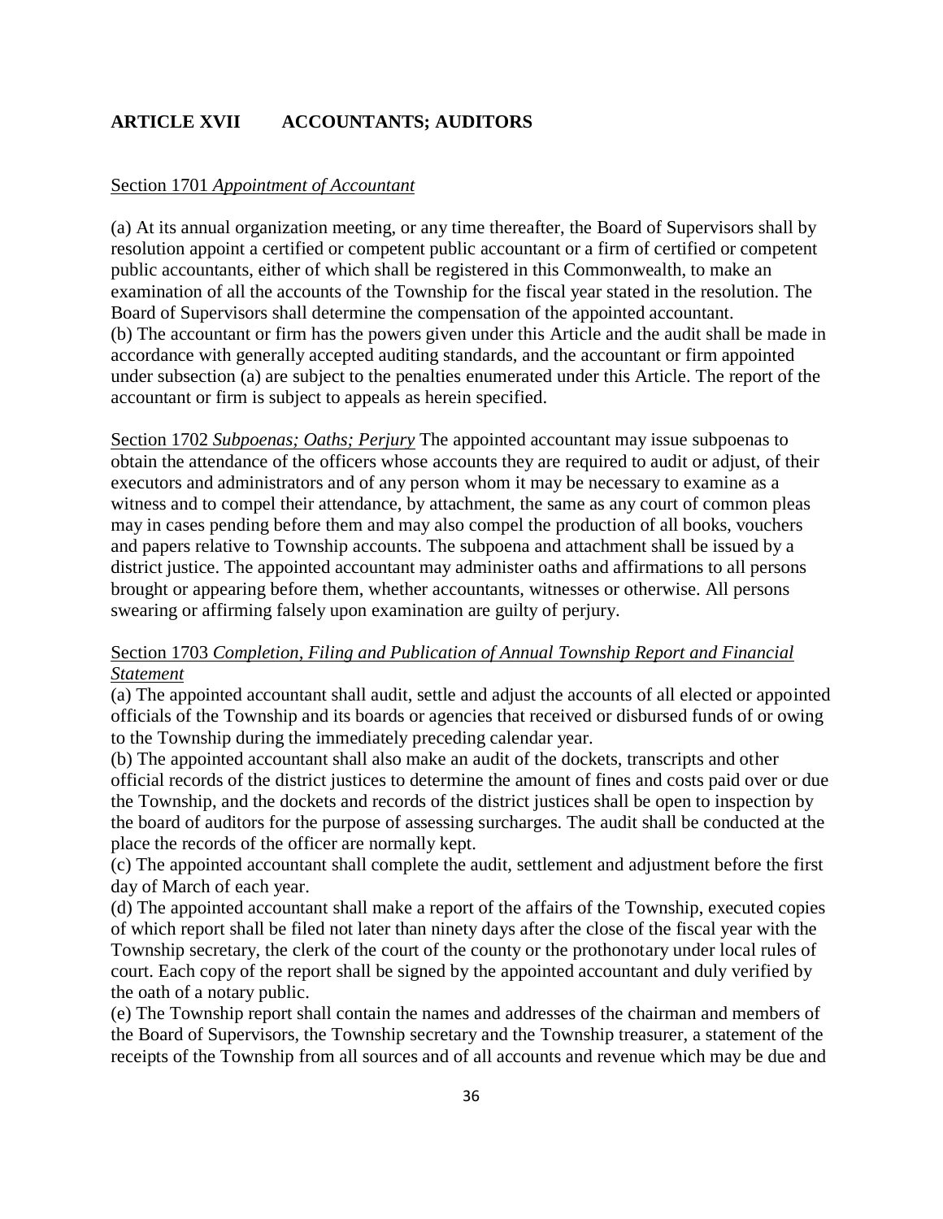## ARTICLE XVII ACCOUNTANTS; AUDITORS

<u>Section 1701 *Appointment of Accountant*</u>

(a) At its annual organization meeting, or any time thereafter, the Board of Supervisors shall by resolution appoint a certified or competent public accountant or a firm of certified or competent public accountants, either of which shall be registered in this Commonwealth, to make an examination of all the accounts of the Township for the fiscal year stated in the resolution. The Board of Supervisors shall determine the compensation of the appointed accountant.
(b) The accountant or firm has the powers given under this Article and the audit shall be made in accordance with generally accepted auditing standards, and the accountant or firm appointed under subsection (a) are subject to the penalties enumerated under this Article. The report of the accountant or firm is subject to appeals as herein specified.

<u>Section 1702 *Subpoenas; Oaths; Perjury*</u> The appointed accountant may issue subpoenas to obtain the attendance of the officers whose accounts they are required to audit or adjust, of their executors and administrators and of any person whom it may be necessary to examine as a witness and to compel their attendance, by attachment, the same as any court of common pleas may in cases pending before them and may also compel the production of all books, vouchers and papers relative to Township accounts. The subpoena and attachment shall be issued by a district justice. The appointed accountant may administer oaths and affirmations to all persons brought or appearing before them, whether accountants, witnesses or otherwise. All persons swearing or affirming falsely upon examination are guilty of perjury.

<u>Section 1703 *Completion, Filing and Publication of Annual Township Report and Financial Statement*</u>
(a) The appointed accountant shall audit, settle and adjust the accounts of all elected or appointed officials of the Township and its boards or agencies that received or disbursed funds of or owing to the Township during the immediately preceding calendar year.
(b) The appointed accountant shall also make an audit of the dockets, transcripts and other official records of the district justices to determine the amount of fines and costs paid over or due the Township, and the dockets and records of the district justices shall be open to inspection by the board of auditors for the purpose of assessing surcharges. The audit shall be conducted at the place the records of the officer are normally kept.
(c) The appointed accountant shall complete the audit, settlement and adjustment before the first day of March of each year.
(d) The appointed accountant shall make a report of the affairs of the Township, executed copies of which report shall be filed not later than ninety days after the close of the fiscal year with the Township secretary, the clerk of the court of the county or the prothonotary under local rules of court. Each copy of the report shall be signed by the appointed accountant and duly verified by the oath of a notary public.
(e) The Township report shall contain the names and addresses of the chairman and members of the Board of Supervisors, the Township secretary and the Township treasurer, a statement of the receipts of the Township from all sources and of all accounts and revenue which may be due and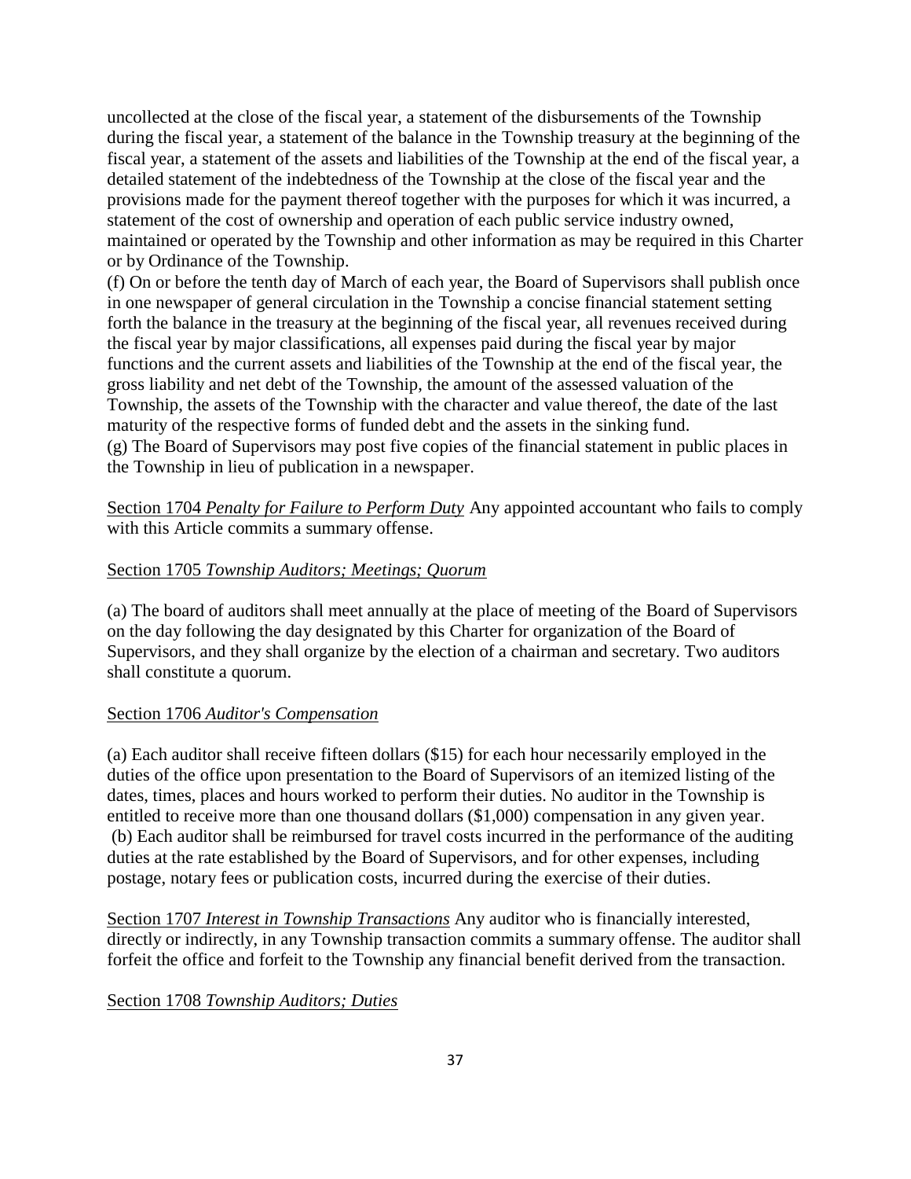uncollected at the close of the fiscal year, a statement of the disbursements of the Township during the fiscal year, a statement of the balance in the Township treasury at the beginning of the fiscal year, a statement of the assets and liabilities of the Township at the end of the fiscal year, a detailed statement of the indebtedness of the Township at the close of the fiscal year and the provisions made for the payment thereof together with the purposes for which it was incurred, a statement of the cost of ownership and operation of each public service industry owned, maintained or operated by the Township and other information as may be required in this Charter or by Ordinance of the Township.

(f) On or before the tenth day of March of each year, the Board of Supervisors shall publish once in one newspaper of general circulation in the Township a concise financial statement setting forth the balance in the treasury at the beginning of the fiscal year, all revenues received during the fiscal year by major classifications, all expenses paid during the fiscal year by major functions and the current assets and liabilities of the Township at the end of the fiscal year, the gross liability and net debt of the Township, the amount of the assessed valuation of the Township, the assets of the Township with the character and value thereof, the date of the last maturity of the respective forms of funded debt and the assets in the sinking fund.

(g) The Board of Supervisors may post five copies of the financial statement in public places in the Township in lieu of publication in a newspaper.

Section 1704 *Penalty for Failure to Perform Duty* Any appointed accountant who fails to comply with this Article commits a summary offense.

Section 1705 *Township Auditors; Meetings; Quorum*

(a) The board of auditors shall meet annually at the place of meeting of the Board of Supervisors on the day following the day designated by this Charter for organization of the Board of Supervisors, and they shall organize by the election of a chairman and secretary. Two auditors shall constitute a quorum.

Section 1706 *Auditor's Compensation*

(a) Each auditor shall receive fifteen dollars ($15) for each hour necessarily employed in the duties of the office upon presentation to the Board of Supervisors of an itemized listing of the dates, times, places and hours worked to perform their duties. No auditor in the Township is entitled to receive more than one thousand dollars ($1,000) compensation in any given year.

(b) Each auditor shall be reimbursed for travel costs incurred in the performance of the auditing duties at the rate established by the Board of Supervisors, and for other expenses, including postage, notary fees or publication costs, incurred during the exercise of their duties.

Section 1707 *Interest in Township Transactions* Any auditor who is financially interested, directly or indirectly, in any Township transaction commits a summary offense. The auditor shall forfeit the office and forfeit to the Township any financial benefit derived from the transaction.

Section 1708 *Township Auditors; Duties*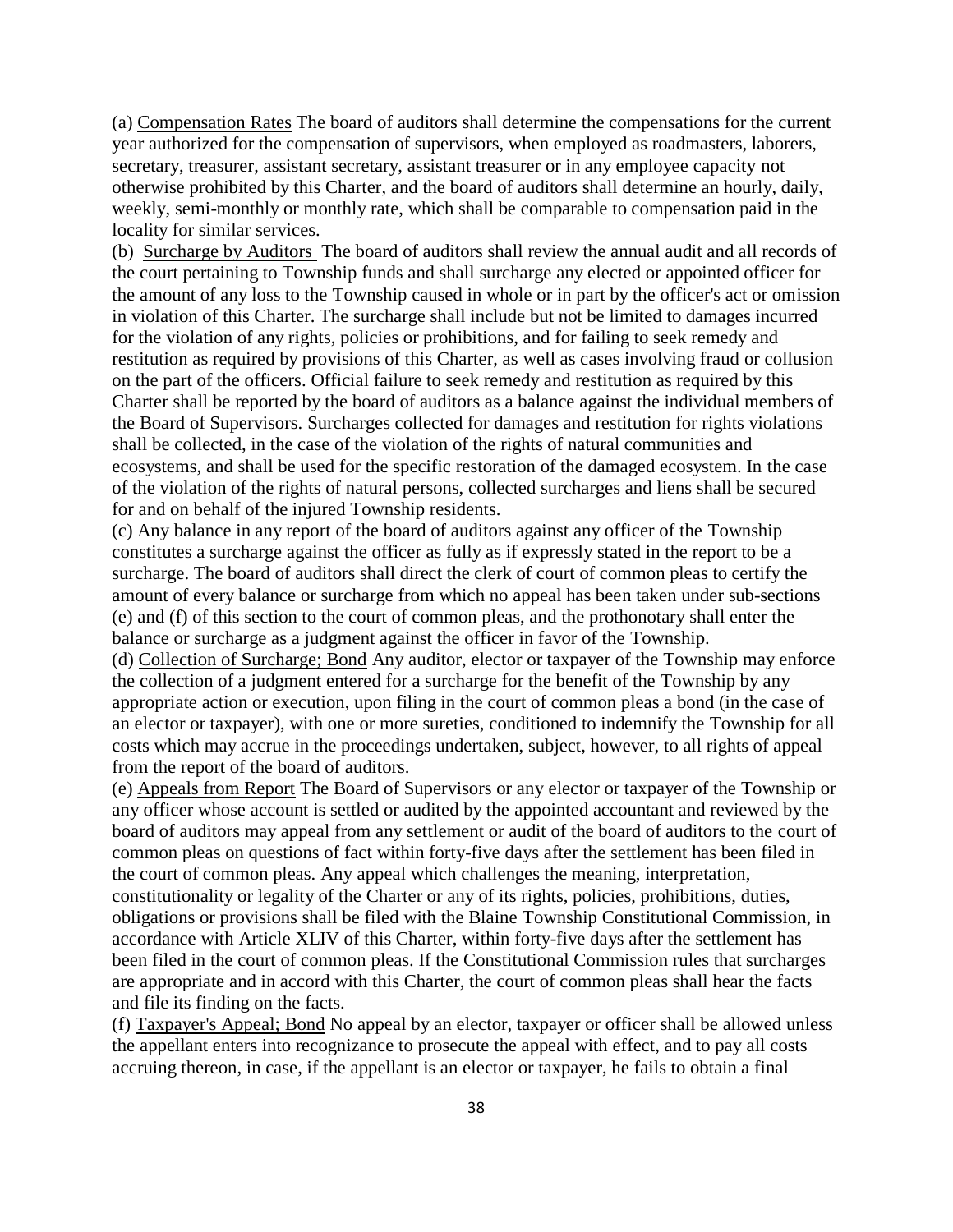(a) <u>Compensation Rates</u> The board of auditors shall determine the compensations for the current year authorized for the compensation of supervisors, when employed as roadmasters, laborers, secretary, treasurer, assistant secretary, assistant treasurer or in any employee capacity not otherwise prohibited by this Charter, and the board of auditors shall determine an hourly, daily, weekly, semi-monthly or monthly rate, which shall be comparable to compensation paid in the locality for similar services.

(b) <u>Surcharge by Auditors</u> The board of auditors shall review the annual audit and all records of the court pertaining to Township funds and shall surcharge any elected or appointed officer for the amount of any loss to the Township caused in whole or in part by the officer's act or omission in violation of this Charter. The surcharge shall include but not be limited to damages incurred for the violation of any rights, policies or prohibitions, and for failing to seek remedy and restitution as required by provisions of this Charter, as well as cases involving fraud or collusion on the part of the officers. Official failure to seek remedy and restitution as required by this Charter shall be reported by the board of auditors as a balance against the individual members of the Board of Supervisors. Surcharges collected for damages and restitution for rights violations shall be collected, in the case of the violation of the rights of natural communities and ecosystems, and shall be used for the specific restoration of the damaged ecosystem. In the case of the violation of the rights of natural persons, collected surcharges and liens shall be secured for and on behalf of the injured Township residents.

(c) Any balance in any report of the board of auditors against any officer of the Township constitutes a surcharge against the officer as fully as if expressly stated in the report to be a surcharge. The board of auditors shall direct the clerk of court of common pleas to certify the amount of every balance or surcharge from which no appeal has been taken under sub-sections (e) and (f) of this section to the court of common pleas, and the prothonotary shall enter the balance or surcharge as a judgment against the officer in favor of the Township.

(d) <u>Collection of Surcharge; Bond</u> Any auditor, elector or taxpayer of the Township may enforce the collection of a judgment entered for a surcharge for the benefit of the Township by any appropriate action or execution, upon filing in the court of common pleas a bond (in the case of an elector or taxpayer), with one or more sureties, conditioned to indemnify the Township for all costs which may accrue in the proceedings undertaken, subject, however, to all rights of appeal from the report of the board of auditors.

(e) <u>Appeals from Report</u> The Board of Supervisors or any elector or taxpayer of the Township or any officer whose account is settled or audited by the appointed accountant and reviewed by the board of auditors may appeal from any settlement or audit of the board of auditors to the court of common pleas on questions of fact within forty-five days after the settlement has been filed in the court of common pleas. Any appeal which challenges the meaning, interpretation, constitutionality or legality of the Charter or any of its rights, policies, prohibitions, duties, obligations or provisions shall be filed with the Blaine Township Constitutional Commission, in accordance with Article XLIV of this Charter, within forty-five days after the settlement has been filed in the court of common pleas. If the Constitutional Commission rules that surcharges are appropriate and in accord with this Charter, the court of common pleas shall hear the facts and file its finding on the facts.

(f) <u>Taxpayer's Appeal; Bond</u> No appeal by an elector, taxpayer or officer shall be allowed unless the appellant enters into recognizance to prosecute the appeal with effect, and to pay all costs accruing thereon, in case, if the appellant is an elector or taxpayer, he fails to obtain a final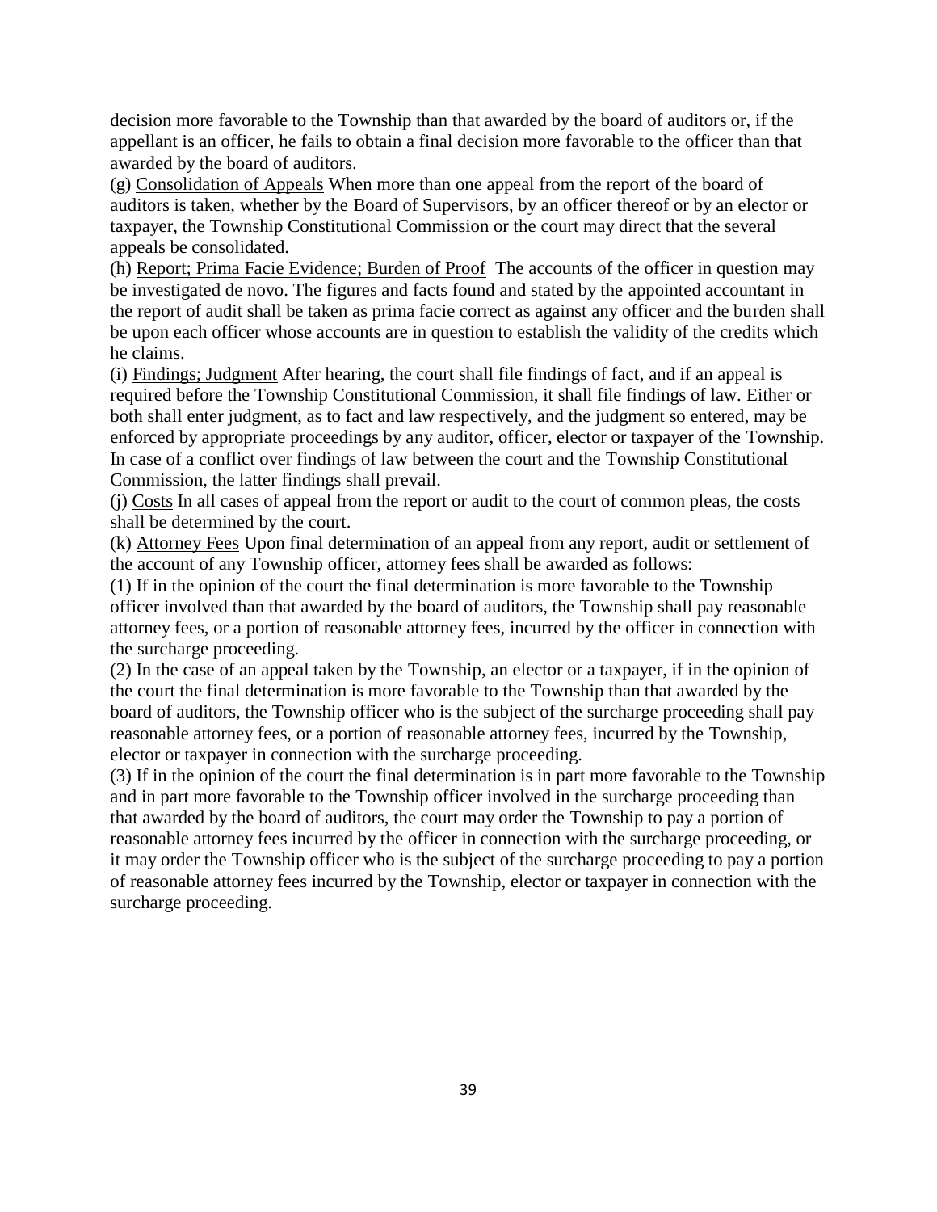decision more favorable to the Township than that awarded by the board of auditors or, if the appellant is an officer, he fails to obtain a final decision more favorable to the officer than that awarded by the board of auditors.

(g) <u>Consolidation of Appeals</u> When more than one appeal from the report of the board of auditors is taken, whether by the Board of Supervisors, by an officer thereof or by an elector or taxpayer, the Township Constitutional Commission or the court may direct that the several appeals be consolidated.

(h) <u>Report; Prima Facie Evidence; Burden of Proof</u> The accounts of the officer in question may be investigated de novo. The figures and facts found and stated by the appointed accountant in the report of audit shall be taken as prima facie correct as against any officer and the burden shall be upon each officer whose accounts are in question to establish the validity of the credits which he claims.

(i) <u>Findings; Judgment</u> After hearing, the court shall file findings of fact, and if an appeal is required before the Township Constitutional Commission, it shall file findings of law. Either or both shall enter judgment, as to fact and law respectively, and the judgment so entered, may be enforced by appropriate proceedings by any auditor, officer, elector or taxpayer of the Township. In case of a conflict over findings of law between the court and the Township Constitutional Commission, the latter findings shall prevail.

(j) <u>Costs</u> In all cases of appeal from the report or audit to the court of common pleas, the costs shall be determined by the court.

(k) <u>Attorney Fees</u> Upon final determination of an appeal from any report, audit or settlement of the account of any Township officer, attorney fees shall be awarded as follows:

(1) If in the opinion of the court the final determination is more favorable to the Township officer involved than that awarded by the board of auditors, the Township shall pay reasonable attorney fees, or a portion of reasonable attorney fees, incurred by the officer in connection with the surcharge proceeding.

(2) In the case of an appeal taken by the Township, an elector or a taxpayer, if in the opinion of the court the final determination is more favorable to the Township than that awarded by the board of auditors, the Township officer who is the subject of the surcharge proceeding shall pay reasonable attorney fees, or a portion of reasonable attorney fees, incurred by the Township, elector or taxpayer in connection with the surcharge proceeding.

(3) If in the opinion of the court the final determination is in part more favorable to the Township and in part more favorable to the Township officer involved in the surcharge proceeding than that awarded by the board of auditors, the court may order the Township to pay a portion of reasonable attorney fees incurred by the officer in connection with the surcharge proceeding, or it may order the Township officer who is the subject of the surcharge proceeding to pay a portion of reasonable attorney fees incurred by the Township, elector or taxpayer in connection with the surcharge proceeding.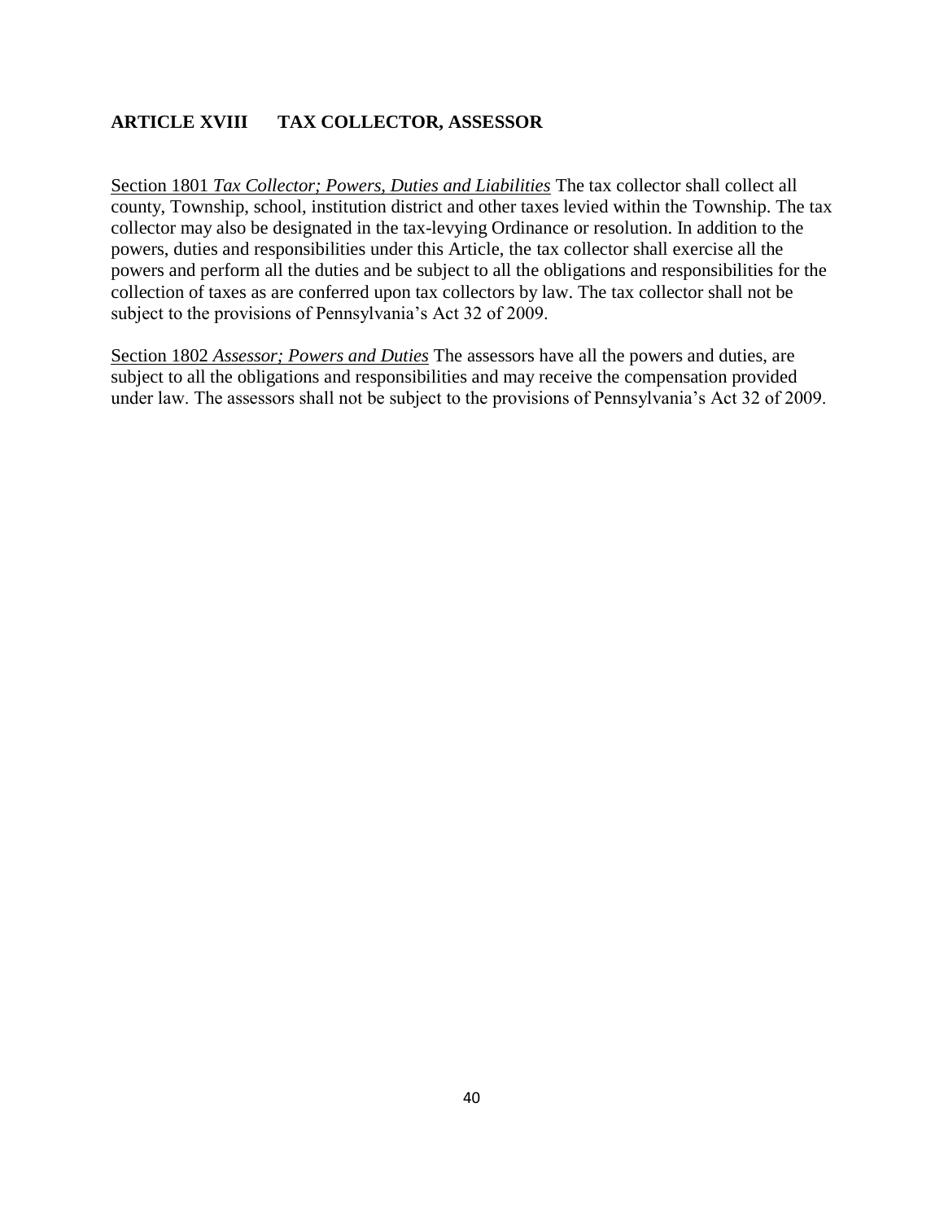## ARTICLE XVIII TAX COLLECTOR, ASSESSOR

Section 1801 *Tax Collector; Powers, Duties and Liabilities* The tax collector shall collect all county, Township, school, institution district and other taxes levied within the Township. The tax collector may also be designated in the tax-levying Ordinance or resolution. In addition to the powers, duties and responsibilities under this Article, the tax collector shall exercise all the powers and perform all the duties and be subject to all the obligations and responsibilities for the collection of taxes as are conferred upon tax collectors by law. The tax collector shall not be subject to the provisions of Pennsylvania's Act 32 of 2009.

Section 1802 *Assessor; Powers and Duties* The assessors have all the powers and duties, are subject to all the obligations and responsibilities and may receive the compensation provided under law. The assessors shall not be subject to the provisions of Pennsylvania's Act 32 of 2009.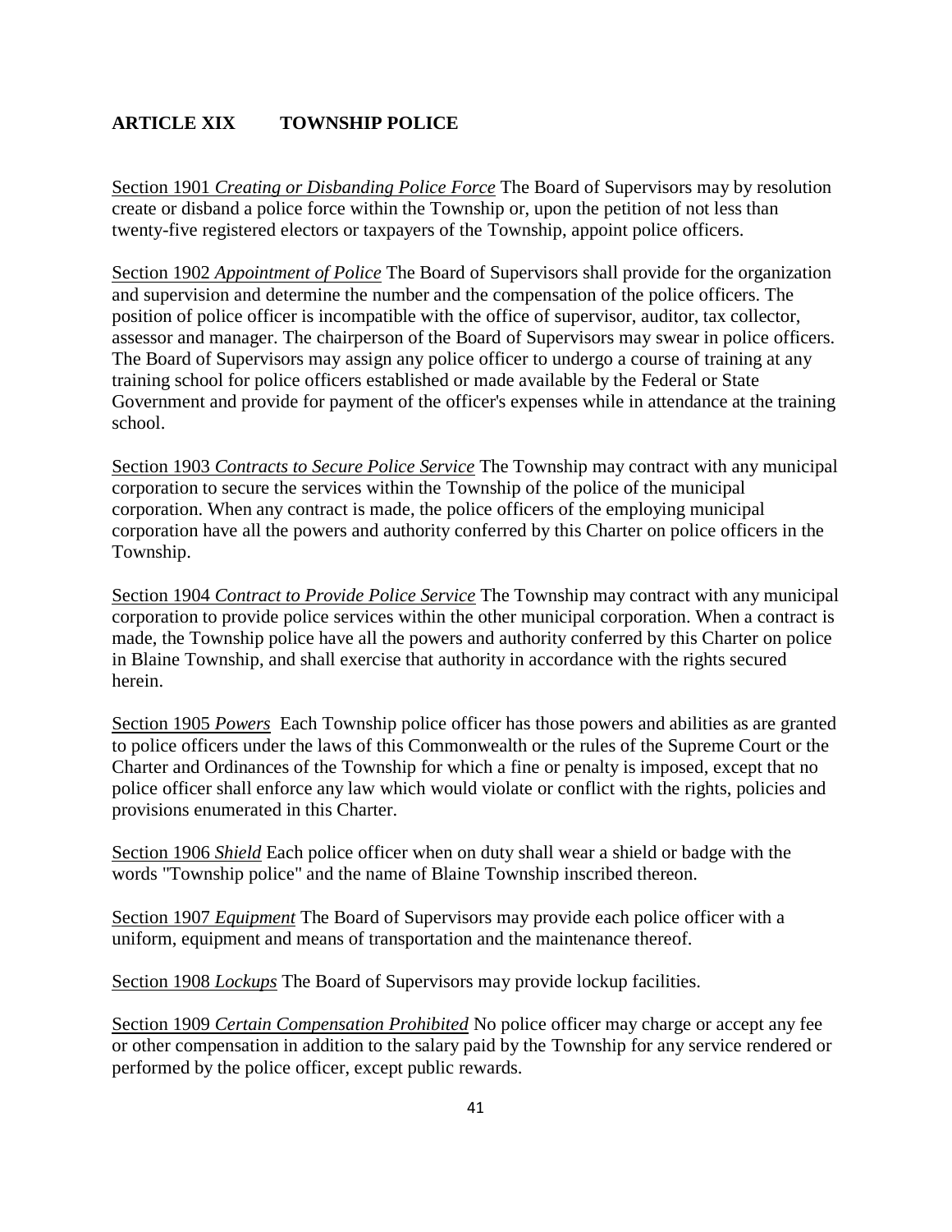## ARTICLE XIX TOWNSHIP POLICE

Section 1901 *Creating or Disbanding Police Force* The Board of Supervisors may by resolution create or disband a police force within the Township or, upon the petition of not less than twenty-five registered electors or taxpayers of the Township, appoint police officers.

Section 1902 *Appointment of Police* The Board of Supervisors shall provide for the organization and supervision and determine the number and the compensation of the police officers. The position of police officer is incompatible with the office of supervisor, auditor, tax collector, assessor and manager. The chairperson of the Board of Supervisors may swear in police officers. The Board of Supervisors may assign any police officer to undergo a course of training at any training school for police officers established or made available by the Federal or State Government and provide for payment of the officer's expenses while in attendance at the training school.

Section 1903 *Contracts to Secure Police Service* The Township may contract with any municipal corporation to secure the services within the Township of the police of the municipal corporation. When any contract is made, the police officers of the employing municipal corporation have all the powers and authority conferred by this Charter on police officers in the Township.

Section 1904 *Contract to Provide Police Service* The Township may contract with any municipal corporation to provide police services within the other municipal corporation. When a contract is made, the Township police have all the powers and authority conferred by this Charter on police in Blaine Township, and shall exercise that authority in accordance with the rights secured herein.

Section 1905 *Powers* Each Township police officer has those powers and abilities as are granted to police officers under the laws of this Commonwealth or the rules of the Supreme Court or the Charter and Ordinances of the Township for which a fine or penalty is imposed, except that no police officer shall enforce any law which would violate or conflict with the rights, policies and provisions enumerated in this Charter.

Section 1906 *Shield* Each police officer when on duty shall wear a shield or badge with the words "Township police" and the name of Blaine Township inscribed thereon.

Section 1907 *Equipment* The Board of Supervisors may provide each police officer with a uniform, equipment and means of transportation and the maintenance thereof.

Section 1908 *Lockups* The Board of Supervisors may provide lockup facilities.

Section 1909 *Certain Compensation Prohibited* No police officer may charge or accept any fee or other compensation in addition to the salary paid by the Township for any service rendered or performed by the police officer, except public rewards.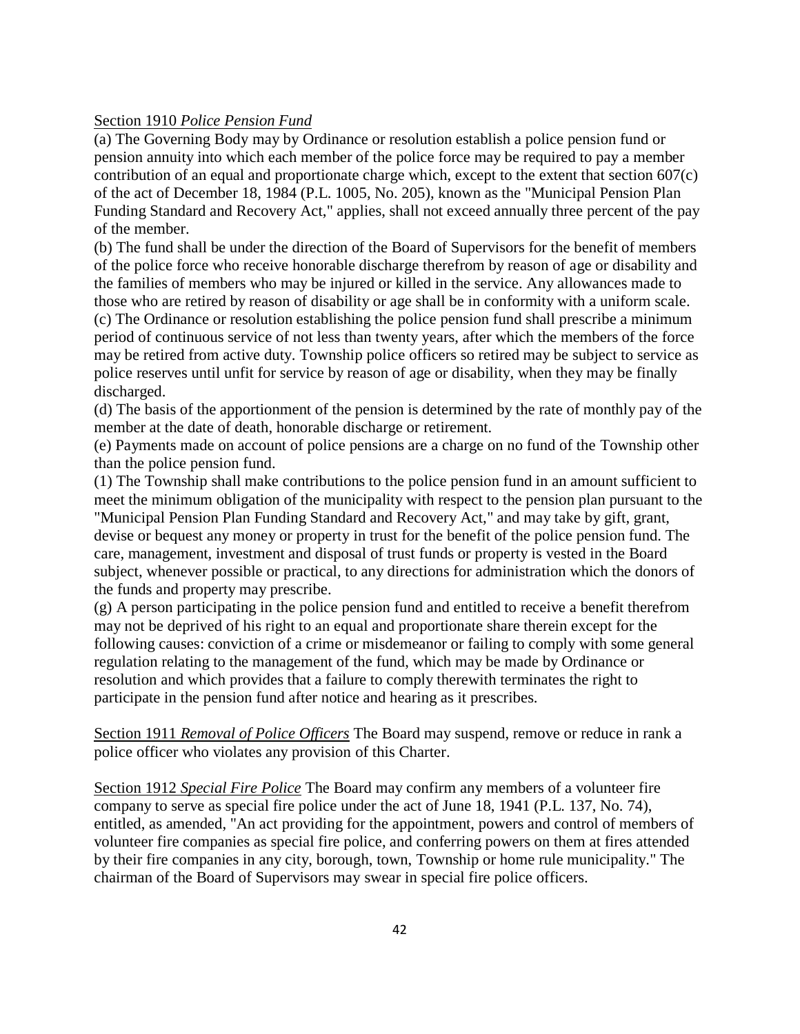<u>Section 1910</u> *<u>Police Pension Fund</u>*

(a) The Governing Body may by Ordinance or resolution establish a police pension fund or pension annuity into which each member of the police force may be required to pay a member contribution of an equal and proportionate charge which, except to the extent that section 607(c) of the act of December 18, 1984 (P.L. 1005, No. 205), known as the "Municipal Pension Plan Funding Standard and Recovery Act," applies, shall not exceed annually three percent of the pay of the member.

(b) The fund shall be under the direction of the Board of Supervisors for the benefit of members of the police force who receive honorable discharge therefrom by reason of age or disability and the families of members who may be injured or killed in the service. Any allowances made to those who are retired by reason of disability or age shall be in conformity with a uniform scale.

(c) The Ordinance or resolution establishing the police pension fund shall prescribe a minimum period of continuous service of not less than twenty years, after which the members of the force may be retired from active duty. Township police officers so retired may be subject to service as police reserves until unfit for service by reason of age or disability, when they may be finally discharged.

(d) The basis of the apportionment of the pension is determined by the rate of monthly pay of the member at the date of death, honorable discharge or retirement.

(e) Payments made on account of police pensions are a charge on no fund of the Township other than the police pension fund.

(1) The Township shall make contributions to the police pension fund in an amount sufficient to meet the minimum obligation of the municipality with respect to the pension plan pursuant to the "Municipal Pension Plan Funding Standard and Recovery Act," and may take by gift, grant, devise or bequest any money or property in trust for the benefit of the police pension fund. The care, management, investment and disposal of trust funds or property is vested in the Board subject, whenever possible or practical, to any directions for administration which the donors of the funds and property may prescribe.

(g) A person participating in the police pension fund and entitled to receive a benefit therefrom may not be deprived of his right to an equal and proportionate share therein except for the following causes: conviction of a crime or misdemeanor or failing to comply with some general regulation relating to the management of the fund, which may be made by Ordinance or resolution and which provides that a failure to comply therewith terminates the right to participate in the pension fund after notice and hearing as it prescribes.

<u>Section 1911</u> *<u>Removal of Police Officers</u>* The Board may suspend, remove or reduce in rank a police officer who violates any provision of this Charter.

<u>Section 1912</u> *<u>Special Fire Police</u>* The Board may confirm any members of a volunteer fire company to serve as special fire police under the act of June 18, 1941 (P.L. 137, No. 74), entitled, as amended, "An act providing for the appointment, powers and control of members of volunteer fire companies as special fire police, and conferring powers on them at fires attended by their fire companies in any city, borough, town, Township or home rule municipality." The chairman of the Board of Supervisors may swear in special fire police officers.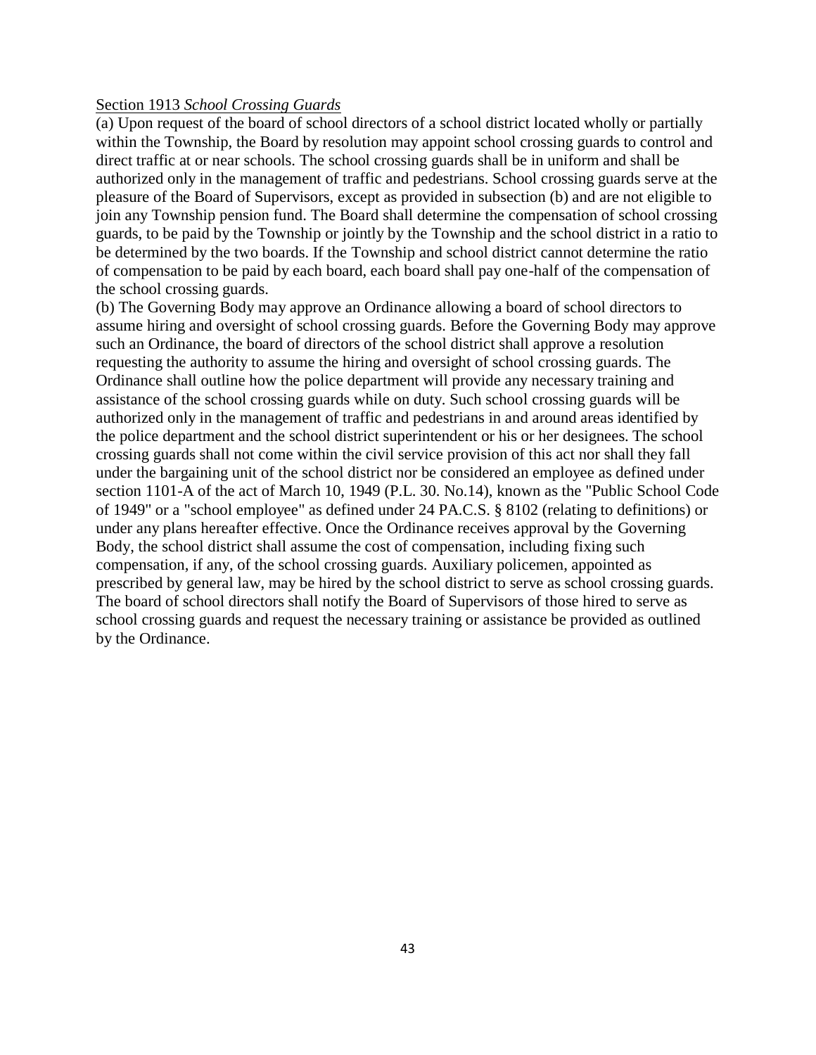Section 1913 *School Crossing Guards*

(a) Upon request of the board of school directors of a school district located wholly or partially within the Township, the Board by resolution may appoint school crossing guards to control and direct traffic at or near schools. The school crossing guards shall be in uniform and shall be authorized only in the management of traffic and pedestrians. School crossing guards serve at the pleasure of the Board of Supervisors, except as provided in subsection (b) and are not eligible to join any Township pension fund. The Board shall determine the compensation of school crossing guards, to be paid by the Township or jointly by the Township and the school district in a ratio to be determined by the two boards. If the Township and school district cannot determine the ratio of compensation to be paid by each board, each board shall pay one-half of the compensation of the school crossing guards.

(b) The Governing Body may approve an Ordinance allowing a board of school directors to assume hiring and oversight of school crossing guards. Before the Governing Body may approve such an Ordinance, the board of directors of the school district shall approve a resolution requesting the authority to assume the hiring and oversight of school crossing guards. The Ordinance shall outline how the police department will provide any necessary training and assistance of the school crossing guards while on duty. Such school crossing guards will be authorized only in the management of traffic and pedestrians in and around areas identified by the police department and the school district superintendent or his or her designees. The school crossing guards shall not come within the civil service provision of this act nor shall they fall under the bargaining unit of the school district nor be considered an employee as defined under section 1101-A of the act of March 10, 1949 (P.L. 30. No.14), known as the "Public School Code of 1949" or a "school employee" as defined under 24 PA.C.S. § 8102 (relating to definitions) or under any plans hereafter effective. Once the Ordinance receives approval by the Governing Body, the school district shall assume the cost of compensation, including fixing such compensation, if any, of the school crossing guards. Auxiliary policemen, appointed as prescribed by general law, may be hired by the school district to serve as school crossing guards. The board of school directors shall notify the Board of Supervisors of those hired to serve as school crossing guards and request the necessary training or assistance be provided as outlined by the Ordinance.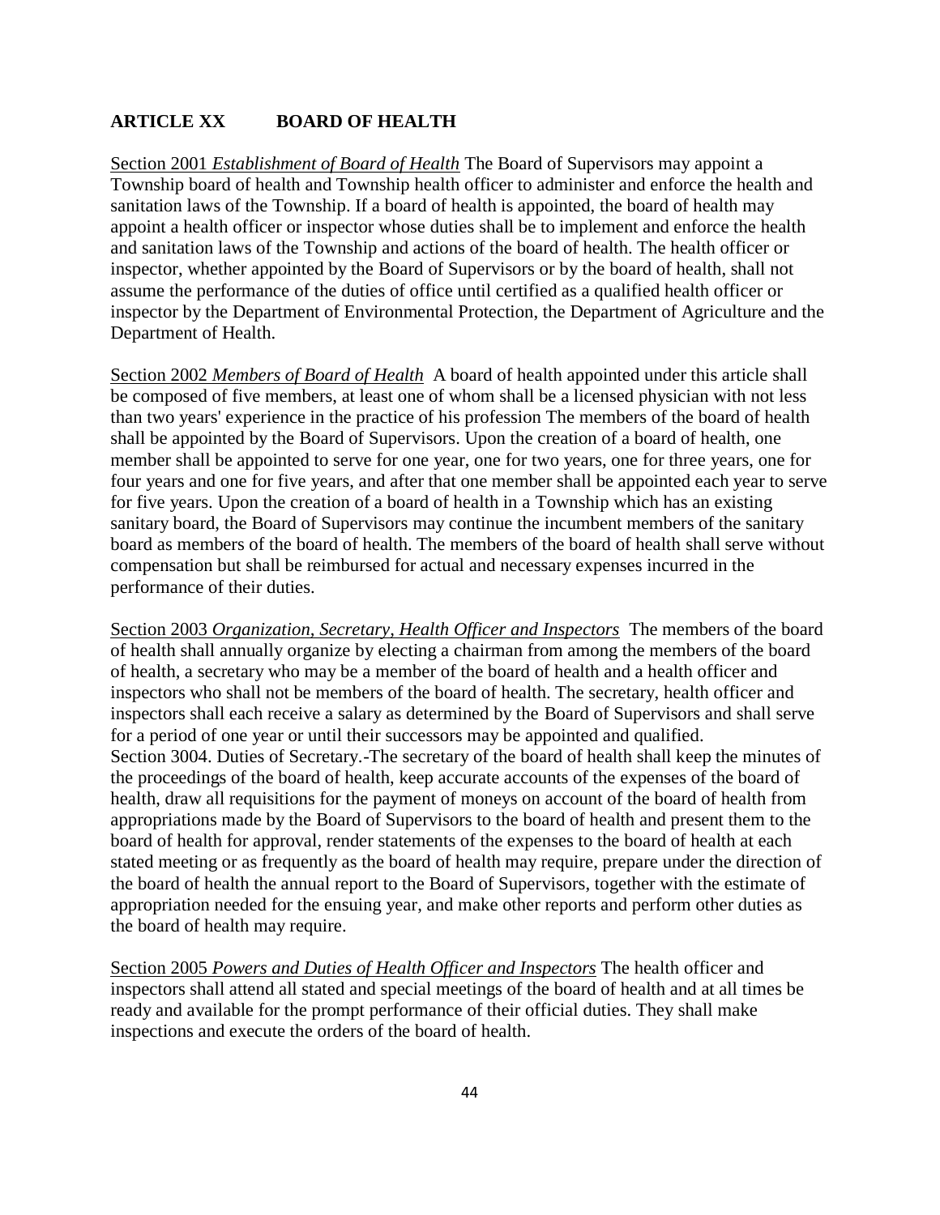## ARTICLE XX BOARD OF HEALTH

<u>Section 2001</u> *<u>Establishment of Board of Health</u>* The Board of Supervisors may appoint a Township board of health and Township health officer to administer and enforce the health and sanitation laws of the Township. If a board of health is appointed, the board of health may appoint a health officer or inspector whose duties shall be to implement and enforce the health and sanitation laws of the Township and actions of the board of health. The health officer or inspector, whether appointed by the Board of Supervisors or by the board of health, shall not assume the performance of the duties of office until certified as a qualified health officer or inspector by the Department of Environmental Protection, the Department of Agriculture and the Department of Health.

<u>Section 2002</u> *<u>Members of Board of Health</u>* A board of health appointed under this article shall be composed of five members, at least one of whom shall be a licensed physician with not less than two years' experience in the practice of his profession The members of the board of health shall be appointed by the Board of Supervisors. Upon the creation of a board of health, one member shall be appointed to serve for one year, one for two years, one for three years, one for four years and one for five years, and after that one member shall be appointed each year to serve for five years. Upon the creation of a board of health in a Township which has an existing sanitary board, the Board of Supervisors may continue the incumbent members of the sanitary board as members of the board of health. The members of the board of health shall serve without compensation but shall be reimbursed for actual and necessary expenses incurred in the performance of their duties.

<u>Section 2003</u> *<u>Organization, Secretary, Health Officer and Inspectors</u>* The members of the board of health shall annually organize by electing a chairman from among the members of the board of health, a secretary who may be a member of the board of health and a health officer and inspectors who shall not be members of the board of health. The secretary, health officer and inspectors shall each receive a salary as determined by the Board of Supervisors and shall serve for a period of one year or until their successors may be appointed and qualified.
Section 3004. Duties of Secretary.-The secretary of the board of health shall keep the minutes of the proceedings of the board of health, keep accurate accounts of the expenses of the board of health, draw all requisitions for the payment of moneys on account of the board of health from appropriations made by the Board of Supervisors to the board of health and present them to the board of health for approval, render statements of the expenses to the board of health at each stated meeting or as frequently as the board of health may require, prepare under the direction of the board of health the annual report to the Board of Supervisors, together with the estimate of appropriation needed for the ensuing year, and make other reports and perform other duties as the board of health may require.

<u>Section 2005</u> *<u>Powers and Duties of Health Officer and Inspectors</u>* The health officer and inspectors shall attend all stated and special meetings of the board of health and at all times be ready and available for the prompt performance of their official duties. They shall make inspections and execute the orders of the board of health.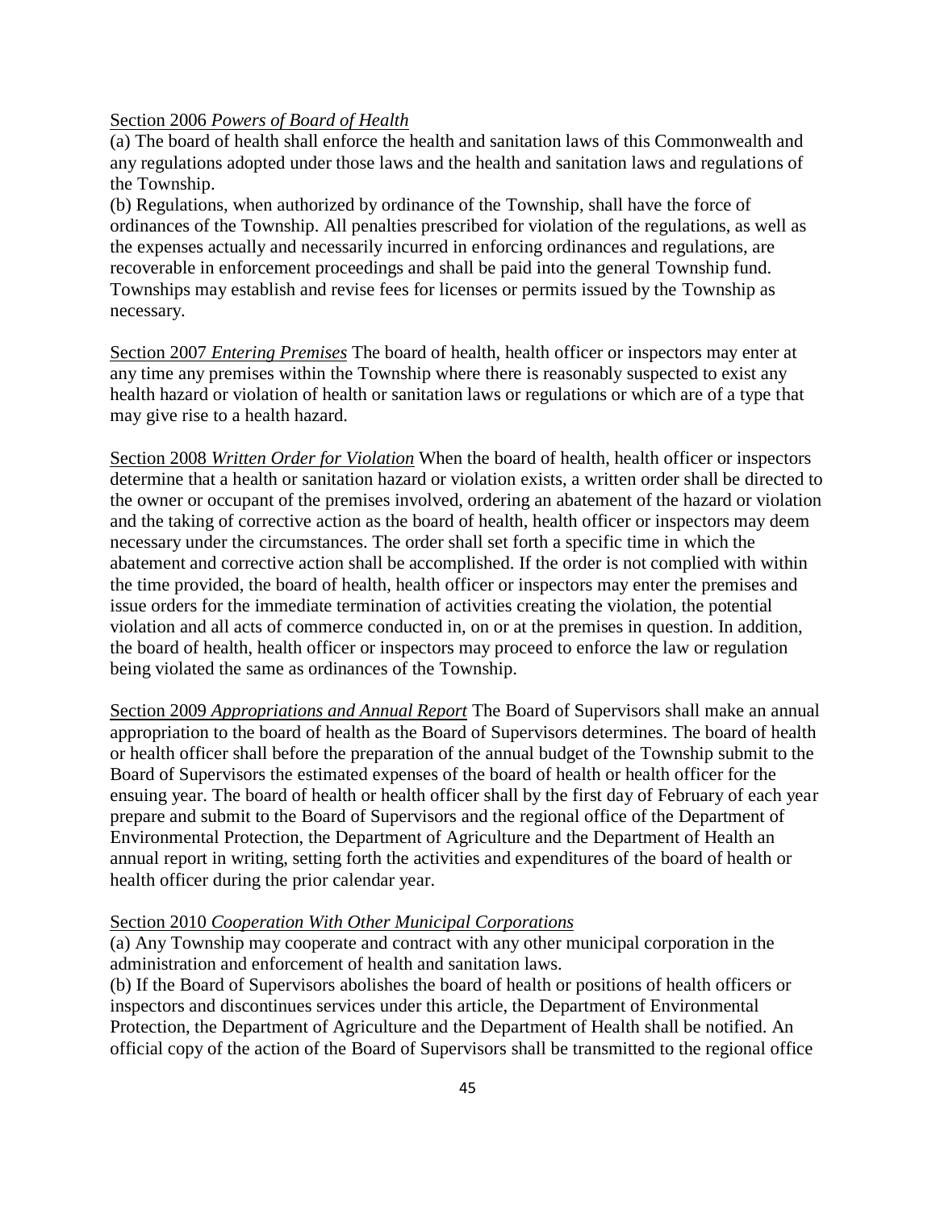Section 2006 *Powers of Board of Health*

(a) The board of health shall enforce the health and sanitation laws of this Commonwealth and any regulations adopted under those laws and the health and sanitation laws and regulations of the Township.

(b) Regulations, when authorized by ordinance of the Township, shall have the force of ordinances of the Township. All penalties prescribed for violation of the regulations, as well as the expenses actually and necessarily incurred in enforcing ordinances and regulations, are recoverable in enforcement proceedings and shall be paid into the general Township fund. Townships may establish and revise fees for licenses or permits issued by the Township as necessary.

Section 2007 *Entering Premises* The board of health, health officer or inspectors may enter at any time any premises within the Township where there is reasonably suspected to exist any health hazard or violation of health or sanitation laws or regulations or which are of a type that may give rise to a health hazard.

Section 2008 *Written Order for Violation* When the board of health, health officer or inspectors determine that a health or sanitation hazard or violation exists, a written order shall be directed to the owner or occupant of the premises involved, ordering an abatement of the hazard or violation and the taking of corrective action as the board of health, health officer or inspectors may deem necessary under the circumstances. The order shall set forth a specific time in which the abatement and corrective action shall be accomplished. If the order is not complied with within the time provided, the board of health, health officer or inspectors may enter the premises and issue orders for the immediate termination of activities creating the violation, the potential violation and all acts of commerce conducted in, on or at the premises in question. In addition, the board of health, health officer or inspectors may proceed to enforce the law or regulation being violated the same as ordinances of the Township.

Section 2009 *Appropriations and Annual Report* The Board of Supervisors shall make an annual appropriation to the board of health as the Board of Supervisors determines. The board of health or health officer shall before the preparation of the annual budget of the Township submit to the Board of Supervisors the estimated expenses of the board of health or health officer for the ensuing year. The board of health or health officer shall by the first day of February of each year prepare and submit to the Board of Supervisors and the regional office of the Department of Environmental Protection, the Department of Agriculture and the Department of Health an annual report in writing, setting forth the activities and expenditures of the board of health or health officer during the prior calendar year.

Section 2010 *Cooperation With Other Municipal Corporations*

(a) Any Township may cooperate and contract with any other municipal corporation in the administration and enforcement of health and sanitation laws.

(b) If the Board of Supervisors abolishes the board of health or positions of health officers or inspectors and discontinues services under this article, the Department of Environmental Protection, the Department of Agriculture and the Department of Health shall be notified. An official copy of the action of the Board of Supervisors shall be transmitted to the regional office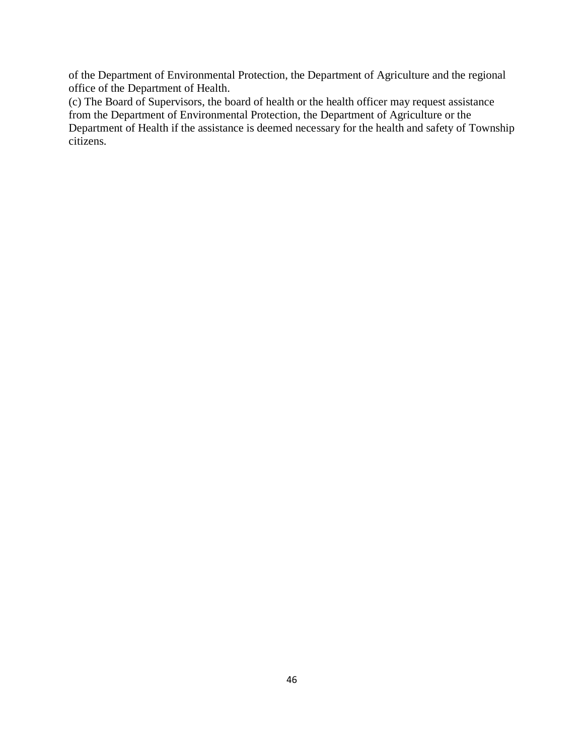of the Department of Environmental Protection, the Department of Agriculture and the regional office of the Department of Health.

(c) The Board of Supervisors, the board of health or the health officer may request assistance from the Department of Environmental Protection, the Department of Agriculture or the Department of Health if the assistance is deemed necessary for the health and safety of Township citizens.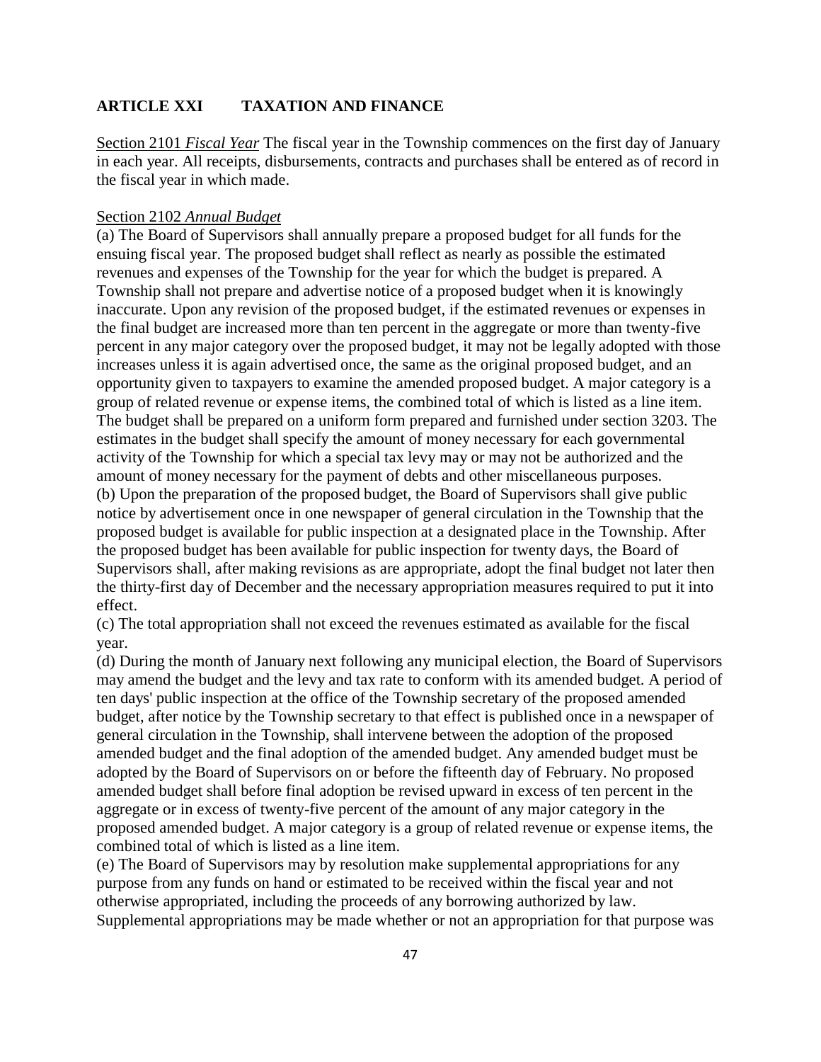## ARTICLE XXI TAXATION AND FINANCE

Section 2101 *Fiscal Year* The fiscal year in the Township commences on the first day of January in each year. All receipts, disbursements, contracts and purchases shall be entered as of record in the fiscal year in which made.

Section 2102 *Annual Budget*

(a) The Board of Supervisors shall annually prepare a proposed budget for all funds for the ensuing fiscal year. The proposed budget shall reflect as nearly as possible the estimated revenues and expenses of the Township for the year for which the budget is prepared. A Township shall not prepare and advertise notice of a proposed budget when it is knowingly inaccurate. Upon any revision of the proposed budget, if the estimated revenues or expenses in the final budget are increased more than ten percent in the aggregate or more than twenty-five percent in any major category over the proposed budget, it may not be legally adopted with those increases unless it is again advertised once, the same as the original proposed budget, and an opportunity given to taxpayers to examine the amended proposed budget. A major category is a group of related revenue or expense items, the combined total of which is listed as a line item. The budget shall be prepared on a uniform form prepared and furnished under section 3203. The estimates in the budget shall specify the amount of money necessary for each governmental activity of the Township for which a special tax levy may or may not be authorized and the amount of money necessary for the payment of debts and other miscellaneous purposes.

(b) Upon the preparation of the proposed budget, the Board of Supervisors shall give public notice by advertisement once in one newspaper of general circulation in the Township that the proposed budget is available for public inspection at a designated place in the Township. After the proposed budget has been available for public inspection for twenty days, the Board of Supervisors shall, after making revisions as are appropriate, adopt the final budget not later then the thirty-first day of December and the necessary appropriation measures required to put it into effect.

(c) The total appropriation shall not exceed the revenues estimated as available for the fiscal year.

(d) During the month of January next following any municipal election, the Board of Supervisors may amend the budget and the levy and tax rate to conform with its amended budget. A period of ten days' public inspection at the office of the Township secretary of the proposed amended budget, after notice by the Township secretary to that effect is published once in a newspaper of general circulation in the Township, shall intervene between the adoption of the proposed amended budget and the final adoption of the amended budget. Any amended budget must be adopted by the Board of Supervisors on or before the fifteenth day of February. No proposed amended budget shall before final adoption be revised upward in excess of ten percent in the aggregate or in excess of twenty-five percent of the amount of any major category in the proposed amended budget. A major category is a group of related revenue or expense items, the combined total of which is listed as a line item.

(e) The Board of Supervisors may by resolution make supplemental appropriations for any purpose from any funds on hand or estimated to be received within the fiscal year and not otherwise appropriated, including the proceeds of any borrowing authorized by law. Supplemental appropriations may be made whether or not an appropriation for that purpose was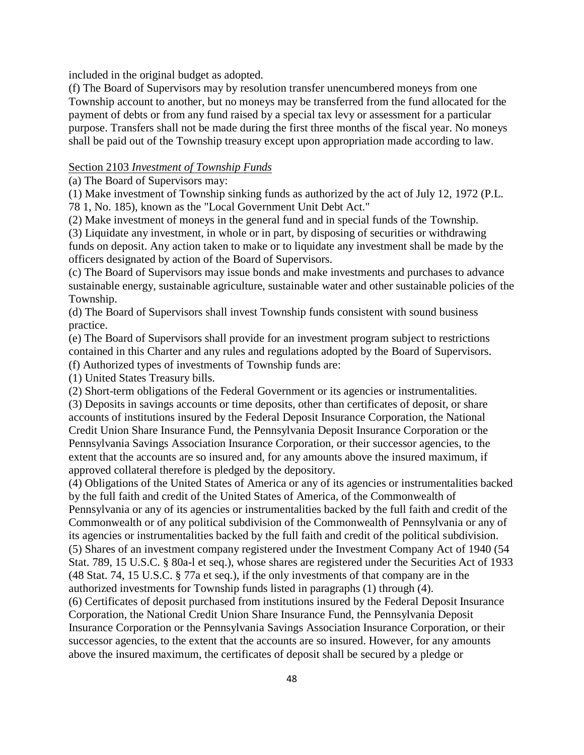included in the original budget as adopted.

(f) The Board of Supervisors may by resolution transfer unencumbered moneys from one Township account to another, but no moneys may be transferred from the fund allocated for the payment of debts or from any fund raised by a special tax levy or assessment for a particular purpose. Transfers shall not be made during the first three months of the fiscal year. No moneys shall be paid out of the Township treasury except upon appropriation made according to law.

Section 2103 *Investment of Township Funds*

(a) The Board of Supervisors may:

(1) Make investment of Township sinking funds as authorized by the act of July 12, 1972 (P.L. 78 1, No. 185), known as the "Local Government Unit Debt Act."

(2) Make investment of moneys in the general fund and in special funds of the Township.

(3) Liquidate any investment, in whole or in part, by disposing of securities or withdrawing funds on deposit. Any action taken to make or to liquidate any investment shall be made by the officers designated by action of the Board of Supervisors.

(c) The Board of Supervisors may issue bonds and make investments and purchases to advance sustainable energy, sustainable agriculture, sustainable water and other sustainable policies of the Township.

(d) The Board of Supervisors shall invest Township funds consistent with sound business practice.

(e) The Board of Supervisors shall provide for an investment program subject to restrictions contained in this Charter and any rules and regulations adopted by the Board of Supervisors.

(f) Authorized types of investments of Township funds are:

(1) United States Treasury bills.

(2) Short-term obligations of the Federal Government or its agencies or instrumentalities.

(3) Deposits in savings accounts or time deposits, other than certificates of deposit, or share accounts of institutions insured by the Federal Deposit Insurance Corporation, the National Credit Union Share Insurance Fund, the Pennsylvania Deposit Insurance Corporation or the Pennsylvania Savings Association Insurance Corporation, or their successor agencies, to the extent that the accounts are so insured and, for any amounts above the insured maximum, if approved collateral therefore is pledged by the depository.

(4) Obligations of the United States of America or any of its agencies or instrumentalities backed by the full faith and credit of the United States of America, of the Commonwealth of Pennsylvania or any of its agencies or instrumentalities backed by the full faith and credit of the Commonwealth or of any political subdivision of the Commonwealth of Pennsylvania or any of its agencies or instrumentalities backed by the full faith and credit of the political subdivision.

(5) Shares of an investment company registered under the Investment Company Act of 1940 (54 Stat. 789, 15 U.S.C. § 80a-l et seq.), whose shares are registered under the Securities Act of 1933 (48 Stat. 74, 15 U.S.C. § 77a et seq.), if the only investments of that company are in the authorized investments for Township funds listed in paragraphs (1) through (4).

(6) Certificates of deposit purchased from institutions insured by the Federal Deposit Insurance Corporation, the National Credit Union Share Insurance Fund, the Pennsylvania Deposit Insurance Corporation or the Pennsylvania Savings Association Insurance Corporation, or their successor agencies, to the extent that the accounts are so insured. However, for any amounts above the insured maximum, the certificates of deposit shall be secured by a pledge or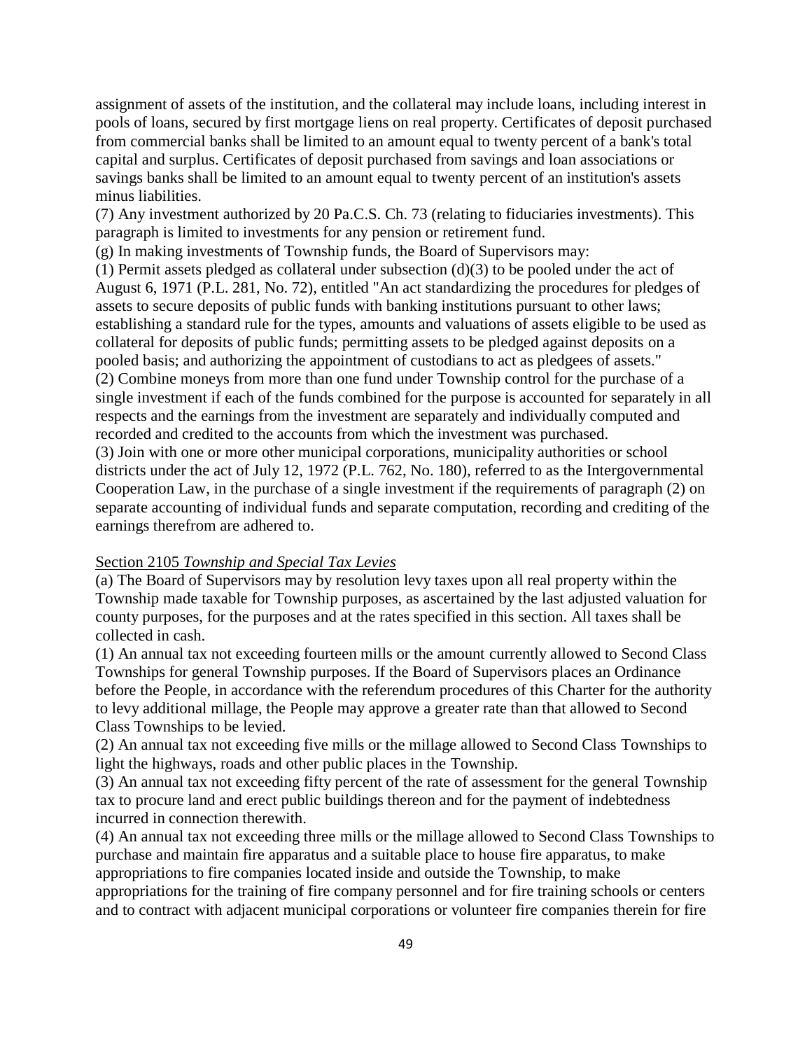assignment of assets of the institution, and the collateral may include loans, including interest in pools of loans, secured by first mortgage liens on real property. Certificates of deposit purchased from commercial banks shall be limited to an amount equal to twenty percent of a bank's total capital and surplus. Certificates of deposit purchased from savings and loan associations or savings banks shall be limited to an amount equal to twenty percent of an institution's assets minus liabilities.

(7) Any investment authorized by 20 Pa.C.S. Ch. 73 (relating to fiduciaries investments). This paragraph is limited to investments for any pension or retirement fund.

(g) In making investments of Township funds, the Board of Supervisors may:

(1) Permit assets pledged as collateral under subsection (d)(3) to be pooled under the act of August 6, 1971 (P.L. 281, No. 72), entitled "An act standardizing the procedures for pledges of assets to secure deposits of public funds with banking institutions pursuant to other laws; establishing a standard rule for the types, amounts and valuations of assets eligible to be used as collateral for deposits of public funds; permitting assets to be pledged against deposits on a pooled basis; and authorizing the appointment of custodians to act as pledgees of assets."

(2) Combine moneys from more than one fund under Township control for the purchase of a single investment if each of the funds combined for the purpose is accounted for separately in all respects and the earnings from the investment are separately and individually computed and recorded and credited to the accounts from which the investment was purchased.

(3) Join with one or more other municipal corporations, municipality authorities or school districts under the act of July 12, 1972 (P.L. 762, No. 180), referred to as the Intergovernmental Cooperation Law, in the purchase of a single investment if the requirements of paragraph (2) on separate accounting of individual funds and separate computation, recording and crediting of the earnings therefrom are adhered to.

Section 2105 *Township and Special Tax Levies*

(a) The Board of Supervisors may by resolution levy taxes upon all real property within the Township made taxable for Township purposes, as ascertained by the last adjusted valuation for county purposes, for the purposes and at the rates specified in this section. All taxes shall be collected in cash.

(1) An annual tax not exceeding fourteen mills or the amount currently allowed to Second Class Townships for general Township purposes. If the Board of Supervisors places an Ordinance before the People, in accordance with the referendum procedures of this Charter for the authority to levy additional millage, the People may approve a greater rate than that allowed to Second Class Townships to be levied.

(2) An annual tax not exceeding five mills or the millage allowed to Second Class Townships to light the highways, roads and other public places in the Township.

(3) An annual tax not exceeding fifty percent of the rate of assessment for the general Township tax to procure land and erect public buildings thereon and for the payment of indebtedness incurred in connection therewith.

(4) An annual tax not exceeding three mills or the millage allowed to Second Class Townships to purchase and maintain fire apparatus and a suitable place to house fire apparatus, to make appropriations to fire companies located inside and outside the Township, to make appropriations for the training of fire company personnel and for fire training schools or centers and to contract with adjacent municipal corporations or volunteer fire companies therein for fire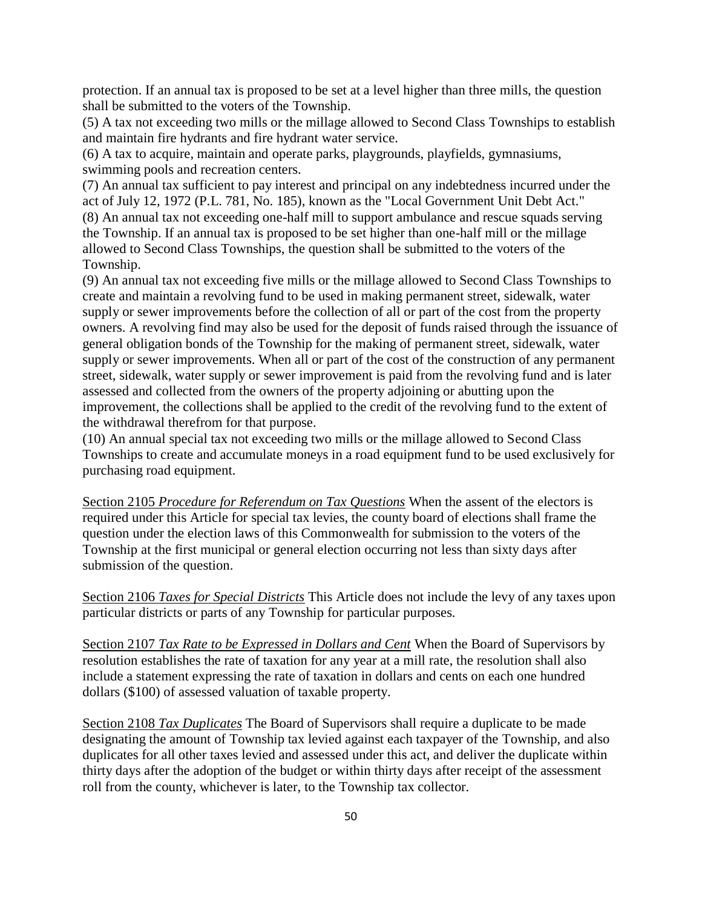protection. If an annual tax is proposed to be set at a level higher than three mills, the question shall be submitted to the voters of the Township.

(5) A tax not exceeding two mills or the millage allowed to Second Class Townships to establish and maintain fire hydrants and fire hydrant water service.

(6) A tax to acquire, maintain and operate parks, playgrounds, playfields, gymnasiums, swimming pools and recreation centers.

(7) An annual tax sufficient to pay interest and principal on any indebtedness incurred under the act of July 12, 1972 (P.L. 781, No. 185), known as the "Local Government Unit Debt Act."

(8) An annual tax not exceeding one-half mill to support ambulance and rescue squads serving the Township. If an annual tax is proposed to be set higher than one-half mill or the millage allowed to Second Class Townships, the question shall be submitted to the voters of the Township.

(9) An annual tax not exceeding five mills or the millage allowed to Second Class Townships to create and maintain a revolving fund to be used in making permanent street, sidewalk, water supply or sewer improvements before the collection of all or part of the cost from the property owners. A revolving find may also be used for the deposit of funds raised through the issuance of general obligation bonds of the Township for the making of permanent street, sidewalk, water supply or sewer improvements. When all or part of the cost of the construction of any permanent street, sidewalk, water supply or sewer improvement is paid from the revolving fund and is later assessed and collected from the owners of the property adjoining or abutting upon the improvement, the collections shall be applied to the credit of the revolving fund to the extent of the withdrawal therefrom for that purpose.

(10) An annual special tax not exceeding two mills or the millage allowed to Second Class Townships to create and accumulate moneys in a road equipment fund to be used exclusively for purchasing road equipment.

<u>Section 2105 *Procedure for Referendum on Tax Questions*</u> When the assent of the electors is required under this Article for special tax levies, the county board of elections shall frame the question under the election laws of this Commonwealth for submission to the voters of the Township at the first municipal or general election occurring not less than sixty days after submission of the question.

<u>Section 2106 *Taxes for Special Districts*</u> This Article does not include the levy of any taxes upon particular districts or parts of any Township for particular purposes.

<u>Section 2107 *Tax Rate to be Expressed in Dollars and Cent*</u> When the Board of Supervisors by resolution establishes the rate of taxation for any year at a mill rate, the resolution shall also include a statement expressing the rate of taxation in dollars and cents on each one hundred dollars ($100) of assessed valuation of taxable property.

<u>Section 2108 *Tax Duplicates*</u> The Board of Supervisors shall require a duplicate to be made designating the amount of Township tax levied against each taxpayer of the Township, and also duplicates for all other taxes levied and assessed under this act, and deliver the duplicate within thirty days after the adoption of the budget or within thirty days after receipt of the assessment roll from the county, whichever is later, to the Township tax collector.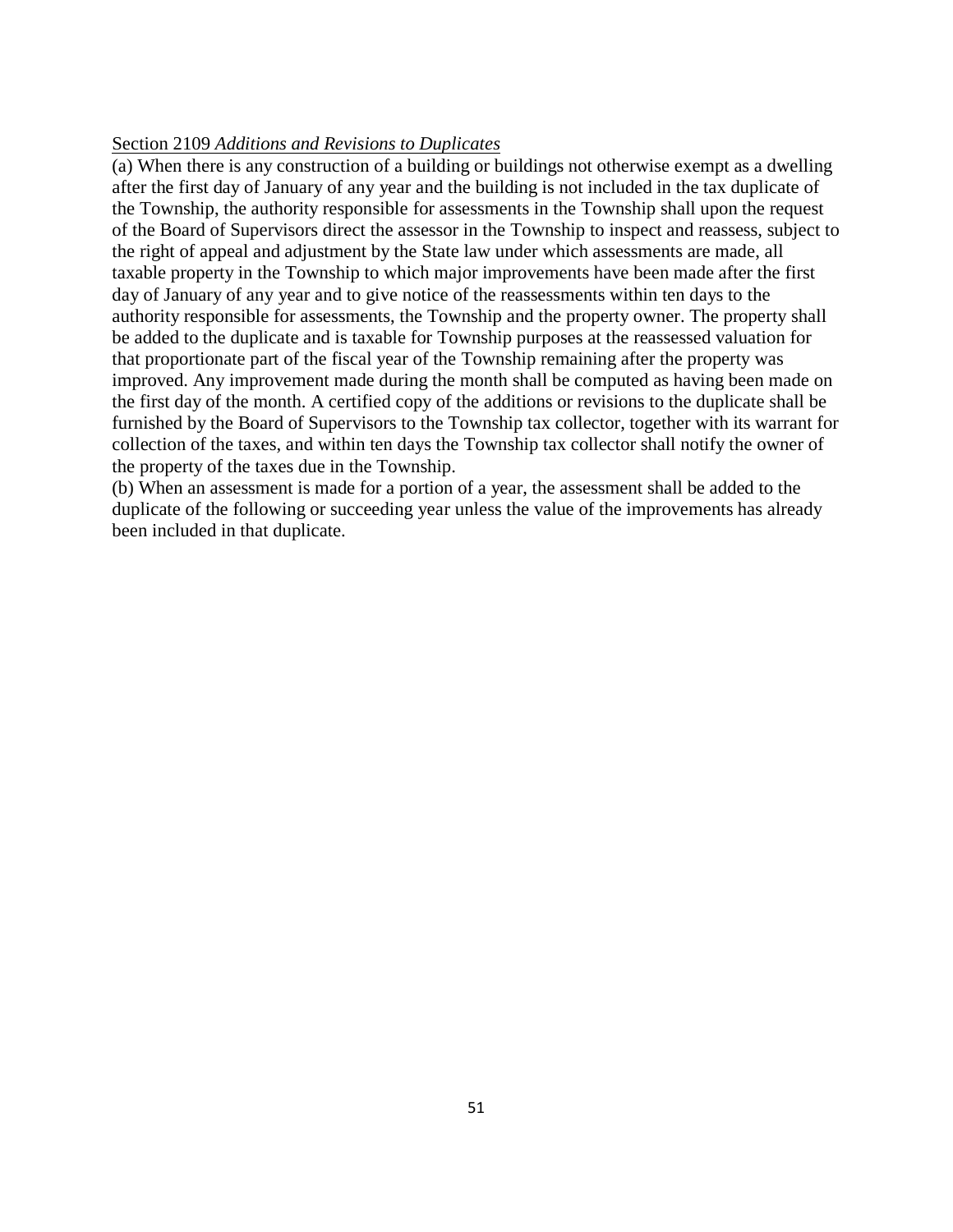<u>Section 2109 *Additions and Revisions to Duplicates*</u>

(a) When there is any construction of a building or buildings not otherwise exempt as a dwelling after the first day of January of any year and the building is not included in the tax duplicate of the Township, the authority responsible for assessments in the Township shall upon the request of the Board of Supervisors direct the assessor in the Township to inspect and reassess, subject to the right of appeal and adjustment by the State law under which assessments are made, all taxable property in the Township to which major improvements have been made after the first day of January of any year and to give notice of the reassessments within ten days to the authority responsible for assessments, the Township and the property owner. The property shall be added to the duplicate and is taxable for Township purposes at the reassessed valuation for that proportionate part of the fiscal year of the Township remaining after the property was improved. Any improvement made during the month shall be computed as having been made on the first day of the month. A certified copy of the additions or revisions to the duplicate shall be furnished by the Board of Supervisors to the Township tax collector, together with its warrant for collection of the taxes, and within ten days the Township tax collector shall notify the owner of the property of the taxes due in the Township.

(b) When an assessment is made for a portion of a year, the assessment shall be added to the duplicate of the following or succeeding year unless the value of the improvements has already been included in that duplicate.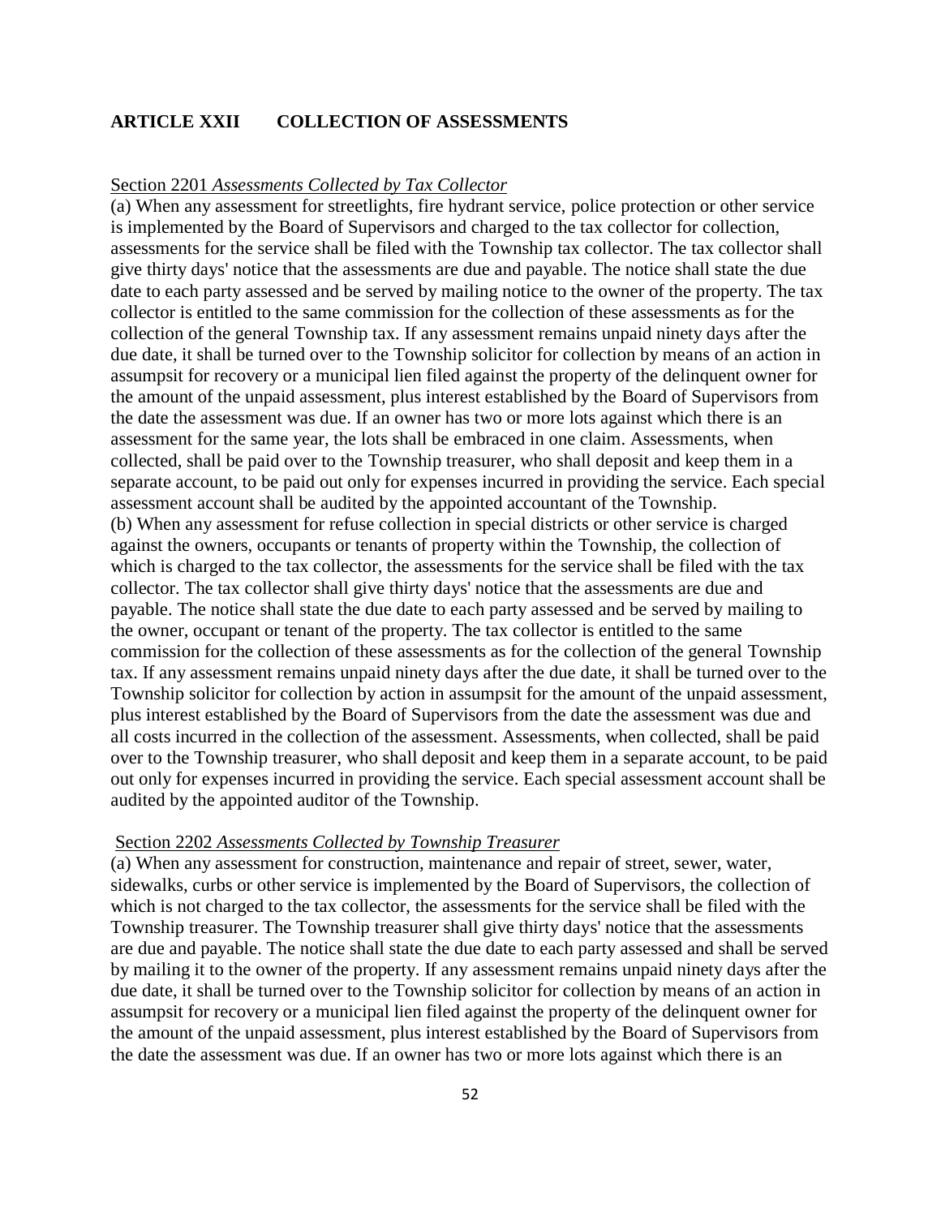## ARTICLE XXII COLLECTION OF ASSESSMENTS

Section 2201 *Assessments Collected by Tax Collector*

(a) When any assessment for streetlights, fire hydrant service, police protection or other service is implemented by the Board of Supervisors and charged to the tax collector for collection, assessments for the service shall be filed with the Township tax collector. The tax collector shall give thirty days' notice that the assessments are due and payable. The notice shall state the due date to each party assessed and be served by mailing notice to the owner of the property. The tax collector is entitled to the same commission for the collection of these assessments as for the collection of the general Township tax. If any assessment remains unpaid ninety days after the due date, it shall be turned over to the Township solicitor for collection by means of an action in assumpsit for recovery or a municipal lien filed against the property of the delinquent owner for the amount of the unpaid assessment, plus interest established by the Board of Supervisors from the date the assessment was due. If an owner has two or more lots against which there is an assessment for the same year, the lots shall be embraced in one claim. Assessments, when collected, shall be paid over to the Township treasurer, who shall deposit and keep them in a separate account, to be paid out only for expenses incurred in providing the service. Each special assessment account shall be audited by the appointed accountant of the Township.

(b) When any assessment for refuse collection in special districts or other service is charged against the owners, occupants or tenants of property within the Township, the collection of which is charged to the tax collector, the assessments for the service shall be filed with the tax collector. The tax collector shall give thirty days' notice that the assessments are due and payable. The notice shall state the due date to each party assessed and be served by mailing to the owner, occupant or tenant of the property. The tax collector is entitled to the same commission for the collection of these assessments as for the collection of the general Township tax. If any assessment remains unpaid ninety days after the due date, it shall be turned over to the Township solicitor for collection by action in assumpsit for the amount of the unpaid assessment, plus interest established by the Board of Supervisors from the date the assessment was due and all costs incurred in the collection of the assessment. Assessments, when collected, shall be paid over to the Township treasurer, who shall deposit and keep them in a separate account, to be paid out only for expenses incurred in providing the service. Each special assessment account shall be audited by the appointed auditor of the Township.

Section 2202 *Assessments Collected by Township Treasurer*

(a) When any assessment for construction, maintenance and repair of street, sewer, water, sidewalks, curbs or other service is implemented by the Board of Supervisors, the collection of which is not charged to the tax collector, the assessments for the service shall be filed with the Township treasurer. The Township treasurer shall give thirty days' notice that the assessments are due and payable. The notice shall state the due date to each party assessed and shall be served by mailing it to the owner of the property. If any assessment remains unpaid ninety days after the due date, it shall be turned over to the Township solicitor for collection by means of an action in assumpsit for recovery or a municipal lien filed against the property of the delinquent owner for the amount of the unpaid assessment, plus interest established by the Board of Supervisors from the date the assessment was due. If an owner has two or more lots against which there is an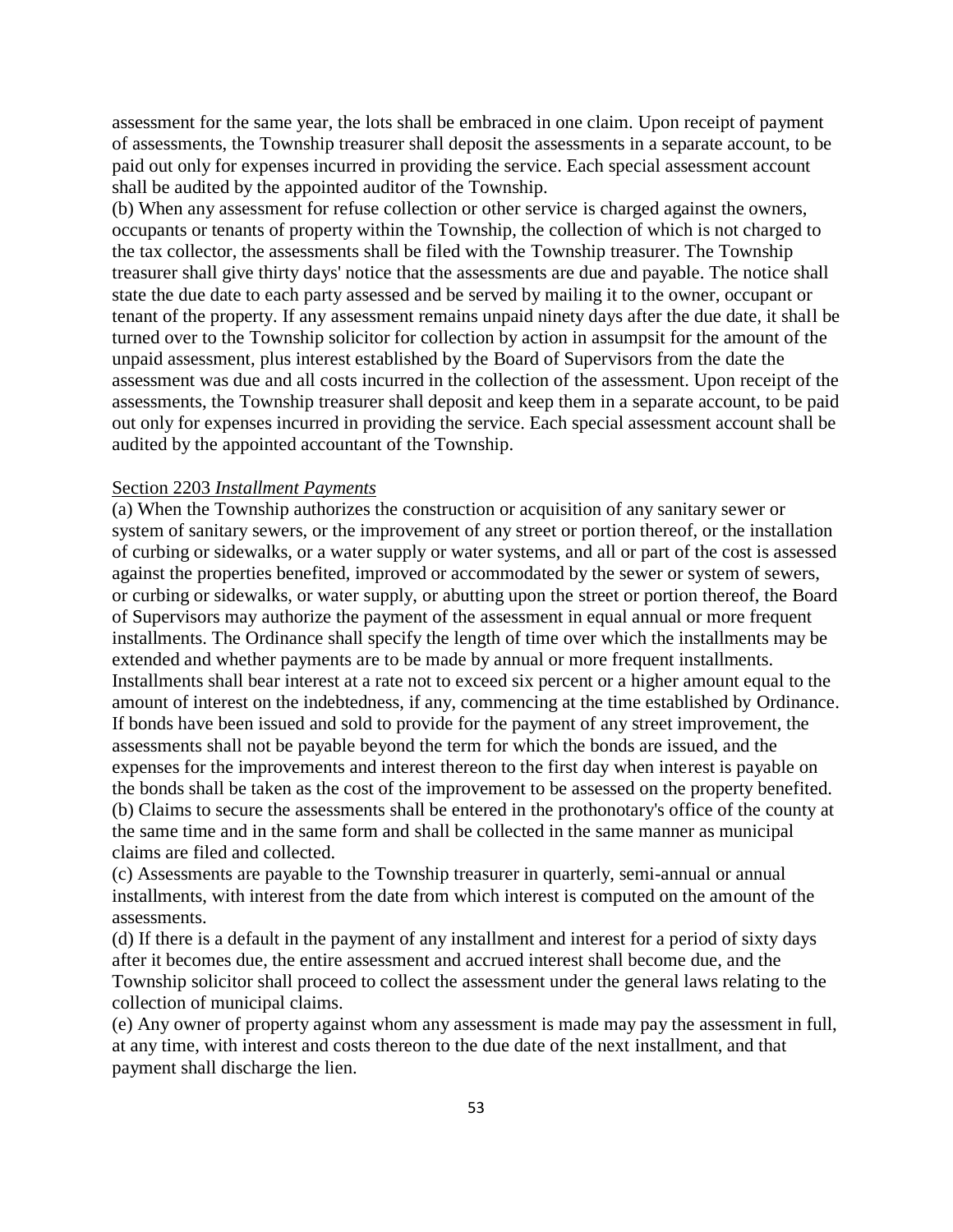assessment for the same year, the lots shall be embraced in one claim. Upon receipt of payment of assessments, the Township treasurer shall deposit the assessments in a separate account, to be paid out only for expenses incurred in providing the service. Each special assessment account shall be audited by the appointed auditor of the Township.

(b) When any assessment for refuse collection or other service is charged against the owners, occupants or tenants of property within the Township, the collection of which is not charged to the tax collector, the assessments shall be filed with the Township treasurer. The Township treasurer shall give thirty days' notice that the assessments are due and payable. The notice shall state the due date to each party assessed and be served by mailing it to the owner, occupant or tenant of the property. If any assessment remains unpaid ninety days after the due date, it shall be turned over to the Township solicitor for collection by action in assumpsit for the amount of the unpaid assessment, plus interest established by the Board of Supervisors from the date the assessment was due and all costs incurred in the collection of the assessment. Upon receipt of the assessments, the Township treasurer shall deposit and keep them in a separate account, to be paid out only for expenses incurred in providing the service. Each special assessment account shall be audited by the appointed accountant of the Township.

Section 2203 *Installment Payments*

(a) When the Township authorizes the construction or acquisition of any sanitary sewer or system of sanitary sewers, or the improvement of any street or portion thereof, or the installation of curbing or sidewalks, or a water supply or water systems, and all or part of the cost is assessed against the properties benefited, improved or accommodated by the sewer or system of sewers, or curbing or sidewalks, or water supply, or abutting upon the street or portion thereof, the Board of Supervisors may authorize the payment of the assessment in equal annual or more frequent installments. The Ordinance shall specify the length of time over which the installments may be extended and whether payments are to be made by annual or more frequent installments. Installments shall bear interest at a rate not to exceed six percent or a higher amount equal to the amount of interest on the indebtedness, if any, commencing at the time established by Ordinance. If bonds have been issued and sold to provide for the payment of any street improvement, the assessments shall not be payable beyond the term for which the bonds are issued, and the expenses for the improvements and interest thereon to the first day when interest is payable on the bonds shall be taken as the cost of the improvement to be assessed on the property benefited.

(b) Claims to secure the assessments shall be entered in the prothonotary's office of the county at the same time and in the same form and shall be collected in the same manner as municipal claims are filed and collected.

(c) Assessments are payable to the Township treasurer in quarterly, semi-annual or annual installments, with interest from the date from which interest is computed on the amount of the assessments.

(d) If there is a default in the payment of any installment and interest for a period of sixty days after it becomes due, the entire assessment and accrued interest shall become due, and the Township solicitor shall proceed to collect the assessment under the general laws relating to the collection of municipal claims.

(e) Any owner of property against whom any assessment is made may pay the assessment in full, at any time, with interest and costs thereon to the due date of the next installment, and that payment shall discharge the lien.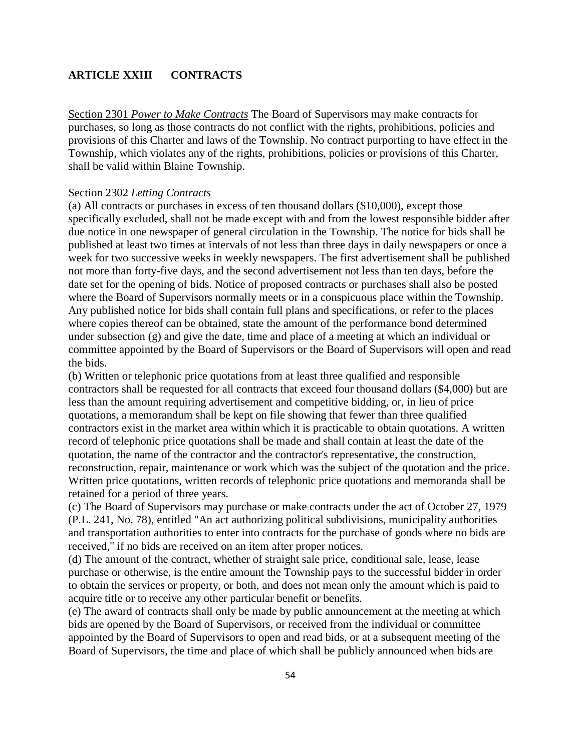## ARTICLE XXIII CONTRACTS

Section 2301 *Power to Make Contracts* The Board of Supervisors may make contracts for purchases, so long as those contracts do not conflict with the rights, prohibitions, policies and provisions of this Charter and laws of the Township. No contract purporting to have effect in the Township, which violates any of the rights, prohibitions, policies or provisions of this Charter, shall be valid within Blaine Township.

Section 2302 *Letting Contracts*

(a) All contracts or purchases in excess of ten thousand dollars ($10,000), except those specifically excluded, shall not be made except with and from the lowest responsible bidder after due notice in one newspaper of general circulation in the Township. The notice for bids shall be published at least two times at intervals of not less than three days in daily newspapers or once a week for two successive weeks in weekly newspapers. The first advertisement shall be published not more than forty-five days, and the second advertisement not less than ten days, before the date set for the opening of bids. Notice of proposed contracts or purchases shall also be posted where the Board of Supervisors normally meets or in a conspicuous place within the Township. Any published notice for bids shall contain full plans and specifications, or refer to the places where copies thereof can be obtained, state the amount of the performance bond determined under subsection (g) and give the date, time and place of a meeting at which an individual or committee appointed by the Board of Supervisors or the Board of Supervisors will open and read the bids.

(b) Written or telephonic price quotations from at least three qualified and responsible contractors shall be requested for all contracts that exceed four thousand dollars ($4,000) but are less than the amount requiring advertisement and competitive bidding, or, in lieu of price quotations, a memorandum shall be kept on file showing that fewer than three qualified contractors exist in the market area within which it is practicable to obtain quotations. A written record of telephonic price quotations shall be made and shall contain at least the date of the quotation, the name of the contractor and the contractor's representative, the construction, reconstruction, repair, maintenance or work which was the subject of the quotation and the price. Written price quotations, written records of telephonic price quotations and memoranda shall be retained for a period of three years.

(c) The Board of Supervisors may purchase or make contracts under the act of October 27, 1979 (P.L. 241, No. 78), entitled "An act authorizing political subdivisions, municipality authorities and transportation authorities to enter into contracts for the purchase of goods where no bids are received," if no bids are received on an item after proper notices.

(d) The amount of the contract, whether of straight sale price, conditional sale, lease, lease purchase or otherwise, is the entire amount the Township pays to the successful bidder in order to obtain the services or property, or both, and does not mean only the amount which is paid to acquire title or to receive any other particular benefit or benefits.

(e) The award of contracts shall only be made by public announcement at the meeting at which bids are opened by the Board of Supervisors, or received from the individual or committee appointed by the Board of Supervisors to open and read bids, or at a subsequent meeting of the Board of Supervisors, the time and place of which shall be publicly announced when bids are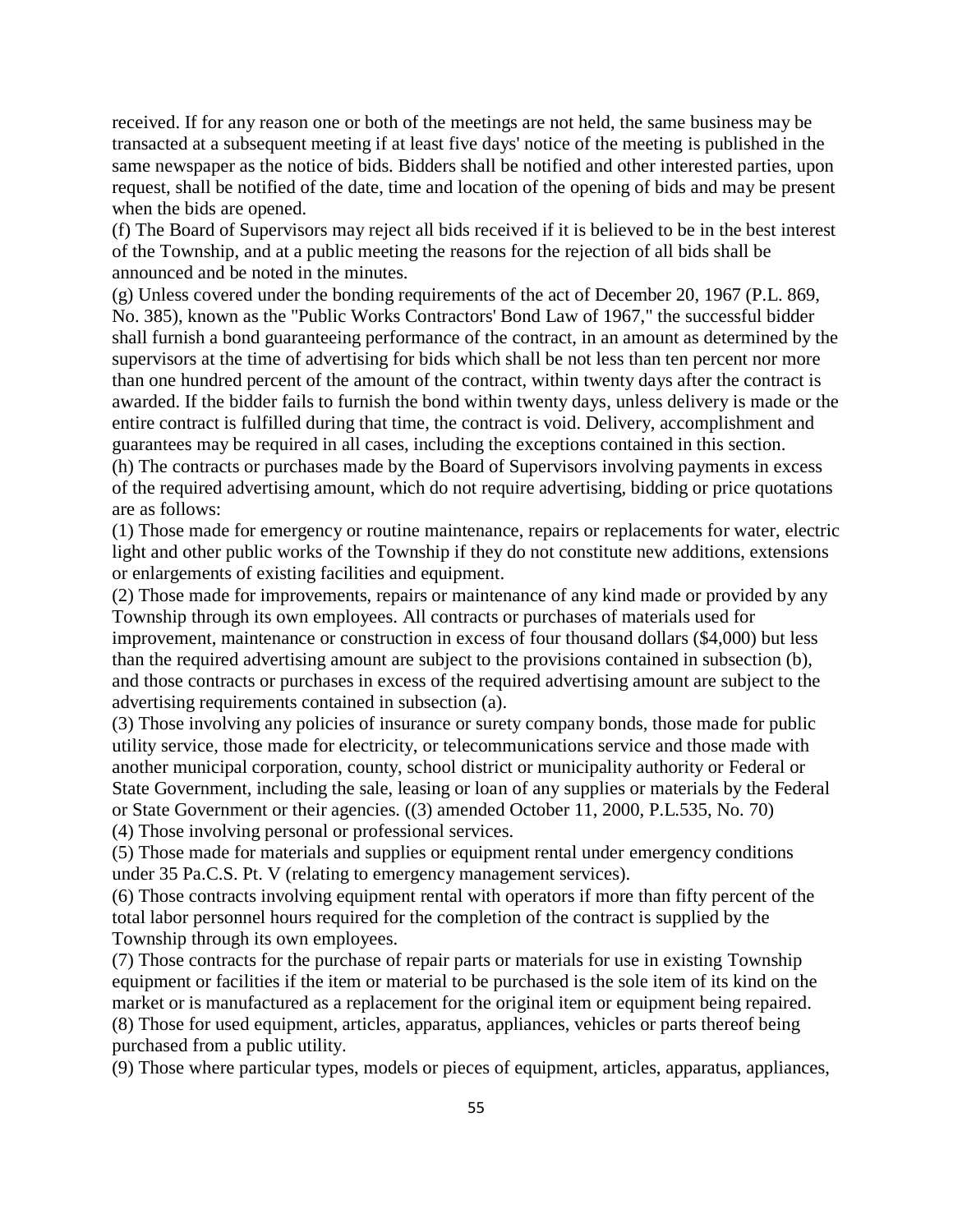received. If for any reason one or both of the meetings are not held, the same business may be transacted at a subsequent meeting if at least five days' notice of the meeting is published in the same newspaper as the notice of bids. Bidders shall be notified and other interested parties, upon request, shall be notified of the date, time and location of the opening of bids and may be present when the bids are opened.

(f) The Board of Supervisors may reject all bids received if it is believed to be in the best interest of the Township, and at a public meeting the reasons for the rejection of all bids shall be announced and be noted in the minutes.

(g) Unless covered under the bonding requirements of the act of December 20, 1967 (P.L. 869, No. 385), known as the "Public Works Contractors' Bond Law of 1967," the successful bidder shall furnish a bond guaranteeing performance of the contract, in an amount as determined by the supervisors at the time of advertising for bids which shall be not less than ten percent nor more than one hundred percent of the amount of the contract, within twenty days after the contract is awarded. If the bidder fails to furnish the bond within twenty days, unless delivery is made or the entire contract is fulfilled during that time, the contract is void. Delivery, accomplishment and guarantees may be required in all cases, including the exceptions contained in this section.

(h) The contracts or purchases made by the Board of Supervisors involving payments in excess of the required advertising amount, which do not require advertising, bidding or price quotations are as follows:

(1) Those made for emergency or routine maintenance, repairs or replacements for water, electric light and other public works of the Township if they do not constitute new additions, extensions or enlargements of existing facilities and equipment.

(2) Those made for improvements, repairs or maintenance of any kind made or provided by any Township through its own employees. All contracts or purchases of materials used for improvement, maintenance or construction in excess of four thousand dollars ($4,000) but less than the required advertising amount are subject to the provisions contained in subsection (b), and those contracts or purchases in excess of the required advertising amount are subject to the advertising requirements contained in subsection (a).

(3) Those involving any policies of insurance or surety company bonds, those made for public utility service, those made for electricity, or telecommunications service and those made with another municipal corporation, county, school district or municipality authority or Federal or State Government, including the sale, leasing or loan of any supplies or materials by the Federal or State Government or their agencies. ((3) amended October 11, 2000, P.L.535, No. 70)

(4) Those involving personal or professional services.

(5) Those made for materials and supplies or equipment rental under emergency conditions under 35 Pa.C.S. Pt. V (relating to emergency management services).

(6) Those contracts involving equipment rental with operators if more than fifty percent of the total labor personnel hours required for the completion of the contract is supplied by the Township through its own employees.

(7) Those contracts for the purchase of repair parts or materials for use in existing Township equipment or facilities if the item or material to be purchased is the sole item of its kind on the market or is manufactured as a replacement for the original item or equipment being repaired.

(8) Those for used equipment, articles, apparatus, appliances, vehicles or parts thereof being purchased from a public utility.

(9) Those where particular types, models or pieces of equipment, articles, apparatus, appliances,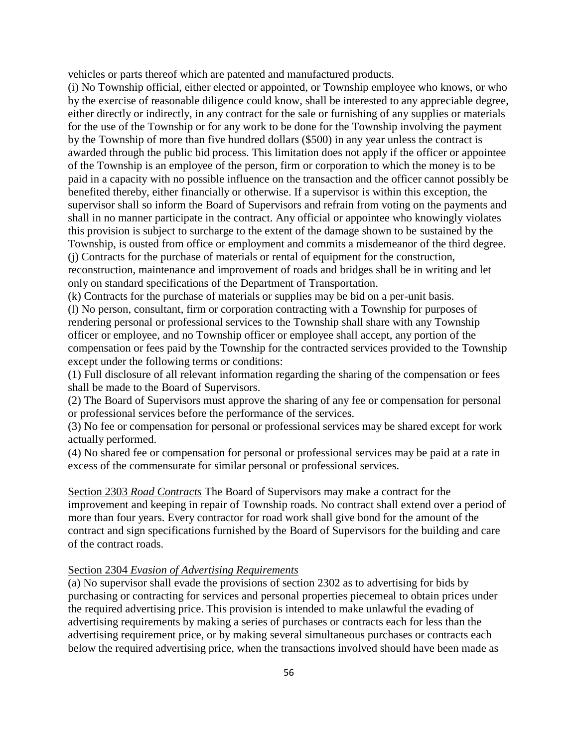vehicles or parts thereof which are patented and manufactured products.

(i) No Township official, either elected or appointed, or Township employee who knows, or who by the exercise of reasonable diligence could know, shall be interested to any appreciable degree, either directly or indirectly, in any contract for the sale or furnishing of any supplies or materials for the use of the Township or for any work to be done for the Township involving the payment by the Township of more than five hundred dollars ($500) in any year unless the contract is awarded through the public bid process. This limitation does not apply if the officer or appointee of the Township is an employee of the person, firm or corporation to which the money is to be paid in a capacity with no possible influence on the transaction and the officer cannot possibly be benefited thereby, either financially or otherwise. If a supervisor is within this exception, the supervisor shall so inform the Board of Supervisors and refrain from voting on the payments and shall in no manner participate in the contract. Any official or appointee who knowingly violates this provision is subject to surcharge to the extent of the damage shown to be sustained by the Township, is ousted from office or employment and commits a misdemeanor of the third degree.

(j) Contracts for the purchase of materials or rental of equipment for the construction, reconstruction, maintenance and improvement of roads and bridges shall be in writing and let only on standard specifications of the Department of Transportation.

(k) Contracts for the purchase of materials or supplies may be bid on a per-unit basis.

(l) No person, consultant, firm or corporation contracting with a Township for purposes of rendering personal or professional services to the Township shall share with any Township officer or employee, and no Township officer or employee shall accept, any portion of the compensation or fees paid by the Township for the contracted services provided to the Township except under the following terms or conditions:

(1) Full disclosure of all relevant information regarding the sharing of the compensation or fees shall be made to the Board of Supervisors.

(2) The Board of Supervisors must approve the sharing of any fee or compensation for personal or professional services before the performance of the services.

(3) No fee or compensation for personal or professional services may be shared except for work actually performed.

(4) No shared fee or compensation for personal or professional services may be paid at a rate in excess of the commensurate for similar personal or professional services.

Section 2303 *Road Contracts* The Board of Supervisors may make a contract for the improvement and keeping in repair of Township roads. No contract shall extend over a period of more than four years. Every contractor for road work shall give bond for the amount of the contract and sign specifications furnished by the Board of Supervisors for the building and care of the contract roads.

Section 2304 *Evasion of Advertising Requirements*

(a) No supervisor shall evade the provisions of section 2302 as to advertising for bids by purchasing or contracting for services and personal properties piecemeal to obtain prices under the required advertising price. This provision is intended to make unlawful the evading of advertising requirements by making a series of purchases or contracts each for less than the advertising requirement price, or by making several simultaneous purchases or contracts each below the required advertising price, when the transactions involved should have been made as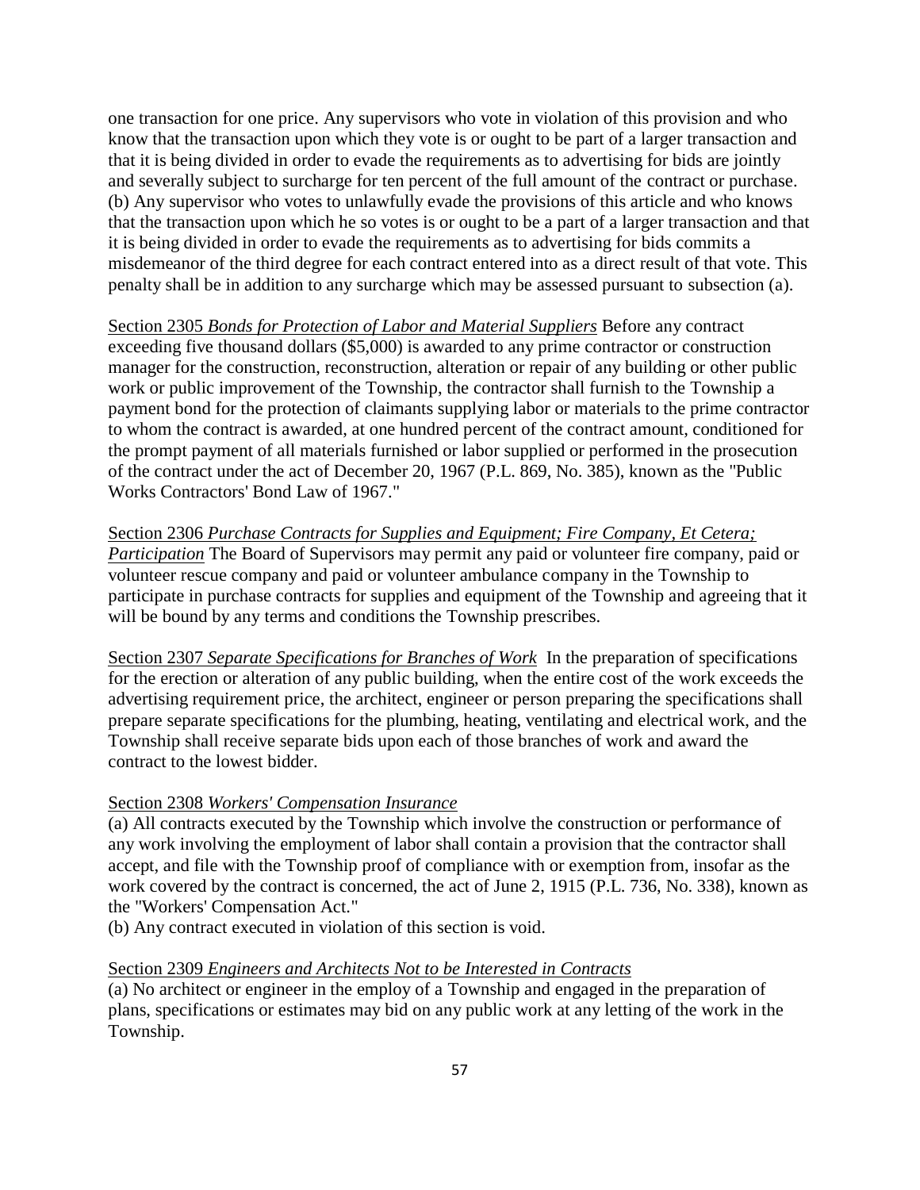one transaction for one price. Any supervisors who vote in violation of this provision and who know that the transaction upon which they vote is or ought to be part of a larger transaction and that it is being divided in order to evade the requirements as to advertising for bids are jointly and severally subject to surcharge for ten percent of the full amount of the contract or purchase.
(b) Any supervisor who votes to unlawfully evade the provisions of this article and who knows that the transaction upon which he so votes is or ought to be a part of a larger transaction and that it is being divided in order to evade the requirements as to advertising for bids commits a misdemeanor of the third degree for each contract entered into as a direct result of that vote. This penalty shall be in addition to any surcharge which may be assessed pursuant to subsection (a).

Section 2305 *Bonds for Protection of Labor and Material Suppliers* Before any contract exceeding five thousand dollars ($5,000) is awarded to any prime contractor or construction manager for the construction, reconstruction, alteration or repair of any building or other public work or public improvement of the Township, the contractor shall furnish to the Township a payment bond for the protection of claimants supplying labor or materials to the prime contractor to whom the contract is awarded, at one hundred percent of the contract amount, conditioned for the prompt payment of all materials furnished or labor supplied or performed in the prosecution of the contract under the act of December 20, 1967 (P.L. 869, No. 385), known as the "Public Works Contractors' Bond Law of 1967."

Section 2306 *Purchase Contracts for Supplies and Equipment; Fire Company, Et Cetera; Participation* The Board of Supervisors may permit any paid or volunteer fire company, paid or volunteer rescue company and paid or volunteer ambulance company in the Township to participate in purchase contracts for supplies and equipment of the Township and agreeing that it will be bound by any terms and conditions the Township prescribes.

Section 2307 *Separate Specifications for Branches of Work* In the preparation of specifications for the erection or alteration of any public building, when the entire cost of the work exceeds the advertising requirement price, the architect, engineer or person preparing the specifications shall prepare separate specifications for the plumbing, heating, ventilating and electrical work, and the Township shall receive separate bids upon each of those branches of work and award the contract to the lowest bidder.

Section 2308 *Workers' Compensation Insurance*
(a) All contracts executed by the Township which involve the construction or performance of any work involving the employment of labor shall contain a provision that the contractor shall accept, and file with the Township proof of compliance with or exemption from, insofar as the work covered by the contract is concerned, the act of June 2, 1915 (P.L. 736, No. 338), known as the "Workers' Compensation Act."
(b) Any contract executed in violation of this section is void.

Section 2309 *Engineers and Architects Not to be Interested in Contracts*
(a) No architect or engineer in the employ of a Township and engaged in the preparation of plans, specifications or estimates may bid on any public work at any letting of the work in the Township.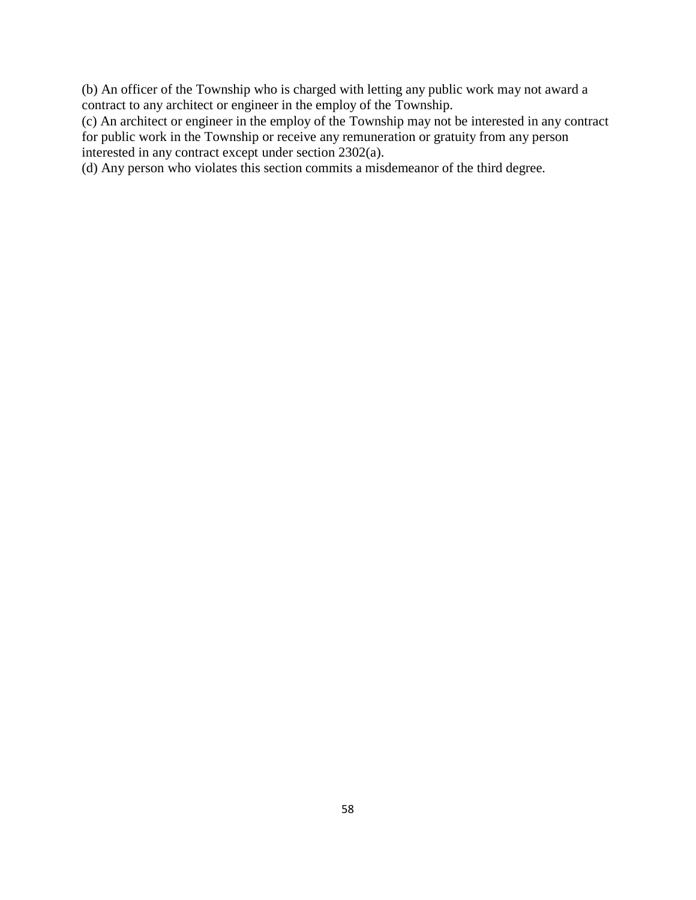(b) An officer of the Township who is charged with letting any public work may not award a contract to any architect or engineer in the employ of the Township.

(c) An architect or engineer in the employ of the Township may not be interested in any contract for public work in the Township or receive any remuneration or gratuity from any person interested in any contract except under section 2302(a).

(d) Any person who violates this section commits a misdemeanor of the third degree.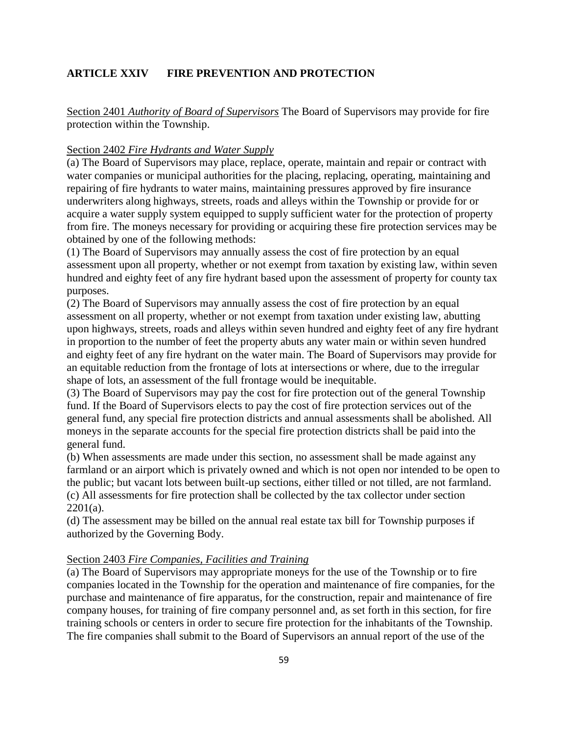## ARTICLE XXIV FIRE PREVENTION AND PROTECTION

<u>Section 2401</u> *<u>Authority of Board of Supervisors</u>* The Board of Supervisors may provide for fire protection within the Township.

<u>Section 2402</u> *<u>Fire Hydrants and Water Supply</u>*

(a) The Board of Supervisors may place, replace, operate, maintain and repair or contract with water companies or municipal authorities for the placing, replacing, operating, maintaining and repairing of fire hydrants to water mains, maintaining pressures approved by fire insurance underwriters along highways, streets, roads and alleys within the Township or provide for or acquire a water supply system equipped to supply sufficient water for the protection of property from fire. The moneys necessary for providing or acquiring these fire protection services may be obtained by one of the following methods:

(1) The Board of Supervisors may annually assess the cost of fire protection by an equal assessment upon all property, whether or not exempt from taxation by existing law, within seven hundred and eighty feet of any fire hydrant based upon the assessment of property for county tax purposes.

(2) The Board of Supervisors may annually assess the cost of fire protection by an equal assessment on all property, whether or not exempt from taxation under existing law, abutting upon highways, streets, roads and alleys within seven hundred and eighty feet of any fire hydrant in proportion to the number of feet the property abuts any water main or within seven hundred and eighty feet of any fire hydrant on the water main. The Board of Supervisors may provide for an equitable reduction from the frontage of lots at intersections or where, due to the irregular shape of lots, an assessment of the full frontage would be inequitable.

(3) The Board of Supervisors may pay the cost for fire protection out of the general Township fund. If the Board of Supervisors elects to pay the cost of fire protection services out of the general fund, any special fire protection districts and annual assessments shall be abolished. All moneys in the separate accounts for the special fire protection districts shall be paid into the general fund.

(b) When assessments are made under this section, no assessment shall be made against any farmland or an airport which is privately owned and which is not open nor intended to be open to the public; but vacant lots between built-up sections, either tilled or not tilled, are not farmland.

(c) All assessments for fire protection shall be collected by the tax collector under section 2201(a).

(d) The assessment may be billed on the annual real estate tax bill for Township purposes if authorized by the Governing Body.

<u>Section 2403</u> *<u>Fire Companies, Facilities and Training</u>*

(a) The Board of Supervisors may appropriate moneys for the use of the Township or to fire companies located in the Township for the operation and maintenance of fire companies, for the purchase and maintenance of fire apparatus, for the construction, repair and maintenance of fire company houses, for training of fire company personnel and, as set forth in this section, for fire training schools or centers in order to secure fire protection for the inhabitants of the Township. The fire companies shall submit to the Board of Supervisors an annual report of the use of the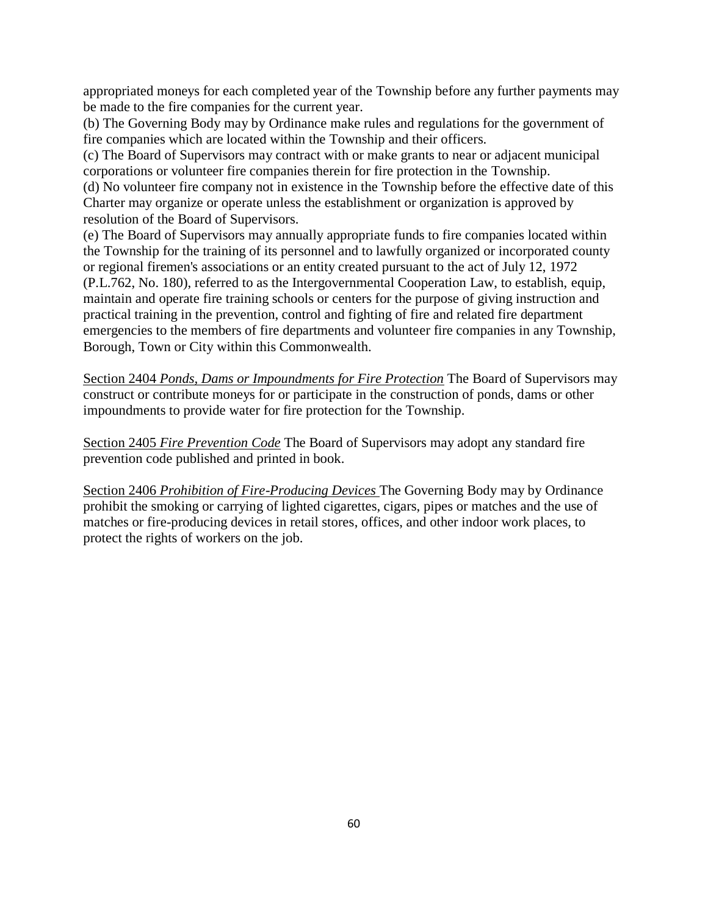appropriated moneys for each completed year of the Township before any further payments may be made to the fire companies for the current year.

(b) The Governing Body may by Ordinance make rules and regulations for the government of fire companies which are located within the Township and their officers.

(c) The Board of Supervisors may contract with or make grants to near or adjacent municipal corporations or volunteer fire companies therein for fire protection in the Township.

(d) No volunteer fire company not in existence in the Township before the effective date of this Charter may organize or operate unless the establishment or organization is approved by resolution of the Board of Supervisors.

(e) The Board of Supervisors may annually appropriate funds to fire companies located within the Township for the training of its personnel and to lawfully organized or incorporated county or regional firemen's associations or an entity created pursuant to the act of July 12, 1972 (P.L.762, No. 180), referred to as the Intergovernmental Cooperation Law, to establish, equip, maintain and operate fire training schools or centers for the purpose of giving instruction and practical training in the prevention, control and fighting of fire and related fire department emergencies to the members of fire departments and volunteer fire companies in any Township, Borough, Town or City within this Commonwealth.

Section 2404 *Ponds, Dams or Impoundments for Fire Protection* The Board of Supervisors may construct or contribute moneys for or participate in the construction of ponds, dams or other impoundments to provide water for fire protection for the Township.

Section 2405 *Fire Prevention Code* The Board of Supervisors may adopt any standard fire prevention code published and printed in book.

Section 2406 *Prohibition of Fire-Producing Devices* The Governing Body may by Ordinance prohibit the smoking or carrying of lighted cigarettes, cigars, pipes or matches and the use of matches or fire-producing devices in retail stores, offices, and other indoor work places, to protect the rights of workers on the job.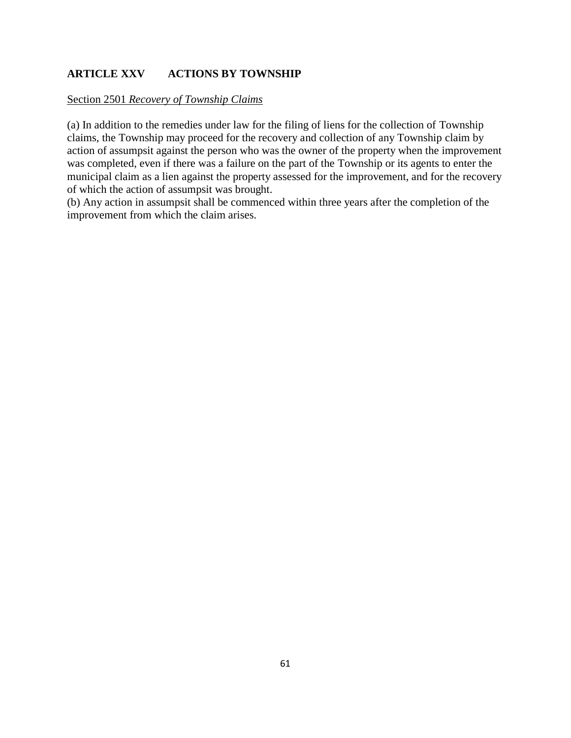## ARTICLE XXV ACTIONS BY TOWNSHIP

<u>Section 2501 *Recovery of Township Claims*</u>

(a) In addition to the remedies under law for the filing of liens for the collection of Township claims, the Township may proceed for the recovery and collection of any Township claim by action of assumpsit against the person who was the owner of the property when the improvement was completed, even if there was a failure on the part of the Township or its agents to enter the municipal claim as a lien against the property assessed for the improvement, and for the recovery of which the action of assumpsit was brought.

(b) Any action in assumpsit shall be commenced within three years after the completion of the improvement from which the claim arises.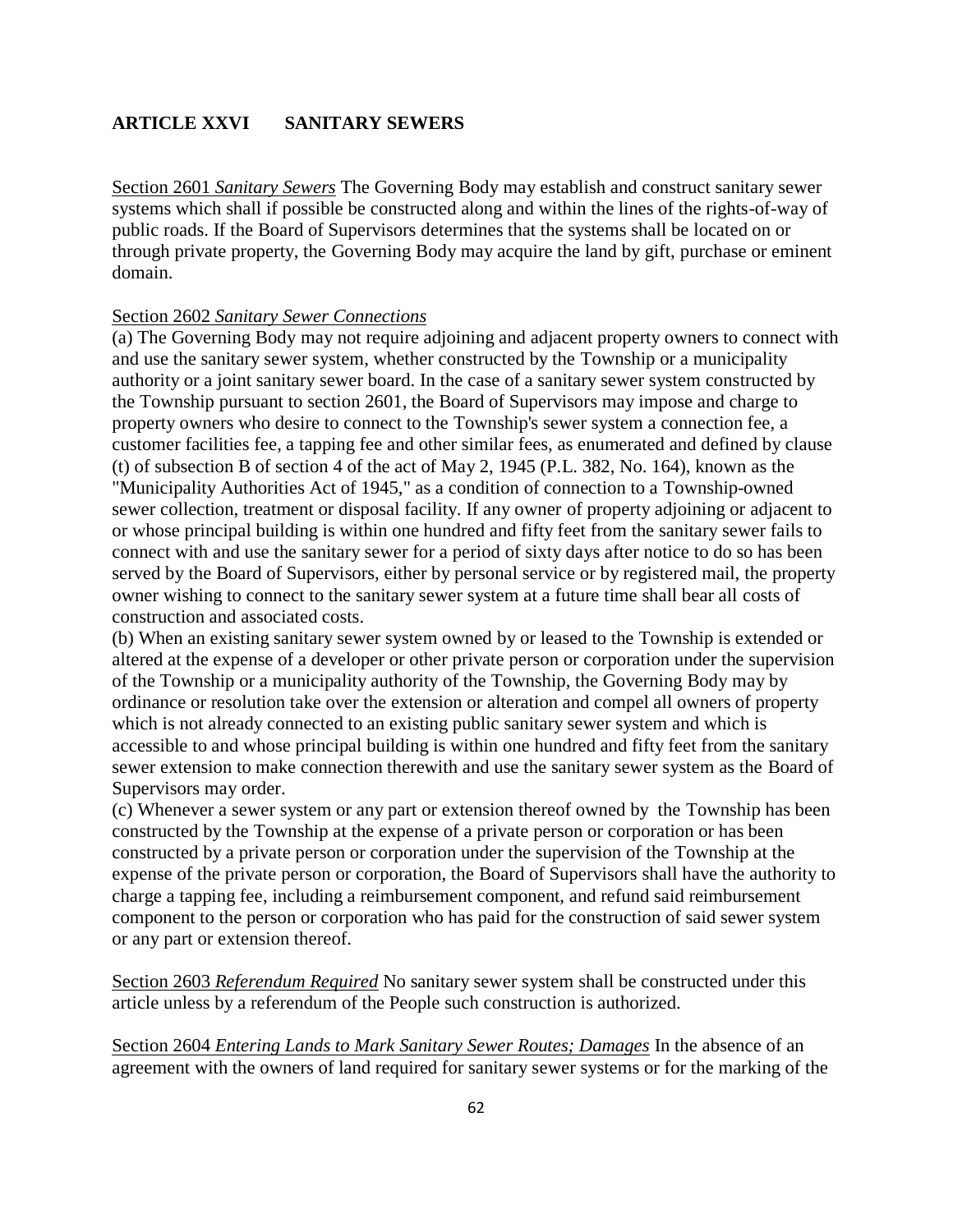## ARTICLE XXVI SANITARY SEWERS

Section 2601 *Sanitary Sewers* The Governing Body may establish and construct sanitary sewer systems which shall if possible be constructed along and within the lines of the rights-of-way of public roads. If the Board of Supervisors determines that the systems shall be located on or through private property, the Governing Body may acquire the land by gift, purchase or eminent domain.

Section 2602 *Sanitary Sewer Connections*
(a) The Governing Body may not require adjoining and adjacent property owners to connect with and use the sanitary sewer system, whether constructed by the Township or a municipality authority or a joint sanitary sewer board. In the case of a sanitary sewer system constructed by the Township pursuant to section 2601, the Board of Supervisors may impose and charge to property owners who desire to connect to the Township's sewer system a connection fee, a customer facilities fee, a tapping fee and other similar fees, as enumerated and defined by clause (t) of subsection B of section 4 of the act of May 2, 1945 (P.L. 382, No. 164), known as the "Municipality Authorities Act of 1945," as a condition of connection to a Township-owned sewer collection, treatment or disposal facility. If any owner of property adjoining or adjacent to or whose principal building is within one hundred and fifty feet from the sanitary sewer fails to connect with and use the sanitary sewer for a period of sixty days after notice to do so has been served by the Board of Supervisors, either by personal service or by registered mail, the property owner wishing to connect to the sanitary sewer system at a future time shall bear all costs of construction and associated costs.
(b) When an existing sanitary sewer system owned by or leased to the Township is extended or altered at the expense of a developer or other private person or corporation under the supervision of the Township or a municipality authority of the Township, the Governing Body may by ordinance or resolution take over the extension or alteration and compel all owners of property which is not already connected to an existing public sanitary sewer system and which is accessible to and whose principal building is within one hundred and fifty feet from the sanitary sewer extension to make connection therewith and use the sanitary sewer system as the Board of Supervisors may order.
(c) Whenever a sewer system or any part or extension thereof owned by the Township has been constructed by the Township at the expense of a private person or corporation or has been constructed by a private person or corporation under the supervision of the Township at the expense of the private person or corporation, the Board of Supervisors shall have the authority to charge a tapping fee, including a reimbursement component, and refund said reimbursement component to the person or corporation who has paid for the construction of said sewer system or any part or extension thereof.

Section 2603 *Referendum Required* No sanitary sewer system shall be constructed under this article unless by a referendum of the People such construction is authorized.

Section 2604 *Entering Lands to Mark Sanitary Sewer Routes; Damages* In the absence of an agreement with the owners of land required for sanitary sewer systems or for the marking of the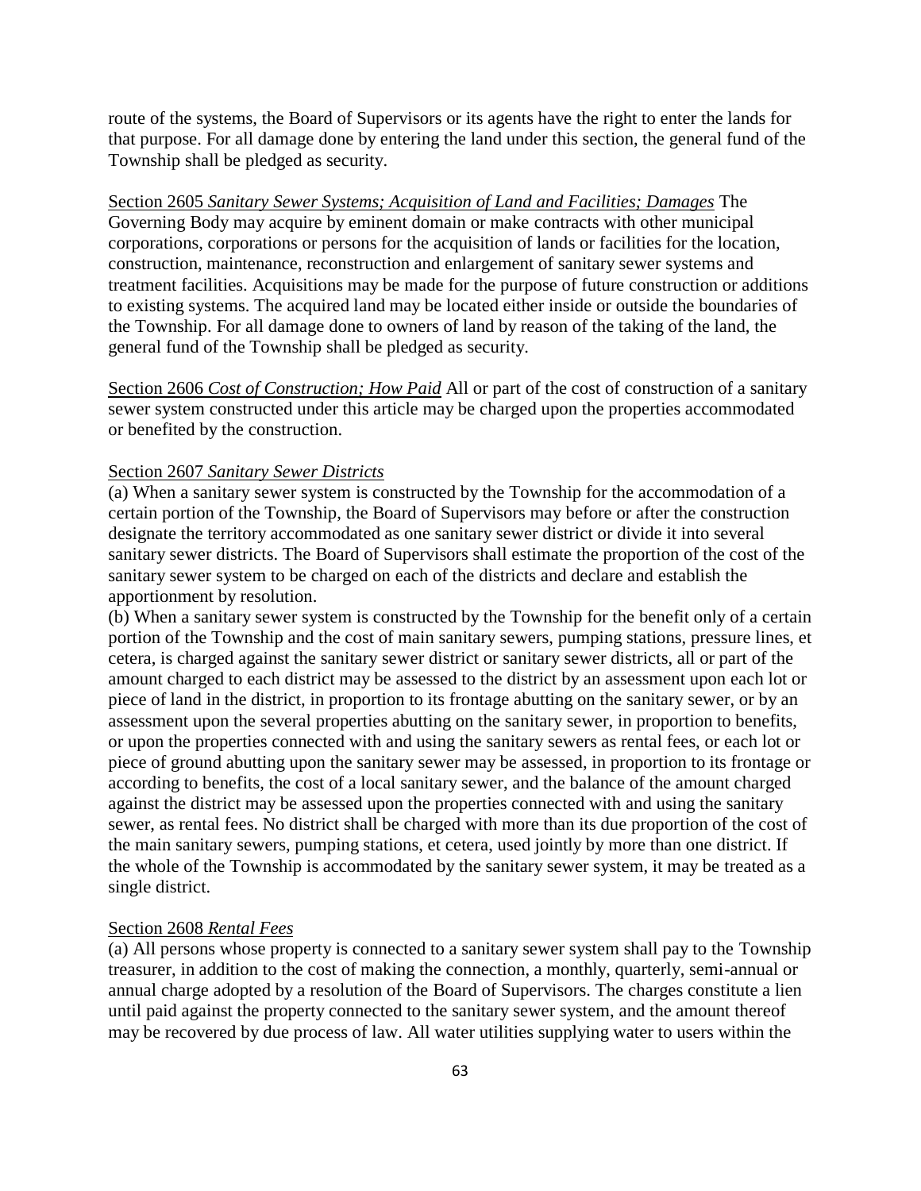route of the systems, the Board of Supervisors or its agents have the right to enter the lands for that purpose. For all damage done by entering the land under this section, the general fund of the Township shall be pledged as security.

<u>Section 2605 *Sanitary Sewer Systems; Acquisition of Land and Facilities; Damages*</u> The Governing Body may acquire by eminent domain or make contracts with other municipal corporations, corporations or persons for the acquisition of lands or facilities for the location, construction, maintenance, reconstruction and enlargement of sanitary sewer systems and treatment facilities. Acquisitions may be made for the purpose of future construction or additions to existing systems. The acquired land may be located either inside or outside the boundaries of the Township. For all damage done to owners of land by reason of the taking of the land, the general fund of the Township shall be pledged as security.

<u>Section 2606 *Cost of Construction; How Paid*</u> All or part of the cost of construction of a sanitary sewer system constructed under this article may be charged upon the properties accommodated or benefited by the construction.

<u>Section 2607 *Sanitary Sewer Districts*</u>

(a) When a sanitary sewer system is constructed by the Township for the accommodation of a certain portion of the Township, the Board of Supervisors may before or after the construction designate the territory accommodated as one sanitary sewer district or divide it into several sanitary sewer districts. The Board of Supervisors shall estimate the proportion of the cost of the sanitary sewer system to be charged on each of the districts and declare and establish the apportionment by resolution.

(b) When a sanitary sewer system is constructed by the Township for the benefit only of a certain portion of the Township and the cost of main sanitary sewers, pumping stations, pressure lines, et cetera, is charged against the sanitary sewer district or sanitary sewer districts, all or part of the amount charged to each district may be assessed to the district by an assessment upon each lot or piece of land in the district, in proportion to its frontage abutting on the sanitary sewer, or by an assessment upon the several properties abutting on the sanitary sewer, in proportion to benefits, or upon the properties connected with and using the sanitary sewers as rental fees, or each lot or piece of ground abutting upon the sanitary sewer may be assessed, in proportion to its frontage or according to benefits, the cost of a local sanitary sewer, and the balance of the amount charged against the district may be assessed upon the properties connected with and using the sanitary sewer, as rental fees. No district shall be charged with more than its due proportion of the cost of the main sanitary sewers, pumping stations, et cetera, used jointly by more than one district. If the whole of the Township is accommodated by the sanitary sewer system, it may be treated as a single district.

<u>Section 2608 *Rental Fees*</u>

(a) All persons whose property is connected to a sanitary sewer system shall pay to the Township treasurer, in addition to the cost of making the connection, a monthly, quarterly, semi-annual or annual charge adopted by a resolution of the Board of Supervisors. The charges constitute a lien until paid against the property connected to the sanitary sewer system, and the amount thereof may be recovered by due process of law. All water utilities supplying water to users within the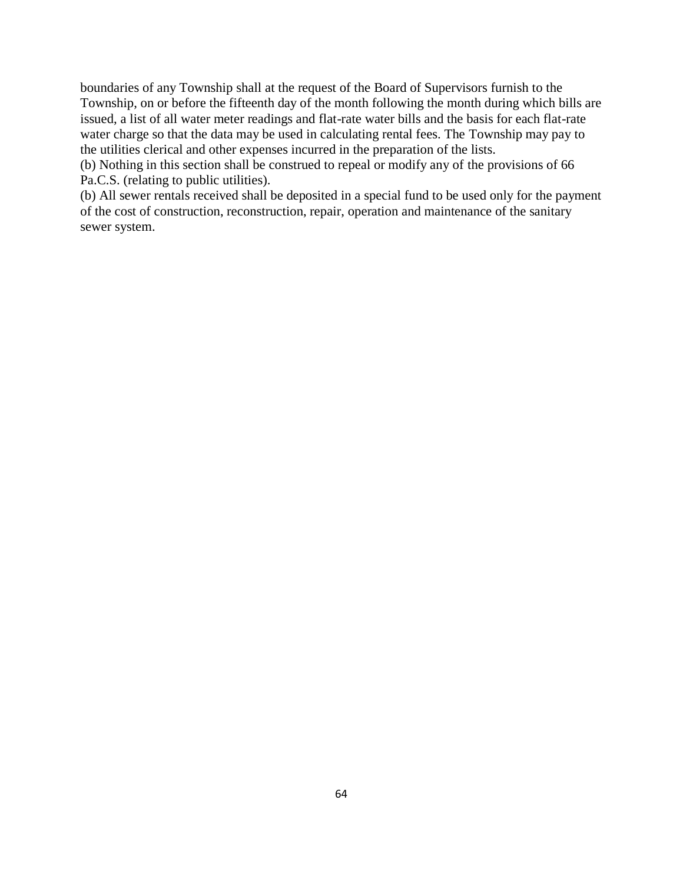boundaries of any Township shall at the request of the Board of Supervisors furnish to the Township, on or before the fifteenth day of the month following the month during which bills are issued, a list of all water meter readings and flat-rate water bills and the basis for each flat-rate water charge so that the data may be used in calculating rental fees. The Township may pay to the utilities clerical and other expenses incurred in the preparation of the lists.

(b) Nothing in this section shall be construed to repeal or modify any of the provisions of 66 Pa.C.S. (relating to public utilities).

(b) All sewer rentals received shall be deposited in a special fund to be used only for the payment of the cost of construction, reconstruction, repair, operation and maintenance of the sanitary sewer system.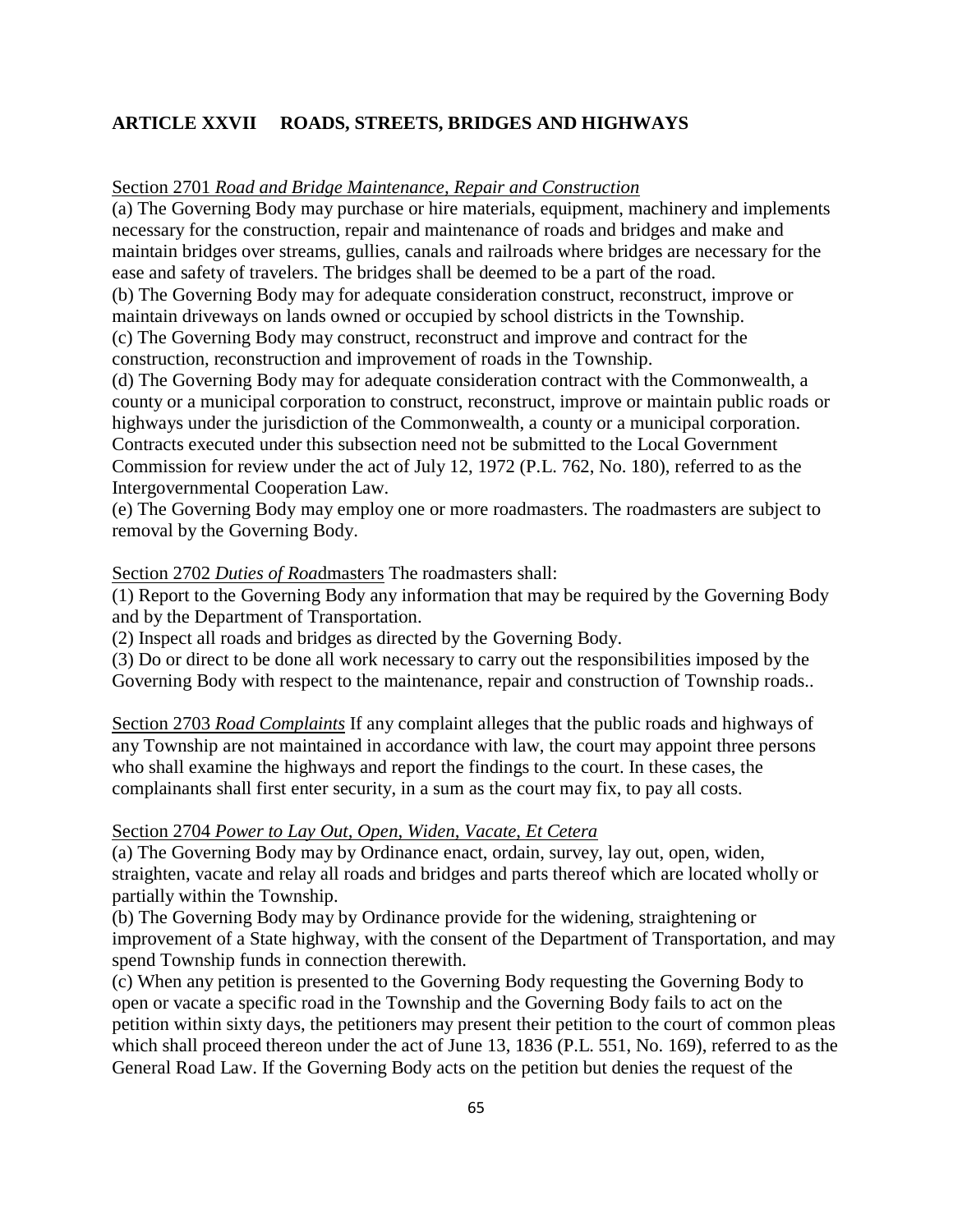## ARTICLE XXVII ROADS, STREETS, BRIDGES AND HIGHWAYS

Section 2701 *Road and Bridge Maintenance, Repair and Construction*

(a) The Governing Body may purchase or hire materials, equipment, machinery and implements necessary for the construction, repair and maintenance of roads and bridges and make and maintain bridges over streams, gullies, canals and railroads where bridges are necessary for the ease and safety of travelers. The bridges shall be deemed to be a part of the road.

(b) The Governing Body may for adequate consideration construct, reconstruct, improve or maintain driveways on lands owned or occupied by school districts in the Township.

(c) The Governing Body may construct, reconstruct and improve and contract for the construction, reconstruction and improvement of roads in the Township.

(d) The Governing Body may for adequate consideration contract with the Commonwealth, a county or a municipal corporation to construct, reconstruct, improve or maintain public roads or highways under the jurisdiction of the Commonwealth, a county or a municipal corporation. Contracts executed under this subsection need not be submitted to the Local Government Commission for review under the act of July 12, 1972 (P.L. 762, No. 180), referred to as the Intergovernmental Cooperation Law.

(e) The Governing Body may employ one or more roadmasters. The roadmasters are subject to removal by the Governing Body.

Section 2702 *Duties of Roa*dmasters The roadmasters shall:

(1) Report to the Governing Body any information that may be required by the Governing Body and by the Department of Transportation.

(2) Inspect all roads and bridges as directed by the Governing Body.

(3) Do or direct to be done all work necessary to carry out the responsibilities imposed by the Governing Body with respect to the maintenance, repair and construction of Township roads..

Section 2703 *Road Complaints* If any complaint alleges that the public roads and highways of any Township are not maintained in accordance with law, the court may appoint three persons who shall examine the highways and report the findings to the court. In these cases, the complainants shall first enter security, in a sum as the court may fix, to pay all costs.

Section 2704 *Power to Lay Out, Open, Widen, Vacate, Et Cetera*

(a) The Governing Body may by Ordinance enact, ordain, survey, lay out, open, widen, straighten, vacate and relay all roads and bridges and parts thereof which are located wholly or partially within the Township.

(b) The Governing Body may by Ordinance provide for the widening, straightening or improvement of a State highway, with the consent of the Department of Transportation, and may spend Township funds in connection therewith.

(c) When any petition is presented to the Governing Body requesting the Governing Body to open or vacate a specific road in the Township and the Governing Body fails to act on the petition within sixty days, the petitioners may present their petition to the court of common pleas which shall proceed thereon under the act of June 13, 1836 (P.L. 551, No. 169), referred to as the General Road Law. If the Governing Body acts on the petition but denies the request of the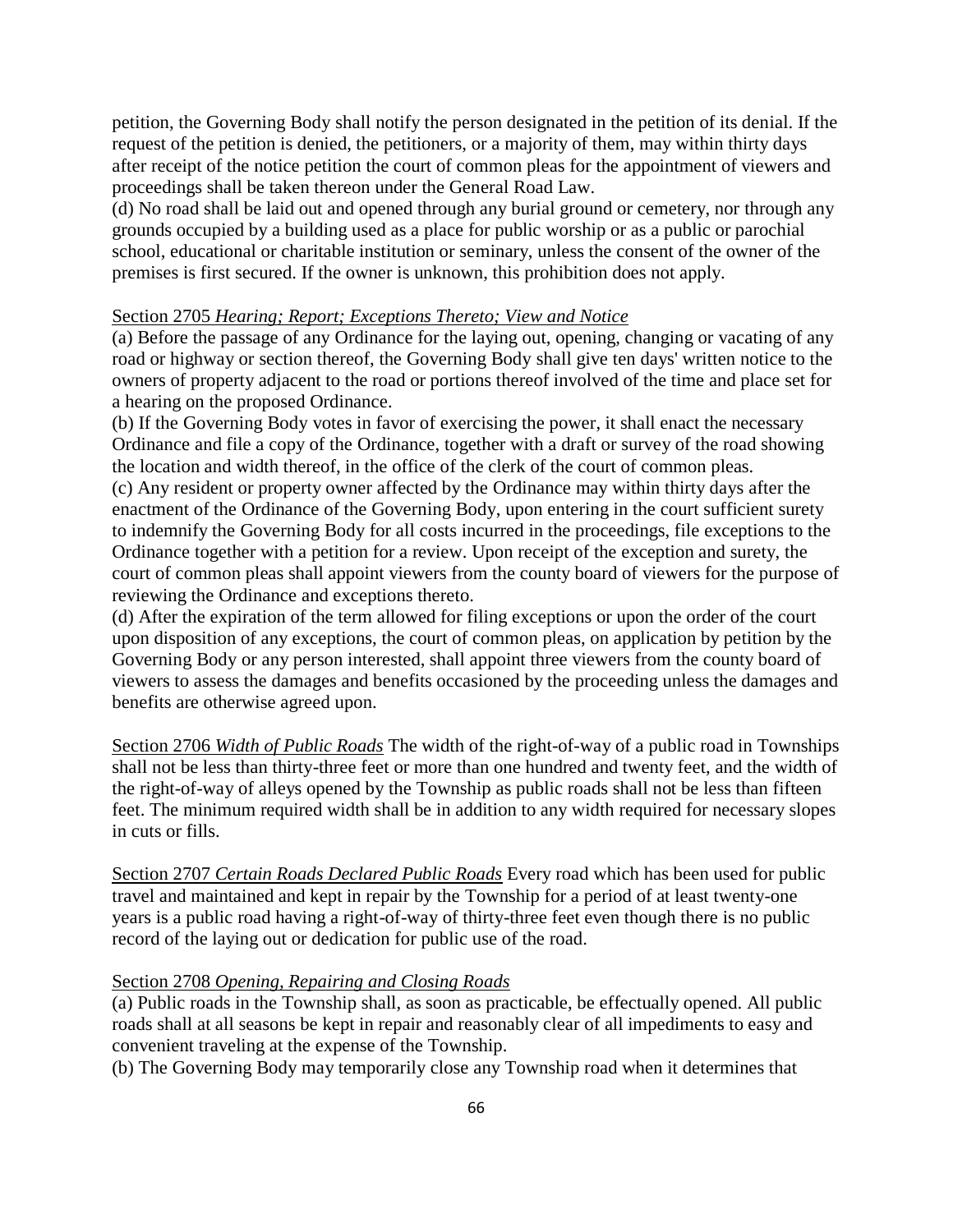petition, the Governing Body shall notify the person designated in the petition of its denial. If the request of the petition is denied, the petitioners, or a majority of them, may within thirty days after receipt of the notice petition the court of common pleas for the appointment of viewers and proceedings shall be taken thereon under the General Road Law.

(d) No road shall be laid out and opened through any burial ground or cemetery, nor through any grounds occupied by a building used as a place for public worship or as a public or parochial school, educational or charitable institution or seminary, unless the consent of the owner of the premises is first secured. If the owner is unknown, this prohibition does not apply.

Section 2705 *Hearing; Report; Exceptions Thereto; View and Notice*

(a) Before the passage of any Ordinance for the laying out, opening, changing or vacating of any road or highway or section thereof, the Governing Body shall give ten days' written notice to the owners of property adjacent to the road or portions thereof involved of the time and place set for a hearing on the proposed Ordinance.

(b) If the Governing Body votes in favor of exercising the power, it shall enact the necessary Ordinance and file a copy of the Ordinance, together with a draft or survey of the road showing the location and width thereof, in the office of the clerk of the court of common pleas.

(c) Any resident or property owner affected by the Ordinance may within thirty days after the enactment of the Ordinance of the Governing Body, upon entering in the court sufficient surety to indemnify the Governing Body for all costs incurred in the proceedings, file exceptions to the Ordinance together with a petition for a review. Upon receipt of the exception and surety, the court of common pleas shall appoint viewers from the county board of viewers for the purpose of reviewing the Ordinance and exceptions thereto.

(d) After the expiration of the term allowed for filing exceptions or upon the order of the court upon disposition of any exceptions, the court of common pleas, on application by petition by the Governing Body or any person interested, shall appoint three viewers from the county board of viewers to assess the damages and benefits occasioned by the proceeding unless the damages and benefits are otherwise agreed upon.

Section 2706 *Width of Public Roads* The width of the right-of-way of a public road in Townships shall not be less than thirty-three feet or more than one hundred and twenty feet, and the width of the right-of-way of alleys opened by the Township as public roads shall not be less than fifteen feet. The minimum required width shall be in addition to any width required for necessary slopes in cuts or fills.

Section 2707 *Certain Roads Declared Public Roads* Every road which has been used for public travel and maintained and kept in repair by the Township for a period of at least twenty-one years is a public road having a right-of-way of thirty-three feet even though there is no public record of the laying out or dedication for public use of the road.

Section 2708 *Opening, Repairing and Closing Roads*

(a) Public roads in the Township shall, as soon as practicable, be effectually opened. All public roads shall at all seasons be kept in repair and reasonably clear of all impediments to easy and convenient traveling at the expense of the Township.

(b) The Governing Body may temporarily close any Township road when it determines that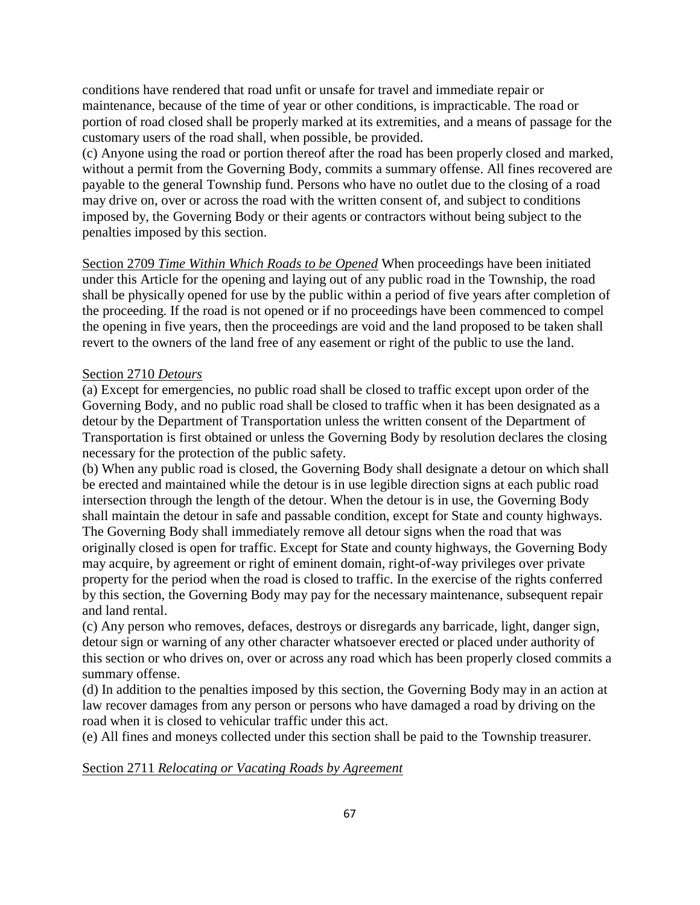conditions have rendered that road unfit or unsafe for travel and immediate repair or maintenance, because of the time of year or other conditions, is impracticable. The road or portion of road closed shall be properly marked at its extremities, and a means of passage for the customary users of the road shall, when possible, be provided.

(c) Anyone using the road or portion thereof after the road has been properly closed and marked, without a permit from the Governing Body, commits a summary offense. All fines recovered are payable to the general Township fund. Persons who have no outlet due to the closing of a road may drive on, over or across the road with the written consent of, and subject to conditions imposed by, the Governing Body or their agents or contractors without being subject to the penalties imposed by this section.

Section 2709 *Time Within Which Roads to be Opened* When proceedings have been initiated under this Article for the opening and laying out of any public road in the Township, the road shall be physically opened for use by the public within a period of five years after completion of the proceeding. If the road is not opened or if no proceedings have been commenced to compel the opening in five years, then the proceedings are void and the land proposed to be taken shall revert to the owners of the land free of any easement or right of the public to use the land.

Section 2710 *Detours*

(a) Except for emergencies, no public road shall be closed to traffic except upon order of the Governing Body, and no public road shall be closed to traffic when it has been designated as a detour by the Department of Transportation unless the written consent of the Department of Transportation is first obtained or unless the Governing Body by resolution declares the closing necessary for the protection of the public safety.

(b) When any public road is closed, the Governing Body shall designate a detour on which shall be erected and maintained while the detour is in use legible direction signs at each public road intersection through the length of the detour. When the detour is in use, the Governing Body shall maintain the detour in safe and passable condition, except for State and county highways. The Governing Body shall immediately remove all detour signs when the road that was originally closed is open for traffic. Except for State and county highways, the Governing Body may acquire, by agreement or right of eminent domain, right-of-way privileges over private property for the period when the road is closed to traffic. In the exercise of the rights conferred by this section, the Governing Body may pay for the necessary maintenance, subsequent repair and land rental.

(c) Any person who removes, defaces, destroys or disregards any barricade, light, danger sign, detour sign or warning of any other character whatsoever erected or placed under authority of this section or who drives on, over or across any road which has been properly closed commits a summary offense.

(d) In addition to the penalties imposed by this section, the Governing Body may in an action at law recover damages from any person or persons who have damaged a road by driving on the road when it is closed to vehicular traffic under this act.

(e) All fines and moneys collected under this section shall be paid to the Township treasurer.

Section 2711 *Relocating or Vacating Roads by Agreement*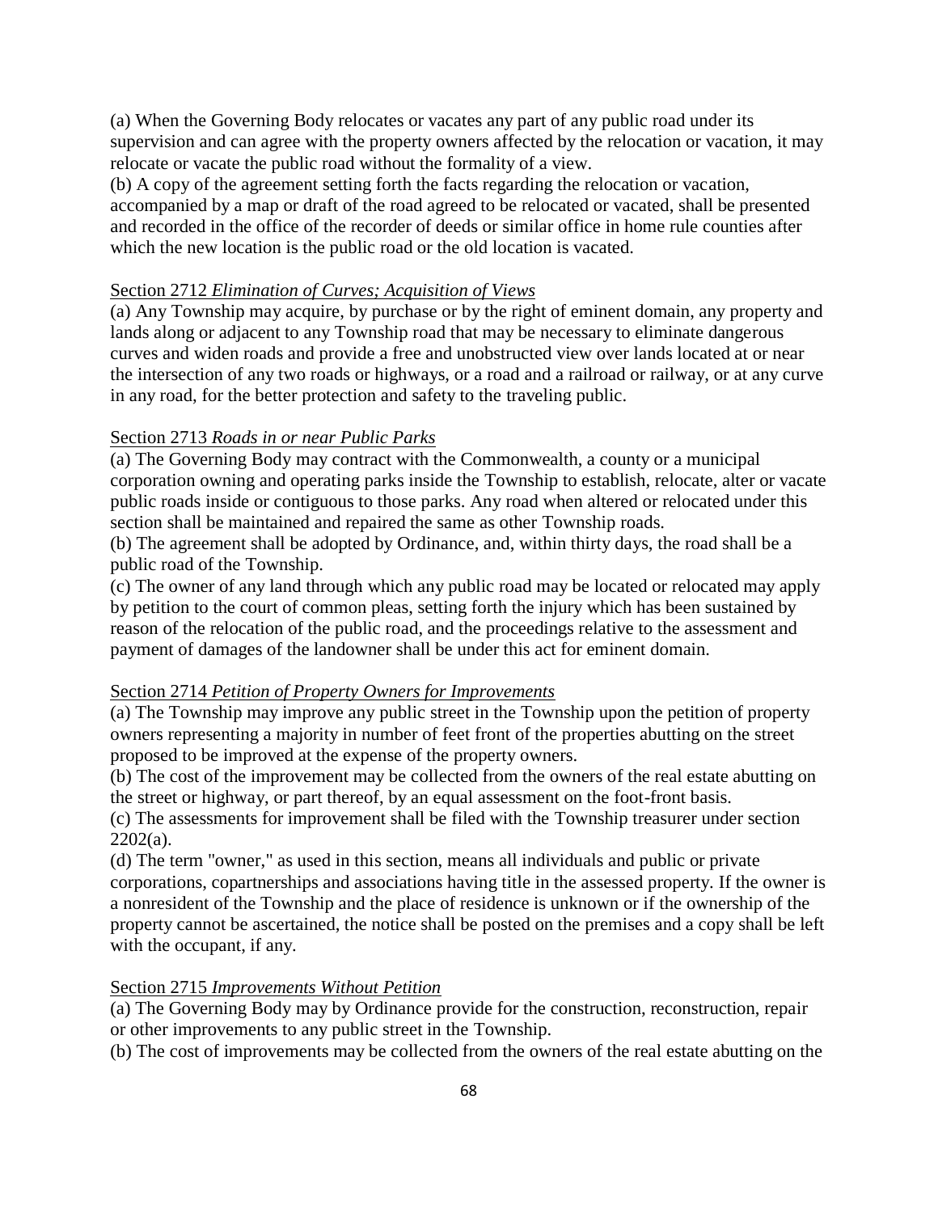(a) When the Governing Body relocates or vacates any part of any public road under its supervision and can agree with the property owners affected by the relocation or vacation, it may relocate or vacate the public road without the formality of a view.
(b) A copy of the agreement setting forth the facts regarding the relocation or vacation, accompanied by a map or draft of the road agreed to be relocated or vacated, shall be presented and recorded in the office of the recorder of deeds or similar office in home rule counties after which the new location is the public road or the old location is vacated.

Section 2712 *Elimination of Curves; Acquisition of Views*
(a) Any Township may acquire, by purchase or by the right of eminent domain, any property and lands along or adjacent to any Township road that may be necessary to eliminate dangerous curves and widen roads and provide a free and unobstructed view over lands located at or near the intersection of any two roads or highways, or a road and a railroad or railway, or at any curve in any road, for the better protection and safety to the traveling public.

Section 2713 *Roads in or near Public Parks*
(a) The Governing Body may contract with the Commonwealth, a county or a municipal corporation owning and operating parks inside the Township to establish, relocate, alter or vacate public roads inside or contiguous to those parks. Any road when altered or relocated under this section shall be maintained and repaired the same as other Township roads.
(b) The agreement shall be adopted by Ordinance, and, within thirty days, the road shall be a public road of the Township.
(c) The owner of any land through which any public road may be located or relocated may apply by petition to the court of common pleas, setting forth the injury which has been sustained by reason of the relocation of the public road, and the proceedings relative to the assessment and payment of damages of the landowner shall be under this act for eminent domain.

Section 2714 *Petition of Property Owners for Improvements*
(a) The Township may improve any public street in the Township upon the petition of property owners representing a majority in number of feet front of the properties abutting on the street proposed to be improved at the expense of the property owners.
(b) The cost of the improvement may be collected from the owners of the real estate abutting on the street or highway, or part thereof, by an equal assessment on the foot-front basis.
(c) The assessments for improvement shall be filed with the Township treasurer under section 2202(a).
(d) The term "owner," as used in this section, means all individuals and public or private corporations, copartnerships and associations having title in the assessed property. If the owner is a nonresident of the Township and the place of residence is unknown or if the ownership of the property cannot be ascertained, the notice shall be posted on the premises and a copy shall be left with the occupant, if any.

Section 2715 *Improvements Without Petition*
(a) The Governing Body may by Ordinance provide for the construction, reconstruction, repair or other improvements to any public street in the Township.
(b) The cost of improvements may be collected from the owners of the real estate abutting on the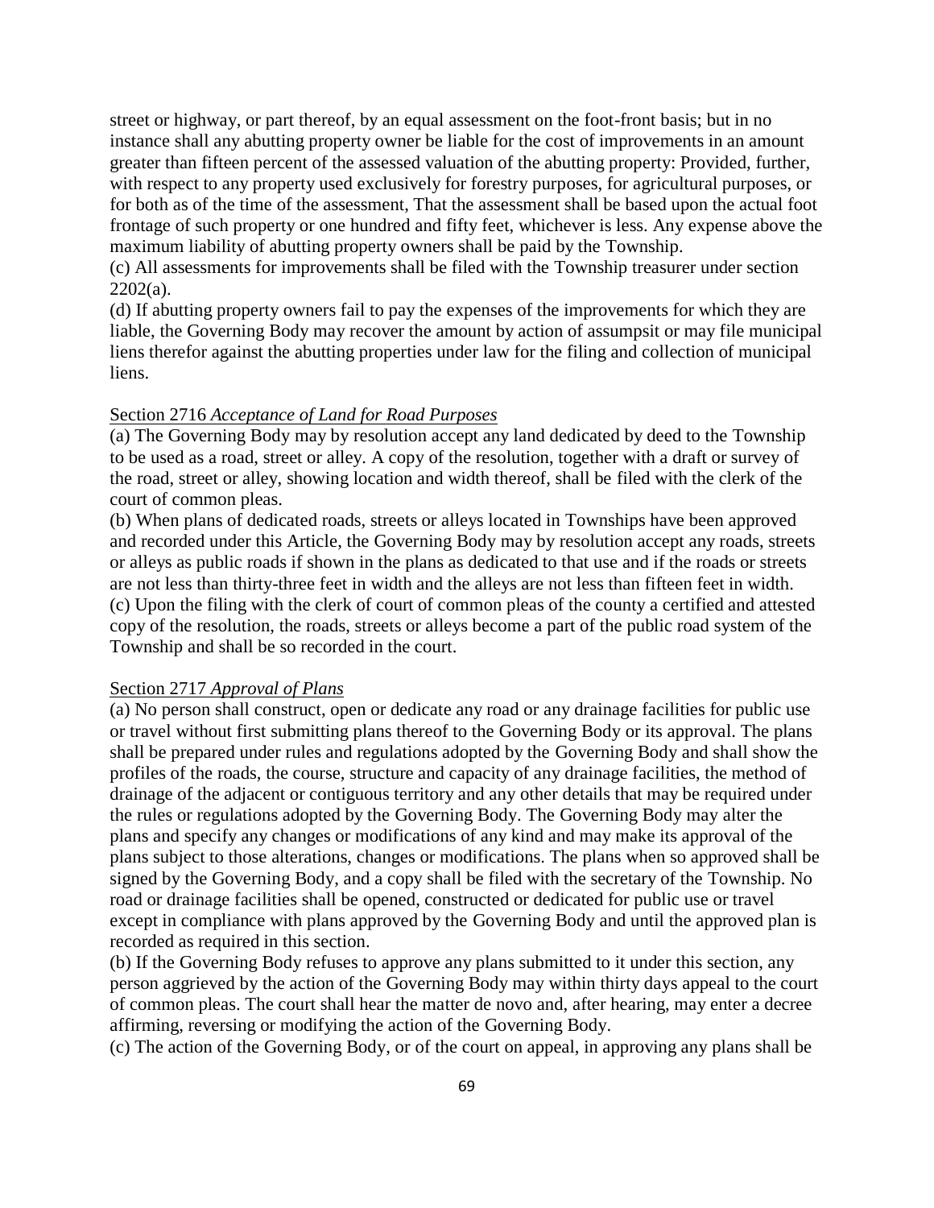street or highway, or part thereof, by an equal assessment on the foot-front basis; but in no instance shall any abutting property owner be liable for the cost of improvements in an amount greater than fifteen percent of the assessed valuation of the abutting property: Provided, further, with respect to any property used exclusively for forestry purposes, for agricultural purposes, or for both as of the time of the assessment, That the assessment shall be based upon the actual foot frontage of such property or one hundred and fifty feet, whichever is less. Any expense above the maximum liability of abutting property owners shall be paid by the Township.

(c) All assessments for improvements shall be filed with the Township treasurer under section 2202(a).

(d) If abutting property owners fail to pay the expenses of the improvements for which they are liable, the Governing Body may recover the amount by action of assumpsit or may file municipal liens therefor against the abutting properties under law for the filing and collection of municipal liens.

Section 2716 *Acceptance of Land for Road Purposes*

(a) The Governing Body may by resolution accept any land dedicated by deed to the Township to be used as a road, street or alley. A copy of the resolution, together with a draft or survey of the road, street or alley, showing location and width thereof, shall be filed with the clerk of the court of common pleas.

(b) When plans of dedicated roads, streets or alleys located in Townships have been approved and recorded under this Article, the Governing Body may by resolution accept any roads, streets or alleys as public roads if shown in the plans as dedicated to that use and if the roads or streets are not less than thirty-three feet in width and the alleys are not less than fifteen feet in width.

(c) Upon the filing with the clerk of court of common pleas of the county a certified and attested copy of the resolution, the roads, streets or alleys become a part of the public road system of the Township and shall be so recorded in the court.

Section 2717 *Approval of Plans*

(a) No person shall construct, open or dedicate any road or any drainage facilities for public use or travel without first submitting plans thereof to the Governing Body or its approval. The plans shall be prepared under rules and regulations adopted by the Governing Body and shall show the profiles of the roads, the course, structure and capacity of any drainage facilities, the method of drainage of the adjacent or contiguous territory and any other details that may be required under the rules or regulations adopted by the Governing Body. The Governing Body may alter the plans and specify any changes or modifications of any kind and may make its approval of the plans subject to those alterations, changes or modifications. The plans when so approved shall be signed by the Governing Body, and a copy shall be filed with the secretary of the Township. No road or drainage facilities shall be opened, constructed or dedicated for public use or travel except in compliance with plans approved by the Governing Body and until the approved plan is recorded as required in this section.

(b) If the Governing Body refuses to approve any plans submitted to it under this section, any person aggrieved by the action of the Governing Body may within thirty days appeal to the court of common pleas. The court shall hear the matter de novo and, after hearing, may enter a decree affirming, reversing or modifying the action of the Governing Body.

(c) The action of the Governing Body, or of the court on appeal, in approving any plans shall be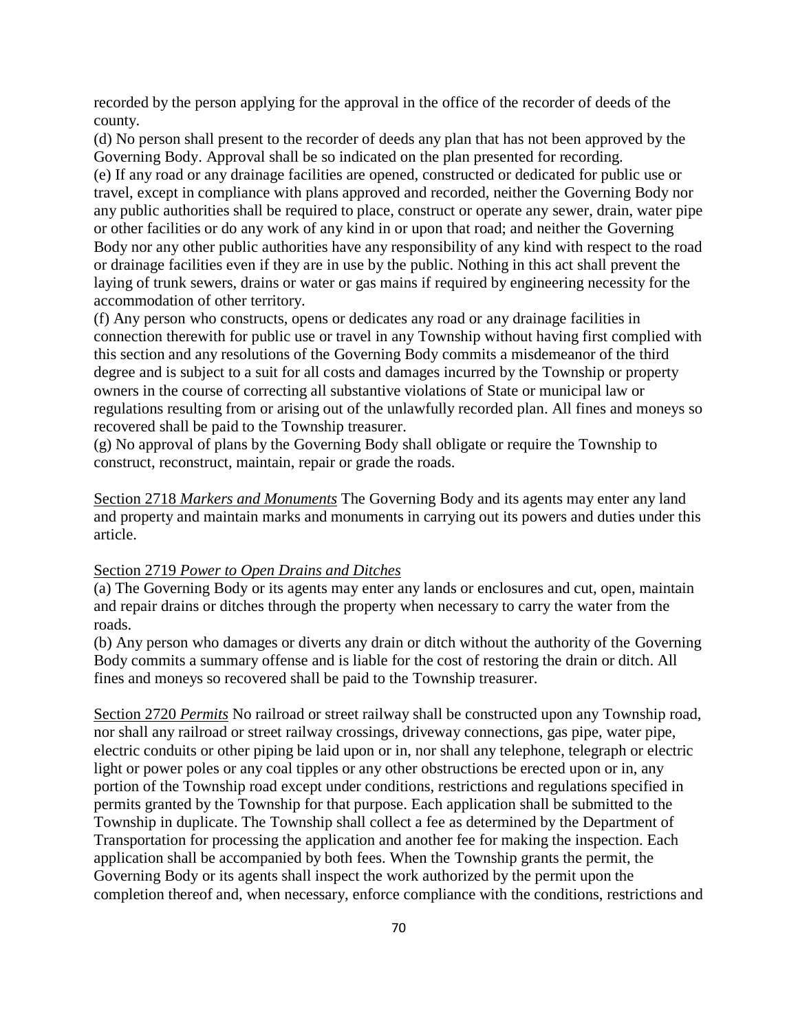recorded by the person applying for the approval in the office of the recorder of deeds of the county.

(d) No person shall present to the recorder of deeds any plan that has not been approved by the Governing Body. Approval shall be so indicated on the plan presented for recording.

(e) If any road or any drainage facilities are opened, constructed or dedicated for public use or travel, except in compliance with plans approved and recorded, neither the Governing Body nor any public authorities shall be required to place, construct or operate any sewer, drain, water pipe or other facilities or do any work of any kind in or upon that road; and neither the Governing Body nor any other public authorities have any responsibility of any kind with respect to the road or drainage facilities even if they are in use by the public. Nothing in this act shall prevent the laying of trunk sewers, drains or water or gas mains if required by engineering necessity for the accommodation of other territory.

(f) Any person who constructs, opens or dedicates any road or any drainage facilities in connection therewith for public use or travel in any Township without having first complied with this section and any resolutions of the Governing Body commits a misdemeanor of the third degree and is subject to a suit for all costs and damages incurred by the Township or property owners in the course of correcting all substantive violations of State or municipal law or regulations resulting from or arising out of the unlawfully recorded plan. All fines and moneys so recovered shall be paid to the Township treasurer.

(g) No approval of plans by the Governing Body shall obligate or require the Township to construct, reconstruct, maintain, repair or grade the roads.

Section 2718 *Markers and Monuments* The Governing Body and its agents may enter any land and property and maintain marks and monuments in carrying out its powers and duties under this article.

Section 2719 *Power to Open Drains and Ditches*

(a) The Governing Body or its agents may enter any lands or enclosures and cut, open, maintain and repair drains or ditches through the property when necessary to carry the water from the roads.

(b) Any person who damages or diverts any drain or ditch without the authority of the Governing Body commits a summary offense and is liable for the cost of restoring the drain or ditch. All fines and moneys so recovered shall be paid to the Township treasurer.

Section 2720 *Permits* No railroad or street railway shall be constructed upon any Township road, nor shall any railroad or street railway crossings, driveway connections, gas pipe, water pipe, electric conduits or other piping be laid upon or in, nor shall any telephone, telegraph or electric light or power poles or any coal tipples or any other obstructions be erected upon or in, any portion of the Township road except under conditions, restrictions and regulations specified in permits granted by the Township for that purpose. Each application shall be submitted to the Township in duplicate. The Township shall collect a fee as determined by the Department of Transportation for processing the application and another fee for making the inspection. Each application shall be accompanied by both fees. When the Township grants the permit, the Governing Body or its agents shall inspect the work authorized by the permit upon the completion thereof and, when necessary, enforce compliance with the conditions, restrictions and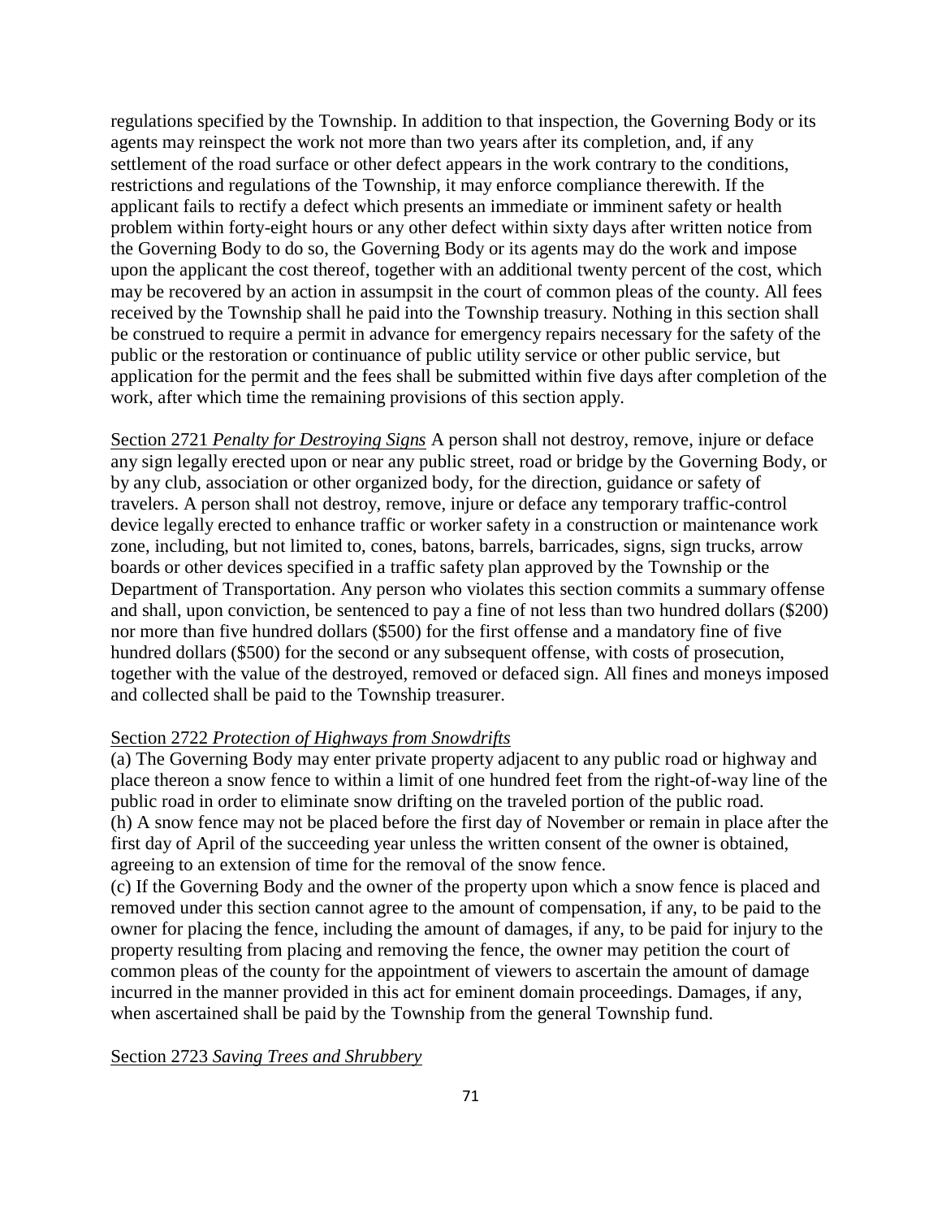regulations specified by the Township. In addition to that inspection, the Governing Body or its agents may reinspect the work not more than two years after its completion, and, if any settlement of the road surface or other defect appears in the work contrary to the conditions, restrictions and regulations of the Township, it may enforce compliance therewith. If the applicant fails to rectify a defect which presents an immediate or imminent safety or health problem within forty-eight hours or any other defect within sixty days after written notice from the Governing Body to do so, the Governing Body or its agents may do the work and impose upon the applicant the cost thereof, together with an additional twenty percent of the cost, which may be recovered by an action in assumpsit in the court of common pleas of the county. All fees received by the Township shall he paid into the Township treasury. Nothing in this section shall be construed to require a permit in advance for emergency repairs necessary for the safety of the public or the restoration or continuance of public utility service or other public service, but application for the permit and the fees shall be submitted within five days after completion of the work, after which time the remaining provisions of this section apply.

Section 2721 *Penalty for Destroying Signs* A person shall not destroy, remove, injure or deface any sign legally erected upon or near any public street, road or bridge by the Governing Body, or by any club, association or other organized body, for the direction, guidance or safety of travelers. A person shall not destroy, remove, injure or deface any temporary traffic-control device legally erected to enhance traffic or worker safety in a construction or maintenance work zone, including, but not limited to, cones, batons, barrels, barricades, signs, sign trucks, arrow boards or other devices specified in a traffic safety plan approved by the Township or the Department of Transportation. Any person who violates this section commits a summary offense and shall, upon conviction, be sentenced to pay a fine of not less than two hundred dollars ($200) nor more than five hundred dollars ($500) for the first offense and a mandatory fine of five hundred dollars ($500) for the second or any subsequent offense, with costs of prosecution, together with the value of the destroyed, removed or defaced sign. All fines and moneys imposed and collected shall be paid to the Township treasurer.

Section 2722 *Protection of Highways from Snowdrifts*

(a) The Governing Body may enter private property adjacent to any public road or highway and place thereon a snow fence to within a limit of one hundred feet from the right-of-way line of the public road in order to eliminate snow drifting on the traveled portion of the public road.
(h) A snow fence may not be placed before the first day of November or remain in place after the first day of April of the succeeding year unless the written consent of the owner is obtained, agreeing to an extension of time for the removal of the snow fence.
(c) If the Governing Body and the owner of the property upon which a snow fence is placed and removed under this section cannot agree to the amount of compensation, if any, to be paid to the owner for placing the fence, including the amount of damages, if any, to be paid for injury to the property resulting from placing and removing the fence, the owner may petition the court of common pleas of the county for the appointment of viewers to ascertain the amount of damage incurred in the manner provided in this act for eminent domain proceedings. Damages, if any, when ascertained shall be paid by the Township from the general Township fund.

Section 2723 *Saving Trees and Shrubbery*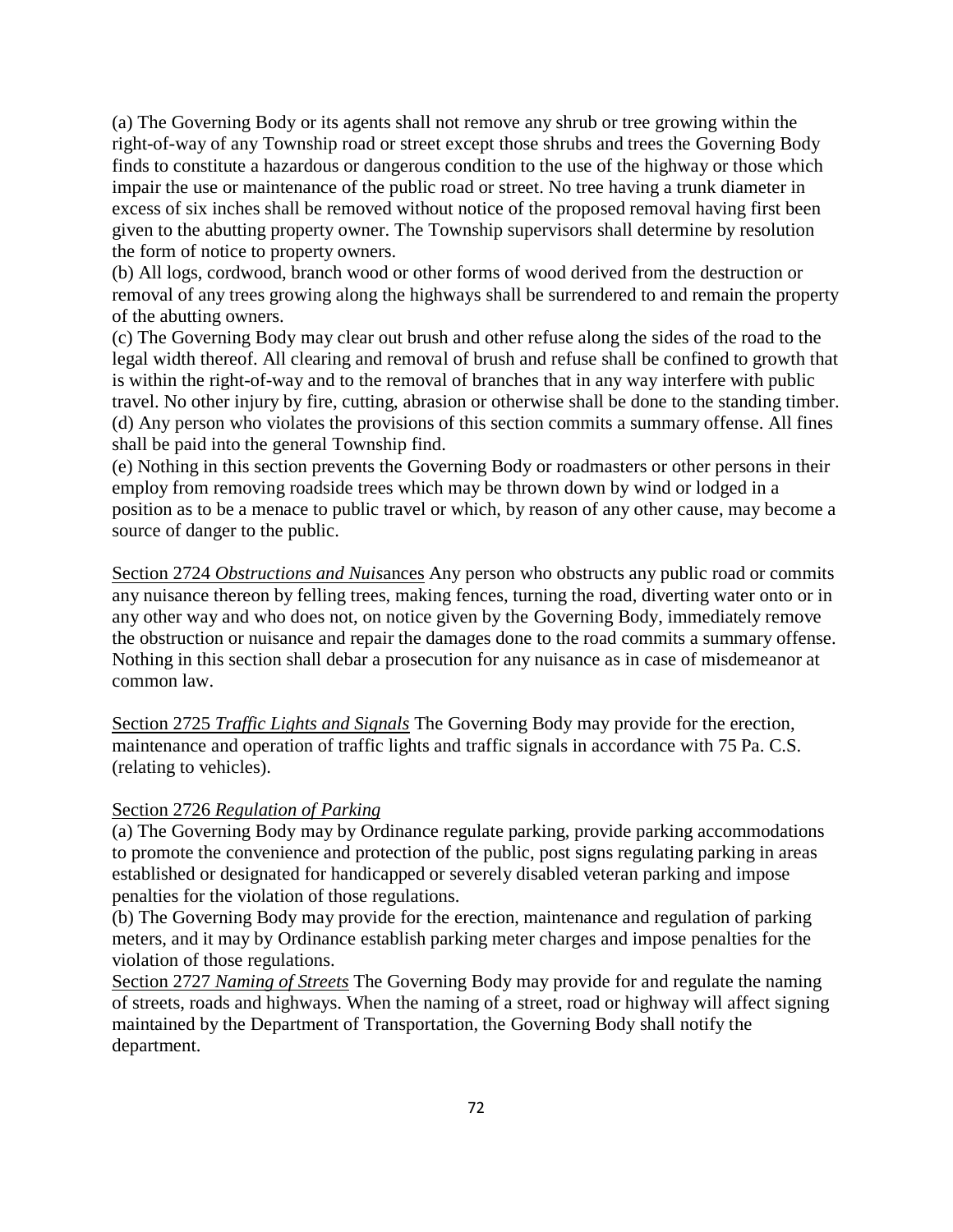(a) The Governing Body or its agents shall not remove any shrub or tree growing within the right-of-way of any Township road or street except those shrubs and trees the Governing Body finds to constitute a hazardous or dangerous condition to the use of the highway or those which impair the use or maintenance of the public road or street. No tree having a trunk diameter in excess of six inches shall be removed without notice of the proposed removal having first been given to the abutting property owner. The Township supervisors shall determine by resolution the form of notice to property owners.

(b) All logs, cordwood, branch wood or other forms of wood derived from the destruction or removal of any trees growing along the highways shall be surrendered to and remain the property of the abutting owners.

(c) The Governing Body may clear out brush and other refuse along the sides of the road to the legal width thereof. All clearing and removal of brush and refuse shall be confined to growth that is within the right-of-way and to the removal of branches that in any way interfere with public travel. No other injury by fire, cutting, abrasion or otherwise shall be done to the standing timber.

(d) Any person who violates the provisions of this section commits a summary offense. All fines shall be paid into the general Township find.

(e) Nothing in this section prevents the Governing Body or roadmasters or other persons in their employ from removing roadside trees which may be thrown down by wind or lodged in a position as to be a menace to public travel or which, by reason of any other cause, may become a source of danger to the public.

Section 2724 *Obstructions and Nuisances* Any person who obstructs any public road or commits any nuisance thereon by felling trees, making fences, turning the road, diverting water onto or in any other way and who does not, on notice given by the Governing Body, immediately remove the obstruction or nuisance and repair the damages done to the road commits a summary offense. Nothing in this section shall debar a prosecution for any nuisance as in case of misdemeanor at common law.

Section 2725 *Traffic Lights and Signals* The Governing Body may provide for the erection, maintenance and operation of traffic lights and traffic signals in accordance with 75 Pa. C.S. (relating to vehicles).

Section 2726 *Regulation of Parking*

(a) The Governing Body may by Ordinance regulate parking, provide parking accommodations to promote the convenience and protection of the public, post signs regulating parking in areas established or designated for handicapped or severely disabled veteran parking and impose penalties for the violation of those regulations.

(b) The Governing Body may provide for the erection, maintenance and regulation of parking meters, and it may by Ordinance establish parking meter charges and impose penalties for the violation of those regulations.

Section 2727 *Naming of Streets* The Governing Body may provide for and regulate the naming of streets, roads and highways. When the naming of a street, road or highway will affect signing maintained by the Department of Transportation, the Governing Body shall notify the department.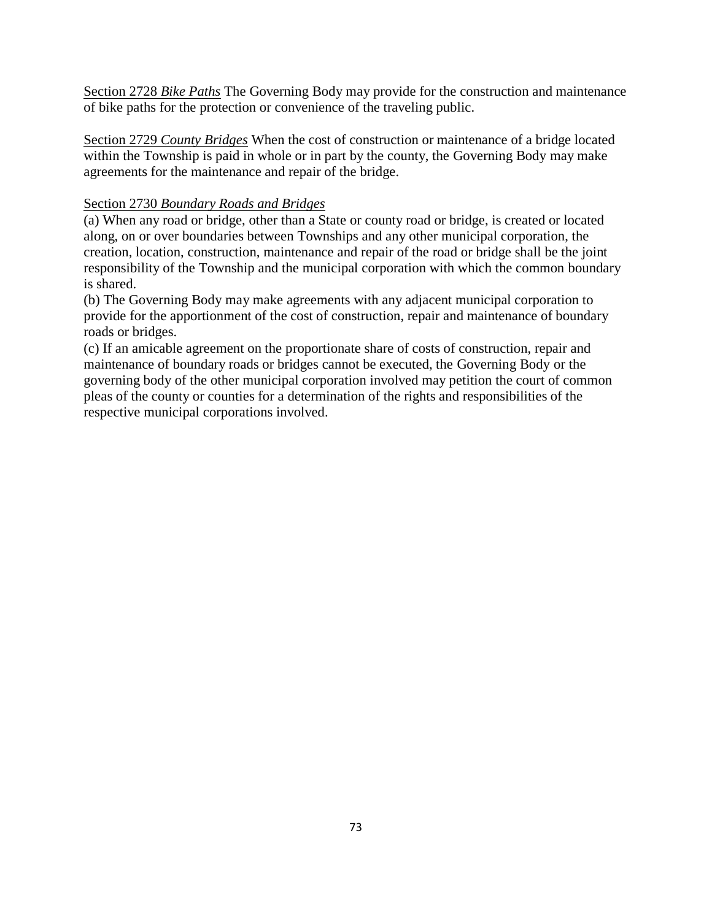Section 2728 *Bike Paths* The Governing Body may provide for the construction and maintenance of bike paths for the protection or convenience of the traveling public.

Section 2729 *County Bridges* When the cost of construction or maintenance of a bridge located within the Township is paid in whole or in part by the county, the Governing Body may make agreements for the maintenance and repair of the bridge.

Section 2730 *Boundary Roads and Bridges*
(a) When any road or bridge, other than a State or county road or bridge, is created or located along, on or over boundaries between Townships and any other municipal corporation, the creation, location, construction, maintenance and repair of the road or bridge shall be the joint responsibility of the Township and the municipal corporation with which the common boundary is shared.
(b) The Governing Body may make agreements with any adjacent municipal corporation to provide for the apportionment of the cost of construction, repair and maintenance of boundary roads or bridges.
(c) If an amicable agreement on the proportionate share of costs of construction, repair and maintenance of boundary roads or bridges cannot be executed, the Governing Body or the governing body of the other municipal corporation involved may petition the court of common pleas of the county or counties for a determination of the rights and responsibilities of the respective municipal corporations involved.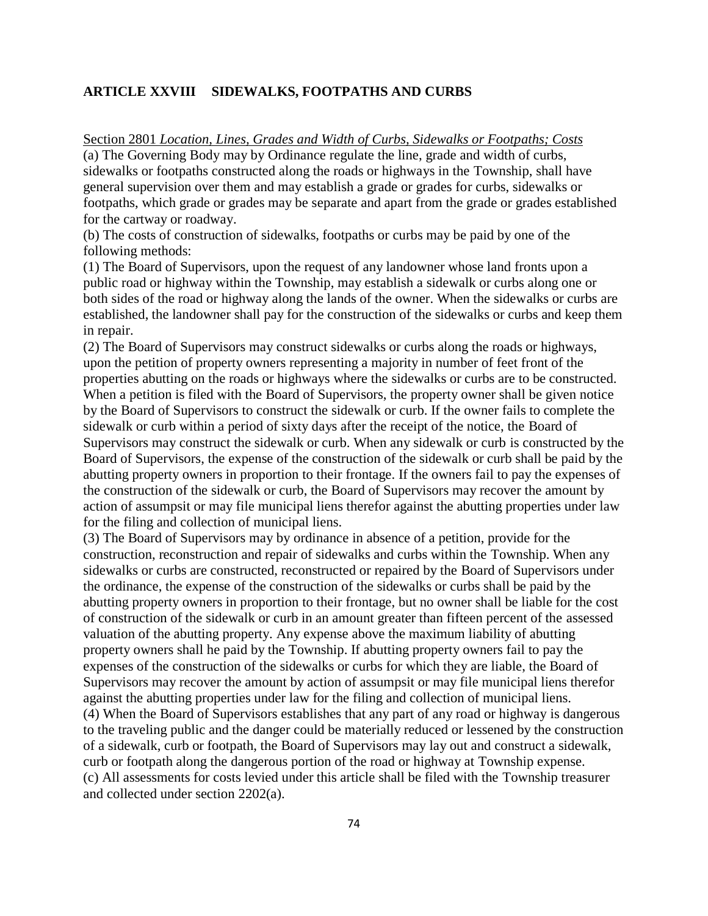## ARTICLE XXVIII SIDEWALKS, FOOTPATHS AND CURBS

Section 2801 *Location, Lines, Grades and Width of Curbs, Sidewalks or Footpaths; Costs*

(a) The Governing Body may by Ordinance regulate the line, grade and width of curbs, sidewalks or footpaths constructed along the roads or highways in the Township, shall have general supervision over them and may establish a grade or grades for curbs, sidewalks or footpaths, which grade or grades may be separate and apart from the grade or grades established for the cartway or roadway.

(b) The costs of construction of sidewalks, footpaths or curbs may be paid by one of the following methods:

(1) The Board of Supervisors, upon the request of any landowner whose land fronts upon a public road or highway within the Township, may establish a sidewalk or curbs along one or both sides of the road or highway along the lands of the owner. When the sidewalks or curbs are established, the landowner shall pay for the construction of the sidewalks or curbs and keep them in repair.

(2) The Board of Supervisors may construct sidewalks or curbs along the roads or highways, upon the petition of property owners representing a majority in number of feet front of the properties abutting on the roads or highways where the sidewalks or curbs are to be constructed. When a petition is filed with the Board of Supervisors, the property owner shall be given notice by the Board of Supervisors to construct the sidewalk or curb. If the owner fails to complete the sidewalk or curb within a period of sixty days after the receipt of the notice, the Board of Supervisors may construct the sidewalk or curb. When any sidewalk or curb is constructed by the Board of Supervisors, the expense of the construction of the sidewalk or curb shall be paid by the abutting property owners in proportion to their frontage. If the owners fail to pay the expenses of the construction of the sidewalk or curb, the Board of Supervisors may recover the amount by action of assumpsit or may file municipal liens therefor against the abutting properties under law for the filing and collection of municipal liens.

(3) The Board of Supervisors may by ordinance in absence of a petition, provide for the construction, reconstruction and repair of sidewalks and curbs within the Township. When any sidewalks or curbs are constructed, reconstructed or repaired by the Board of Supervisors under the ordinance, the expense of the construction of the sidewalks or curbs shall be paid by the abutting property owners in proportion to their frontage, but no owner shall be liable for the cost of construction of the sidewalk or curb in an amount greater than fifteen percent of the assessed valuation of the abutting property. Any expense above the maximum liability of abutting property owners shall he paid by the Township. If abutting property owners fail to pay the expenses of the construction of the sidewalks or curbs for which they are liable, the Board of Supervisors may recover the amount by action of assumpsit or may file municipal liens therefor against the abutting properties under law for the filing and collection of municipal liens.

(4) When the Board of Supervisors establishes that any part of any road or highway is dangerous to the traveling public and the danger could be materially reduced or lessened by the construction of a sidewalk, curb or footpath, the Board of Supervisors may lay out and construct a sidewalk, curb or footpath along the dangerous portion of the road or highway at Township expense.

(c) All assessments for costs levied under this article shall be filed with the Township treasurer and collected under section 2202(a).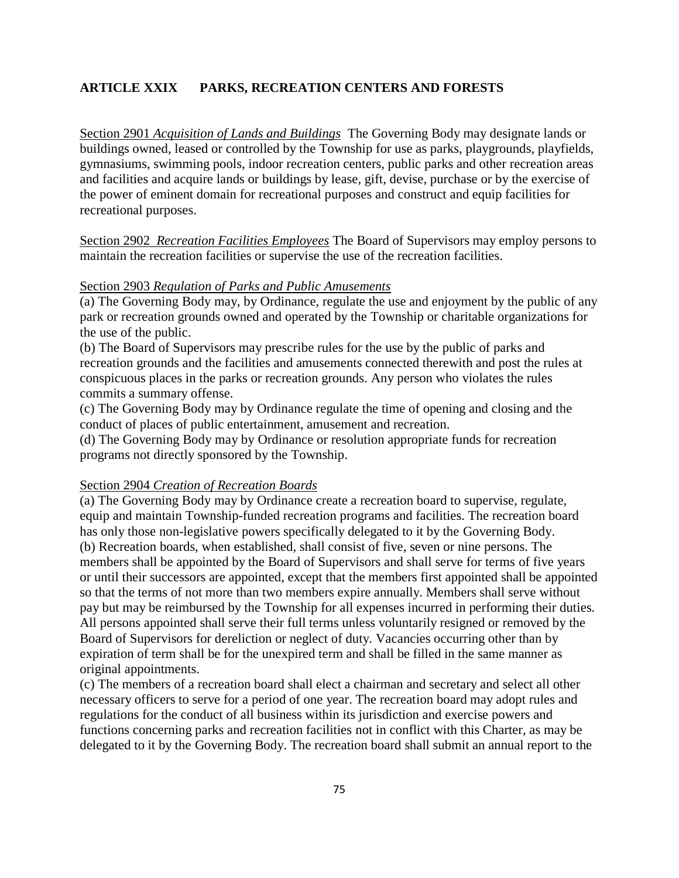## ARTICLE XXIX PARKS, RECREATION CENTERS AND FORESTS

<u>Section 2901</u> *<u>Acquisition of Lands and Buildings</u>* The Governing Body may designate lands or buildings owned, leased or controlled by the Township for use as parks, playgrounds, playfields, gymnasiums, swimming pools, indoor recreation centers, public parks and other recreation areas and facilities and acquire lands or buildings by lease, gift, devise, purchase or by the exercise of the power of eminent domain for recreational purposes and construct and equip facilities for recreational purposes.

<u>Section 2902</u> *<u>Recreation Facilities Employees</u>* The Board of Supervisors may employ persons to maintain the recreation facilities or supervise the use of the recreation facilities.

<u>Section 2903</u> *<u>Regulation of Parks and Public Amusements</u>*

(a) The Governing Body may, by Ordinance, regulate the use and enjoyment by the public of any park or recreation grounds owned and operated by the Township or charitable organizations for the use of the public.

(b) The Board of Supervisors may prescribe rules for the use by the public of parks and recreation grounds and the facilities and amusements connected therewith and post the rules at conspicuous places in the parks or recreation grounds. Any person who violates the rules commits a summary offense.

(c) The Governing Body may by Ordinance regulate the time of opening and closing and the conduct of places of public entertainment, amusement and recreation.

(d) The Governing Body may by Ordinance or resolution appropriate funds for recreation programs not directly sponsored by the Township.

<u>Section 2904</u> *<u>Creation of Recreation Boards</u>*

(a) The Governing Body may by Ordinance create a recreation board to supervise, regulate, equip and maintain Township-funded recreation programs and facilities. The recreation board has only those non-legislative powers specifically delegated to it by the Governing Body.

(b) Recreation boards, when established, shall consist of five, seven or nine persons. The members shall be appointed by the Board of Supervisors and shall serve for terms of five years or until their successors are appointed, except that the members first appointed shall be appointed so that the terms of not more than two members expire annually. Members shall serve without pay but may be reimbursed by the Township for all expenses incurred in performing their duties. All persons appointed shall serve their full terms unless voluntarily resigned or removed by the Board of Supervisors for dereliction or neglect of duty. Vacancies occurring other than by expiration of term shall be for the unexpired term and shall be filled in the same manner as original appointments.

(c) The members of a recreation board shall elect a chairman and secretary and select all other necessary officers to serve for a period of one year. The recreation board may adopt rules and regulations for the conduct of all business within its jurisdiction and exercise powers and functions concerning parks and recreation facilities not in conflict with this Charter, as may be delegated to it by the Governing Body. The recreation board shall submit an annual report to the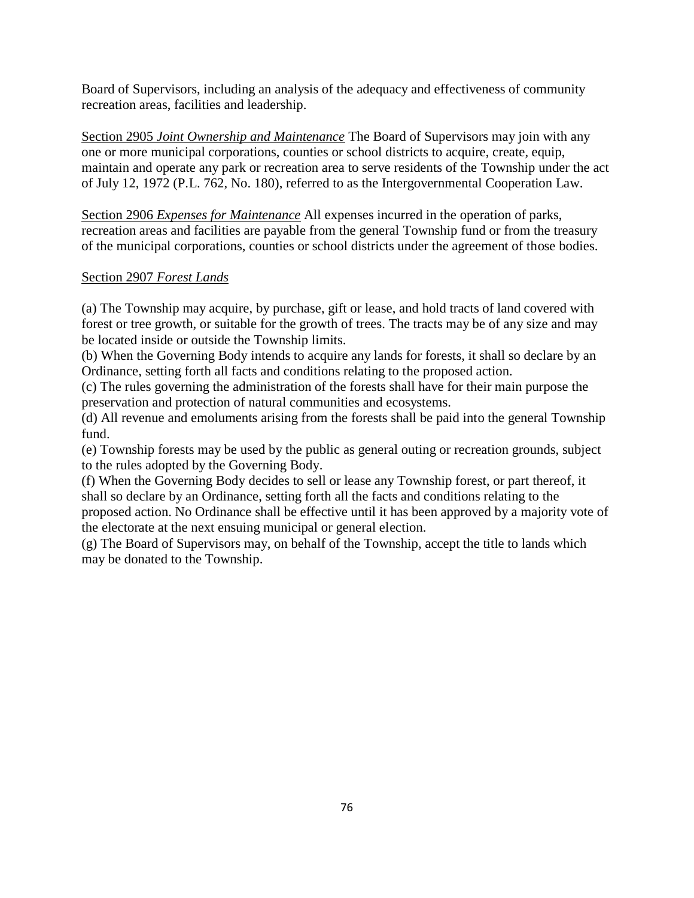Board of Supervisors, including an analysis of the adequacy and effectiveness of community recreation areas, facilities and leadership.

<u>Section 2905 *Joint Ownership and Maintenance*</u> The Board of Supervisors may join with any one or more municipal corporations, counties or school districts to acquire, create, equip, maintain and operate any park or recreation area to serve residents of the Township under the act of July 12, 1972 (P.L. 762, No. 180), referred to as the Intergovernmental Cooperation Law.

<u>Section 2906 *Expenses for Maintenance*</u> All expenses incurred in the operation of parks, recreation areas and facilities are payable from the general Township fund or from the treasury of the municipal corporations, counties or school districts under the agreement of those bodies.

<u>Section 2907 *Forest Lands*</u>

(a) The Township may acquire, by purchase, gift or lease, and hold tracts of land covered with forest or tree growth, or suitable for the growth of trees. The tracts may be of any size and may be located inside or outside the Township limits.
(b) When the Governing Body intends to acquire any lands for forests, it shall so declare by an Ordinance, setting forth all facts and conditions relating to the proposed action.
(c) The rules governing the administration of the forests shall have for their main purpose the preservation and protection of natural communities and ecosystems.
(d) All revenue and emoluments arising from the forests shall be paid into the general Township fund.
(e) Township forests may be used by the public as general outing or recreation grounds, subject to the rules adopted by the Governing Body.
(f) When the Governing Body decides to sell or lease any Township forest, or part thereof, it shall so declare by an Ordinance, setting forth all the facts and conditions relating to the proposed action. No Ordinance shall be effective until it has been approved by a majority vote of the electorate at the next ensuing municipal or general election.
(g) The Board of Supervisors may, on behalf of the Township, accept the title to lands which may be donated to the Township.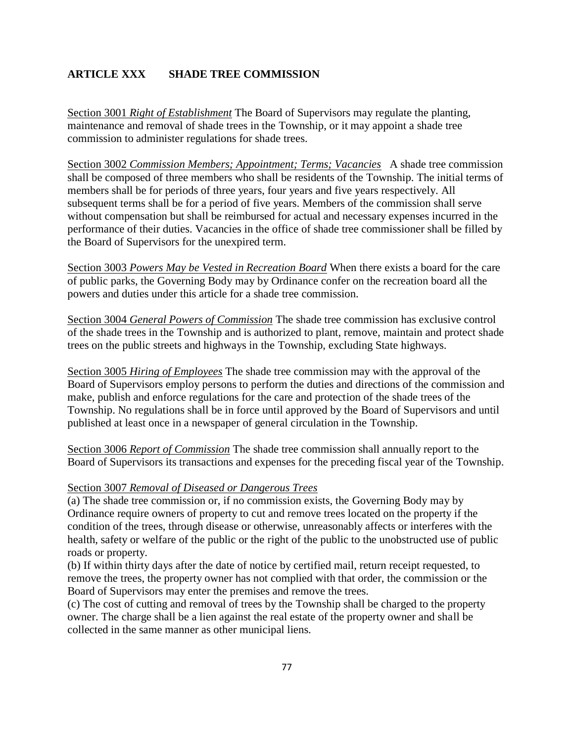## ARTICLE XXX SHADE TREE COMMISSION

Section 3001 *Right of Establishment* The Board of Supervisors may regulate the planting, maintenance and removal of shade trees in the Township, or it may appoint a shade tree commission to administer regulations for shade trees.

Section 3002 *Commission Members; Appointment; Terms; Vacancies* A shade tree commission shall be composed of three members who shall be residents of the Township. The initial terms of members shall be for periods of three years, four years and five years respectively. All subsequent terms shall be for a period of five years. Members of the commission shall serve without compensation but shall be reimbursed for actual and necessary expenses incurred in the performance of their duties. Vacancies in the office of shade tree commissioner shall be filled by the Board of Supervisors for the unexpired term.

Section 3003 *Powers May be Vested in Recreation Board* When there exists a board for the care of public parks, the Governing Body may by Ordinance confer on the recreation board all the powers and duties under this article for a shade tree commission.

Section 3004 *General Powers of Commission* The shade tree commission has exclusive control of the shade trees in the Township and is authorized to plant, remove, maintain and protect shade trees on the public streets and highways in the Township, excluding State highways.

Section 3005 *Hiring of Employees* The shade tree commission may with the approval of the Board of Supervisors employ persons to perform the duties and directions of the commission and make, publish and enforce regulations for the care and protection of the shade trees of the Township. No regulations shall be in force until approved by the Board of Supervisors and until published at least once in a newspaper of general circulation in the Township.

Section 3006 *Report of Commission* The shade tree commission shall annually report to the Board of Supervisors its transactions and expenses for the preceding fiscal year of the Township.

Section 3007 *Removal of Diseased or Dangerous Trees*

(a) The shade tree commission or, if no commission exists, the Governing Body may by Ordinance require owners of property to cut and remove trees located on the property if the condition of the trees, through disease or otherwise, unreasonably affects or interferes with the health, safety or welfare of the public or the right of the public to the unobstructed use of public roads or property.

(b) If within thirty days after the date of notice by certified mail, return receipt requested, to remove the trees, the property owner has not complied with that order, the commission or the Board of Supervisors may enter the premises and remove the trees.

(c) The cost of cutting and removal of trees by the Township shall be charged to the property owner. The charge shall be a lien against the real estate of the property owner and shall be collected in the same manner as other municipal liens.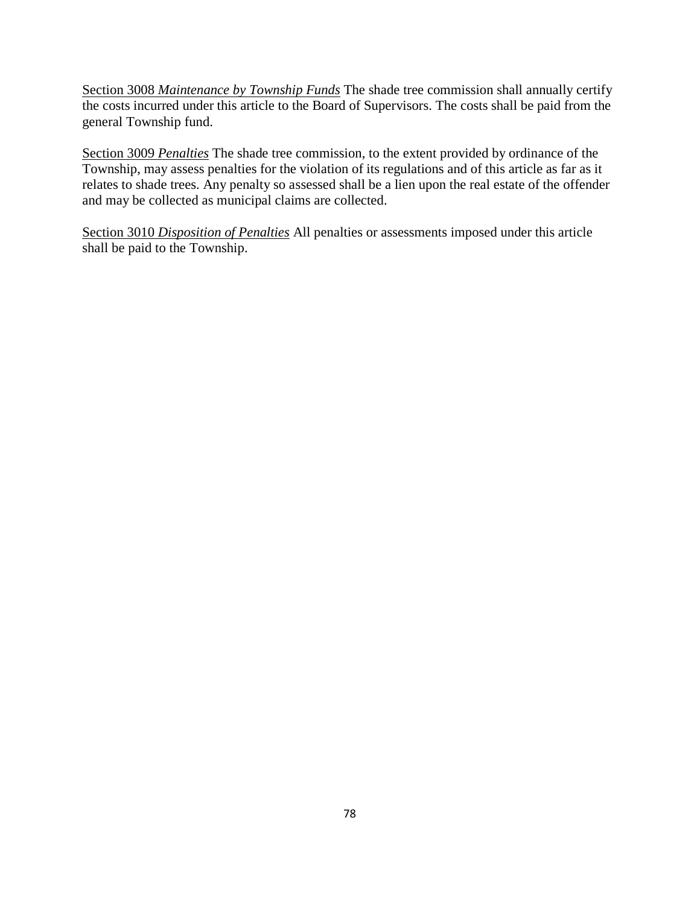<u>Section 3008</u> *<u>Maintenance by Township Funds</u>* The shade tree commission shall annually certify the costs incurred under this article to the Board of Supervisors. The costs shall be paid from the general Township fund.

<u>Section 3009</u> *<u>Penalties</u>* The shade tree commission, to the extent provided by ordinance of the Township, may assess penalties for the violation of its regulations and of this article as far as it relates to shade trees. Any penalty so assessed shall be a lien upon the real estate of the offender and may be collected as municipal claims are collected.

<u>Section 3010</u> *<u>Disposition of Penalties</u>* All penalties or assessments imposed under this article shall be paid to the Township.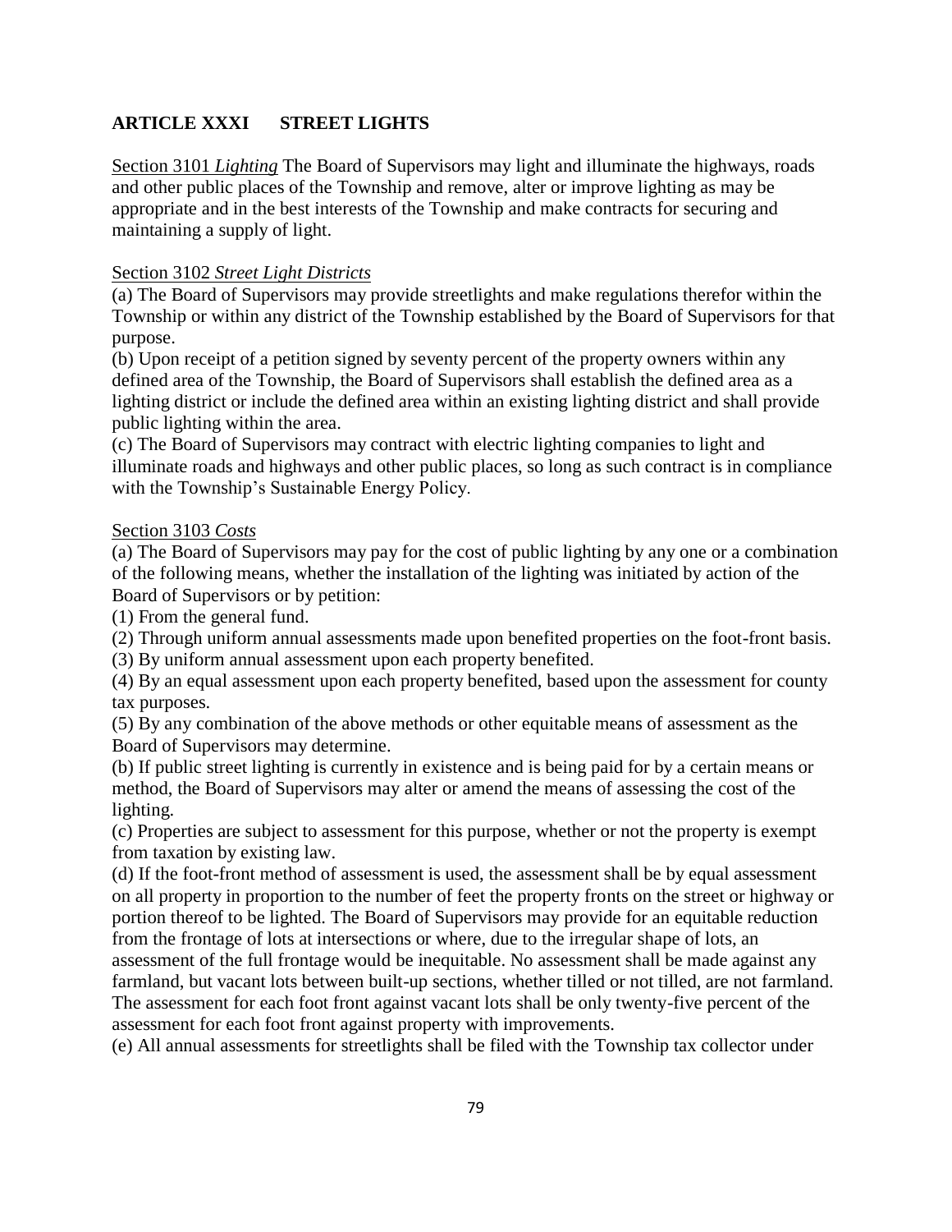## ARTICLE XXXI STREET LIGHTS

Section 3101 *Lighting* The Board of Supervisors may light and illuminate the highways, roads and other public places of the Township and remove, alter or improve lighting as may be appropriate and in the best interests of the Township and make contracts for securing and maintaining a supply of light.

Section 3102 *Street Light Districts*

(a) The Board of Supervisors may provide streetlights and make regulations therefor within the Township or within any district of the Township established by the Board of Supervisors for that purpose.

(b) Upon receipt of a petition signed by seventy percent of the property owners within any defined area of the Township, the Board of Supervisors shall establish the defined area as a lighting district or include the defined area within an existing lighting district and shall provide public lighting within the area.

(c) The Board of Supervisors may contract with electric lighting companies to light and illuminate roads and highways and other public places, so long as such contract is in compliance with the Township's Sustainable Energy Policy.

Section 3103 *Costs*

(a) The Board of Supervisors may pay for the cost of public lighting by any one or a combination of the following means, whether the installation of the lighting was initiated by action of the Board of Supervisors or by petition:

(1) From the general fund.

(2) Through uniform annual assessments made upon benefited properties on the foot-front basis.

(3) By uniform annual assessment upon each property benefited.

(4) By an equal assessment upon each property benefited, based upon the assessment for county tax purposes.

(5) By any combination of the above methods or other equitable means of assessment as the Board of Supervisors may determine.

(b) If public street lighting is currently in existence and is being paid for by a certain means or method, the Board of Supervisors may alter or amend the means of assessing the cost of the lighting.

(c) Properties are subject to assessment for this purpose, whether or not the property is exempt from taxation by existing law.

(d) If the foot-front method of assessment is used, the assessment shall be by equal assessment on all property in proportion to the number of feet the property fronts on the street or highway or portion thereof to be lighted. The Board of Supervisors may provide for an equitable reduction from the frontage of lots at intersections or where, due to the irregular shape of lots, an assessment of the full frontage would be inequitable. No assessment shall be made against any farmland, but vacant lots between built-up sections, whether tilled or not tilled, are not farmland. The assessment for each foot front against vacant lots shall be only twenty-five percent of the assessment for each foot front against property with improvements.

(e) All annual assessments for streetlights shall be filed with the Township tax collector under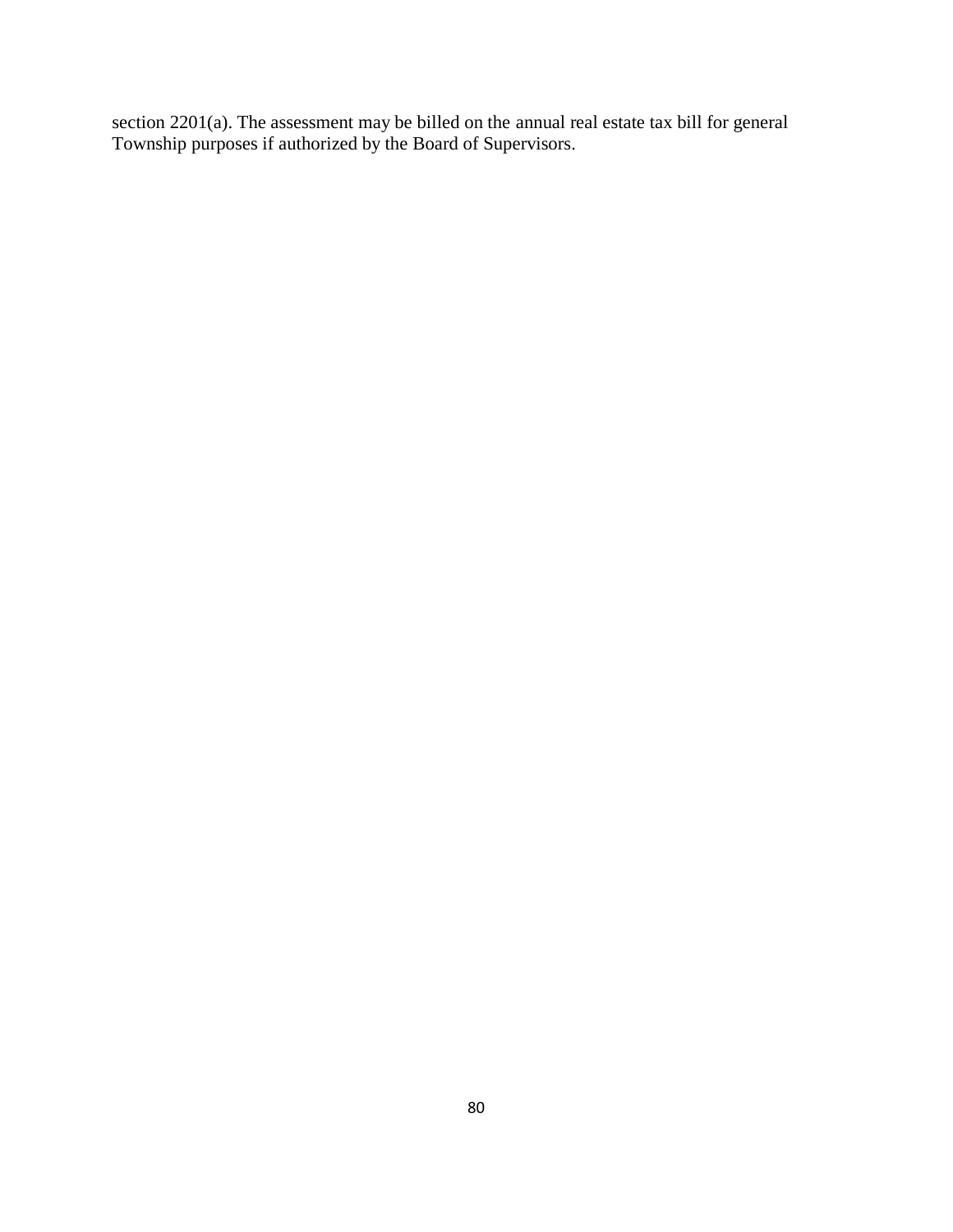section 2201(a). The assessment may be billed on the annual real estate tax bill for general Township purposes if authorized by the Board of Supervisors.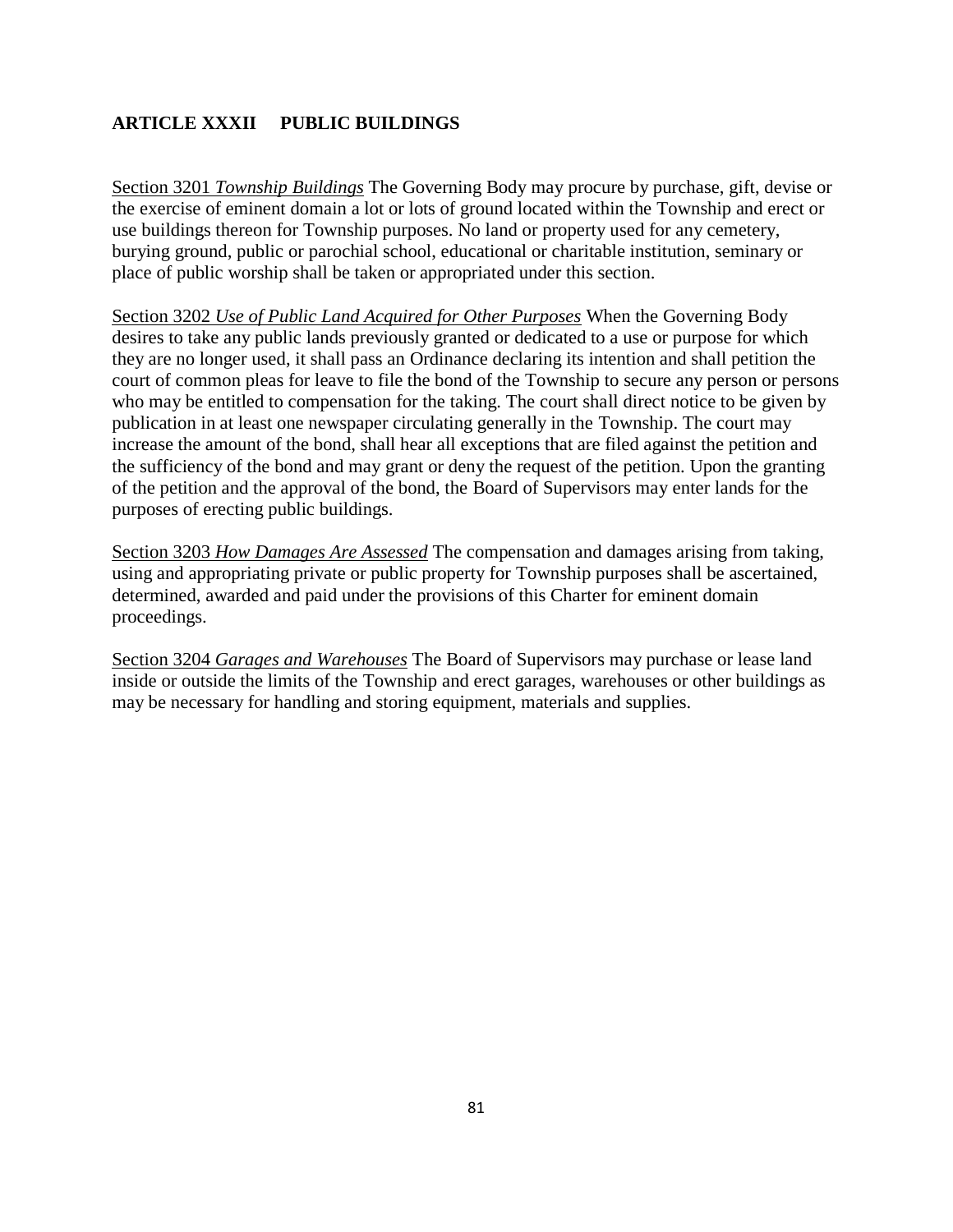## ARTICLE XXXII PUBLIC BUILDINGS

<u>Section 3201</u> *<u>Township Buildings</u>* The Governing Body may procure by purchase, gift, devise or the exercise of eminent domain a lot or lots of ground located within the Township and erect or use buildings thereon for Township purposes. No land or property used for any cemetery, burying ground, public or parochial school, educational or charitable institution, seminary or place of public worship shall be taken or appropriated under this section.

<u>Section 3202</u> *<u>Use of Public Land Acquired for Other Purposes</u>* When the Governing Body desires to take any public lands previously granted or dedicated to a use or purpose for which they are no longer used, it shall pass an Ordinance declaring its intention and shall petition the court of common pleas for leave to file the bond of the Township to secure any person or persons who may be entitled to compensation for the taking. The court shall direct notice to be given by publication in at least one newspaper circulating generally in the Township. The court may increase the amount of the bond, shall hear all exceptions that are filed against the petition and the sufficiency of the bond and may grant or deny the request of the petition. Upon the granting of the petition and the approval of the bond, the Board of Supervisors may enter lands for the purposes of erecting public buildings.

<u>Section 3203</u> *<u>How Damages Are Assessed</u>* The compensation and damages arising from taking, using and appropriating private or public property for Township purposes shall be ascertained, determined, awarded and paid under the provisions of this Charter for eminent domain proceedings.

<u>Section 3204</u> *<u>Garages and Warehouses</u>* The Board of Supervisors may purchase or lease land inside or outside the limits of the Township and erect garages, warehouses or other buildings as may be necessary for handling and storing equipment, materials and supplies.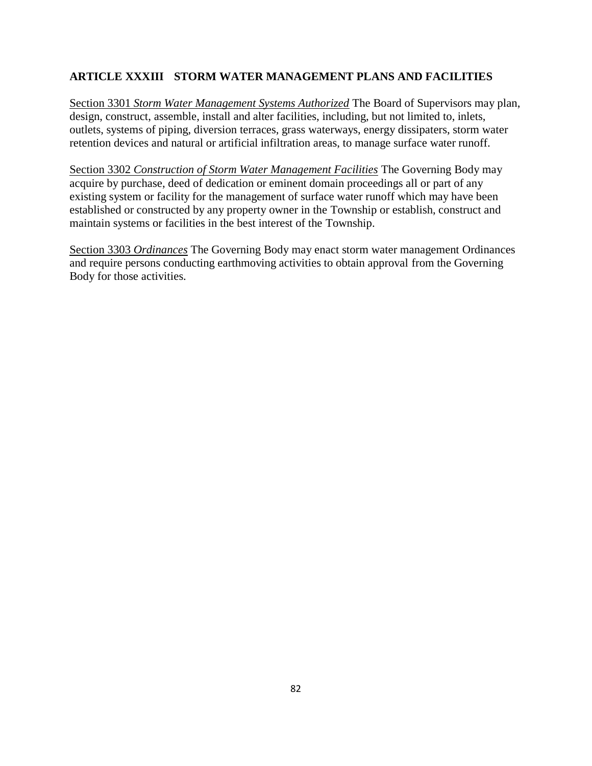## ARTICLE XXXIII   STORM WATER MANAGEMENT PLANS AND FACILITIES

Section 3301 *Storm Water Management Systems Authorized* The Board of Supervisors may plan, design, construct, assemble, install and alter facilities, including, but not limited to, inlets, outlets, systems of piping, diversion terraces, grass waterways, energy dissipaters, storm water retention devices and natural or artificial infiltration areas, to manage surface water runoff.

Section 3302 *Construction of Storm Water Management Facilities* The Governing Body may acquire by purchase, deed of dedication or eminent domain proceedings all or part of any existing system or facility for the management of surface water runoff which may have been established or constructed by any property owner in the Township or establish, construct and maintain systems or facilities in the best interest of the Township.

Section 3303 *Ordinances* The Governing Body may enact storm water management Ordinances and require persons conducting earthmoving activities to obtain approval from the Governing Body for those activities.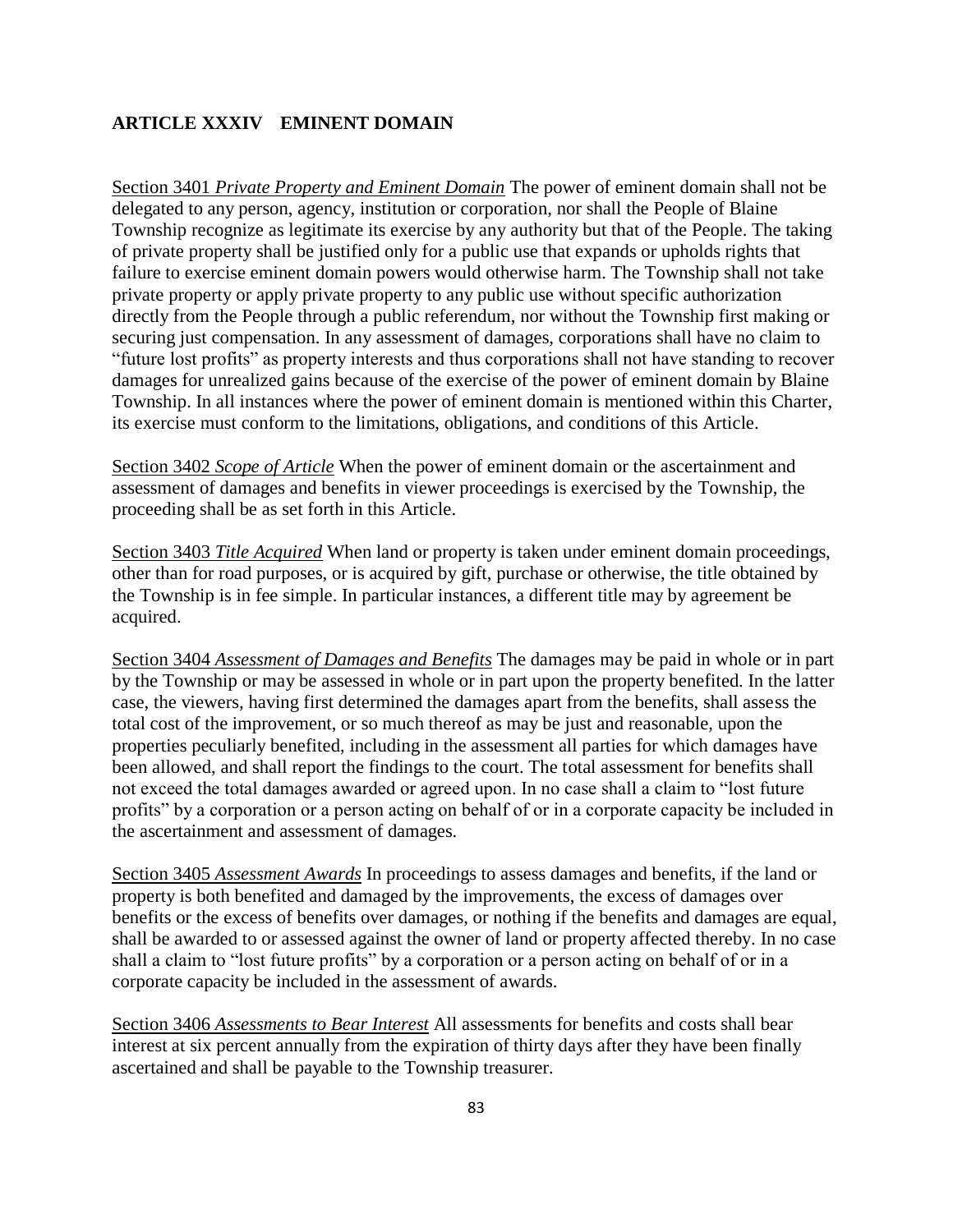## ARTICLE XXXIV EMINENT DOMAIN

Section 3401 *Private Property and Eminent Domain* The power of eminent domain shall not be delegated to any person, agency, institution or corporation, nor shall the People of Blaine Township recognize as legitimate its exercise by any authority but that of the People. The taking of private property shall be justified only for a public use that expands or upholds rights that failure to exercise eminent domain powers would otherwise harm. The Township shall not take private property or apply private property to any public use without specific authorization directly from the People through a public referendum, nor without the Township first making or securing just compensation. In any assessment of damages, corporations shall have no claim to "future lost profits" as property interests and thus corporations shall not have standing to recover damages for unrealized gains because of the exercise of the power of eminent domain by Blaine Township. In all instances where the power of eminent domain is mentioned within this Charter, its exercise must conform to the limitations, obligations, and conditions of this Article.

Section 3402 *Scope of Article* When the power of eminent domain or the ascertainment and assessment of damages and benefits in viewer proceedings is exercised by the Township, the proceeding shall be as set forth in this Article.

Section 3403 *Title Acquired* When land or property is taken under eminent domain proceedings, other than for road purposes, or is acquired by gift, purchase or otherwise, the title obtained by the Township is in fee simple. In particular instances, a different title may by agreement be acquired.

Section 3404 *Assessment of Damages and Benefits* The damages may be paid in whole or in part by the Township or may be assessed in whole or in part upon the property benefited. In the latter case, the viewers, having first determined the damages apart from the benefits, shall assess the total cost of the improvement, or so much thereof as may be just and reasonable, upon the properties peculiarly benefited, including in the assessment all parties for which damages have been allowed, and shall report the findings to the court. The total assessment for benefits shall not exceed the total damages awarded or agreed upon. In no case shall a claim to "lost future profits" by a corporation or a person acting on behalf of or in a corporate capacity be included in the ascertainment and assessment of damages.

Section 3405 *Assessment Awards* In proceedings to assess damages and benefits, if the land or property is both benefited and damaged by the improvements, the excess of damages over benefits or the excess of benefits over damages, or nothing if the benefits and damages are equal, shall be awarded to or assessed against the owner of land or property affected thereby. In no case shall a claim to "lost future profits" by a corporation or a person acting on behalf of or in a corporate capacity be included in the assessment of awards.

Section 3406 *Assessments to Bear Interest* All assessments for benefits and costs shall bear interest at six percent annually from the expiration of thirty days after they have been finally ascertained and shall be payable to the Township treasurer.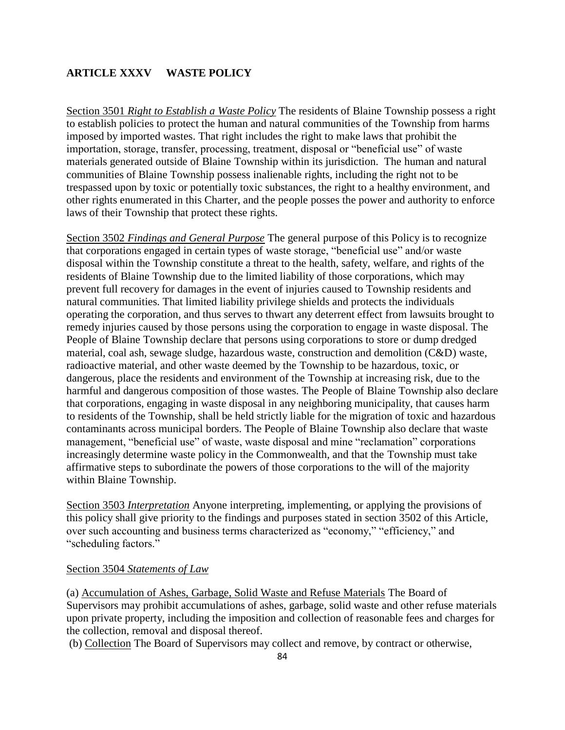## ARTICLE XXXV WASTE POLICY

Section 3501 *Right to Establish a Waste Policy* The residents of Blaine Township possess a right to establish policies to protect the human and natural communities of the Township from harms imposed by imported wastes. That right includes the right to make laws that prohibit the importation, storage, transfer, processing, treatment, disposal or "beneficial use" of waste materials generated outside of Blaine Township within its jurisdiction. The human and natural communities of Blaine Township possess inalienable rights, including the right not to be trespassed upon by toxic or potentially toxic substances, the right to a healthy environment, and other rights enumerated in this Charter, and the people posses the power and authority to enforce laws of their Township that protect these rights.

Section 3502 *Findings and General Purpose* The general purpose of this Policy is to recognize that corporations engaged in certain types of waste storage, "beneficial use" and/or waste disposal within the Township constitute a threat to the health, safety, welfare, and rights of the residents of Blaine Township due to the limited liability of those corporations, which may prevent full recovery for damages in the event of injuries caused to Township residents and natural communities. That limited liability privilege shields and protects the individuals operating the corporation, and thus serves to thwart any deterrent effect from lawsuits brought to remedy injuries caused by those persons using the corporation to engage in waste disposal. The People of Blaine Township declare that persons using corporations to store or dump dredged material, coal ash, sewage sludge, hazardous waste, construction and demolition (C&D) waste, radioactive material, and other waste deemed by the Township to be hazardous, toxic, or dangerous, place the residents and environment of the Township at increasing risk, due to the harmful and dangerous composition of those wastes. The People of Blaine Township also declare that corporations, engaging in waste disposal in any neighboring municipality, that causes harm to residents of the Township, shall be held strictly liable for the migration of toxic and hazardous contaminants across municipal borders. The People of Blaine Township also declare that waste management, "beneficial use" of waste, waste disposal and mine "reclamation" corporations increasingly determine waste policy in the Commonwealth, and that the Township must take affirmative steps to subordinate the powers of those corporations to the will of the majority within Blaine Township.

Section 3503 *Interpretation* Anyone interpreting, implementing, or applying the provisions of this policy shall give priority to the findings and purposes stated in section 3502 of this Article, over such accounting and business terms characterized as "economy," "efficiency," and "scheduling factors."

Section 3504 *Statements of Law*

(a) Accumulation of Ashes, Garbage, Solid Waste and Refuse Materials The Board of Supervisors may prohibit accumulations of ashes, garbage, solid waste and other refuse materials upon private property, including the imposition and collection of reasonable fees and charges for the collection, removal and disposal thereof.

(b) Collection The Board of Supervisors may collect and remove, by contract or otherwise,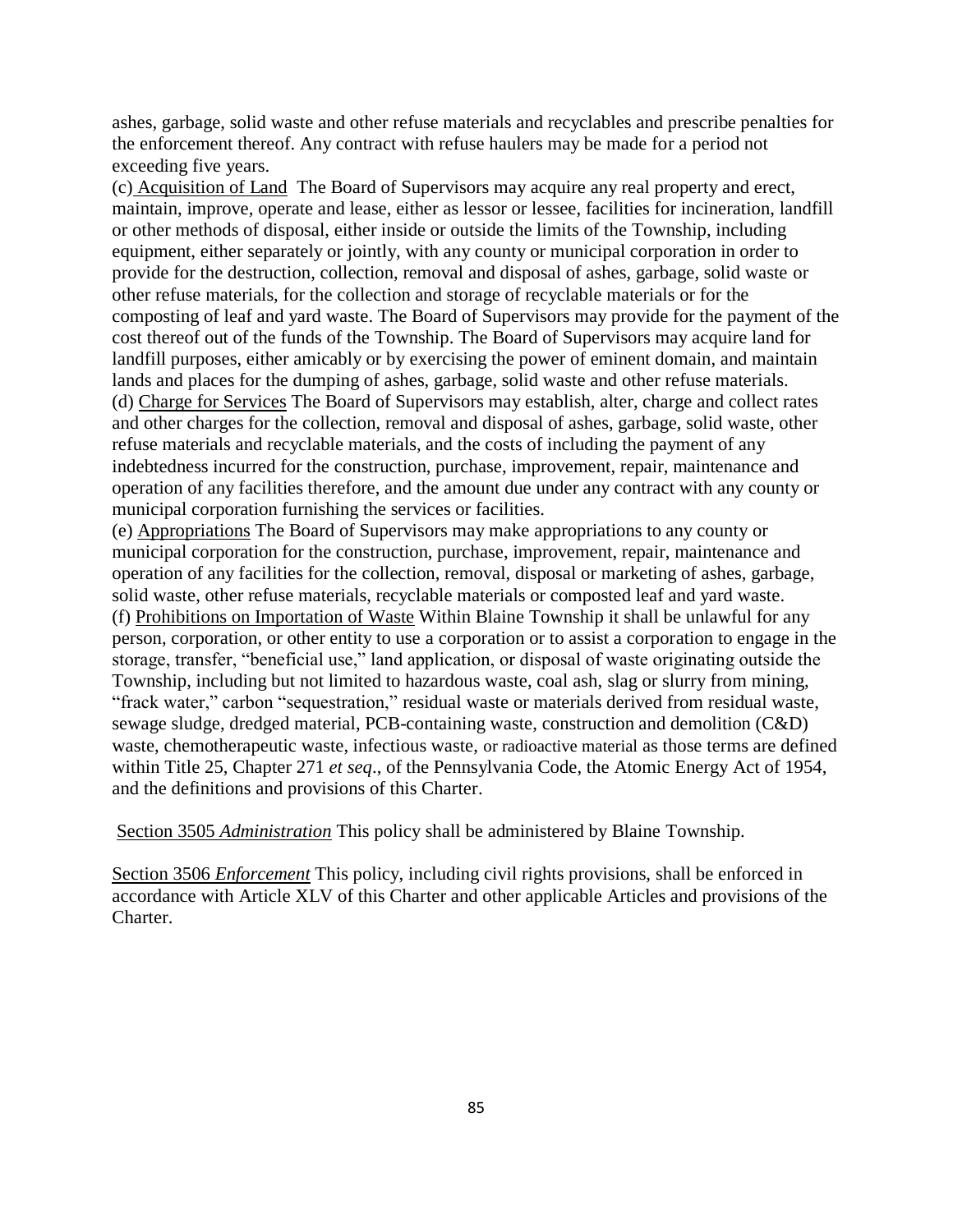ashes, garbage, solid waste and other refuse materials and recyclables and prescribe penalties for the enforcement thereof. Any contract with refuse haulers may be made for a period not exceeding five years.

(c) <u>Acquisition of Land</u> The Board of Supervisors may acquire any real property and erect, maintain, improve, operate and lease, either as lessor or lessee, facilities for incineration, landfill or other methods of disposal, either inside or outside the limits of the Township, including equipment, either separately or jointly, with any county or municipal corporation in order to provide for the destruction, collection, removal and disposal of ashes, garbage, solid waste or other refuse materials, for the collection and storage of recyclable materials or for the composting of leaf and yard waste. The Board of Supervisors may provide for the payment of the cost thereof out of the funds of the Township. The Board of Supervisors may acquire land for landfill purposes, either amicably or by exercising the power of eminent domain, and maintain lands and places for the dumping of ashes, garbage, solid waste and other refuse materials.

(d) <u>Charge for Services</u> The Board of Supervisors may establish, alter, charge and collect rates and other charges for the collection, removal and disposal of ashes, garbage, solid waste, other refuse materials and recyclable materials, and the costs of including the payment of any indebtedness incurred for the construction, purchase, improvement, repair, maintenance and operation of any facilities therefore, and the amount due under any contract with any county or municipal corporation furnishing the services or facilities.

(e) <u>Appropriations</u> The Board of Supervisors may make appropriations to any county or municipal corporation for the construction, purchase, improvement, repair, maintenance and operation of any facilities for the collection, removal, disposal or marketing of ashes, garbage, solid waste, other refuse materials, recyclable materials or composted leaf and yard waste.

(f) <u>Prohibitions on Importation of Waste</u> Within Blaine Township it shall be unlawful for any person, corporation, or other entity to use a corporation or to assist a corporation to engage in the storage, transfer, "beneficial use," land application, or disposal of waste originating outside the Township, including but not limited to hazardous waste, coal ash, slag or slurry from mining, "frack water," carbon "sequestration," residual waste or materials derived from residual waste, sewage sludge, dredged material, PCB-containing waste, construction and demolition (C&D) waste, chemotherapeutic waste, infectious waste, or radioactive material as those terms are defined within Title 25, Chapter 271 *et seq*., of the Pennsylvania Code, the Atomic Energy Act of 1954, and the definitions and provisions of this Charter.

<u>Section 3505 *Administration*</u> This policy shall be administered by Blaine Township.

<u>Section 3506 *Enforcement*</u> This policy, including civil rights provisions, shall be enforced in accordance with Article XLV of this Charter and other applicable Articles and provisions of the Charter.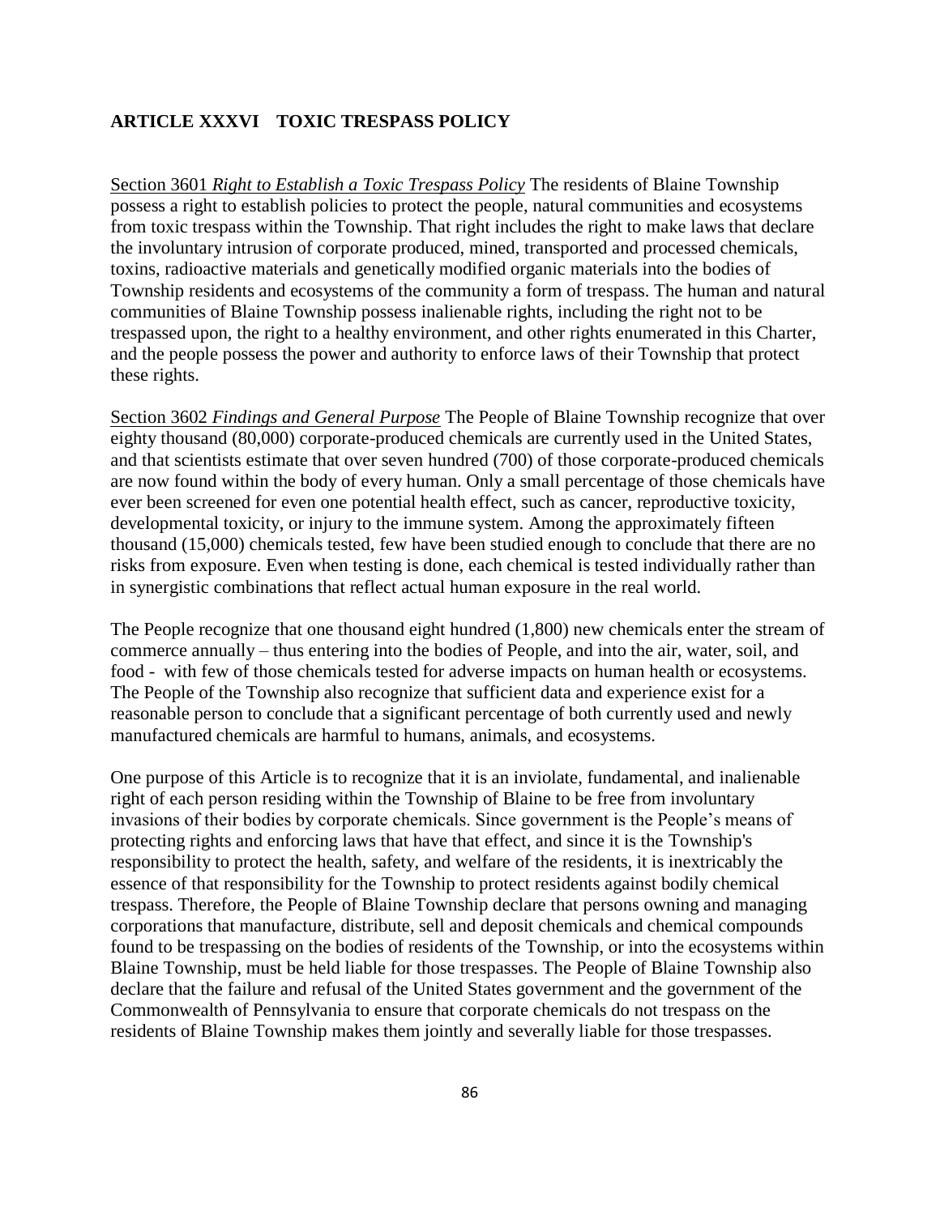## ARTICLE XXXVI TOXIC TRESPASS POLICY

Section 3601 *Right to Establish a Toxic Trespass Policy* The residents of Blaine Township possess a right to establish policies to protect the people, natural communities and ecosystems from toxic trespass within the Township. That right includes the right to make laws that declare the involuntary intrusion of corporate produced, mined, transported and processed chemicals, toxins, radioactive materials and genetically modified organic materials into the bodies of Township residents and ecosystems of the community a form of trespass. The human and natural communities of Blaine Township possess inalienable rights, including the right not to be trespassed upon, the right to a healthy environment, and other rights enumerated in this Charter, and the people possess the power and authority to enforce laws of their Township that protect these rights.

Section 3602 *Findings and General Purpose* The People of Blaine Township recognize that over eighty thousand (80,000) corporate-produced chemicals are currently used in the United States, and that scientists estimate that over seven hundred (700) of those corporate-produced chemicals are now found within the body of every human. Only a small percentage of those chemicals have ever been screened for even one potential health effect, such as cancer, reproductive toxicity, developmental toxicity, or injury to the immune system. Among the approximately fifteen thousand (15,000) chemicals tested, few have been studied enough to conclude that there are no risks from exposure. Even when testing is done, each chemical is tested individually rather than in synergistic combinations that reflect actual human exposure in the real world.

The People recognize that one thousand eight hundred (1,800) new chemicals enter the stream of commerce annually – thus entering into the bodies of People, and into the air, water, soil, and food - with few of those chemicals tested for adverse impacts on human health or ecosystems. The People of the Township also recognize that sufficient data and experience exist for a reasonable person to conclude that a significant percentage of both currently used and newly manufactured chemicals are harmful to humans, animals, and ecosystems.

One purpose of this Article is to recognize that it is an inviolate, fundamental, and inalienable right of each person residing within the Township of Blaine to be free from involuntary invasions of their bodies by corporate chemicals. Since government is the People's means of protecting rights and enforcing laws that have that effect, and since it is the Township's responsibility to protect the health, safety, and welfare of the residents, it is inextricably the essence of that responsibility for the Township to protect residents against bodily chemical trespass. Therefore, the People of Blaine Township declare that persons owning and managing corporations that manufacture, distribute, sell and deposit chemicals and chemical compounds found to be trespassing on the bodies of residents of the Township, or into the ecosystems within Blaine Township, must be held liable for those trespasses. The People of Blaine Township also declare that the failure and refusal of the United States government and the government of the Commonwealth of Pennsylvania to ensure that corporate chemicals do not trespass on the residents of Blaine Township makes them jointly and severally liable for those trespasses.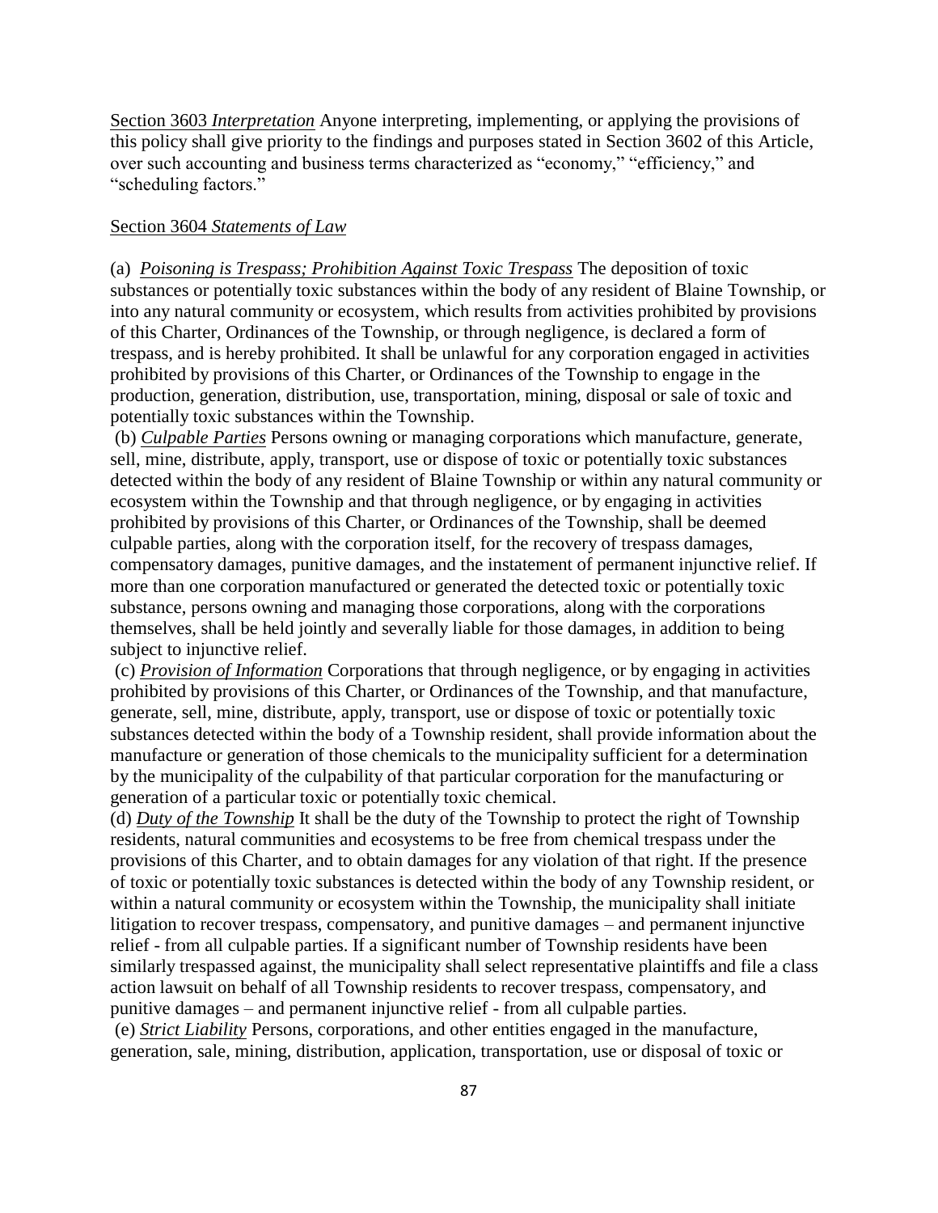Section 3603 *Interpretation* Anyone interpreting, implementing, or applying the provisions of this policy shall give priority to the findings and purposes stated in Section 3602 of this Article, over such accounting and business terms characterized as "economy," "efficiency," and "scheduling factors."

Section 3604 *Statements of Law*

(a) ***Poisoning is Trespass; Prohibition Against Toxic Trespass*** The deposition of toxic substances or potentially toxic substances within the body of any resident of Blaine Township, or into any natural community or ecosystem, which results from activities prohibited by provisions of this Charter, Ordinances of the Township, or through negligence, is declared a form of trespass, and is hereby prohibited. It shall be unlawful for any corporation engaged in activities prohibited by provisions of this Charter, or Ordinances of the Township to engage in the production, generation, distribution, use, transportation, mining, disposal or sale of toxic and potentially toxic substances within the Township.

(b) ***Culpable Parties*** Persons owning or managing corporations which manufacture, generate, sell, mine, distribute, apply, transport, use or dispose of toxic or potentially toxic substances detected within the body of any resident of Blaine Township or within any natural community or ecosystem within the Township and that through negligence, or by engaging in activities prohibited by provisions of this Charter, or Ordinances of the Township, shall be deemed culpable parties, along with the corporation itself, for the recovery of trespass damages, compensatory damages, punitive damages, and the instatement of permanent injunctive relief. If more than one corporation manufactured or generated the detected toxic or potentially toxic substance, persons owning and managing those corporations, along with the corporations themselves, shall be held jointly and severally liable for those damages, in addition to being subject to injunctive relief.

(c) ***Provision of Information*** Corporations that through negligence, or by engaging in activities prohibited by provisions of this Charter, or Ordinances of the Township, and that manufacture, generate, sell, mine, distribute, apply, transport, use or dispose of toxic or potentially toxic substances detected within the body of a Township resident, shall provide information about the manufacture or generation of those chemicals to the municipality sufficient for a determination by the municipality of the culpability of that particular corporation for the manufacturing or generation of a particular toxic or potentially toxic chemical.

(d) ***Duty of the Township*** It shall be the duty of the Township to protect the right of Township residents, natural communities and ecosystems to be free from chemical trespass under the provisions of this Charter, and to obtain damages for any violation of that right. If the presence of toxic or potentially toxic substances is detected within the body of any Township resident, or within a natural community or ecosystem within the Township, the municipality shall initiate litigation to recover trespass, compensatory, and punitive damages – and permanent injunctive relief - from all culpable parties. If a significant number of Township residents have been similarly trespassed against, the municipality shall select representative plaintiffs and file a class action lawsuit on behalf of all Township residents to recover trespass, compensatory, and punitive damages – and permanent injunctive relief - from all culpable parties.

(e) ***Strict Liability*** Persons, corporations, and other entities engaged in the manufacture, generation, sale, mining, distribution, application, transportation, use or disposal of toxic or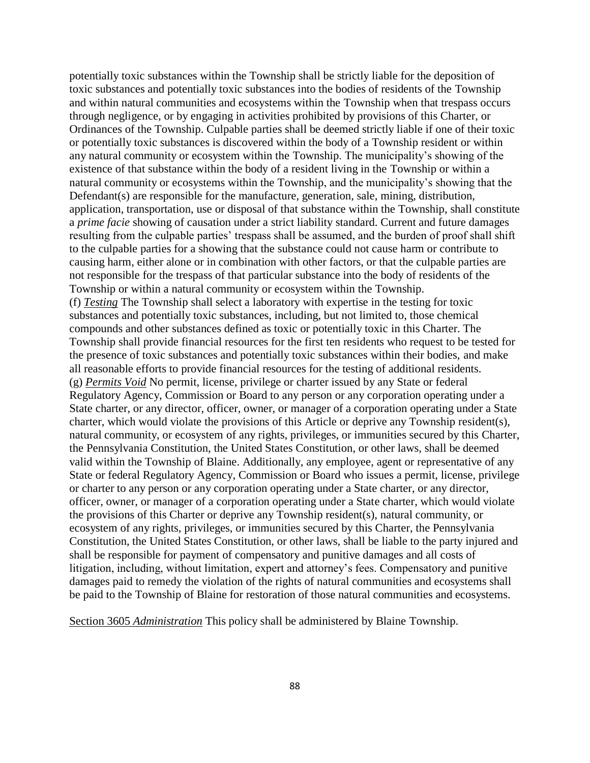potentially toxic substances within the Township shall be strictly liable for the deposition of toxic substances and potentially toxic substances into the bodies of residents of the Township and within natural communities and ecosystems within the Township when that trespass occurs through negligence, or by engaging in activities prohibited by provisions of this Charter, or Ordinances of the Township. Culpable parties shall be deemed strictly liable if one of their toxic or potentially toxic substances is discovered within the body of a Township resident or within any natural community or ecosystem within the Township. The municipality's showing of the existence of that substance within the body of a resident living in the Township or within a natural community or ecosystems within the Township, and the municipality's showing that the Defendant(s) are responsible for the manufacture, generation, sale, mining, distribution, application, transportation, use or disposal of that substance within the Township, shall constitute a *prime facie* showing of causation under a strict liability standard. Current and future damages resulting from the culpable parties' trespass shall be assumed, and the burden of proof shall shift to the culpable parties for a showing that the substance could not cause harm or contribute to causing harm, either alone or in combination with other factors, or that the culpable parties are not responsible for the trespass of that particular substance into the body of residents of the Township or within a natural community or ecosystem within the Township.

(f) ***Testing*** The Township shall select a laboratory with expertise in the testing for toxic substances and potentially toxic substances, including, but not limited to, those chemical compounds and other substances defined as toxic or potentially toxic in this Charter. The Township shall provide financial resources for the first ten residents who request to be tested for the presence of toxic substances and potentially toxic substances within their bodies, and make all reasonable efforts to provide financial resources for the testing of additional residents.

(g) ***Permits Void*** No permit, license, privilege or charter issued by any State or federal Regulatory Agency, Commission or Board to any person or any corporation operating under a State charter, or any director, officer, owner, or manager of a corporation operating under a State charter, which would violate the provisions of this Article or deprive any Township resident(s), natural community, or ecosystem of any rights, privileges, or immunities secured by this Charter, the Pennsylvania Constitution, the United States Constitution, or other laws, shall be deemed valid within the Township of Blaine. Additionally, any employee, agent or representative of any State or federal Regulatory Agency, Commission or Board who issues a permit, license, privilege or charter to any person or any corporation operating under a State charter, or any director, officer, owner, or manager of a corporation operating under a State charter, which would violate the provisions of this Charter or deprive any Township resident(s), natural community, or ecosystem of any rights, privileges, or immunities secured by this Charter, the Pennsylvania Constitution, the United States Constitution, or other laws, shall be liable to the party injured and shall be responsible for payment of compensatory and punitive damages and all costs of litigation, including, without limitation, expert and attorney's fees. Compensatory and punitive damages paid to remedy the violation of the rights of natural communities and ecosystems shall be paid to the Township of Blaine for restoration of those natural communities and ecosystems.

Section 3605 *Administration* This policy shall be administered by Blaine Township.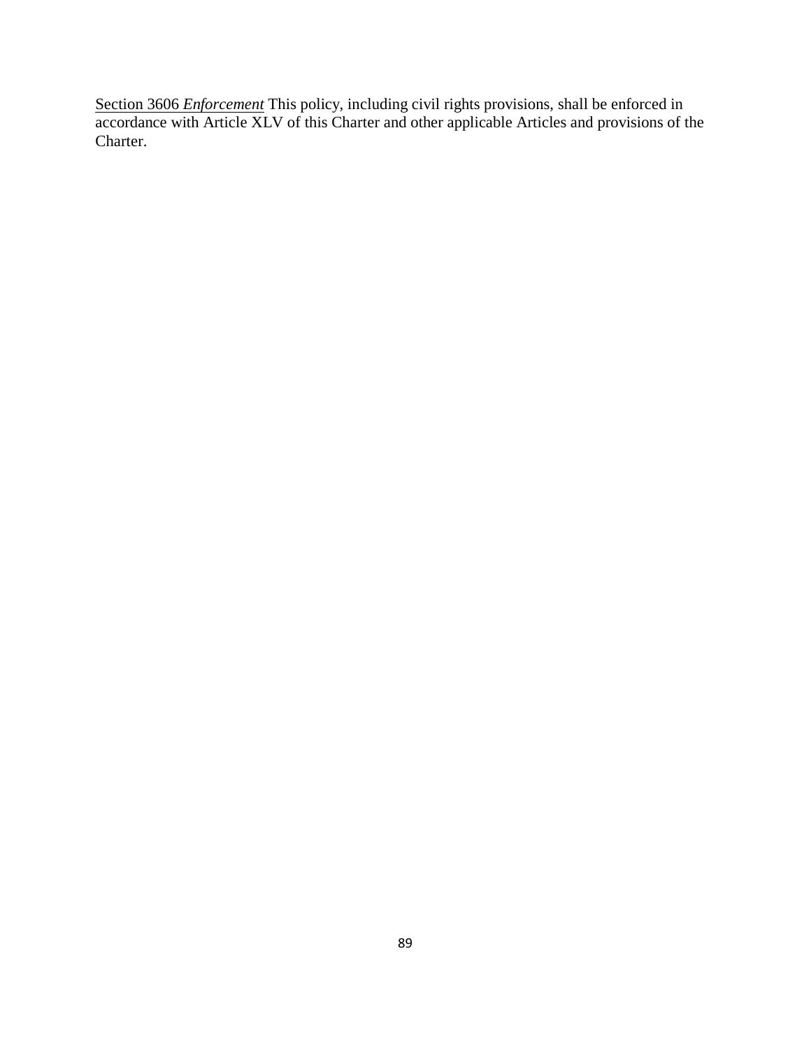Section 3606 *Enforcement* This policy, including civil rights provisions, shall be enforced in accordance with Article XLV of this Charter and other applicable Articles and provisions of the Charter.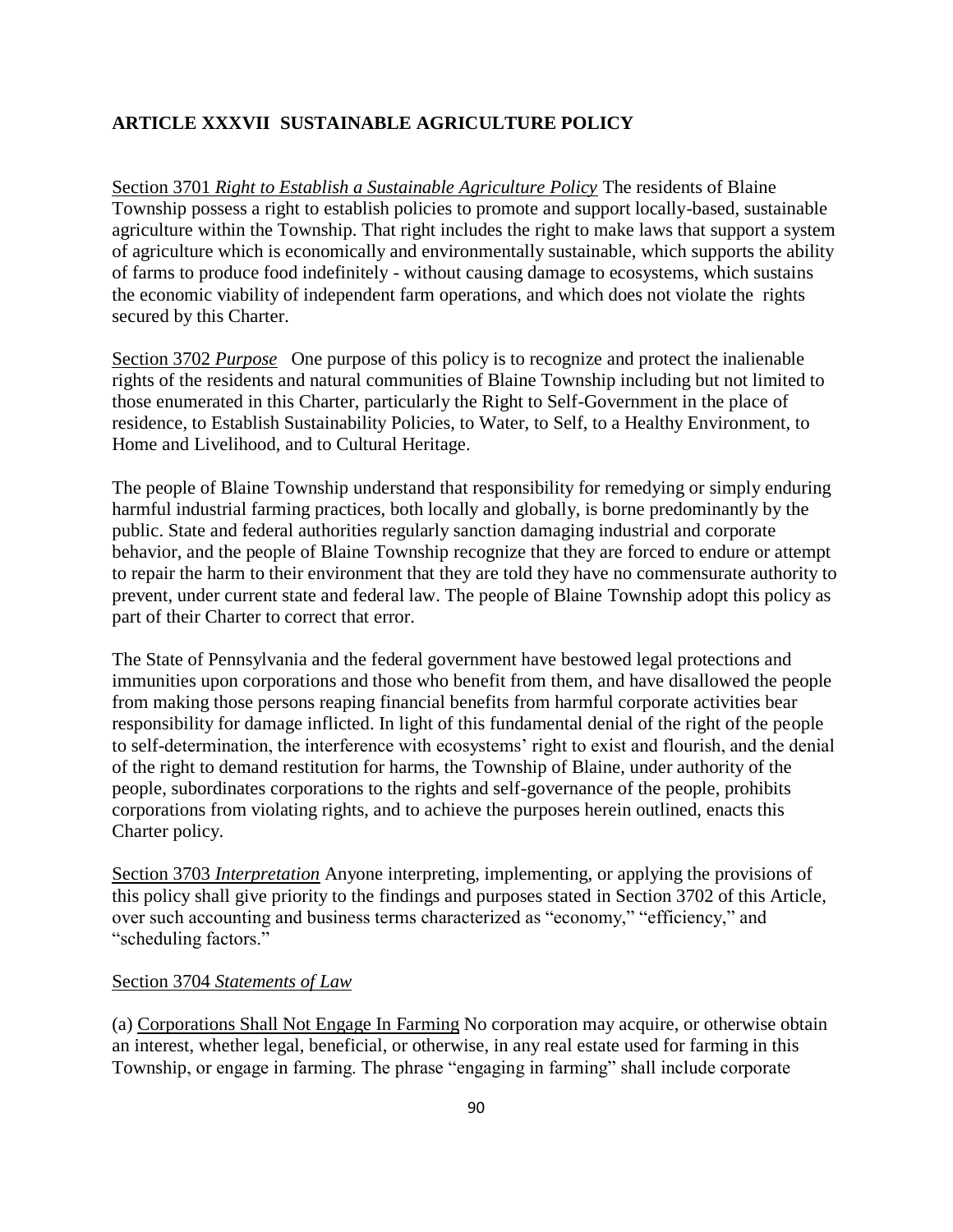## ARTICLE XXXVII SUSTAINABLE AGRICULTURE POLICY

<u>Section 3701</u> *<u>Right to Establish a Sustainable Agriculture Policy</u>* The residents of Blaine Township possess a right to establish policies to promote and support locally-based, sustainable agriculture within the Township. That right includes the right to make laws that support a system of agriculture which is economically and environmentally sustainable, which supports the ability of farms to produce food indefinitely - without causing damage to ecosystems, which sustains the economic viability of independent farm operations, and which does not violate the rights secured by this Charter.

<u>Section 3702</u> *<u>Purpose</u>* One purpose of this policy is to recognize and protect the inalienable rights of the residents and natural communities of Blaine Township including but not limited to those enumerated in this Charter, particularly the Right to Self-Government in the place of residence, to Establish Sustainability Policies, to Water, to Self, to a Healthy Environment, to Home and Livelihood, and to Cultural Heritage.

The people of Blaine Township understand that responsibility for remedying or simply enduring harmful industrial farming practices, both locally and globally, is borne predominantly by the public. State and federal authorities regularly sanction damaging industrial and corporate behavior, and the people of Blaine Township recognize that they are forced to endure or attempt to repair the harm to their environment that they are told they have no commensurate authority to prevent, under current state and federal law. The people of Blaine Township adopt this policy as part of their Charter to correct that error.

The State of Pennsylvania and the federal government have bestowed legal protections and immunities upon corporations and those who benefit from them, and have disallowed the people from making those persons reaping financial benefits from harmful corporate activities bear responsibility for damage inflicted. In light of this fundamental denial of the right of the people to self-determination, the interference with ecosystems' right to exist and flourish, and the denial of the right to demand restitution for harms, the Township of Blaine, under authority of the people, subordinates corporations to the rights and self-governance of the people, prohibits corporations from violating rights, and to achieve the purposes herein outlined, enacts this Charter policy.

<u>Section 3703</u> *<u>Interpretation</u>* Anyone interpreting, implementing, or applying the provisions of this policy shall give priority to the findings and purposes stated in Section 3702 of this Article, over such accounting and business terms characterized as "economy," "efficiency," and "scheduling factors."

<u>Section 3704</u> *<u>Statements of Law</u>*

(a) <u>Corporations Shall Not Engage In Farming</u> No corporation may acquire, or otherwise obtain an interest, whether legal, beneficial, or otherwise, in any real estate used for farming in this Township, or engage in farming. The phrase "engaging in farming" shall include corporate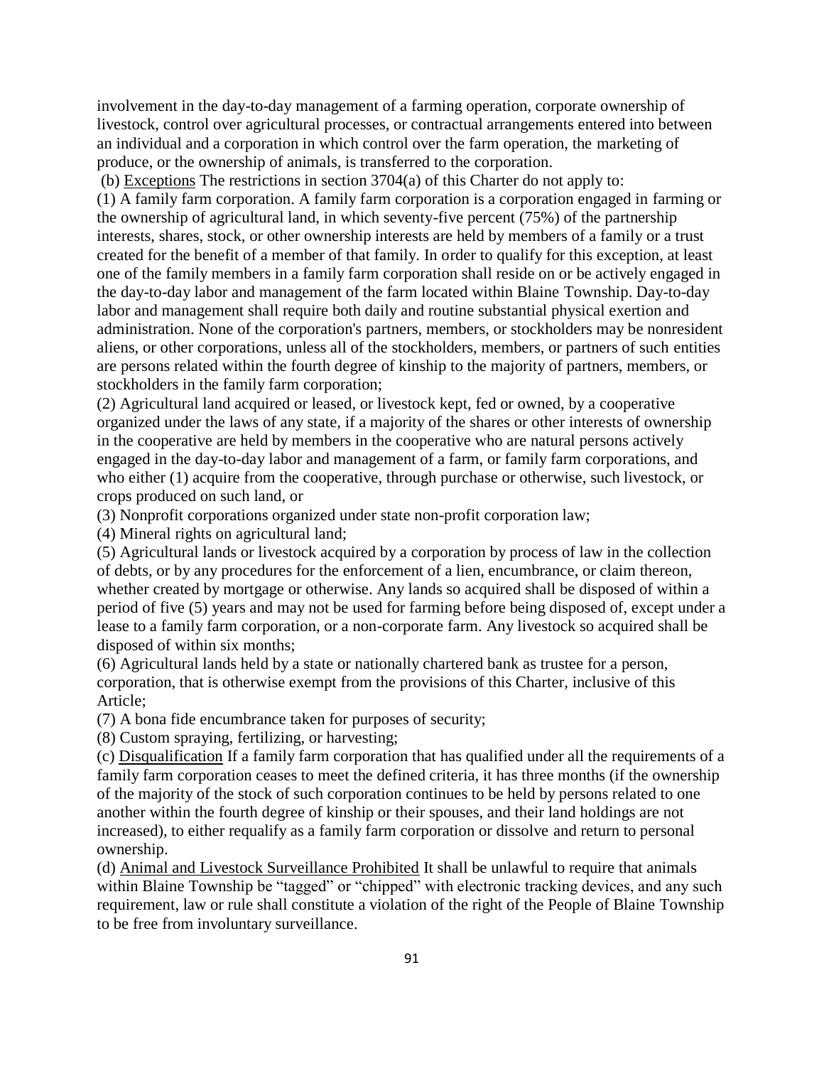involvement in the day-to-day management of a farming operation, corporate ownership of livestock, control over agricultural processes, or contractual arrangements entered into between an individual and a corporation in which control over the farm operation, the marketing of produce, or the ownership of animals, is transferred to the corporation.

(b) Exceptions The restrictions in section 3704(a) of this Charter do not apply to:

(1) A family farm corporation. A family farm corporation is a corporation engaged in farming or the ownership of agricultural land, in which seventy-five percent (75%) of the partnership interests, shares, stock, or other ownership interests are held by members of a family or a trust created for the benefit of a member of that family. In order to qualify for this exception, at least one of the family members in a family farm corporation shall reside on or be actively engaged in the day-to-day labor and management of the farm located within Blaine Township. Day-to-day labor and management shall require both daily and routine substantial physical exertion and administration. None of the corporation's partners, members, or stockholders may be nonresident aliens, or other corporations, unless all of the stockholders, members, or partners of such entities are persons related within the fourth degree of kinship to the majority of partners, members, or stockholders in the family farm corporation;

(2) Agricultural land acquired or leased, or livestock kept, fed or owned, by a cooperative organized under the laws of any state, if a majority of the shares or other interests of ownership in the cooperative are held by members in the cooperative who are natural persons actively engaged in the day-to-day labor and management of a farm, or family farm corporations, and who either (1) acquire from the cooperative, through purchase or otherwise, such livestock, or crops produced on such land, or

(3) Nonprofit corporations organized under state non-profit corporation law;

(4) Mineral rights on agricultural land;

(5) Agricultural lands or livestock acquired by a corporation by process of law in the collection of debts, or by any procedures for the enforcement of a lien, encumbrance, or claim thereon, whether created by mortgage or otherwise. Any lands so acquired shall be disposed of within a period of five (5) years and may not be used for farming before being disposed of, except under a lease to a family farm corporation, or a non-corporate farm. Any livestock so acquired shall be disposed of within six months;

(6) Agricultural lands held by a state or nationally chartered bank as trustee for a person, corporation, that is otherwise exempt from the provisions of this Charter, inclusive of this Article;

(7) A bona fide encumbrance taken for purposes of security;

(8) Custom spraying, fertilizing, or harvesting;

(c) Disqualification If a family farm corporation that has qualified under all the requirements of a family farm corporation ceases to meet the defined criteria, it has three months (if the ownership of the majority of the stock of such corporation continues to be held by persons related to one another within the fourth degree of kinship or their spouses, and their land holdings are not increased), to either requalify as a family farm corporation or dissolve and return to personal ownership.

(d) Animal and Livestock Surveillance Prohibited It shall be unlawful to require that animals within Blaine Township be "tagged" or "chipped" with electronic tracking devices, and any such requirement, law or rule shall constitute a violation of the right of the People of Blaine Township to be free from involuntary surveillance.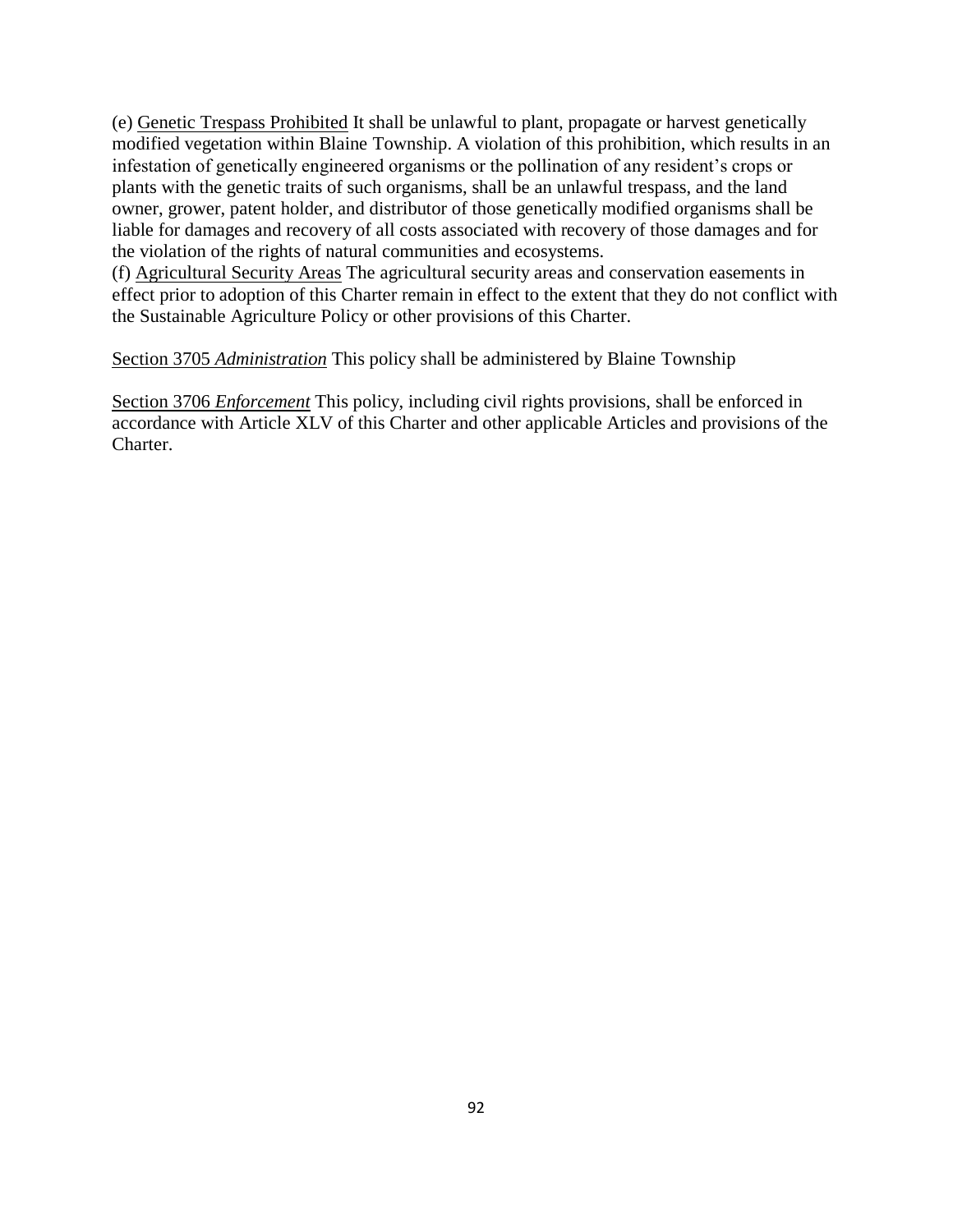(e) Genetic Trespass Prohibited It shall be unlawful to plant, propagate or harvest genetically modified vegetation within Blaine Township. A violation of this prohibition, which results in an infestation of genetically engineered organisms or the pollination of any resident's crops or plants with the genetic traits of such organisms, shall be an unlawful trespass, and the land owner, grower, patent holder, and distributor of those genetically modified organisms shall be liable for damages and recovery of all costs associated with recovery of those damages and for the violation of the rights of natural communities and ecosystems.
(f) Agricultural Security Areas The agricultural security areas and conservation easements in effect prior to adoption of this Charter remain in effect to the extent that they do not conflict with the Sustainable Agriculture Policy or other provisions of this Charter.

Section 3705 *Administration* This policy shall be administered by Blaine Township

Section 3706 *Enforcement* This policy, including civil rights provisions, shall be enforced in accordance with Article XLV of this Charter and other applicable Articles and provisions of the Charter.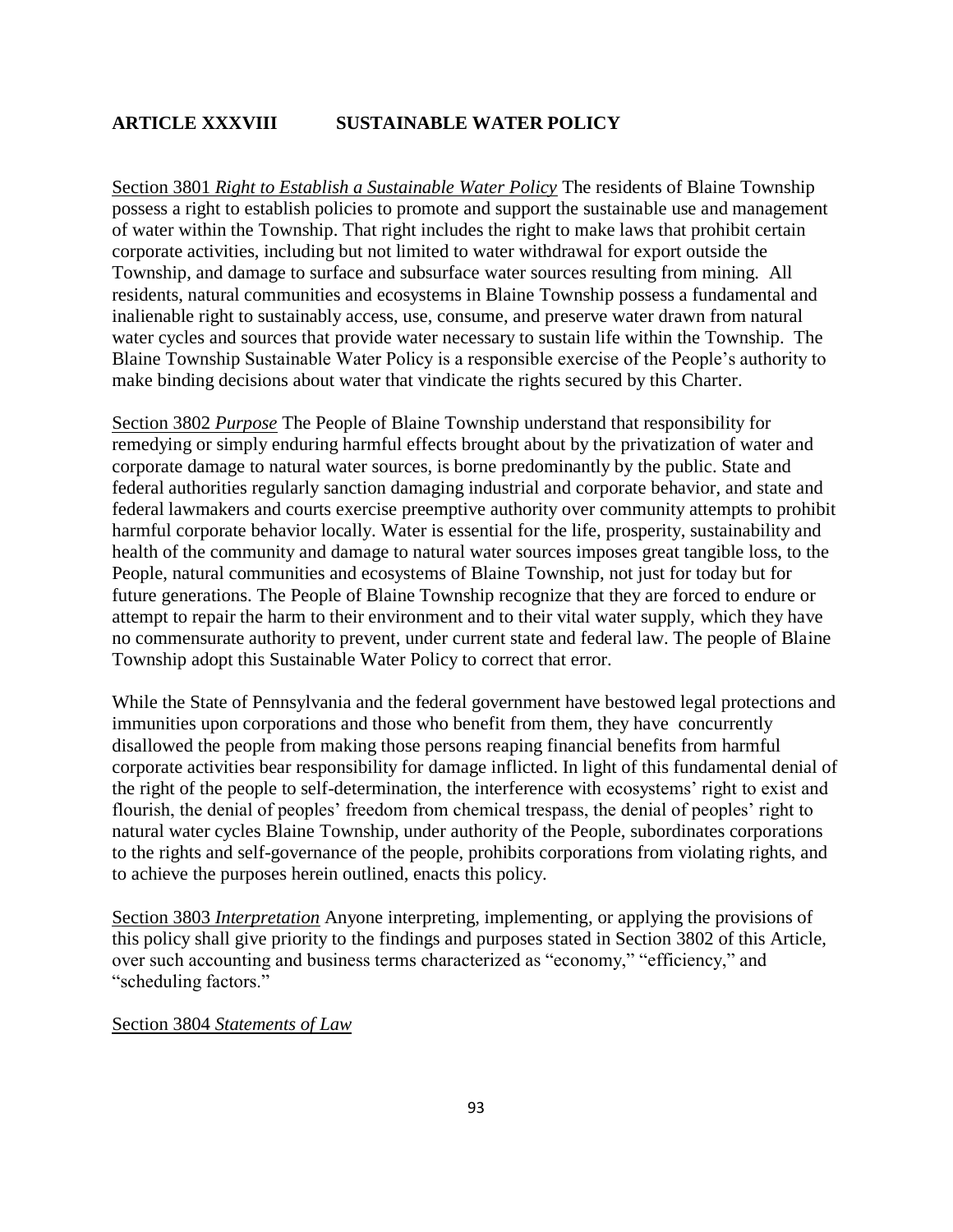## ARTICLE XXXVIII SUSTAINABLE WATER POLICY

Section 3801 *Right to Establish a Sustainable Water Policy* The residents of Blaine Township possess a right to establish policies to promote and support the sustainable use and management of water within the Township. That right includes the right to make laws that prohibit certain corporate activities, including but not limited to water withdrawal for export outside the Township, and damage to surface and subsurface water sources resulting from mining. All residents, natural communities and ecosystems in Blaine Township possess a fundamental and inalienable right to sustainably access, use, consume, and preserve water drawn from natural water cycles and sources that provide water necessary to sustain life within the Township. The Blaine Township Sustainable Water Policy is a responsible exercise of the People's authority to make binding decisions about water that vindicate the rights secured by this Charter.

Section 3802 *Purpose* The People of Blaine Township understand that responsibility for remedying or simply enduring harmful effects brought about by the privatization of water and corporate damage to natural water sources, is borne predominantly by the public. State and federal authorities regularly sanction damaging industrial and corporate behavior, and state and federal lawmakers and courts exercise preemptive authority over community attempts to prohibit harmful corporate behavior locally. Water is essential for the life, prosperity, sustainability and health of the community and damage to natural water sources imposes great tangible loss, to the People, natural communities and ecosystems of Blaine Township, not just for today but for future generations. The People of Blaine Township recognize that they are forced to endure or attempt to repair the harm to their environment and to their vital water supply, which they have no commensurate authority to prevent, under current state and federal law. The people of Blaine Township adopt this Sustainable Water Policy to correct that error.

While the State of Pennsylvania and the federal government have bestowed legal protections and immunities upon corporations and those who benefit from them, they have concurrently disallowed the people from making those persons reaping financial benefits from harmful corporate activities bear responsibility for damage inflicted. In light of this fundamental denial of the right of the people to self-determination, the interference with ecosystems' right to exist and flourish, the denial of peoples' freedom from chemical trespass, the denial of peoples' right to natural water cycles Blaine Township, under authority of the People, subordinates corporations to the rights and self-governance of the people, prohibits corporations from violating rights, and to achieve the purposes herein outlined, enacts this policy.

Section 3803 *Interpretation* Anyone interpreting, implementing, or applying the provisions of this policy shall give priority to the findings and purposes stated in Section 3802 of this Article, over such accounting and business terms characterized as "economy," "efficiency," and "scheduling factors."

Section 3804 *Statements of Law*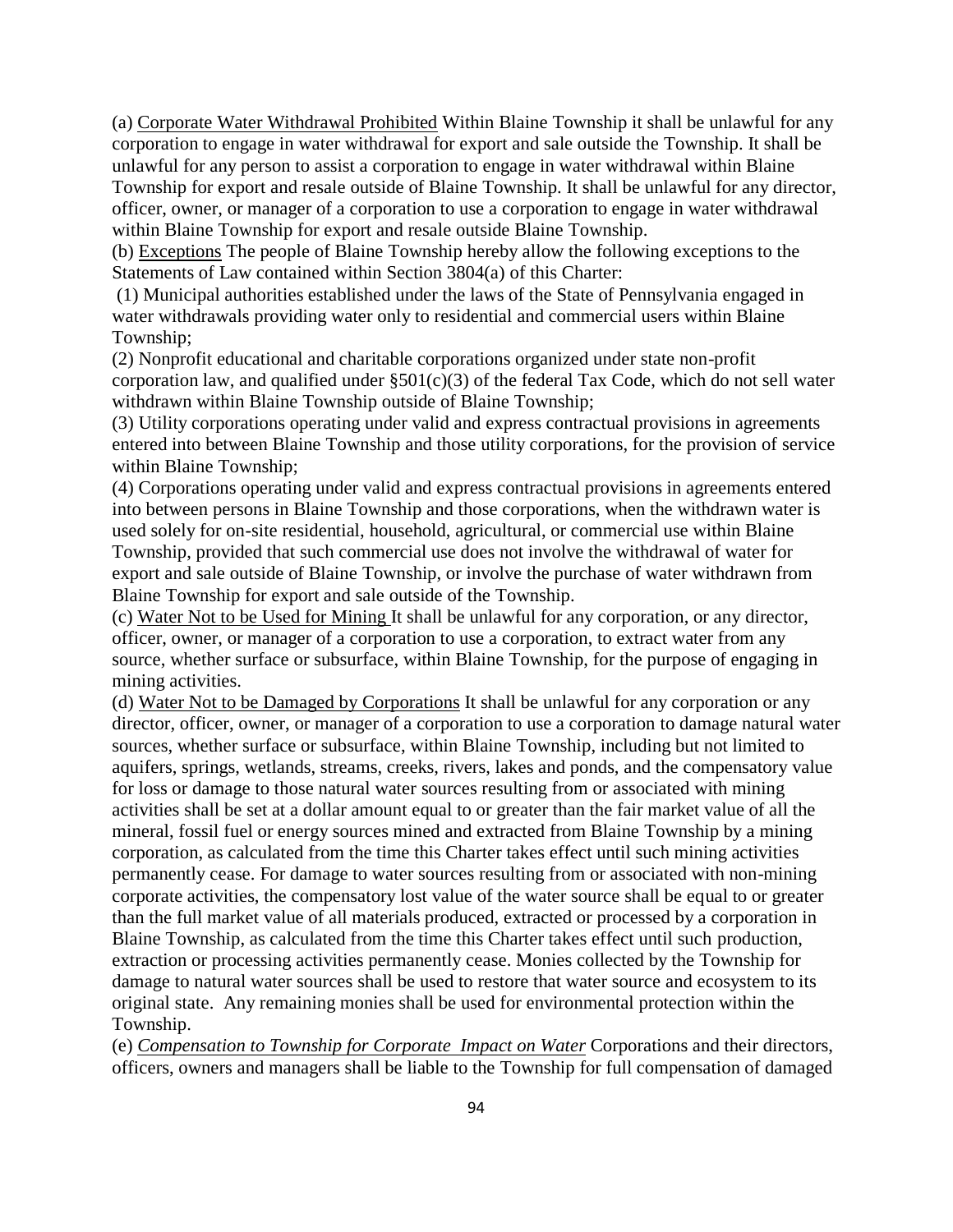(a) Corporate Water Withdrawal Prohibited Within Blaine Township it shall be unlawful for any corporation to engage in water withdrawal for export and sale outside the Township. It shall be unlawful for any person to assist a corporation to engage in water withdrawal within Blaine Township for export and resale outside of Blaine Township. It shall be unlawful for any director, officer, owner, or manager of a corporation to use a corporation to engage in water withdrawal within Blaine Township for export and resale outside Blaine Township.

(b) Exceptions The people of Blaine Township hereby allow the following exceptions to the Statements of Law contained within Section 3804(a) of this Charter:

(1) Municipal authorities established under the laws of the State of Pennsylvania engaged in water withdrawals providing water only to residential and commercial users within Blaine Township;

(2) Nonprofit educational and charitable corporations organized under state non-profit corporation law, and qualified under §501(c)(3) of the federal Tax Code, which do not sell water withdrawn within Blaine Township outside of Blaine Township;

(3) Utility corporations operating under valid and express contractual provisions in agreements entered into between Blaine Township and those utility corporations, for the provision of service within Blaine Township;

(4) Corporations operating under valid and express contractual provisions in agreements entered into between persons in Blaine Township and those corporations, when the withdrawn water is used solely for on-site residential, household, agricultural, or commercial use within Blaine Township, provided that such commercial use does not involve the withdrawal of water for export and sale outside of Blaine Township, or involve the purchase of water withdrawn from Blaine Township for export and sale outside of the Township.

(c) Water Not to be Used for Mining It shall be unlawful for any corporation, or any director, officer, owner, or manager of a corporation to use a corporation, to extract water from any source, whether surface or subsurface, within Blaine Township, for the purpose of engaging in mining activities.

(d) Water Not to be Damaged by Corporations It shall be unlawful for any corporation or any director, officer, owner, or manager of a corporation to use a corporation to damage natural water sources, whether surface or subsurface, within Blaine Township, including but not limited to aquifers, springs, wetlands, streams, creeks, rivers, lakes and ponds, and the compensatory value for loss or damage to those natural water sources resulting from or associated with mining activities shall be set at a dollar amount equal to or greater than the fair market value of all the mineral, fossil fuel or energy sources mined and extracted from Blaine Township by a mining corporation, as calculated from the time this Charter takes effect until such mining activities permanently cease. For damage to water sources resulting from or associated with non-mining corporate activities, the compensatory lost value of the water source shall be equal to or greater than the full market value of all materials produced, extracted or processed by a corporation in Blaine Township, as calculated from the time this Charter takes effect until such production, extraction or processing activities permanently cease. Monies collected by the Township for damage to natural water sources shall be used to restore that water source and ecosystem to its original state. Any remaining monies shall be used for environmental protection within the Township.

(e) *Compensation to Township for Corporate Impact on Water* Corporations and their directors, officers, owners and managers shall be liable to the Township for full compensation of damaged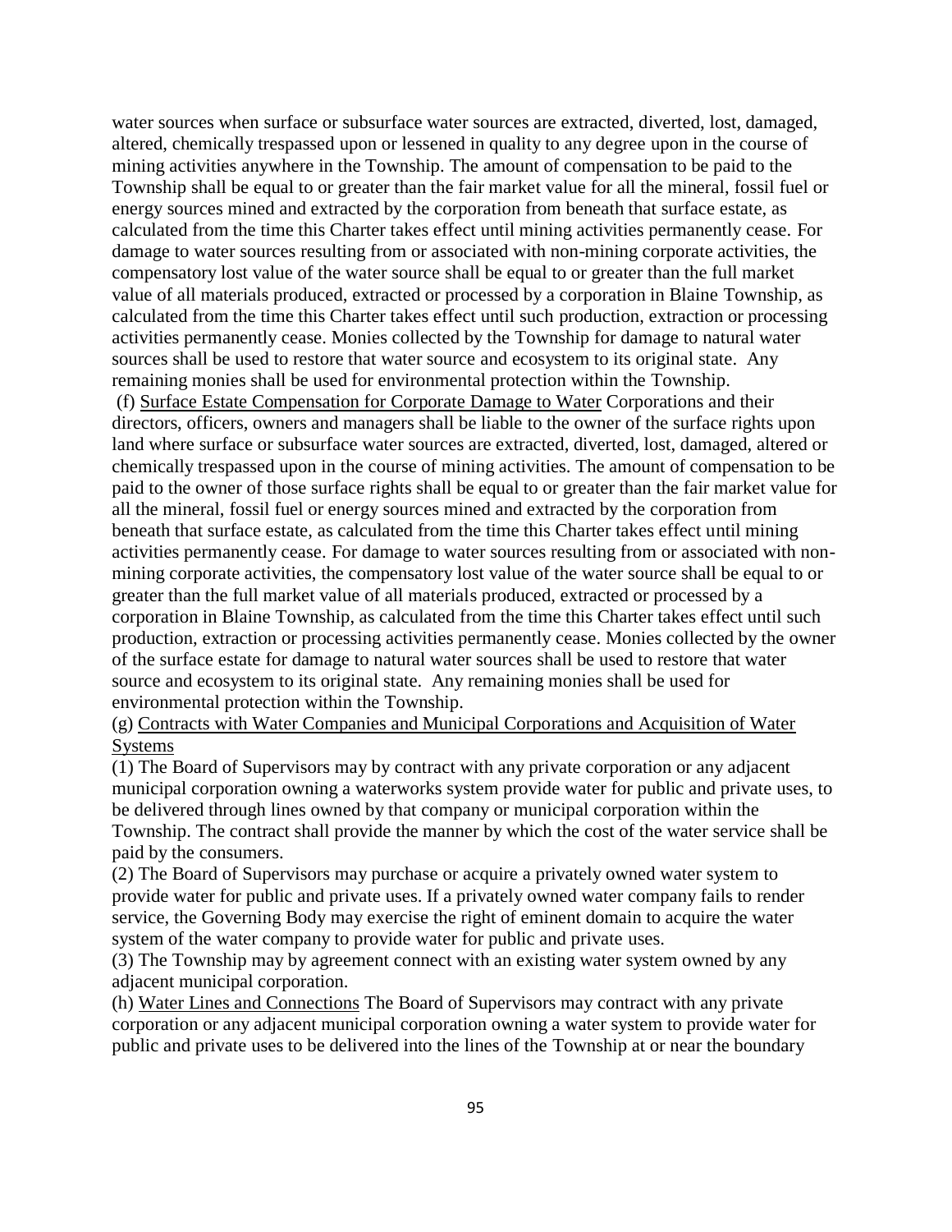water sources when surface or subsurface water sources are extracted, diverted, lost, damaged, altered, chemically trespassed upon or lessened in quality to any degree upon in the course of mining activities anywhere in the Township. The amount of compensation to be paid to the Township shall be equal to or greater than the fair market value for all the mineral, fossil fuel or energy sources mined and extracted by the corporation from beneath that surface estate, as calculated from the time this Charter takes effect until mining activities permanently cease. For damage to water sources resulting from or associated with non-mining corporate activities, the compensatory lost value of the water source shall be equal to or greater than the full market value of all materials produced, extracted or processed by a corporation in Blaine Township, as calculated from the time this Charter takes effect until such production, extraction or processing activities permanently cease. Monies collected by the Township for damage to natural water sources shall be used to restore that water source and ecosystem to its original state. Any remaining monies shall be used for environmental protection within the Township.

(f) Surface Estate Compensation for Corporate Damage to Water Corporations and their directors, officers, owners and managers shall be liable to the owner of the surface rights upon land where surface or subsurface water sources are extracted, diverted, lost, damaged, altered or chemically trespassed upon in the course of mining activities. The amount of compensation to be paid to the owner of those surface rights shall be equal to or greater than the fair market value for all the mineral, fossil fuel or energy sources mined and extracted by the corporation from beneath that surface estate, as calculated from the time this Charter takes effect until mining activities permanently cease. For damage to water sources resulting from or associated with non-mining corporate activities, the compensatory lost value of the water source shall be equal to or greater than the full market value of all materials produced, extracted or processed by a corporation in Blaine Township, as calculated from the time this Charter takes effect until such production, extraction or processing activities permanently cease. Monies collected by the owner of the surface estate for damage to natural water sources shall be used to restore that water source and ecosystem to its original state. Any remaining monies shall be used for environmental protection within the Township.

(g) Contracts with Water Companies and Municipal Corporations and Acquisition of Water Systems

(1) The Board of Supervisors may by contract with any private corporation or any adjacent municipal corporation owning a waterworks system provide water for public and private uses, to be delivered through lines owned by that company or municipal corporation within the Township. The contract shall provide the manner by which the cost of the water service shall be paid by the consumers.

(2) The Board of Supervisors may purchase or acquire a privately owned water system to provide water for public and private uses. If a privately owned water company fails to render service, the Governing Body may exercise the right of eminent domain to acquire the water system of the water company to provide water for public and private uses.

(3) The Township may by agreement connect with an existing water system owned by any adjacent municipal corporation.

(h) Water Lines and Connections The Board of Supervisors may contract with any private corporation or any adjacent municipal corporation owning a water system to provide water for public and private uses to be delivered into the lines of the Township at or near the boundary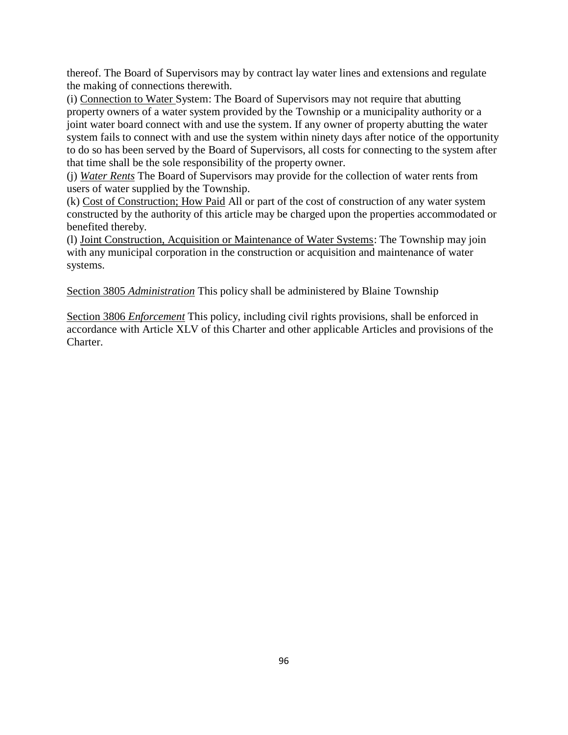thereof. The Board of Supervisors may by contract lay water lines and extensions and regulate the making of connections therewith.

(i) <u>Connection to Water </u>System: The Board of Supervisors may not require that abutting property owners of a water system provided by the Township or a municipality authority or a joint water board connect with and use the system. If any owner of property abutting the water system fails to connect with and use the system within ninety days after notice of the opportunity to do so has been served by the Board of Supervisors, all costs for connecting to the system after that time shall be the sole responsibility of the property owner.

(j) <u>*Water Rents*</u> The Board of Supervisors may provide for the collection of water rents from users of water supplied by the Township.

(k) <u>Cost of Construction; How Paid</u> All or part of the cost of construction of any water system constructed by the authority of this article may be charged upon the properties accommodated or benefited thereby.

(l) <u>Joint Construction, Acquisition or Maintenance of Water Systems</u>: The Township may join with any municipal corporation in the construction or acquisition and maintenance of water systems.

<u>Section 3805 *Administration*</u> This policy shall be administered by Blaine Township

<u>Section 3806 *Enforcement*</u> This policy, including civil rights provisions, shall be enforced in accordance with Article XLV of this Charter and other applicable Articles and provisions of the Charter.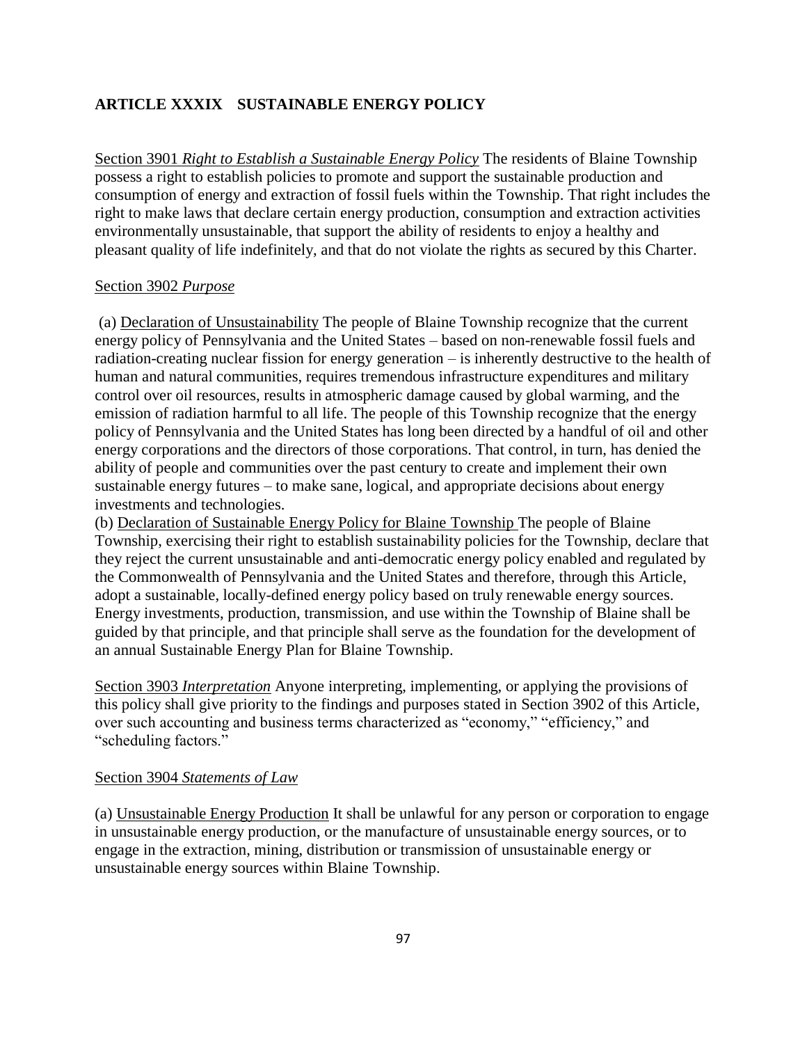## ARTICLE XXXIX SUSTAINABLE ENERGY POLICY

Section 3901 *Right to Establish a Sustainable Energy Policy* The residents of Blaine Township possess a right to establish policies to promote and support the sustainable production and consumption of energy and extraction of fossil fuels within the Township. That right includes the right to make laws that declare certain energy production, consumption and extraction activities environmentally unsustainable, that support the ability of residents to enjoy a healthy and pleasant quality of life indefinitely, and that do not violate the rights as secured by this Charter.

Section 3902 *Purpose*

(a) Declaration of Unsustainability The people of Blaine Township recognize that the current energy policy of Pennsylvania and the United States – based on non-renewable fossil fuels and radiation-creating nuclear fission for energy generation – is inherently destructive to the health of human and natural communities, requires tremendous infrastructure expenditures and military control over oil resources, results in atmospheric damage caused by global warming, and the emission of radiation harmful to all life. The people of this Township recognize that the energy policy of Pennsylvania and the United States has long been directed by a handful of oil and other energy corporations and the directors of those corporations. That control, in turn, has denied the ability of people and communities over the past century to create and implement their own sustainable energy futures – to make sane, logical, and appropriate decisions about energy investments and technologies.

(b) Declaration of Sustainable Energy Policy for Blaine Township The people of Blaine Township, exercising their right to establish sustainability policies for the Township, declare that they reject the current unsustainable and anti-democratic energy policy enabled and regulated by the Commonwealth of Pennsylvania and the United States and therefore, through this Article, adopt a sustainable, locally-defined energy policy based on truly renewable energy sources. Energy investments, production, transmission, and use within the Township of Blaine shall be guided by that principle, and that principle shall serve as the foundation for the development of an annual Sustainable Energy Plan for Blaine Township.

Section 3903 *Interpretation* Anyone interpreting, implementing, or applying the provisions of this policy shall give priority to the findings and purposes stated in Section 3902 of this Article, over such accounting and business terms characterized as "economy," "efficiency," and "scheduling factors."

Section 3904 *Statements of Law*

(a) Unsustainable Energy Production It shall be unlawful for any person or corporation to engage in unsustainable energy production, or the manufacture of unsustainable energy sources, or to engage in the extraction, mining, distribution or transmission of unsustainable energy or unsustainable energy sources within Blaine Township.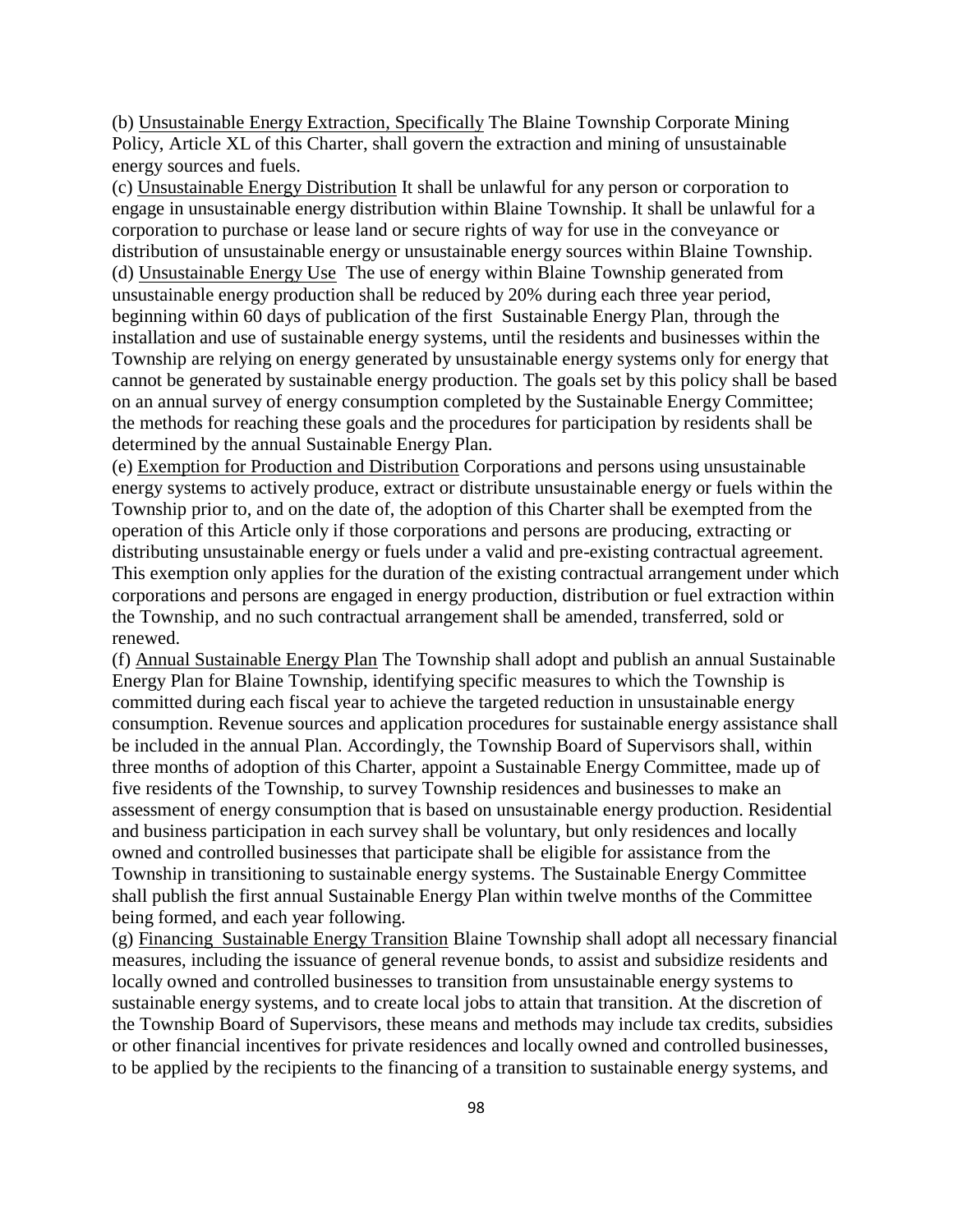(b) <u>Unsustainable Energy Extraction, Specifically</u> The Blaine Township Corporate Mining Policy, Article XL of this Charter, shall govern the extraction and mining of unsustainable energy sources and fuels.

(c) <u>Unsustainable Energy Distribution</u> It shall be unlawful for any person or corporation to engage in unsustainable energy distribution within Blaine Township. It shall be unlawful for a corporation to purchase or lease land or secure rights of way for use in the conveyance or distribution of unsustainable energy or unsustainable energy sources within Blaine Township.

(d) <u>Unsustainable Energy Use</u> The use of energy within Blaine Township generated from unsustainable energy production shall be reduced by 20% during each three year period, beginning within 60 days of publication of the first Sustainable Energy Plan, through the installation and use of sustainable energy systems, until the residents and businesses within the Township are relying on energy generated by unsustainable energy systems only for energy that cannot be generated by sustainable energy production. The goals set by this policy shall be based on an annual survey of energy consumption completed by the Sustainable Energy Committee; the methods for reaching these goals and the procedures for participation by residents shall be determined by the annual Sustainable Energy Plan.

(e) <u>Exemption for Production and Distribution</u> Corporations and persons using unsustainable energy systems to actively produce, extract or distribute unsustainable energy or fuels within the Township prior to, and on the date of, the adoption of this Charter shall be exempted from the operation of this Article only if those corporations and persons are producing, extracting or distributing unsustainable energy or fuels under a valid and pre-existing contractual agreement. This exemption only applies for the duration of the existing contractual arrangement under which corporations and persons are engaged in energy production, distribution or fuel extraction within the Township, and no such contractual arrangement shall be amended, transferred, sold or renewed.

(f) <u>Annual Sustainable Energy Plan</u> The Township shall adopt and publish an annual Sustainable Energy Plan for Blaine Township, identifying specific measures to which the Township is committed during each fiscal year to achieve the targeted reduction in unsustainable energy consumption. Revenue sources and application procedures for sustainable energy assistance shall be included in the annual Plan. Accordingly, the Township Board of Supervisors shall, within three months of adoption of this Charter, appoint a Sustainable Energy Committee, made up of five residents of the Township, to survey Township residences and businesses to make an assessment of energy consumption that is based on unsustainable energy production. Residential and business participation in each survey shall be voluntary, but only residences and locally owned and controlled businesses that participate shall be eligible for assistance from the Township in transitioning to sustainable energy systems. The Sustainable Energy Committee shall publish the first annual Sustainable Energy Plan within twelve months of the Committee being formed, and each year following.

(g) <u>Financing Sustainable Energy Transition</u> Blaine Township shall adopt all necessary financial measures, including the issuance of general revenue bonds, to assist and subsidize residents and locally owned and controlled businesses to transition from unsustainable energy systems to sustainable energy systems, and to create local jobs to attain that transition. At the discretion of the Township Board of Supervisors, these means and methods may include tax credits, subsidies or other financial incentives for private residences and locally owned and controlled businesses, to be applied by the recipients to the financing of a transition to sustainable energy systems, and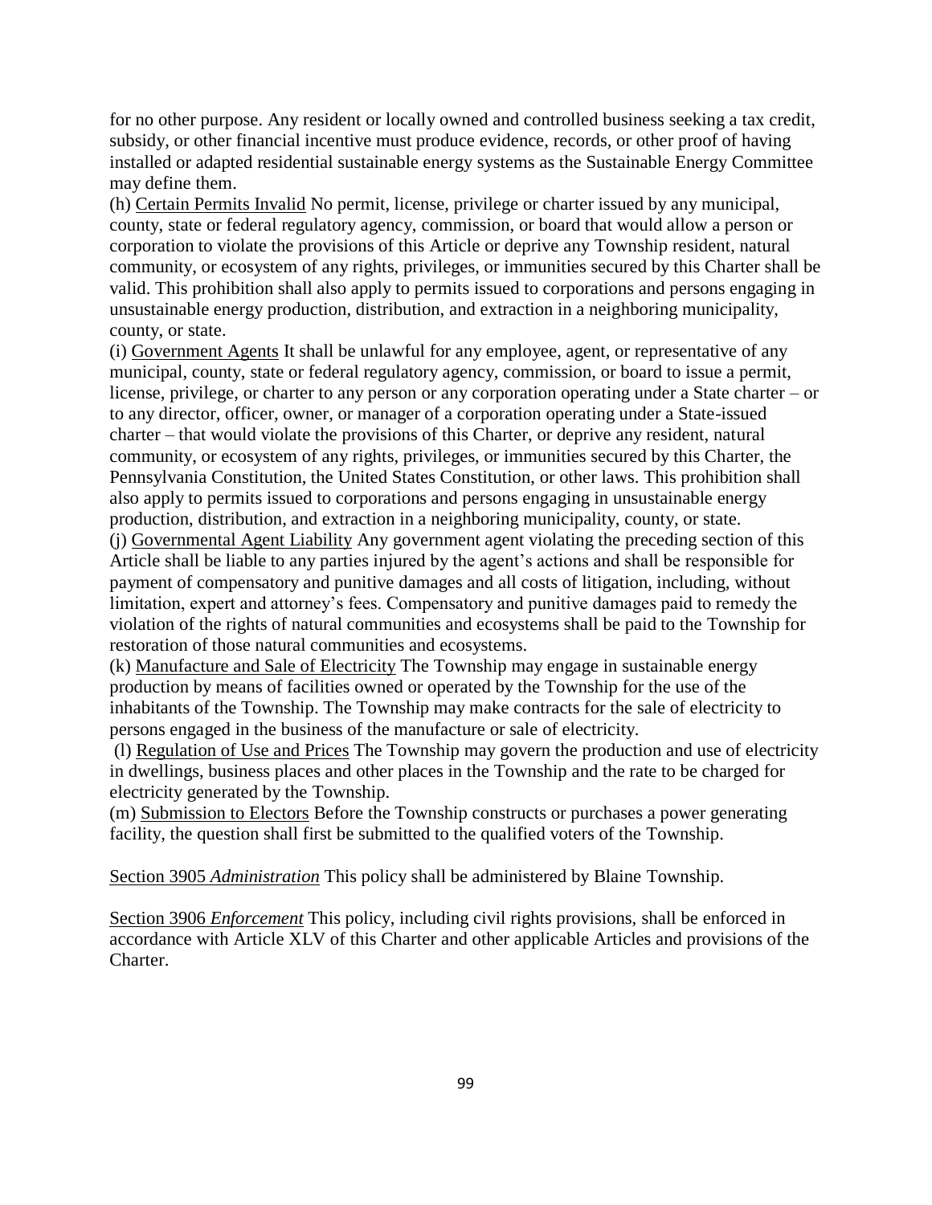for no other purpose. Any resident or locally owned and controlled business seeking a tax credit, subsidy, or other financial incentive must produce evidence, records, or other proof of having installed or adapted residential sustainable energy systems as the Sustainable Energy Committee may define them.

(h) <u>Certain Permits Invalid</u> No permit, license, privilege or charter issued by any municipal, county, state or federal regulatory agency, commission, or board that would allow a person or corporation to violate the provisions of this Article or deprive any Township resident, natural community, or ecosystem of any rights, privileges, or immunities secured by this Charter shall be valid. This prohibition shall also apply to permits issued to corporations and persons engaging in unsustainable energy production, distribution, and extraction in a neighboring municipality, county, or state.

(i) <u>Government Agents</u> It shall be unlawful for any employee, agent, or representative of any municipal, county, state or federal regulatory agency, commission, or board to issue a permit, license, privilege, or charter to any person or any corporation operating under a State charter – or to any director, officer, owner, or manager of a corporation operating under a State-issued charter – that would violate the provisions of this Charter, or deprive any resident, natural community, or ecosystem of any rights, privileges, or immunities secured by this Charter, the Pennsylvania Constitution, the United States Constitution, or other laws. This prohibition shall also apply to permits issued to corporations and persons engaging in unsustainable energy production, distribution, and extraction in a neighboring municipality, county, or state.

(j) <u>Governmental Agent Liability</u> Any government agent violating the preceding section of this Article shall be liable to any parties injured by the agent's actions and shall be responsible for payment of compensatory and punitive damages and all costs of litigation, including, without limitation, expert and attorney's fees. Compensatory and punitive damages paid to remedy the violation of the rights of natural communities and ecosystems shall be paid to the Township for restoration of those natural communities and ecosystems.

(k) <u>Manufacture and Sale of Electricity</u> The Township may engage in sustainable energy production by means of facilities owned or operated by the Township for the use of the inhabitants of the Township. The Township may make contracts for the sale of electricity to persons engaged in the business of the manufacture or sale of electricity.

(l) <u>Regulation of Use and Prices</u> The Township may govern the production and use of electricity in dwellings, business places and other places in the Township and the rate to be charged for electricity generated by the Township.

(m) <u>Submission to Electors</u> Before the Township constructs or purchases a power generating facility, the question shall first be submitted to the qualified voters of the Township.

<u>Section 3905 *Administration*</u> This policy shall be administered by Blaine Township.

<u>Section 3906 *Enforcement*</u> This policy, including civil rights provisions, shall be enforced in accordance with Article XLV of this Charter and other applicable Articles and provisions of the Charter.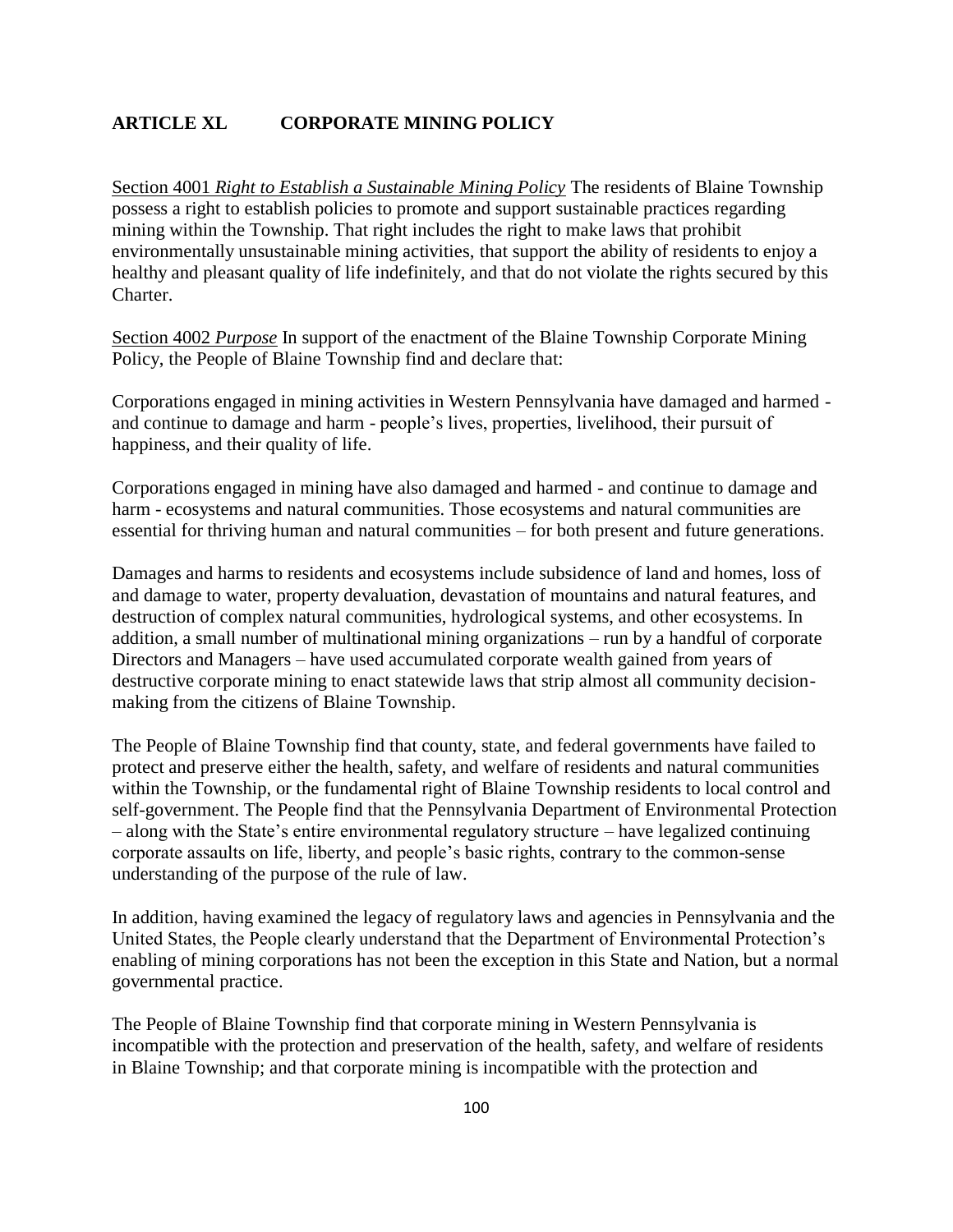## ARTICLE XL CORPORATE MINING POLICY

Section 4001 *Right to Establish a Sustainable Mining Policy* The residents of Blaine Township possess a right to establish policies to promote and support sustainable practices regarding mining within the Township. That right includes the right to make laws that prohibit environmentally unsustainable mining activities, that support the ability of residents to enjoy a healthy and pleasant quality of life indefinitely, and that do not violate the rights secured by this Charter.

Section 4002 *Purpose* In support of the enactment of the Blaine Township Corporate Mining Policy, the People of Blaine Township find and declare that:

Corporations engaged in mining activities in Western Pennsylvania have damaged and harmed - and continue to damage and harm - people's lives, properties, livelihood, their pursuit of happiness, and their quality of life.

Corporations engaged in mining have also damaged and harmed - and continue to damage and harm - ecosystems and natural communities. Those ecosystems and natural communities are essential for thriving human and natural communities – for both present and future generations.

Damages and harms to residents and ecosystems include subsidence of land and homes, loss of and damage to water, property devaluation, devastation of mountains and natural features, and destruction of complex natural communities, hydrological systems, and other ecosystems. In addition, a small number of multinational mining organizations – run by a handful of corporate Directors and Managers – have used accumulated corporate wealth gained from years of destructive corporate mining to enact statewide laws that strip almost all community decision-making from the citizens of Blaine Township.

The People of Blaine Township find that county, state, and federal governments have failed to protect and preserve either the health, safety, and welfare of residents and natural communities within the Township, or the fundamental right of Blaine Township residents to local control and self-government. The People find that the Pennsylvania Department of Environmental Protection – along with the State's entire environmental regulatory structure – have legalized continuing corporate assaults on life, liberty, and people's basic rights, contrary to the common-sense understanding of the purpose of the rule of law.

In addition, having examined the legacy of regulatory laws and agencies in Pennsylvania and the United States, the People clearly understand that the Department of Environmental Protection's enabling of mining corporations has not been the exception in this State and Nation, but a normal governmental practice.

The People of Blaine Township find that corporate mining in Western Pennsylvania is incompatible with the protection and preservation of the health, safety, and welfare of residents in Blaine Township; and that corporate mining is incompatible with the protection and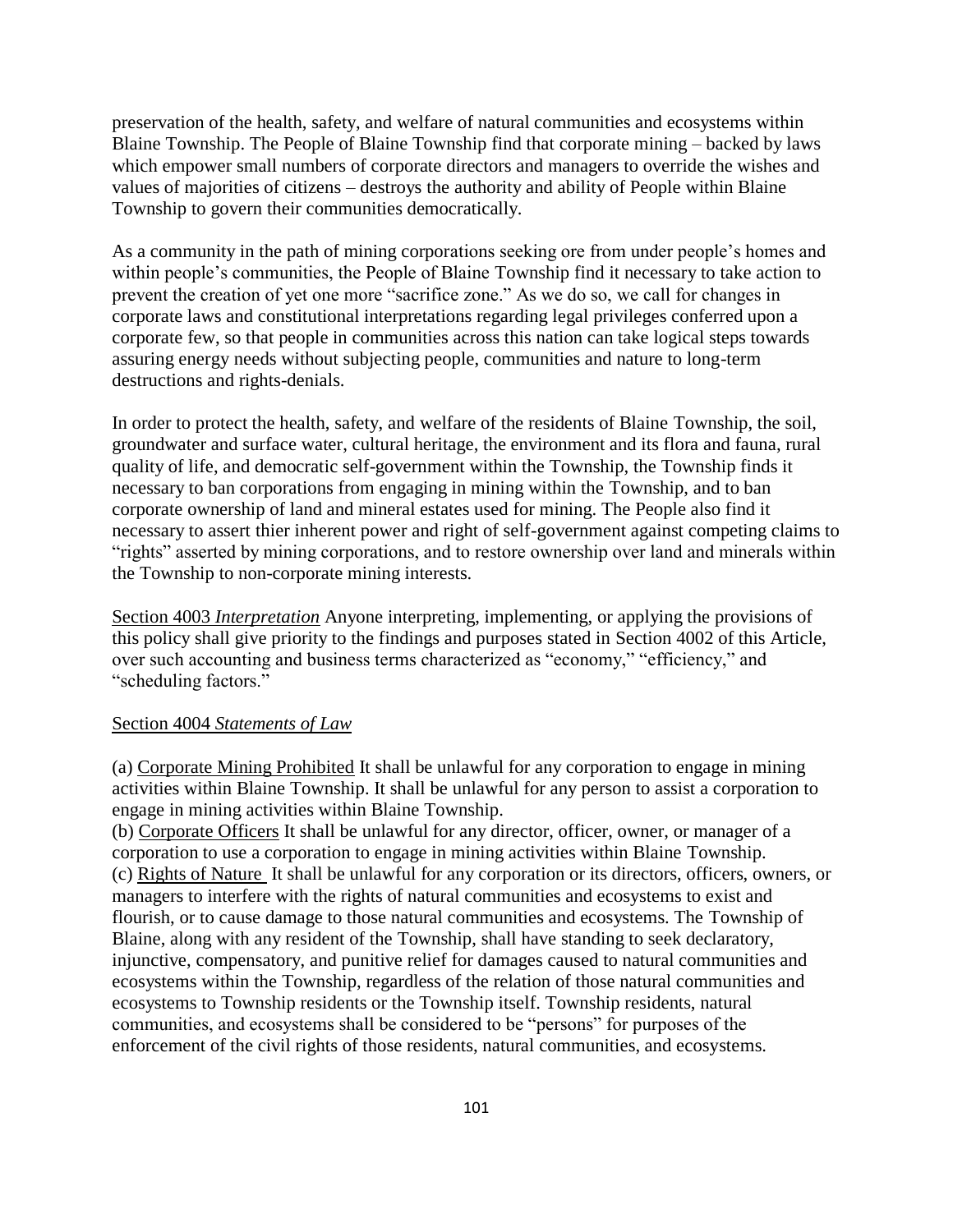preservation of the health, safety, and welfare of natural communities and ecosystems within Blaine Township. The People of Blaine Township find that corporate mining – backed by laws which empower small numbers of corporate directors and managers to override the wishes and values of majorities of citizens – destroys the authority and ability of People within Blaine Township to govern their communities democratically.

As a community in the path of mining corporations seeking ore from under people's homes and within people's communities, the People of Blaine Township find it necessary to take action to prevent the creation of yet one more "sacrifice zone." As we do so, we call for changes in corporate laws and constitutional interpretations regarding legal privileges conferred upon a corporate few, so that people in communities across this nation can take logical steps towards assuring energy needs without subjecting people, communities and nature to long-term destructions and rights-denials.

In order to protect the health, safety, and welfare of the residents of Blaine Township, the soil, groundwater and surface water, cultural heritage, the environment and its flora and fauna, rural quality of life, and democratic self-government within the Township, the Township finds it necessary to ban corporations from engaging in mining within the Township, and to ban corporate ownership of land and mineral estates used for mining. The People also find it necessary to assert thier inherent power and right of self-government against competing claims to "rights" asserted by mining corporations, and to restore ownership over land and minerals within the Township to non-corporate mining interests.

Section 4003 *Interpretation* Anyone interpreting, implementing, or applying the provisions of this policy shall give priority to the findings and purposes stated in Section 4002 of this Article, over such accounting and business terms characterized as "economy," "efficiency," and "scheduling factors."

Section 4004 *Statements of Law*

(a) Corporate Mining Prohibited It shall be unlawful for any corporation to engage in mining activities within Blaine Township. It shall be unlawful for any person to assist a corporation to engage in mining activities within Blaine Township.
(b) Corporate Officers It shall be unlawful for any director, officer, owner, or manager of a corporation to use a corporation to engage in mining activities within Blaine Township.
(c) Rights of Nature It shall be unlawful for any corporation or its directors, officers, owners, or managers to interfere with the rights of natural communities and ecosystems to exist and flourish, or to cause damage to those natural communities and ecosystems. The Township of Blaine, along with any resident of the Township, shall have standing to seek declaratory, injunctive, compensatory, and punitive relief for damages caused to natural communities and ecosystems within the Township, regardless of the relation of those natural communities and ecosystems to Township residents or the Township itself. Township residents, natural communities, and ecosystems shall be considered to be "persons" for purposes of the enforcement of the civil rights of those residents, natural communities, and ecosystems.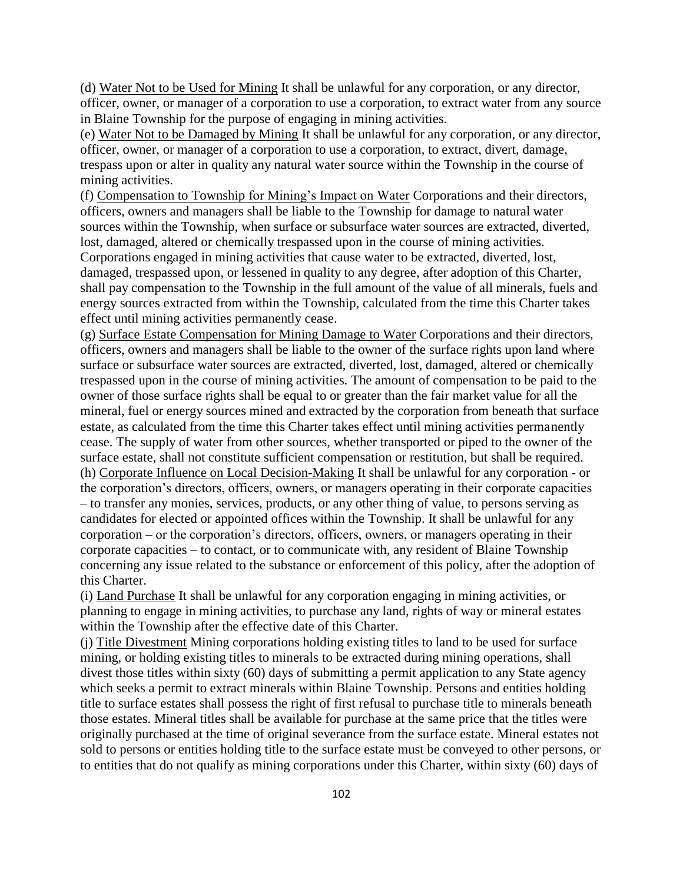(d) Water Not to be Used for Mining It shall be unlawful for any corporation, or any director, officer, owner, or manager of a corporation to use a corporation, to extract water from any source in Blaine Township for the purpose of engaging in mining activities.

(e) Water Not to be Damaged by Mining It shall be unlawful for any corporation, or any director, officer, owner, or manager of a corporation to use a corporation, to extract, divert, damage, trespass upon or alter in quality any natural water source within the Township in the course of mining activities.

(f) Compensation to Township for Mining's Impact on Water Corporations and their directors, officers, owners and managers shall be liable to the Township for damage to natural water sources within the Township, when surface or subsurface water sources are extracted, diverted, lost, damaged, altered or chemically trespassed upon in the course of mining activities. Corporations engaged in mining activities that cause water to be extracted, diverted, lost, damaged, trespassed upon, or lessened in quality to any degree, after adoption of this Charter, shall pay compensation to the Township in the full amount of the value of all minerals, fuels and energy sources extracted from within the Township, calculated from the time this Charter takes effect until mining activities permanently cease.

(g) Surface Estate Compensation for Mining Damage to Water Corporations and their directors, officers, owners and managers shall be liable to the owner of the surface rights upon land where surface or subsurface water sources are extracted, diverted, lost, damaged, altered or chemically trespassed upon in the course of mining activities. The amount of compensation to be paid to the owner of those surface rights shall be equal to or greater than the fair market value for all the mineral, fuel or energy sources mined and extracted by the corporation from beneath that surface estate, as calculated from the time this Charter takes effect until mining activities permanently cease. The supply of water from other sources, whether transported or piped to the owner of the surface estate, shall not constitute sufficient compensation or restitution, but shall be required.

(h) Corporate Influence on Local Decision-Making It shall be unlawful for any corporation - or the corporation's directors, officers, owners, or managers operating in their corporate capacities – to transfer any monies, services, products, or any other thing of value, to persons serving as candidates for elected or appointed offices within the Township. It shall be unlawful for any corporation – or the corporation's directors, officers, owners, or managers operating in their corporate capacities – to contact, or to communicate with, any resident of Blaine Township concerning any issue related to the substance or enforcement of this policy, after the adoption of this Charter.

(i) Land Purchase It shall be unlawful for any corporation engaging in mining activities, or planning to engage in mining activities, to purchase any land, rights of way or mineral estates within the Township after the effective date of this Charter.

(j) Title Divestment Mining corporations holding existing titles to land to be used for surface mining, or holding existing titles to minerals to be extracted during mining operations, shall divest those titles within sixty (60) days of submitting a permit application to any State agency which seeks a permit to extract minerals within Blaine Township. Persons and entities holding title to surface estates shall possess the right of first refusal to purchase title to minerals beneath those estates. Mineral titles shall be available for purchase at the same price that the titles were originally purchased at the time of original severance from the surface estate. Mineral estates not sold to persons or entities holding title to the surface estate must be conveyed to other persons, or to entities that do not qualify as mining corporations under this Charter, within sixty (60) days of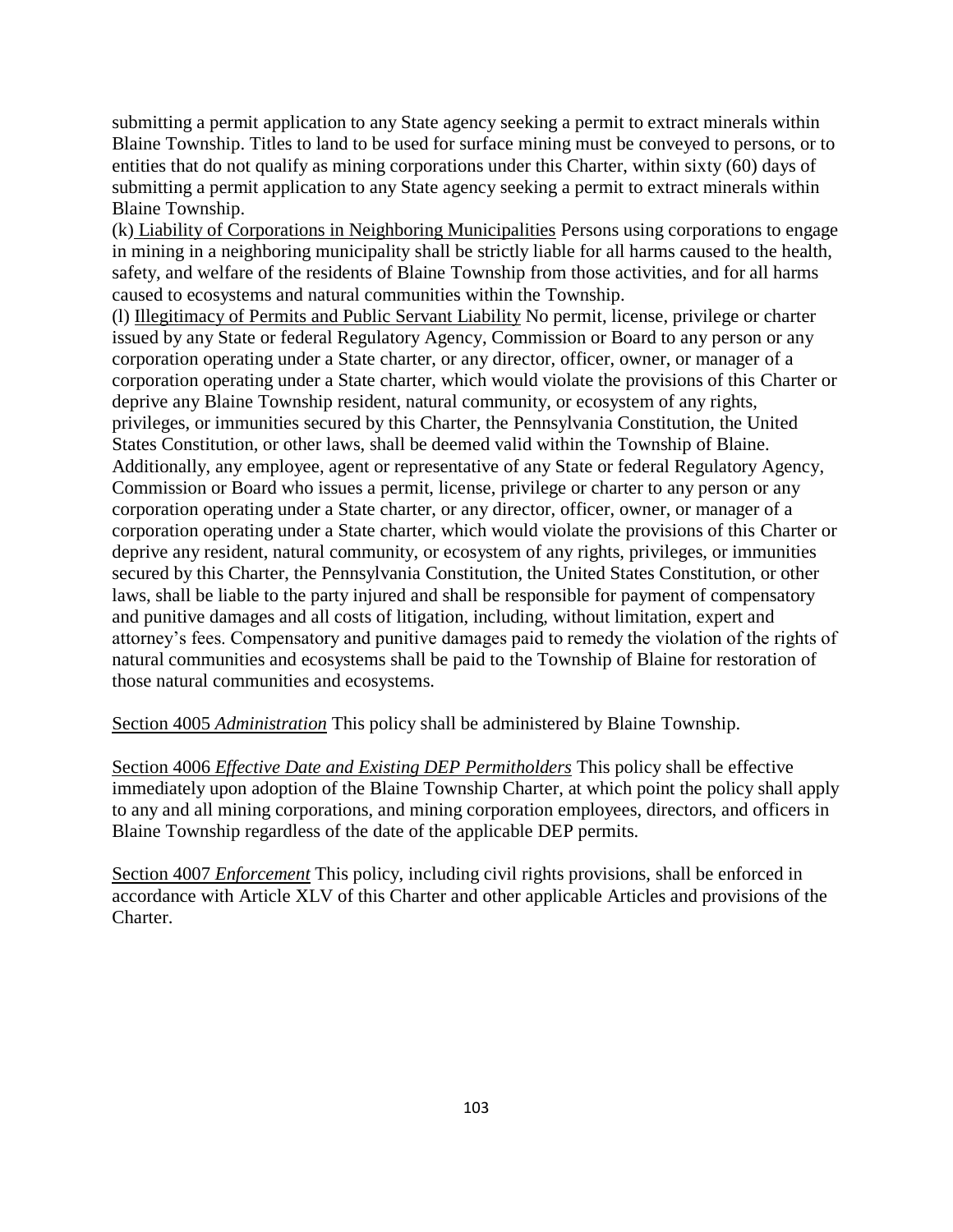submitting a permit application to any State agency seeking a permit to extract minerals within Blaine Township. Titles to land to be used for surface mining must be conveyed to persons, or to entities that do not qualify as mining corporations under this Charter, within sixty (60) days of submitting a permit application to any State agency seeking a permit to extract minerals within Blaine Township.

(k) Liability of Corporations in Neighboring Municipalities Persons using corporations to engage in mining in a neighboring municipality shall be strictly liable for all harms caused to the health, safety, and welfare of the residents of Blaine Township from those activities, and for all harms caused to ecosystems and natural communities within the Township.

(l) Illegitimacy of Permits and Public Servant Liability No permit, license, privilege or charter issued by any State or federal Regulatory Agency, Commission or Board to any person or any corporation operating under a State charter, or any director, officer, owner, or manager of a corporation operating under a State charter, which would violate the provisions of this Charter or deprive any Blaine Township resident, natural community, or ecosystem of any rights, privileges, or immunities secured by this Charter, the Pennsylvania Constitution, the United States Constitution, or other laws, shall be deemed valid within the Township of Blaine. Additionally, any employee, agent or representative of any State or federal Regulatory Agency, Commission or Board who issues a permit, license, privilege or charter to any person or any corporation operating under a State charter, or any director, officer, owner, or manager of a corporation operating under a State charter, which would violate the provisions of this Charter or deprive any resident, natural community, or ecosystem of any rights, privileges, or immunities secured by this Charter, the Pennsylvania Constitution, the United States Constitution, or other laws, shall be liable to the party injured and shall be responsible for payment of compensatory and punitive damages and all costs of litigation, including, without limitation, expert and attorney's fees. Compensatory and punitive damages paid to remedy the violation of the rights of natural communities and ecosystems shall be paid to the Township of Blaine for restoration of those natural communities and ecosystems.

Section 4005 *Administration* This policy shall be administered by Blaine Township.

Section 4006 *Effective Date and Existing DEP Permitholders* This policy shall be effective immediately upon adoption of the Blaine Township Charter, at which point the policy shall apply to any and all mining corporations, and mining corporation employees, directors, and officers in Blaine Township regardless of the date of the applicable DEP permits.

Section 4007 *Enforcement* This policy, including civil rights provisions, shall be enforced in accordance with Article XLV of this Charter and other applicable Articles and provisions of the Charter.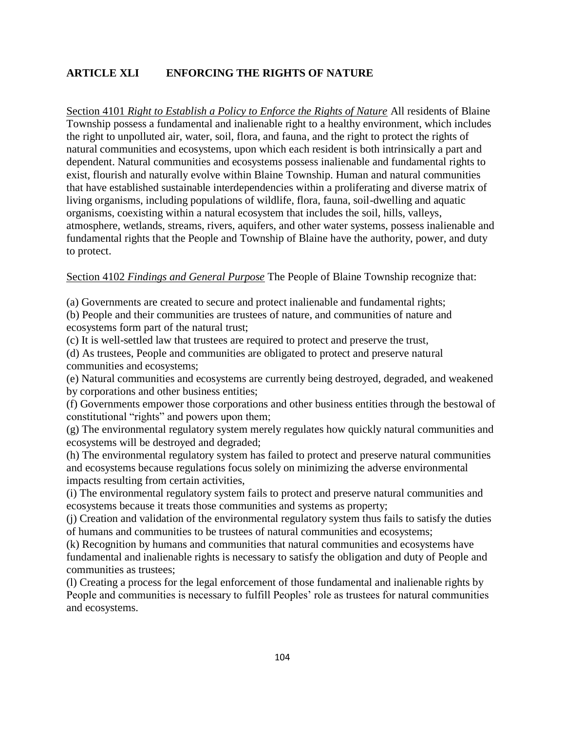## ARTICLE XLI ENFORCING THE RIGHTS OF NATURE

<u>Section 4101</u> *<u>Right to Establish a Policy to Enforce the Rights of Nature</u>* All residents of Blaine Township possess a fundamental and inalienable right to a healthy environment, which includes the right to unpolluted air, water, soil, flora, and fauna, and the right to protect the rights of natural communities and ecosystems, upon which each resident is both intrinsically a part and dependent. Natural communities and ecosystems possess inalienable and fundamental rights to exist, flourish and naturally evolve within Blaine Township. Human and natural communities that have established sustainable interdependencies within a proliferating and diverse matrix of living organisms, including populations of wildlife, flora, fauna, soil-dwelling and aquatic organisms, coexisting within a natural ecosystem that includes the soil, hills, valleys, atmosphere, wetlands, streams, rivers, aquifers, and other water systems, possess inalienable and fundamental rights that the People and Township of Blaine have the authority, power, and duty to protect.

<u>Section 4102</u> *<u>Findings and General Purpose</u>* The People of Blaine Township recognize that:

(a) Governments are created to secure and protect inalienable and fundamental rights;
(b) People and their communities are trustees of nature, and communities of nature and ecosystems form part of the natural trust;
(c) It is well-settled law that trustees are required to protect and preserve the trust,
(d) As trustees, People and communities are obligated to protect and preserve natural communities and ecosystems;
(e) Natural communities and ecosystems are currently being destroyed, degraded, and weakened by corporations and other business entities;
(f) Governments empower those corporations and other business entities through the bestowal of constitutional "rights" and powers upon them;
(g) The environmental regulatory system merely regulates how quickly natural communities and ecosystems will be destroyed and degraded;
(h) The environmental regulatory system has failed to protect and preserve natural communities and ecosystems because regulations focus solely on minimizing the adverse environmental impacts resulting from certain activities,
(i) The environmental regulatory system fails to protect and preserve natural communities and ecosystems because it treats those communities and systems as property;
(j) Creation and validation of the environmental regulatory system thus fails to satisfy the duties of humans and communities to be trustees of natural communities and ecosystems;
(k) Recognition by humans and communities that natural communities and ecosystems have fundamental and inalienable rights is necessary to satisfy the obligation and duty of People and communities as trustees;
(l) Creating a process for the legal enforcement of those fundamental and inalienable rights by People and communities is necessary to fulfill Peoples' role as trustees for natural communities and ecosystems.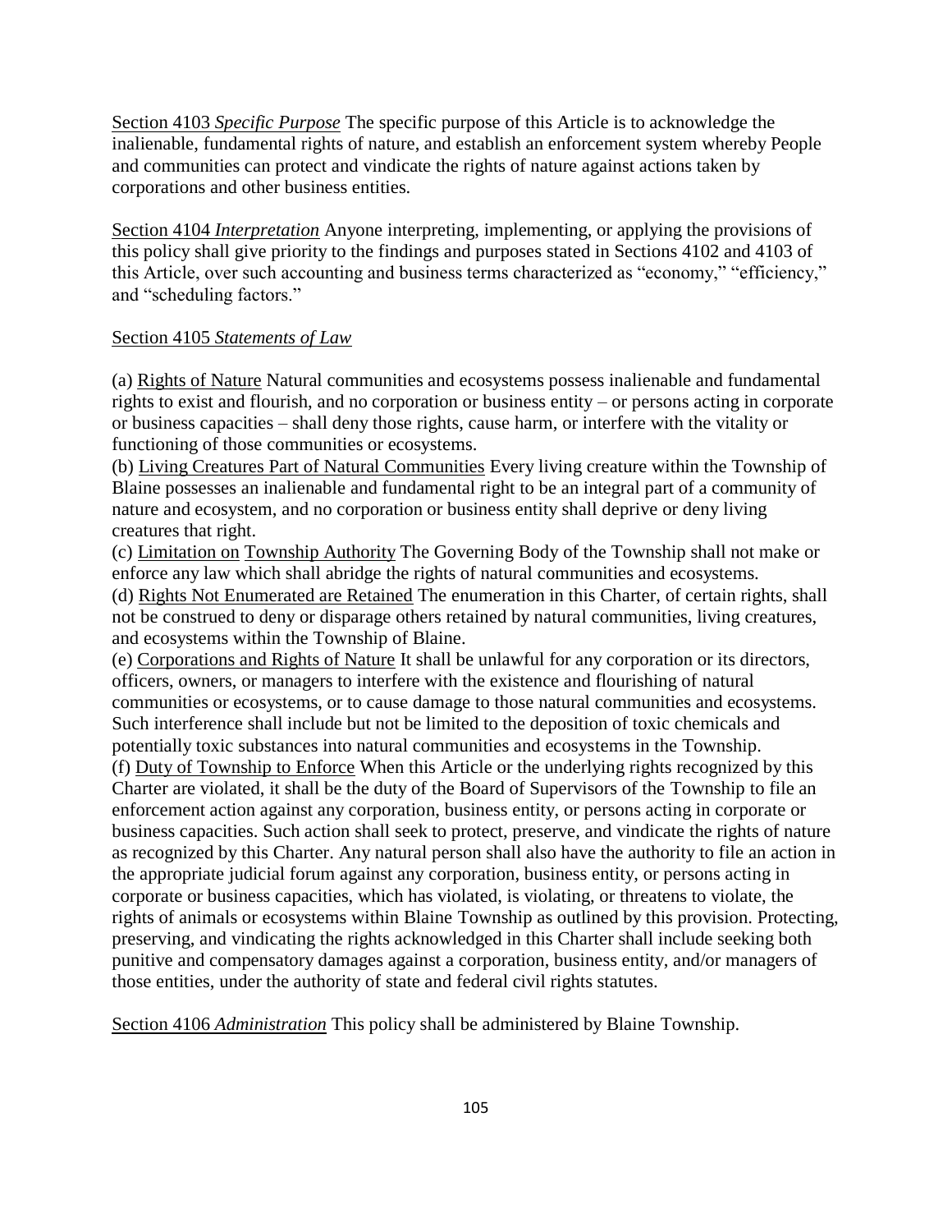<u>Section 4103</u> *<u>Specific Purpose</u>* The specific purpose of this Article is to acknowledge the inalienable, fundamental rights of nature, and establish an enforcement system whereby People and communities can protect and vindicate the rights of nature against actions taken by corporations and other business entities.

<u>Section 4104</u> *<u>Interpretation</u>* Anyone interpreting, implementing, or applying the provisions of this policy shall give priority to the findings and purposes stated in Sections 4102 and 4103 of this Article, over such accounting and business terms characterized as "economy," "efficiency," and "scheduling factors."

<u>Section 4105</u> *<u>Statements of Law</u>*

(a) <u>Rights of Nature</u> Natural communities and ecosystems possess inalienable and fundamental rights to exist and flourish, and no corporation or business entity – or persons acting in corporate or business capacities – shall deny those rights, cause harm, or interfere with the vitality or functioning of those communities or ecosystems.
(b) <u>Living Creatures Part of Natural Communities</u> Every living creature within the Township of Blaine possesses an inalienable and fundamental right to be an integral part of a community of nature and ecosystem, and no corporation or business entity shall deprive or deny living creatures that right.
(c) <u>Limitation on</u> <u>Township Authority</u> The Governing Body of the Township shall not make or enforce any law which shall abridge the rights of natural communities and ecosystems.
(d) <u>Rights Not Enumerated are Retained</u> The enumeration in this Charter, of certain rights, shall not be construed to deny or disparage others retained by natural communities, living creatures, and ecosystems within the Township of Blaine.
(e) <u>Corporations and Rights of Nature</u> It shall be unlawful for any corporation or its directors, officers, owners, or managers to interfere with the existence and flourishing of natural communities or ecosystems, or to cause damage to those natural communities and ecosystems. Such interference shall include but not be limited to the deposition of toxic chemicals and potentially toxic substances into natural communities and ecosystems in the Township.
(f) <u>Duty of Township to Enforce</u> When this Article or the underlying rights recognized by this Charter are violated, it shall be the duty of the Board of Supervisors of the Township to file an enforcement action against any corporation, business entity, or persons acting in corporate or business capacities. Such action shall seek to protect, preserve, and vindicate the rights of nature as recognized by this Charter. Any natural person shall also have the authority to file an action in the appropriate judicial forum against any corporation, business entity, or persons acting in corporate or business capacities, which has violated, is violating, or threatens to violate, the rights of animals or ecosystems within Blaine Township as outlined by this provision. Protecting, preserving, and vindicating the rights acknowledged in this Charter shall include seeking both punitive and compensatory damages against a corporation, business entity, and/or managers of those entities, under the authority of state and federal civil rights statutes.

<u>Section 4106</u> *<u>Administration</u>* This policy shall be administered by Blaine Township.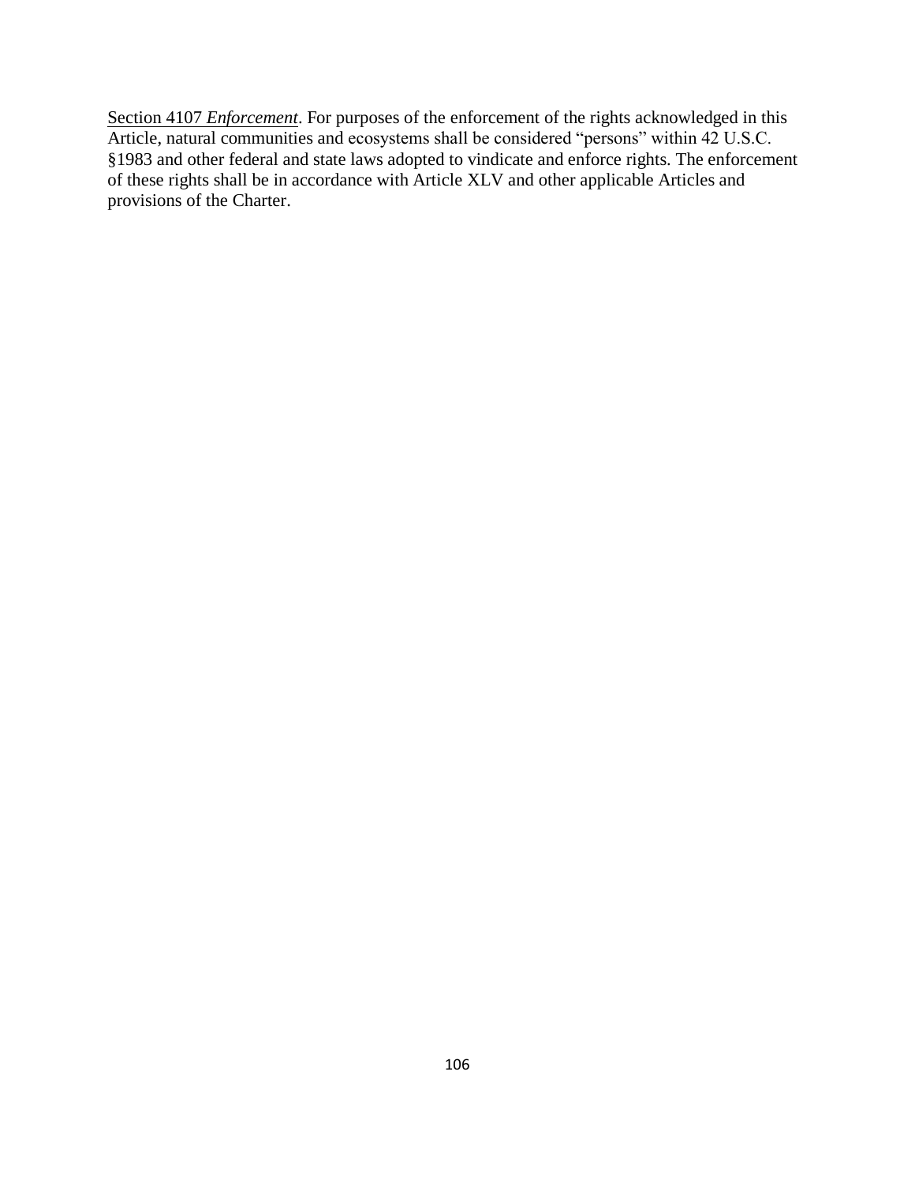<u>Section 4107 *Enforcement*</u>. For purposes of the enforcement of the rights acknowledged in this Article, natural communities and ecosystems shall be considered “persons” within 42 U.S.C. §1983 and other federal and state laws adopted to vindicate and enforce rights. The enforcement of these rights shall be in accordance with Article XLV and other applicable Articles and provisions of the Charter.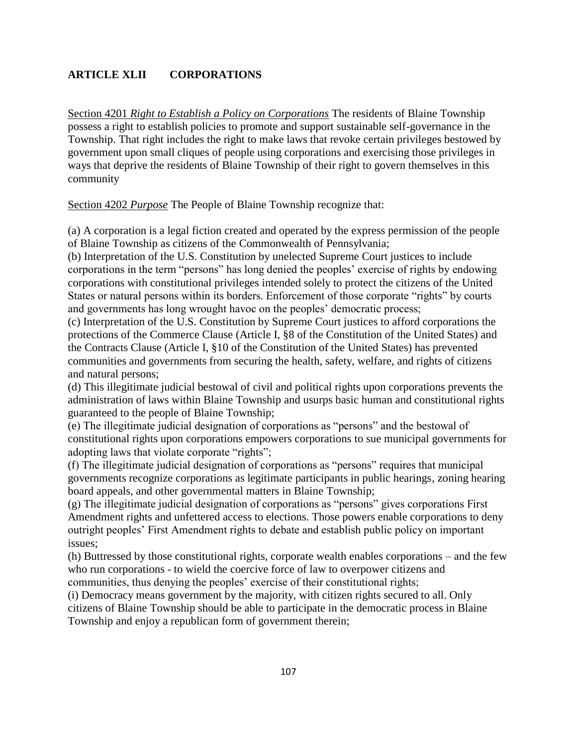## ARTICLE XLII CORPORATIONS

Section 4201 *Right to Establish a Policy on Corporations* The residents of Blaine Township possess a right to establish policies to promote and support sustainable self-governance in the Township. That right includes the right to make laws that revoke certain privileges bestowed by government upon small cliques of people using corporations and exercising those privileges in ways that deprive the residents of Blaine Township of their right to govern themselves in this community

Section 4202 *Purpose* The People of Blaine Township recognize that:

(a) A corporation is a legal fiction created and operated by the express permission of the people of Blaine Township as citizens of the Commonwealth of Pennsylvania;
(b) Interpretation of the U.S. Constitution by unelected Supreme Court justices to include corporations in the term "persons" has long denied the peoples' exercise of rights by endowing corporations with constitutional privileges intended solely to protect the citizens of the United States or natural persons within its borders. Enforcement of those corporate "rights" by courts and governments has long wrought havoc on the peoples' democratic process;
(c) Interpretation of the U.S. Constitution by Supreme Court justices to afford corporations the protections of the Commerce Clause (Article I, §8 of the Constitution of the United States) and the Contracts Clause (Article I, §10 of the Constitution of the United States) has prevented communities and governments from securing the health, safety, welfare, and rights of citizens and natural persons;
(d) This illegitimate judicial bestowal of civil and political rights upon corporations prevents the administration of laws within Blaine Township and usurps basic human and constitutional rights guaranteed to the people of Blaine Township;
(e) The illegitimate judicial designation of corporations as "persons" and the bestowal of constitutional rights upon corporations empowers corporations to sue municipal governments for adopting laws that violate corporate "rights";
(f) The illegitimate judicial designation of corporations as "persons" requires that municipal governments recognize corporations as legitimate participants in public hearings, zoning hearing board appeals, and other governmental matters in Blaine Township;
(g) The illegitimate judicial designation of corporations as "persons" gives corporations First Amendment rights and unfettered access to elections. Those powers enable corporations to deny outright peoples' First Amendment rights to debate and establish public policy on important issues;
(h) Buttressed by those constitutional rights, corporate wealth enables corporations – and the few who run corporations - to wield the coercive force of law to overpower citizens and communities, thus denying the peoples' exercise of their constitutional rights;
(i) Democracy means government by the majority, with citizen rights secured to all. Only citizens of Blaine Township should be able to participate in the democratic process in Blaine Township and enjoy a republican form of government therein;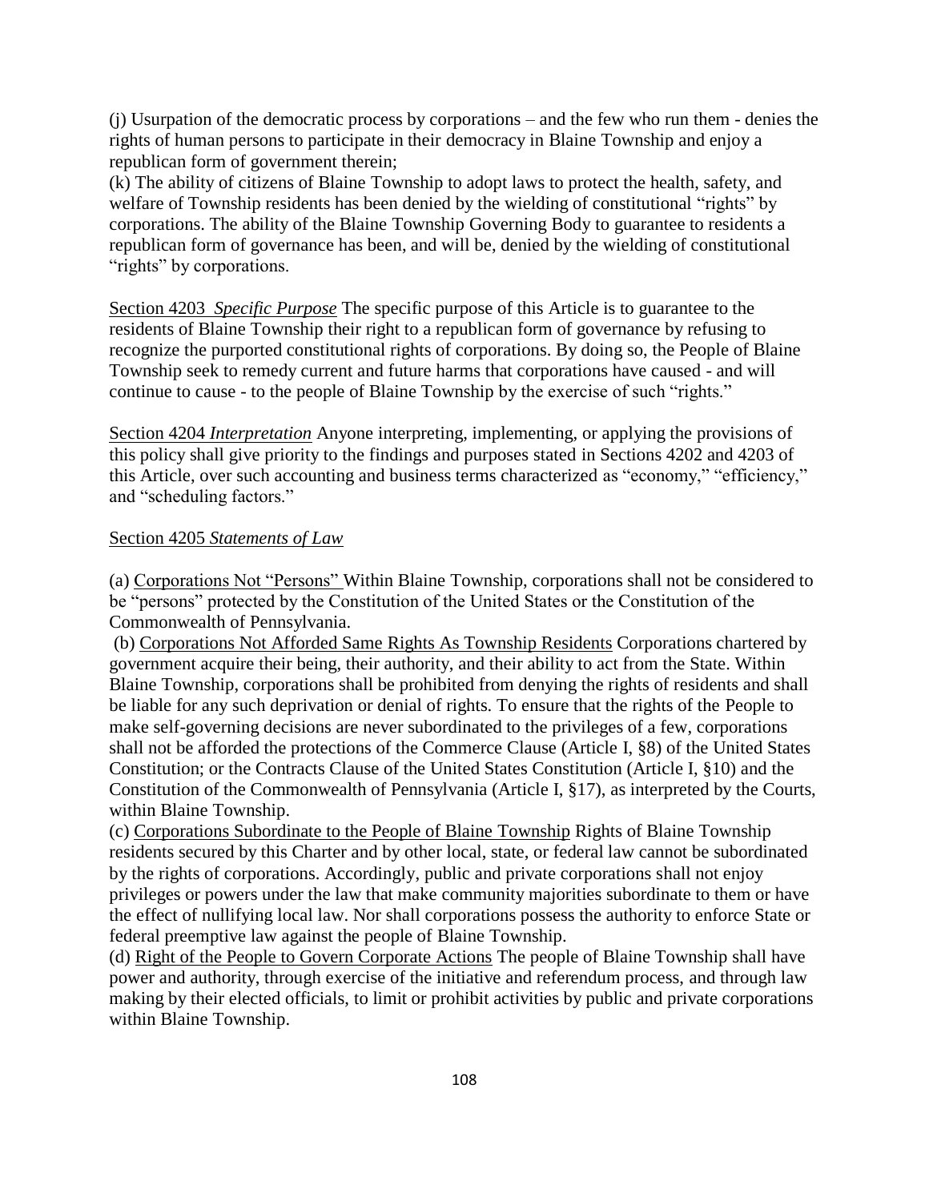(j) Usurpation of the democratic process by corporations – and the few who run them - denies the rights of human persons to participate in their democracy in Blaine Township and enjoy a republican form of government therein;

(k) The ability of citizens of Blaine Township to adopt laws to protect the health, safety, and welfare of Township residents has been denied by the wielding of constitutional "rights" by corporations. The ability of the Blaine Township Governing Body to guarantee to residents a republican form of governance has been, and will be, denied by the wielding of constitutional "rights" by corporations.

Section 4203 *Specific Purpose* The specific purpose of this Article is to guarantee to the residents of Blaine Township their right to a republican form of governance by refusing to recognize the purported constitutional rights of corporations. By doing so, the People of Blaine Township seek to remedy current and future harms that corporations have caused - and will continue to cause - to the people of Blaine Township by the exercise of such "rights."

Section 4204 *Interpretation* Anyone interpreting, implementing, or applying the provisions of this policy shall give priority to the findings and purposes stated in Sections 4202 and 4203 of this Article, over such accounting and business terms characterized as "economy," "efficiency," and "scheduling factors."

Section 4205 *Statements of Law*

(a) Corporations Not "Persons" Within Blaine Township, corporations shall not be considered to be "persons" protected by the Constitution of the United States or the Constitution of the Commonwealth of Pennsylvania.

(b) Corporations Not Afforded Same Rights As Township Residents Corporations chartered by government acquire their being, their authority, and their ability to act from the State. Within Blaine Township, corporations shall be prohibited from denying the rights of residents and shall be liable for any such deprivation or denial of rights. To ensure that the rights of the People to make self-governing decisions are never subordinated to the privileges of a few, corporations shall not be afforded the protections of the Commerce Clause (Article I, §8) of the United States Constitution; or the Contracts Clause of the United States Constitution (Article I, §10) and the Constitution of the Commonwealth of Pennsylvania (Article I, §17), as interpreted by the Courts, within Blaine Township.

(c) Corporations Subordinate to the People of Blaine Township Rights of Blaine Township residents secured by this Charter and by other local, state, or federal law cannot be subordinated by the rights of corporations. Accordingly, public and private corporations shall not enjoy privileges or powers under the law that make community majorities subordinate to them or have the effect of nullifying local law. Nor shall corporations possess the authority to enforce State or federal preemptive law against the people of Blaine Township.

(d) Right of the People to Govern Corporate Actions The people of Blaine Township shall have power and authority, through exercise of the initiative and referendum process, and through law making by their elected officials, to limit or prohibit activities by public and private corporations within Blaine Township.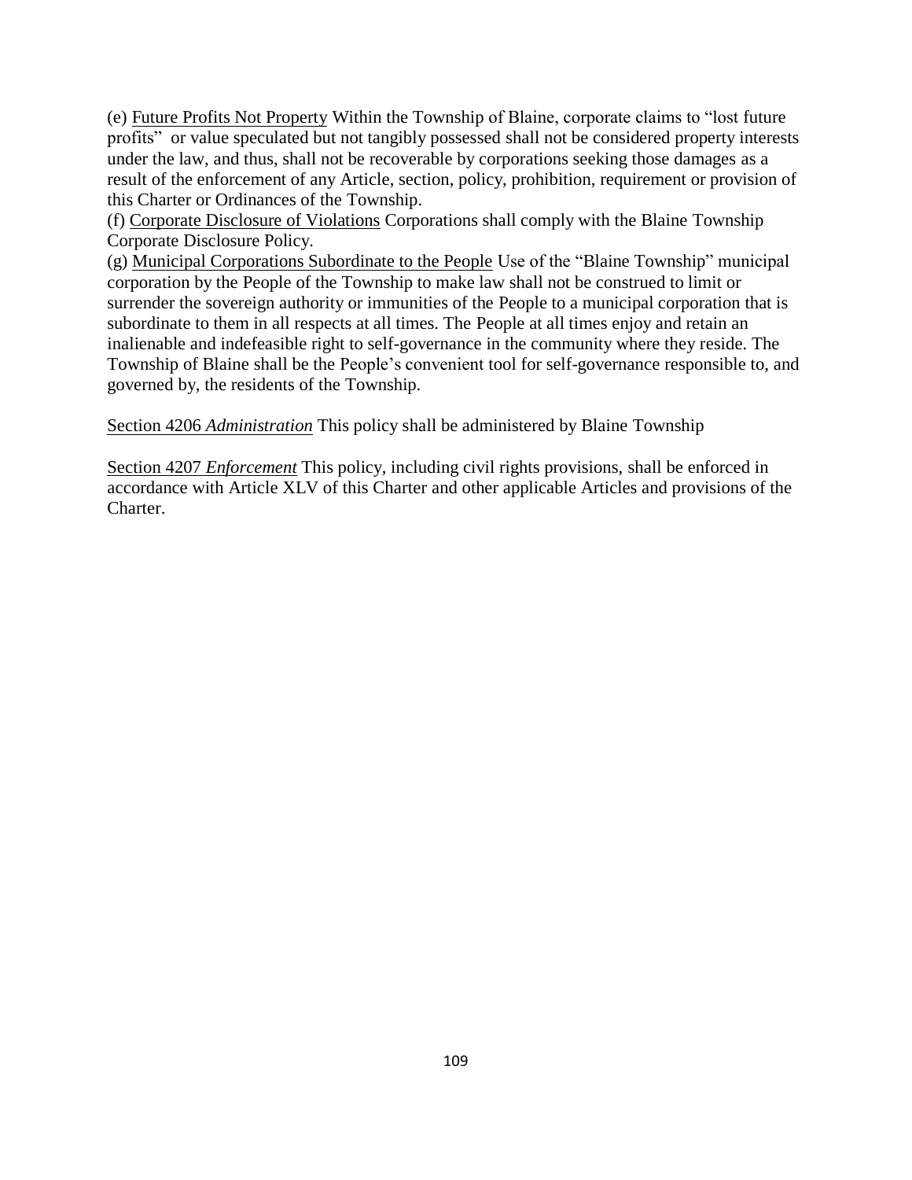(e) Future Profits Not Property Within the Township of Blaine, corporate claims to "lost future profits"  or value speculated but not tangibly possessed shall not be considered property interests under the law, and thus, shall not be recoverable by corporations seeking those damages as a result of the enforcement of any Article, section, policy, prohibition, requirement or provision of this Charter or Ordinances of the Township.

(f) Corporate Disclosure of Violations Corporations shall comply with the Blaine Township Corporate Disclosure Policy.

(g) Municipal Corporations Subordinate to the People Use of the "Blaine Township" municipal corporation by the People of the Township to make law shall not be construed to limit or surrender the sovereign authority or immunities of the People to a municipal corporation that is subordinate to them in all respects at all times. The People at all times enjoy and retain an inalienable and indefeasible right to self-governance in the community where they reside. The Township of Blaine shall be the People's convenient tool for self-governance responsible to, and governed by, the residents of the Township.

Section 4206 *Administration* This policy shall be administered by Blaine Township

Section 4207 *Enforcement* This policy, including civil rights provisions, shall be enforced in accordance with Article XLV of this Charter and other applicable Articles and provisions of the Charter.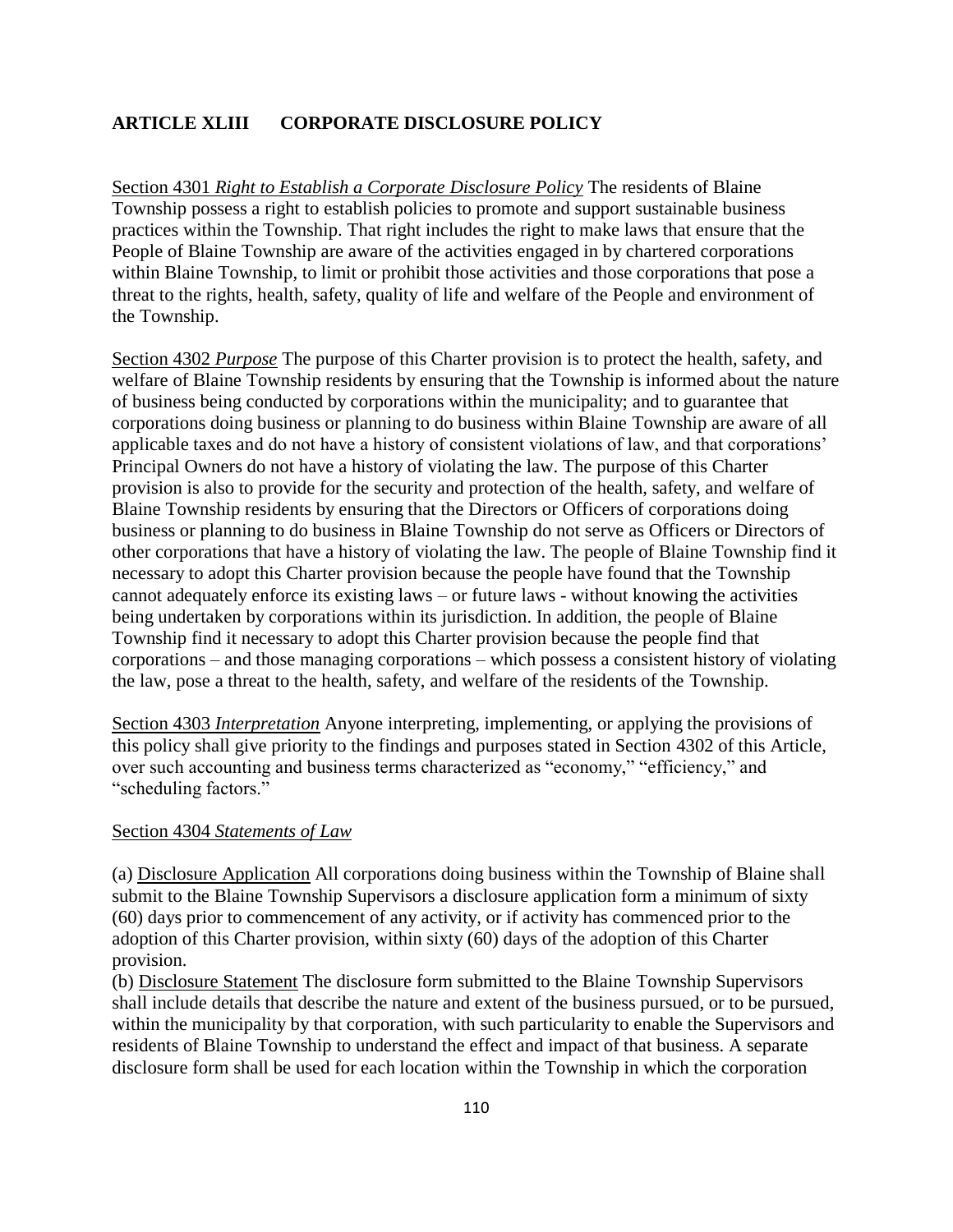## ARTICLE XLIII CORPORATE DISCLOSURE POLICY

Section 4301 *Right to Establish a Corporate Disclosure Policy* The residents of Blaine Township possess a right to establish policies to promote and support sustainable business practices within the Township. That right includes the right to make laws that ensure that the People of Blaine Township are aware of the activities engaged in by chartered corporations within Blaine Township, to limit or prohibit those activities and those corporations that pose a threat to the rights, health, safety, quality of life and welfare of the People and environment of the Township.

Section 4302 *Purpose* The purpose of this Charter provision is to protect the health, safety, and welfare of Blaine Township residents by ensuring that the Township is informed about the nature of business being conducted by corporations within the municipality; and to guarantee that corporations doing business or planning to do business within Blaine Township are aware of all applicable taxes and do not have a history of consistent violations of law, and that corporations' Principal Owners do not have a history of violating the law. The purpose of this Charter provision is also to provide for the security and protection of the health, safety, and welfare of Blaine Township residents by ensuring that the Directors or Officers of corporations doing business or planning to do business in Blaine Township do not serve as Officers or Directors of other corporations that have a history of violating the law. The people of Blaine Township find it necessary to adopt this Charter provision because the people have found that the Township cannot adequately enforce its existing laws – or future laws - without knowing the activities being undertaken by corporations within its jurisdiction. In addition, the people of Blaine Township find it necessary to adopt this Charter provision because the people find that corporations – and those managing corporations – which possess a consistent history of violating the law, pose a threat to the health, safety, and welfare of the residents of the Township.

Section 4303 *Interpretation* Anyone interpreting, implementing, or applying the provisions of this policy shall give priority to the findings and purposes stated in Section 4302 of this Article, over such accounting and business terms characterized as "economy," "efficiency," and "scheduling factors."

Section 4304 *Statements of Law*

(a) Disclosure Application All corporations doing business within the Township of Blaine shall submit to the Blaine Township Supervisors a disclosure application form a minimum of sixty (60) days prior to commencement of any activity, or if activity has commenced prior to the adoption of this Charter provision, within sixty (60) days of the adoption of this Charter provision.

(b) Disclosure Statement The disclosure form submitted to the Blaine Township Supervisors shall include details that describe the nature and extent of the business pursued, or to be pursued, within the municipality by that corporation, with such particularity to enable the Supervisors and residents of Blaine Township to understand the effect and impact of that business. A separate disclosure form shall be used for each location within the Township in which the corporation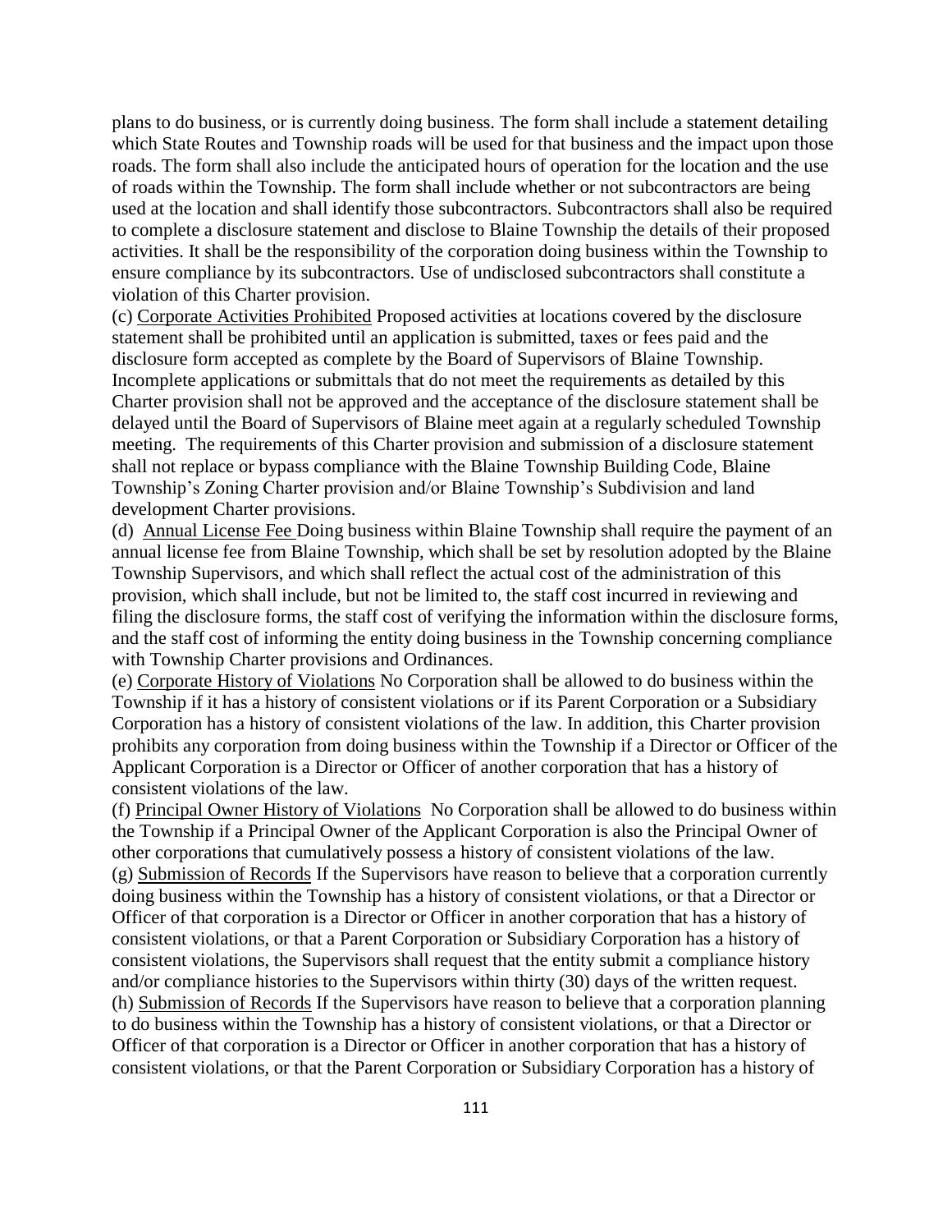plans to do business, or is currently doing business. The form shall include a statement detailing which State Routes and Township roads will be used for that business and the impact upon those roads. The form shall also include the anticipated hours of operation for the location and the use of roads within the Township. The form shall include whether or not subcontractors are being used at the location and shall identify those subcontractors. Subcontractors shall also be required to complete a disclosure statement and disclose to Blaine Township the details of their proposed activities. It shall be the responsibility of the corporation doing business within the Township to ensure compliance by its subcontractors. Use of undisclosed subcontractors shall constitute a violation of this Charter provision.

(c) <u>Corporate Activities Prohibited</u> Proposed activities at locations covered by the disclosure statement shall be prohibited until an application is submitted, taxes or fees paid and the disclosure form accepted as complete by the Board of Supervisors of Blaine Township. Incomplete applications or submittals that do not meet the requirements as detailed by this Charter provision shall not be approved and the acceptance of the disclosure statement shall be delayed until the Board of Supervisors of Blaine meet again at a regularly scheduled Township meeting. The requirements of this Charter provision and submission of a disclosure statement shall not replace or bypass compliance with the Blaine Township Building Code, Blaine Township's Zoning Charter provision and/or Blaine Township's Subdivision and land development Charter provisions.

(d) <u>Annual License Fee</u> Doing business within Blaine Township shall require the payment of an annual license fee from Blaine Township, which shall be set by resolution adopted by the Blaine Township Supervisors, and which shall reflect the actual cost of the administration of this provision, which shall include, but not be limited to, the staff cost incurred in reviewing and filing the disclosure forms, the staff cost of verifying the information within the disclosure forms, and the staff cost of informing the entity doing business in the Township concerning compliance with Township Charter provisions and Ordinances.

(e) <u>Corporate History of Violations</u> No Corporation shall be allowed to do business within the Township if it has a history of consistent violations or if its Parent Corporation or a Subsidiary Corporation has a history of consistent violations of the law. In addition, this Charter provision prohibits any corporation from doing business within the Township if a Director or Officer of the Applicant Corporation is a Director or Officer of another corporation that has a history of consistent violations of the law.

(f) <u>Principal Owner History of Violations</u> No Corporation shall be allowed to do business within the Township if a Principal Owner of the Applicant Corporation is also the Principal Owner of other corporations that cumulatively possess a history of consistent violations of the law.

(g) <u>Submission of Records</u> If the Supervisors have reason to believe that a corporation currently doing business within the Township has a history of consistent violations, or that a Director or Officer of that corporation is a Director or Officer in another corporation that has a history of consistent violations, or that a Parent Corporation or Subsidiary Corporation has a history of consistent violations, the Supervisors shall request that the entity submit a compliance history and/or compliance histories to the Supervisors within thirty (30) days of the written request.

(h) <u>Submission of Records</u> If the Supervisors have reason to believe that a corporation planning to do business within the Township has a history of consistent violations, or that a Director or Officer of that corporation is a Director or Officer in another corporation that has a history of consistent violations, or that the Parent Corporation or Subsidiary Corporation has a history of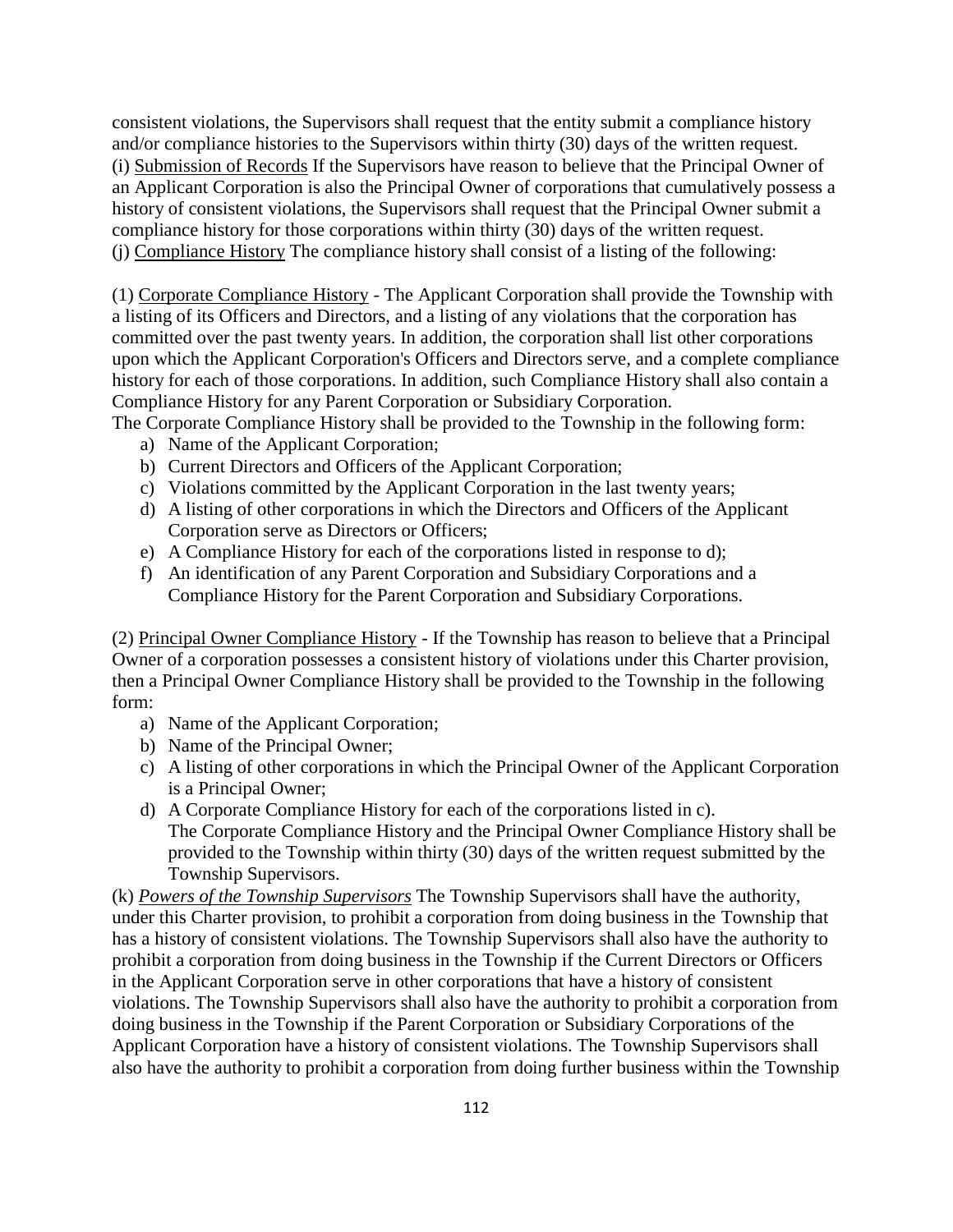consistent violations, the Supervisors shall request that the entity submit a compliance history and/or compliance histories to the Supervisors within thirty (30) days of the written request.
(i) Submission of Records If the Supervisors have reason to believe that the Principal Owner of an Applicant Corporation is also the Principal Owner of corporations that cumulatively possess a history of consistent violations, the Supervisors shall request that the Principal Owner submit a compliance history for those corporations within thirty (30) days of the written request.
(j) Compliance History The compliance history shall consist of a listing of the following:

(1) Corporate Compliance History - The Applicant Corporation shall provide the Township with a listing of its Officers and Directors, and a listing of any violations that the corporation has committed over the past twenty years. In addition, the corporation shall list other corporations upon which the Applicant Corporation's Officers and Directors serve, and a complete compliance history for each of those corporations. In addition, such Compliance History shall also contain a Compliance History for any Parent Corporation or Subsidiary Corporation.
The Corporate Compliance History shall be provided to the Township in the following form:

a) Name of the Applicant Corporation;
b) Current Directors and Officers of the Applicant Corporation;
c) Violations committed by the Applicant Corporation in the last twenty years;
d) A listing of other corporations in which the Directors and Officers of the Applicant Corporation serve as Directors or Officers;
e) A Compliance History for each of the corporations listed in response to d);
f) An identification of any Parent Corporation and Subsidiary Corporations and a Compliance History for the Parent Corporation and Subsidiary Corporations.

(2) Principal Owner Compliance History - If the Township has reason to believe that a Principal Owner of a corporation possesses a consistent history of violations under this Charter provision, then a Principal Owner Compliance History shall be provided to the Township in the following form:

a) Name of the Applicant Corporation;
b) Name of the Principal Owner;
c) A listing of other corporations in which the Principal Owner of the Applicant Corporation is a Principal Owner;
d) A Corporate Compliance History for each of the corporations listed in c).
The Corporate Compliance History and the Principal Owner Compliance History shall be provided to the Township within thirty (30) days of the written request submitted by the Township Supervisors.

(k) *Powers of the Township Supervisors* The Township Supervisors shall have the authority, under this Charter provision, to prohibit a corporation from doing business in the Township that has a history of consistent violations. The Township Supervisors shall also have the authority to prohibit a corporation from doing business in the Township if the Current Directors or Officers in the Applicant Corporation serve in other corporations that have a history of consistent violations. The Township Supervisors shall also have the authority to prohibit a corporation from doing business in the Township if the Parent Corporation or Subsidiary Corporations of the Applicant Corporation have a history of consistent violations. The Township Supervisors shall also have the authority to prohibit a corporation from doing further business within the Township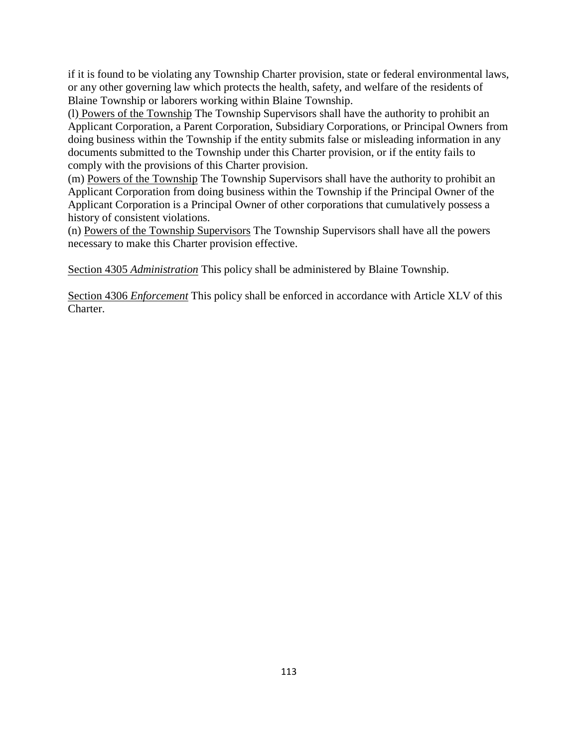if it is found to be violating any Township Charter provision, state or federal environmental laws, or any other governing law which protects the health, safety, and welfare of the residents of Blaine Township or laborers working within Blaine Township.

(l) Powers of the Township The Township Supervisors shall have the authority to prohibit an Applicant Corporation, a Parent Corporation, Subsidiary Corporations, or Principal Owners from doing business within the Township if the entity submits false or misleading information in any documents submitted to the Township under this Charter provision, or if the entity fails to comply with the provisions of this Charter provision.

(m) Powers of the Township The Township Supervisors shall have the authority to prohibit an Applicant Corporation from doing business within the Township if the Principal Owner of the Applicant Corporation is a Principal Owner of other corporations that cumulatively possess a history of consistent violations.

(n) Powers of the Township Supervisors The Township Supervisors shall have all the powers necessary to make this Charter provision effective.

Section 4305 *Administration* This policy shall be administered by Blaine Township.

Section 4306 *Enforcement* This policy shall be enforced in accordance with Article XLV of this Charter.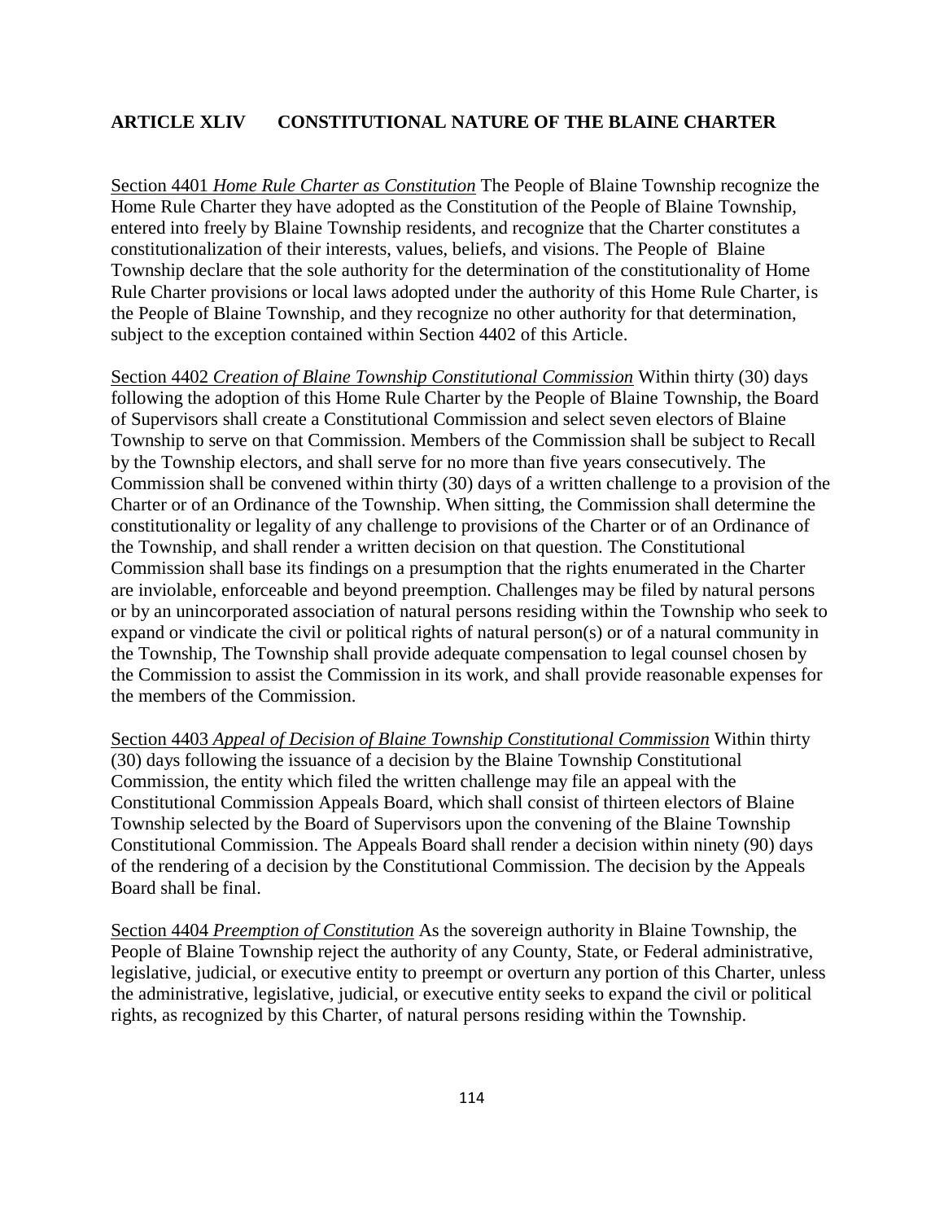## ARTICLE XLIV CONSTITUTIONAL NATURE OF THE BLAINE CHARTER

Section 4401 *Home Rule Charter as Constitution* The People of Blaine Township recognize the Home Rule Charter they have adopted as the Constitution of the People of Blaine Township, entered into freely by Blaine Township residents, and recognize that the Charter constitutes a constitutionalization of their interests, values, beliefs, and visions. The People of Blaine Township declare that the sole authority for the determination of the constitutionality of Home Rule Charter provisions or local laws adopted under the authority of this Home Rule Charter, is the People of Blaine Township, and they recognize no other authority for that determination, subject to the exception contained within Section 4402 of this Article.

Section 4402 *Creation of Blaine Township Constitutional Commission* Within thirty (30) days following the adoption of this Home Rule Charter by the People of Blaine Township, the Board of Supervisors shall create a Constitutional Commission and select seven electors of Blaine Township to serve on that Commission. Members of the Commission shall be subject to Recall by the Township electors, and shall serve for no more than five years consecutively. The Commission shall be convened within thirty (30) days of a written challenge to a provision of the Charter or of an Ordinance of the Township. When sitting, the Commission shall determine the constitutionality or legality of any challenge to provisions of the Charter or of an Ordinance of the Township, and shall render a written decision on that question. The Constitutional Commission shall base its findings on a presumption that the rights enumerated in the Charter are inviolable, enforceable and beyond preemption. Challenges may be filed by natural persons or by an unincorporated association of natural persons residing within the Township who seek to expand or vindicate the civil or political rights of natural person(s) or of a natural community in the Township, The Township shall provide adequate compensation to legal counsel chosen by the Commission to assist the Commission in its work, and shall provide reasonable expenses for the members of the Commission.

Section 4403 *Appeal of Decision of Blaine Township Constitutional Commission* Within thirty (30) days following the issuance of a decision by the Blaine Township Constitutional Commission, the entity which filed the written challenge may file an appeal with the Constitutional Commission Appeals Board, which shall consist of thirteen electors of Blaine Township selected by the Board of Supervisors upon the convening of the Blaine Township Constitutional Commission. The Appeals Board shall render a decision within ninety (90) days of the rendering of a decision by the Constitutional Commission. The decision by the Appeals Board shall be final.

Section 4404 *Preemption of Constitution* As the sovereign authority in Blaine Township, the People of Blaine Township reject the authority of any County, State, or Federal administrative, legislative, judicial, or executive entity to preempt or overturn any portion of this Charter, unless the administrative, legislative, judicial, or executive entity seeks to expand the civil or political rights, as recognized by this Charter, of natural persons residing within the Township.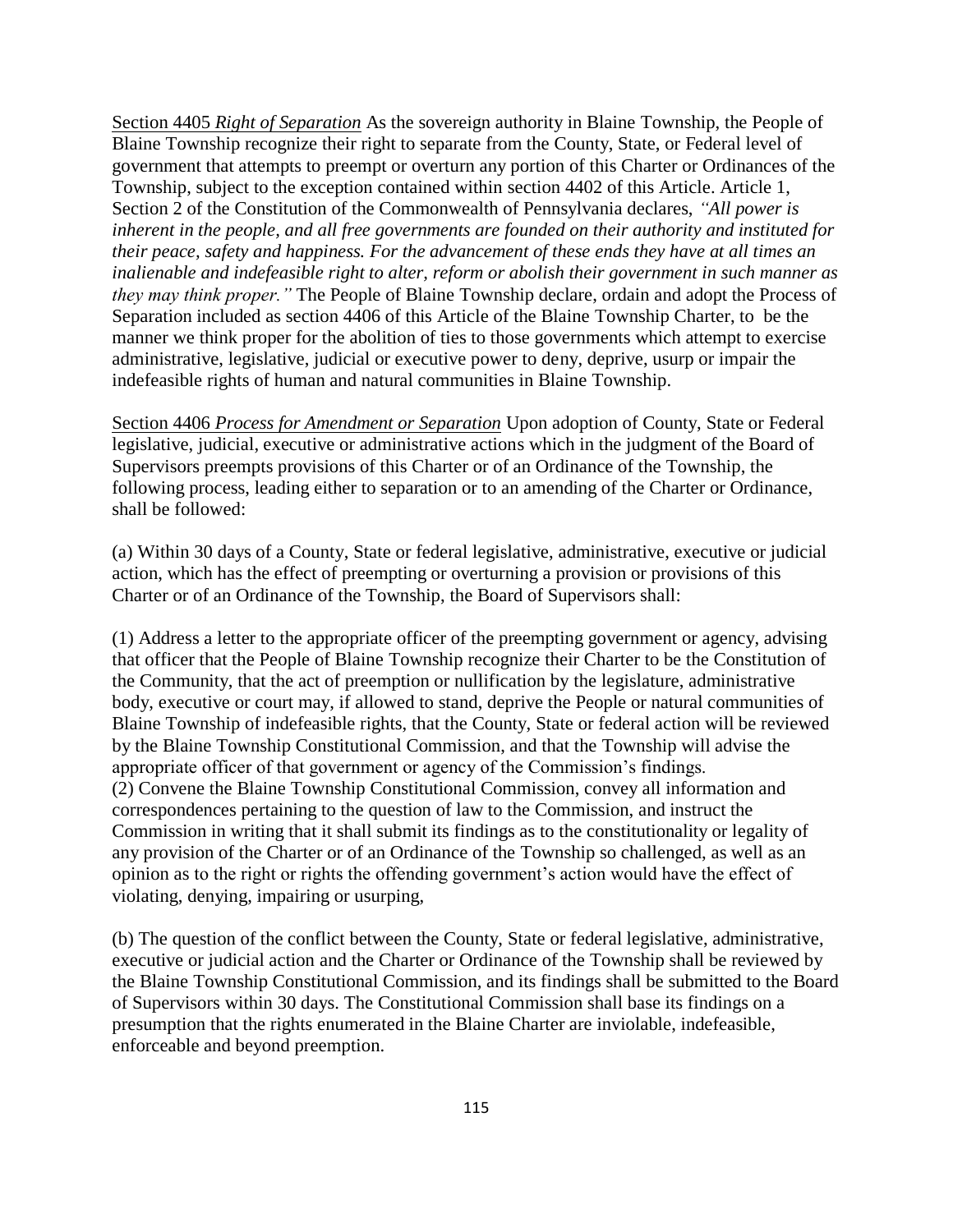<u>Section 4405</u> *Right of Separation* As the sovereign authority in Blaine Township, the People of Blaine Township recognize their right to separate from the County, State, or Federal level of government that attempts to preempt or overturn any portion of this Charter or Ordinances of the Township, subject to the exception contained within section 4402 of this Article. Article 1, Section 2 of the Constitution of the Commonwealth of Pennsylvania declares, *"All power is inherent in the people, and all free governments are founded on their authority and instituted for their peace, safety and happiness. For the advancement of these ends they have at all times an inalienable and indefeasible right to alter, reform or abolish their government in such manner as they may think proper."* The People of Blaine Township declare, ordain and adopt the Process of Separation included as section 4406 of this Article of the Blaine Township Charter, to be the manner we think proper for the abolition of ties to those governments which attempt to exercise administrative, legislative, judicial or executive power to deny, deprive, usurp or impair the indefeasible rights of human and natural communities in Blaine Township.

<u>Section 4406</u> *Process for Amendment or Separation* Upon adoption of County, State or Federal legislative, judicial, executive or administrative actions which in the judgment of the Board of Supervisors preempts provisions of this Charter or of an Ordinance of the Township, the following process, leading either to separation or to an amending of the Charter or Ordinance, shall be followed:

(a) Within 30 days of a County, State or federal legislative, administrative, executive or judicial action, which has the effect of preempting or overturning a provision or provisions of this Charter or of an Ordinance of the Township, the Board of Supervisors shall:

(1) Address a letter to the appropriate officer of the preempting government or agency, advising that officer that the People of Blaine Township recognize their Charter to be the Constitution of the Community, that the act of preemption or nullification by the legislature, administrative body, executive or court may, if allowed to stand, deprive the People or natural communities of Blaine Township of indefeasible rights, that the County, State or federal action will be reviewed by the Blaine Township Constitutional Commission, and that the Township will advise the appropriate officer of that government or agency of the Commission's findings.
(2) Convene the Blaine Township Constitutional Commission, convey all information and correspondences pertaining to the question of law to the Commission, and instruct the Commission in writing that it shall submit its findings as to the constitutionality or legality of any provision of the Charter or of an Ordinance of the Township so challenged, as well as an opinion as to the right or rights the offending government's action would have the effect of violating, denying, impairing or usurping,

(b) The question of the conflict between the County, State or federal legislative, administrative, executive or judicial action and the Charter or Ordinance of the Township shall be reviewed by the Blaine Township Constitutional Commission, and its findings shall be submitted to the Board of Supervisors within 30 days. The Constitutional Commission shall base its findings on a presumption that the rights enumerated in the Blaine Charter are inviolable, indefeasible, enforceable and beyond preemption.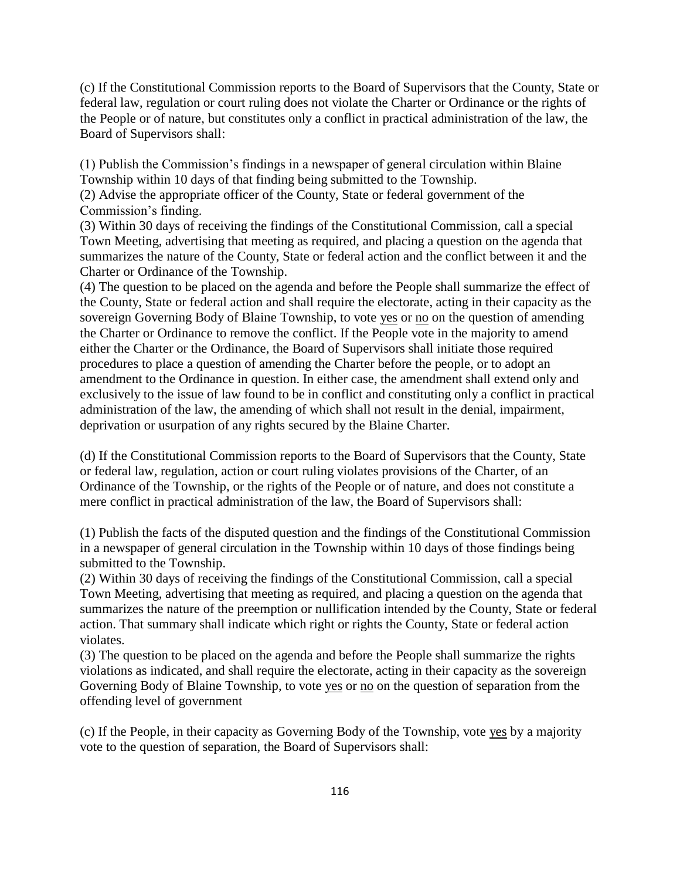(c) If the Constitutional Commission reports to the Board of Supervisors that the County, State or federal law, regulation or court ruling does not violate the Charter or Ordinance or the rights of the People or of nature, but constitutes only a conflict in practical administration of the law, the Board of Supervisors shall:

(1) Publish the Commission's findings in a newspaper of general circulation within Blaine Township within 10 days of that finding being submitted to the Township.
(2) Advise the appropriate officer of the County, State or federal government of the Commission's finding.
(3) Within 30 days of receiving the findings of the Constitutional Commission, call a special Town Meeting, advertising that meeting as required, and placing a question on the agenda that summarizes the nature of the County, State or federal action and the conflict between it and the Charter or Ordinance of the Township.
(4) The question to be placed on the agenda and before the People shall summarize the effect of the County, State or federal action and shall require the electorate, acting in their capacity as the sovereign Governing Body of Blaine Township, to vote <u>yes</u> or <u>no</u> on the question of amending the Charter or Ordinance to remove the conflict. If the People vote in the majority to amend either the Charter or the Ordinance, the Board of Supervisors shall initiate those required procedures to place a question of amending the Charter before the people, or to adopt an amendment to the Ordinance in question. In either case, the amendment shall extend only and exclusively to the issue of law found to be in conflict and constituting only a conflict in practical administration of the law, the amending of which shall not result in the denial, impairment, deprivation or usurpation of any rights secured by the Blaine Charter.

(d) If the Constitutional Commission reports to the Board of Supervisors that the County, State or federal law, regulation, action or court ruling violates provisions of the Charter, of an Ordinance of the Township, or the rights of the People or of nature, and does not constitute a mere conflict in practical administration of the law, the Board of Supervisors shall:

(1) Publish the facts of the disputed question and the findings of the Constitutional Commission in a newspaper of general circulation in the Township within 10 days of those findings being submitted to the Township.
(2) Within 30 days of receiving the findings of the Constitutional Commission, call a special Town Meeting, advertising that meeting as required, and placing a question on the agenda that summarizes the nature of the preemption or nullification intended by the County, State or federal action. That summary shall indicate which right or rights the County, State or federal action violates.
(3) The question to be placed on the agenda and before the People shall summarize the rights violations as indicated, and shall require the electorate, acting in their capacity as the sovereign Governing Body of Blaine Township, to vote <u>yes</u> or <u>no</u> on the question of separation from the offending level of government

(c) If the People, in their capacity as Governing Body of the Township, vote <u>yes</u> by a majority vote to the question of separation, the Board of Supervisors shall: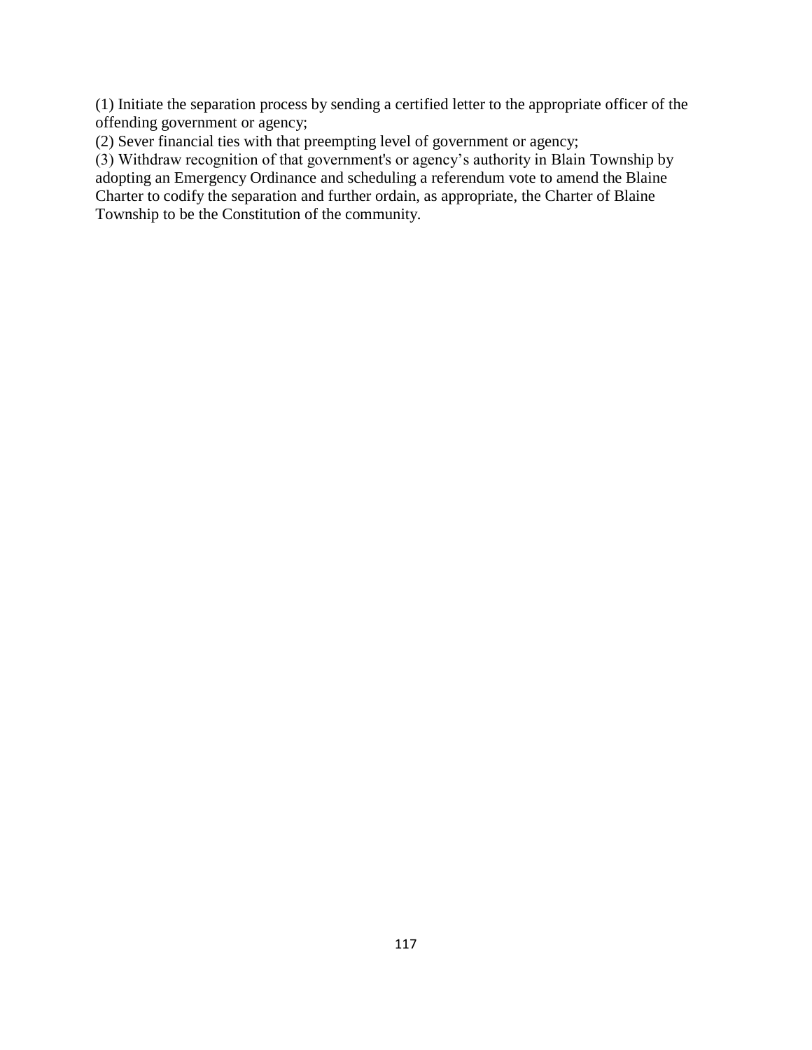(1) Initiate the separation process by sending a certified letter to the appropriate officer of the offending government or agency;
(2) Sever financial ties with that preempting level of government or agency;
(3) Withdraw recognition of that government's or agency's authority in Blain Township by adopting an Emergency Ordinance and scheduling a referendum vote to amend the Blaine Charter to codify the separation and further ordain, as appropriate, the Charter of Blaine Township to be the Constitution of the community.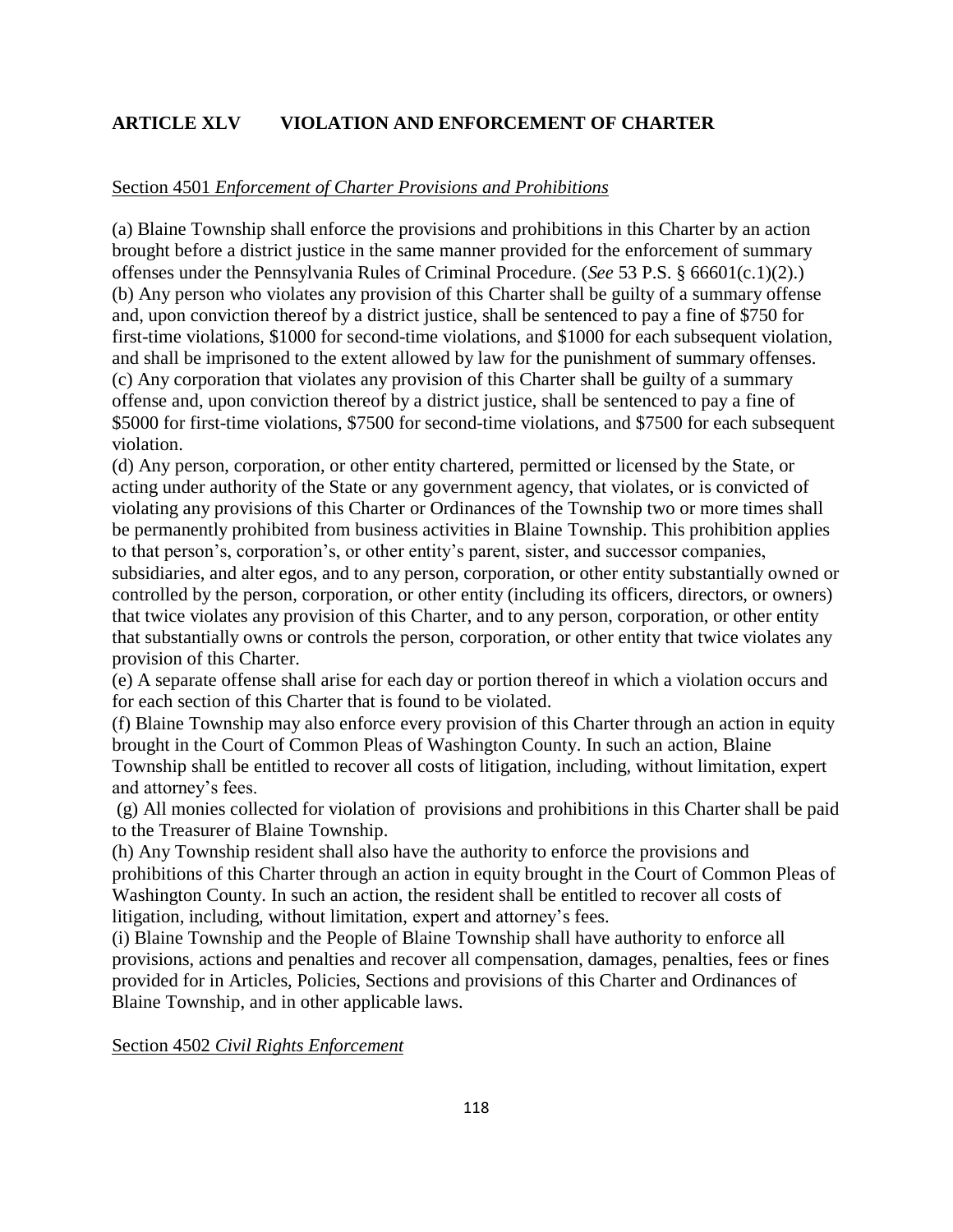## ARTICLE XLV VIOLATION AND ENFORCEMENT OF CHARTER

### Section 4501 *Enforcement of Charter Provisions and Prohibitions*

(a) Blaine Township shall enforce the provisions and prohibitions in this Charter by an action brought before a district justice in the same manner provided for the enforcement of summary offenses under the Pennsylvania Rules of Criminal Procedure. (*See* 53 P.S. § 66601(c.1)(2).)
(b) Any person who violates any provision of this Charter shall be guilty of a summary offense and, upon conviction thereof by a district justice, shall be sentenced to pay a fine of $750 for first-time violations, $1000 for second-time violations, and $1000 for each subsequent violation, and shall be imprisoned to the extent allowed by law for the punishment of summary offenses.
(c) Any corporation that violates any provision of this Charter shall be guilty of a summary offense and, upon conviction thereof by a district justice, shall be sentenced to pay a fine of $5000 for first-time violations, $7500 for second-time violations, and $7500 for each subsequent violation.
(d) Any person, corporation, or other entity chartered, permitted or licensed by the State, or acting under authority of the State or any government agency, that violates, or is convicted of violating any provisions of this Charter or Ordinances of the Township two or more times shall be permanently prohibited from business activities in Blaine Township. This prohibition applies to that person's, corporation's, or other entity's parent, sister, and successor companies, subsidiaries, and alter egos, and to any person, corporation, or other entity substantially owned or controlled by the person, corporation, or other entity (including its officers, directors, or owners) that twice violates any provision of this Charter, and to any person, corporation, or other entity that substantially owns or controls the person, corporation, or other entity that twice violates any provision of this Charter.
(e) A separate offense shall arise for each day or portion thereof in which a violation occurs and for each section of this Charter that is found to be violated.
(f) Blaine Township may also enforce every provision of this Charter through an action in equity brought in the Court of Common Pleas of Washington County. In such an action, Blaine Township shall be entitled to recover all costs of litigation, including, without limitation, expert and attorney's fees.
(g) All monies collected for violation of provisions and prohibitions in this Charter shall be paid to the Treasurer of Blaine Township.
(h) Any Township resident shall also have the authority to enforce the provisions and prohibitions of this Charter through an action in equity brought in the Court of Common Pleas of Washington County. In such an action, the resident shall be entitled to recover all costs of litigation, including, without limitation, expert and attorney's fees.
(i) Blaine Township and the People of Blaine Township shall have authority to enforce all provisions, actions and penalties and recover all compensation, damages, penalties, fees or fines provided for in Articles, Policies, Sections and provisions of this Charter and Ordinances of Blaine Township, and in other applicable laws.

### Section 4502 *Civil Rights Enforcement*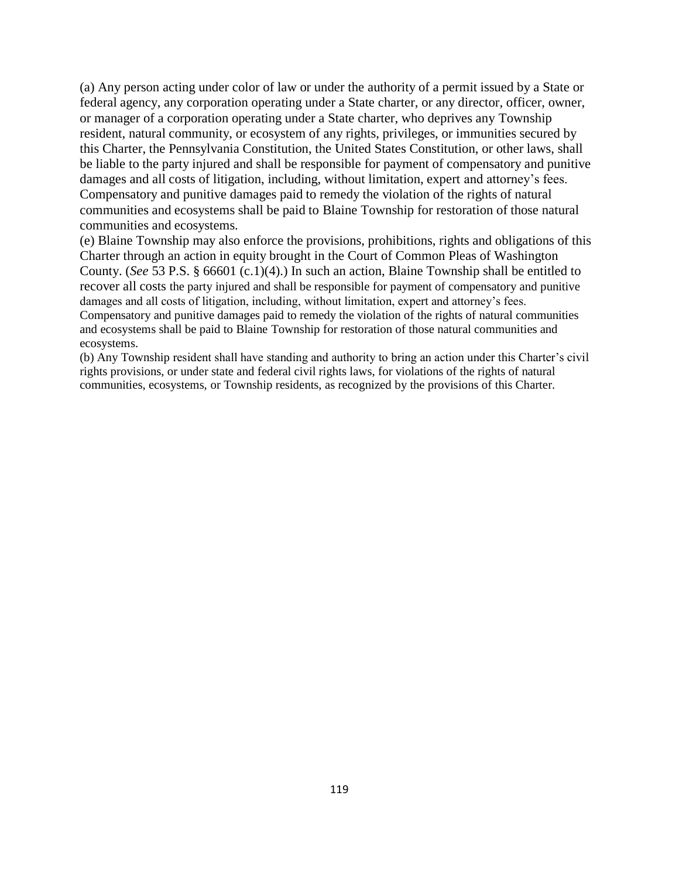(a) Any person acting under color of law or under the authority of a permit issued by a State or federal agency, any corporation operating under a State charter, or any director, officer, owner, or manager of a corporation operating under a State charter, who deprives any Township resident, natural community, or ecosystem of any rights, privileges, or immunities secured by this Charter, the Pennsylvania Constitution, the United States Constitution, or other laws, shall be liable to the party injured and shall be responsible for payment of compensatory and punitive damages and all costs of litigation, including, without limitation, expert and attorney's fees. Compensatory and punitive damages paid to remedy the violation of the rights of natural communities and ecosystems shall be paid to Blaine Township for restoration of those natural communities and ecosystems.

(e) Blaine Township may also enforce the provisions, prohibitions, rights and obligations of this Charter through an action in equity brought in the Court of Common Pleas of Washington County. (*See* 53 P.S. § 66601 (c.1)(4).) In such an action, Blaine Township shall be entitled to recover all costs the party injured and shall be responsible for payment of compensatory and punitive damages and all costs of litigation, including, without limitation, expert and attorney's fees. Compensatory and punitive damages paid to remedy the violation of the rights of natural communities and ecosystems shall be paid to Blaine Township for restoration of those natural communities and ecosystems.

(b) Any Township resident shall have standing and authority to bring an action under this Charter's civil rights provisions, or under state and federal civil rights laws, for violations of the rights of natural communities, ecosystems, or Township residents, as recognized by the provisions of this Charter.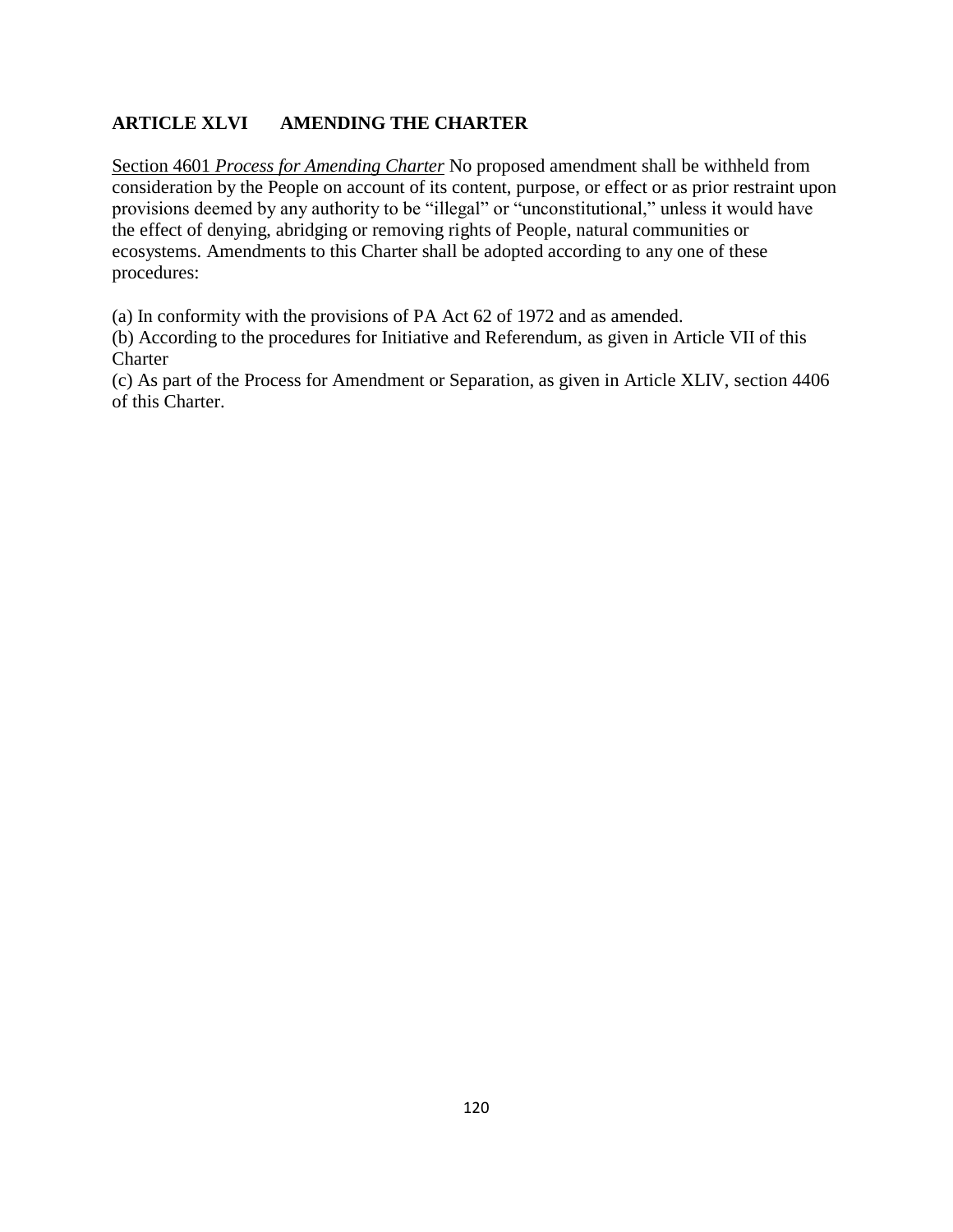## ARTICLE XLVI AMENDING THE CHARTER

<u>Section 4601</u> *<u>Process for Amending Charter</u>* No proposed amendment shall be withheld from consideration by the People on account of its content, purpose, or effect or as prior restraint upon provisions deemed by any authority to be "illegal" or "unconstitutional," unless it would have the effect of denying, abridging or removing rights of People, natural communities or ecosystems. Amendments to this Charter shall be adopted according to any one of these procedures:

(a) In conformity with the provisions of PA Act 62 of 1972 and as amended.
(b) According to the procedures for Initiative and Referendum, as given in Article VII of this Charter
(c) As part of the Process for Amendment or Separation, as given in Article XLIV, section 4406 of this Charter.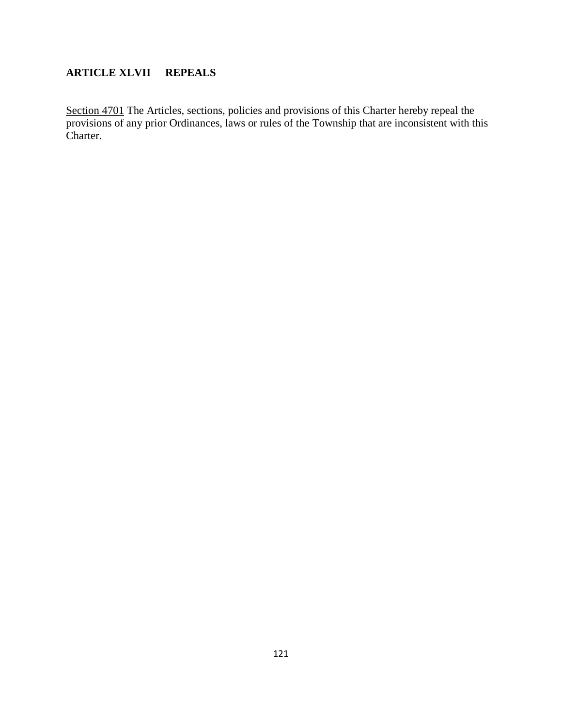## ARTICLE XLVII REPEALS

<u>Section 4701</u> The Articles, sections, policies and provisions of this Charter hereby repeal the provisions of any prior Ordinances, laws or rules of the Township that are inconsistent with this Charter.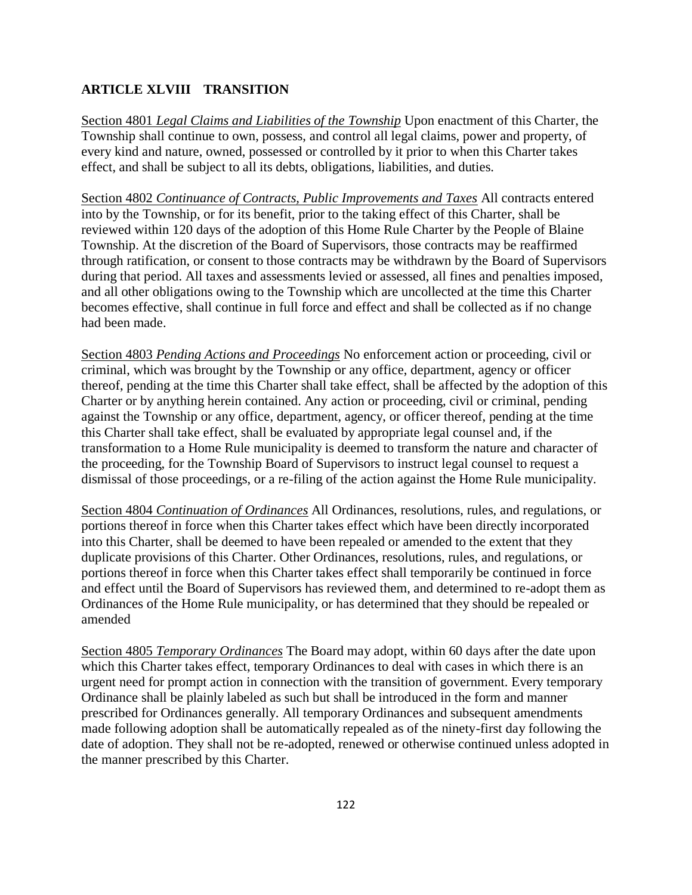## ARTICLE XLVIII TRANSITION

Section 4801 *Legal Claims and Liabilities of the Township* Upon enactment of this Charter, the Township shall continue to own, possess, and control all legal claims, power and property, of every kind and nature, owned, possessed or controlled by it prior to when this Charter takes effect, and shall be subject to all its debts, obligations, liabilities, and duties.

Section 4802 *Continuance of Contracts, Public Improvements and Taxes* All contracts entered into by the Township, or for its benefit, prior to the taking effect of this Charter, shall be reviewed within 120 days of the adoption of this Home Rule Charter by the People of Blaine Township. At the discretion of the Board of Supervisors, those contracts may be reaffirmed through ratification, or consent to those contracts may be withdrawn by the Board of Supervisors during that period. All taxes and assessments levied or assessed, all fines and penalties imposed, and all other obligations owing to the Township which are uncollected at the time this Charter becomes effective, shall continue in full force and effect and shall be collected as if no change had been made.

Section 4803 *Pending Actions and Proceedings* No enforcement action or proceeding, civil or criminal, which was brought by the Township or any office, department, agency or officer thereof, pending at the time this Charter shall take effect, shall be affected by the adoption of this Charter or by anything herein contained. Any action or proceeding, civil or criminal, pending against the Township or any office, department, agency, or officer thereof, pending at the time this Charter shall take effect, shall be evaluated by appropriate legal counsel and, if the transformation to a Home Rule municipality is deemed to transform the nature and character of the proceeding, for the Township Board of Supervisors to instruct legal counsel to request a dismissal of those proceedings, or a re-filing of the action against the Home Rule municipality.

Section 4804 *Continuation of Ordinances* All Ordinances, resolutions, rules, and regulations, or portions thereof in force when this Charter takes effect which have been directly incorporated into this Charter, shall be deemed to have been repealed or amended to the extent that they duplicate provisions of this Charter. Other Ordinances, resolutions, rules, and regulations, or portions thereof in force when this Charter takes effect shall temporarily be continued in force and effect until the Board of Supervisors has reviewed them, and determined to re-adopt them as Ordinances of the Home Rule municipality, or has determined that they should be repealed or amended

Section 4805 *Temporary Ordinances* The Board may adopt, within 60 days after the date upon which this Charter takes effect, temporary Ordinances to deal with cases in which there is an urgent need for prompt action in connection with the transition of government. Every temporary Ordinance shall be plainly labeled as such but shall be introduced in the form and manner prescribed for Ordinances generally. All temporary Ordinances and subsequent amendments made following adoption shall be automatically repealed as of the ninety-first day following the date of adoption. They shall not be re-adopted, renewed or otherwise continued unless adopted in the manner prescribed by this Charter.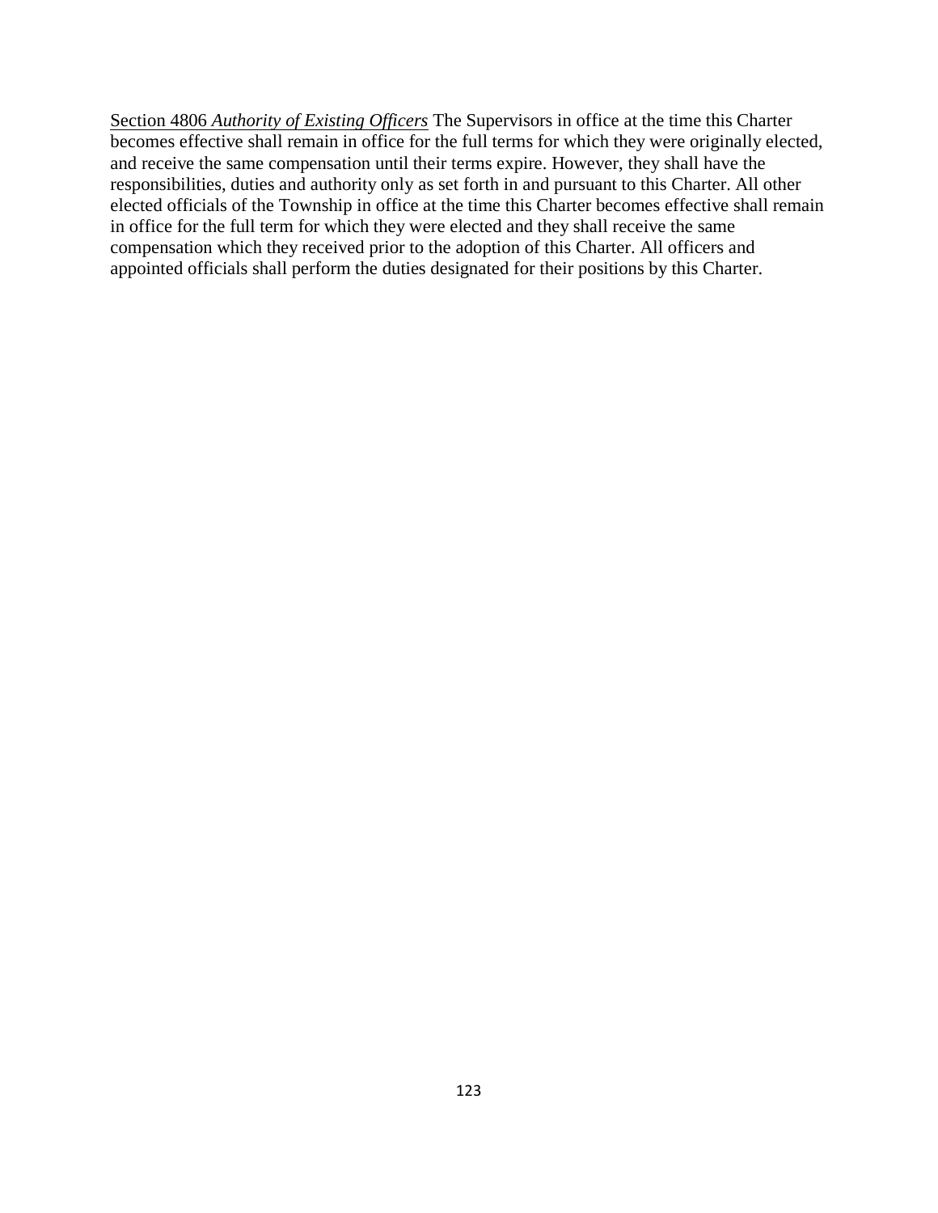<u>Section 4806 *Authority of Existing Officers*</u> The Supervisors in office at the time this Charter becomes effective shall remain in office for the full terms for which they were originally elected, and receive the same compensation until their terms expire. However, they shall have the responsibilities, duties and authority only as set forth in and pursuant to this Charter. All other elected officials of the Township in office at the time this Charter becomes effective shall remain in office for the full term for which they were elected and they shall receive the same compensation which they received prior to the adoption of this Charter. All officers and appointed officials shall perform the duties designated for their positions by this Charter.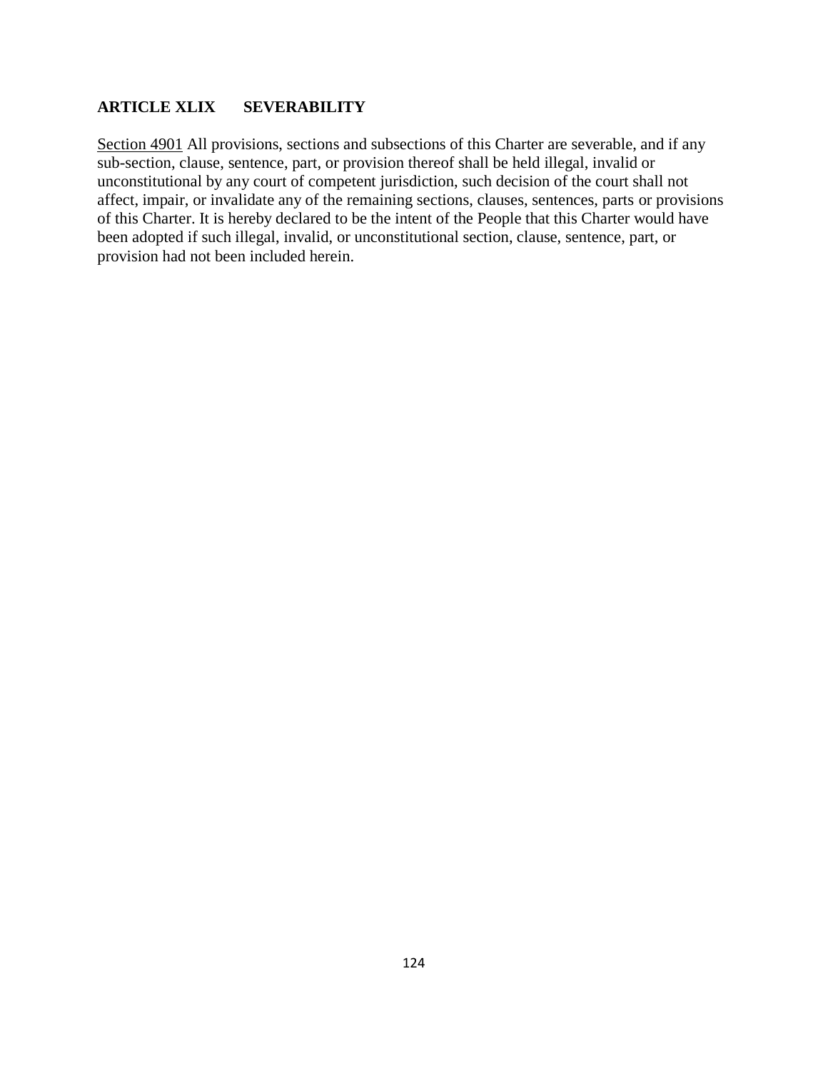## ARTICLE XLIX SEVERABILITY

<u>Section 4901</u> All provisions, sections and subsections of this Charter are severable, and if any sub-section, clause, sentence, part, or provision thereof shall be held illegal, invalid or unconstitutional by any court of competent jurisdiction, such decision of the court shall not affect, impair, or invalidate any of the remaining sections, clauses, sentences, parts or provisions of this Charter. It is hereby declared to be the intent of the People that this Charter would have been adopted if such illegal, invalid, or unconstitutional section, clause, sentence, part, or provision had not been included herein.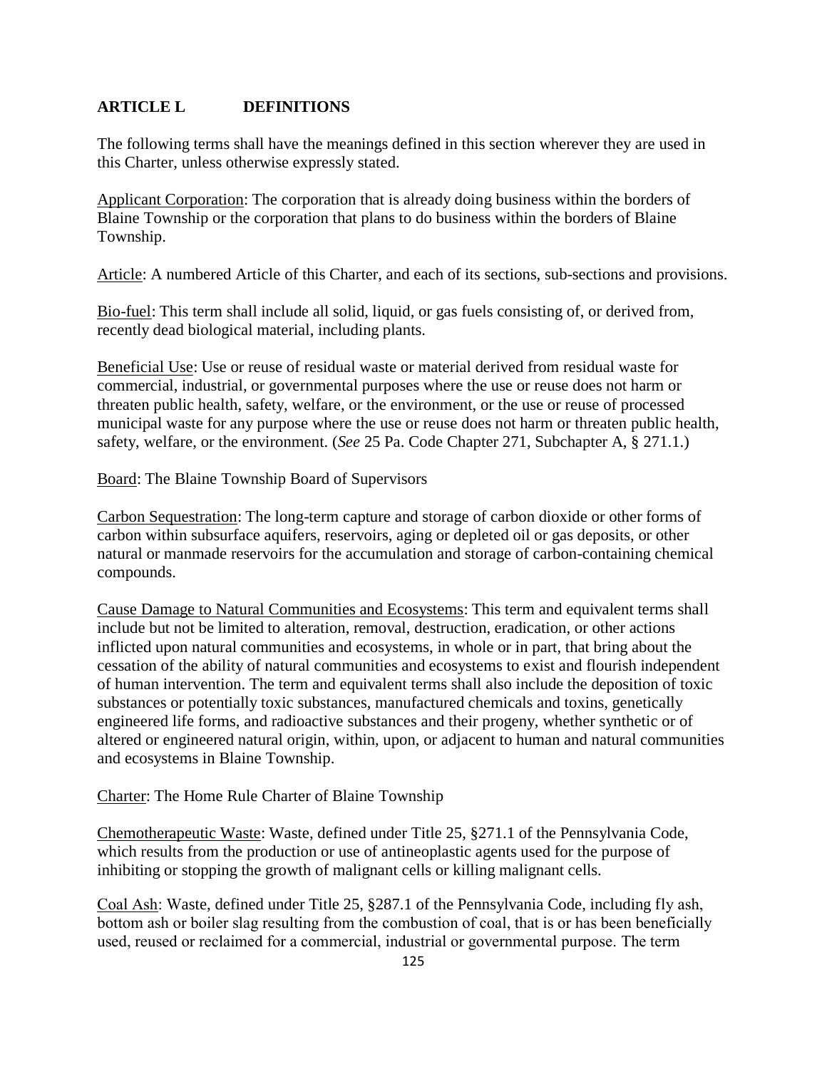## ARTICLE L DEFINITIONS

The following terms shall have the meanings defined in this section wherever they are used in this Charter, unless otherwise expressly stated.

Applicant Corporation: The corporation that is already doing business within the borders of Blaine Township or the corporation that plans to do business within the borders of Blaine Township.

Article: A numbered Article of this Charter, and each of its sections, sub-sections and provisions.

Bio-fuel: This term shall include all solid, liquid, or gas fuels consisting of, or derived from, recently dead biological material, including plants.

Beneficial Use: Use or reuse of residual waste or material derived from residual waste for commercial, industrial, or governmental purposes where the use or reuse does not harm or threaten public health, safety, welfare, or the environment, or the use or reuse of processed municipal waste for any purpose where the use or reuse does not harm or threaten public health, safety, welfare, or the environment. (*See* 25 Pa. Code Chapter 271, Subchapter A, § 271.1.)

Board: The Blaine Township Board of Supervisors

Carbon Sequestration: The long-term capture and storage of carbon dioxide or other forms of carbon within subsurface aquifers, reservoirs, aging or depleted oil or gas deposits, or other natural or manmade reservoirs for the accumulation and storage of carbon-containing chemical compounds.

Cause Damage to Natural Communities and Ecosystems: This term and equivalent terms shall include but not be limited to alteration, removal, destruction, eradication, or other actions inflicted upon natural communities and ecosystems, in whole or in part, that bring about the cessation of the ability of natural communities and ecosystems to exist and flourish independent of human intervention. The term and equivalent terms shall also include the deposition of toxic substances or potentially toxic substances, manufactured chemicals and toxins, genetically engineered life forms, and radioactive substances and their progeny, whether synthetic or of altered or engineered natural origin, within, upon, or adjacent to human and natural communities and ecosystems in Blaine Township.

Charter: The Home Rule Charter of Blaine Township

Chemotherapeutic Waste: Waste, defined under Title 25, §271.1 of the Pennsylvania Code, which results from the production or use of antineoplastic agents used for the purpose of inhibiting or stopping the growth of malignant cells or killing malignant cells.

Coal Ash: Waste, defined under Title 25, §287.1 of the Pennsylvania Code, including fly ash, bottom ash or boiler slag resulting from the combustion of coal, that is or has been beneficially used, reused or reclaimed for a commercial, industrial or governmental purpose. The term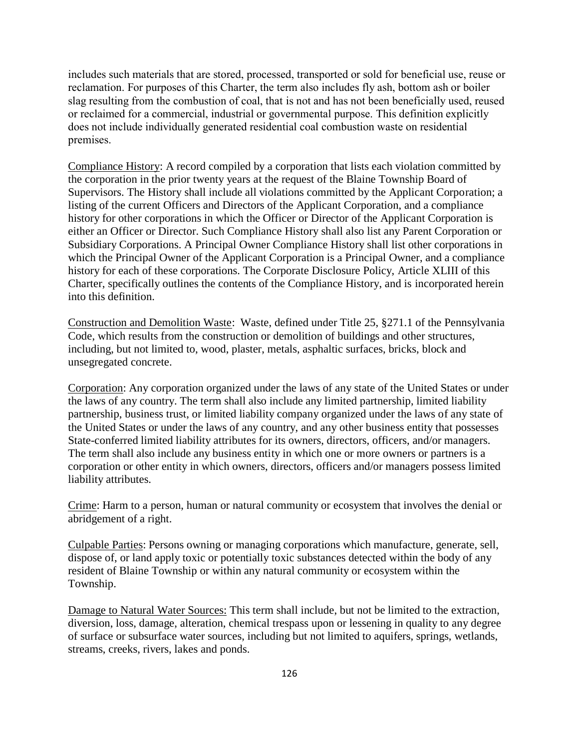includes such materials that are stored, processed, transported or sold for beneficial use, reuse or reclamation. For purposes of this Charter, the term also includes fly ash, bottom ash or boiler slag resulting from the combustion of coal, that is not and has not been beneficially used, reused or reclaimed for a commercial, industrial or governmental purpose. This definition explicitly does not include individually generated residential coal combustion waste on residential premises.

Compliance History: A record compiled by a corporation that lists each violation committed by the corporation in the prior twenty years at the request of the Blaine Township Board of Supervisors. The History shall include all violations committed by the Applicant Corporation; a listing of the current Officers and Directors of the Applicant Corporation, and a compliance history for other corporations in which the Officer or Director of the Applicant Corporation is either an Officer or Director. Such Compliance History shall also list any Parent Corporation or Subsidiary Corporations. A Principal Owner Compliance History shall list other corporations in which the Principal Owner of the Applicant Corporation is a Principal Owner, and a compliance history for each of these corporations. The Corporate Disclosure Policy, Article XLIII of this Charter, specifically outlines the contents of the Compliance History, and is incorporated herein into this definition.

Construction and Demolition Waste: Waste, defined under Title 25, §271.1 of the Pennsylvania Code, which results from the construction or demolition of buildings and other structures, including, but not limited to, wood, plaster, metals, asphaltic surfaces, bricks, block and unsegregated concrete.

Corporation: Any corporation organized under the laws of any state of the United States or under the laws of any country. The term shall also include any limited partnership, limited liability partnership, business trust, or limited liability company organized under the laws of any state of the United States or under the laws of any country, and any other business entity that possesses State-conferred limited liability attributes for its owners, directors, officers, and/or managers. The term shall also include any business entity in which one or more owners or partners is a corporation or other entity in which owners, directors, officers and/or managers possess limited liability attributes.

Crime: Harm to a person, human or natural community or ecosystem that involves the denial or abridgement of a right.

Culpable Parties: Persons owning or managing corporations which manufacture, generate, sell, dispose of, or land apply toxic or potentially toxic substances detected within the body of any resident of Blaine Township or within any natural community or ecosystem within the Township.

Damage to Natural Water Sources: This term shall include, but not be limited to the extraction, diversion, loss, damage, alteration, chemical trespass upon or lessening in quality to any degree of surface or subsurface water sources, including but not limited to aquifers, springs, wetlands, streams, creeks, rivers, lakes and ponds.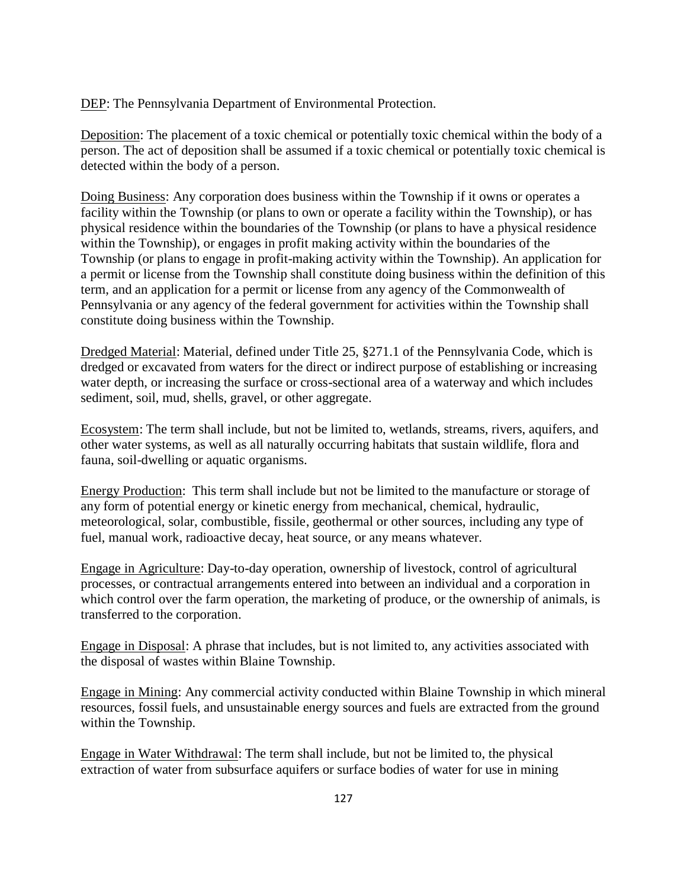DEP: The Pennsylvania Department of Environmental Protection.

Deposition: The placement of a toxic chemical or potentially toxic chemical within the body of a person. The act of deposition shall be assumed if a toxic chemical or potentially toxic chemical is detected within the body of a person.

Doing Business: Any corporation does business within the Township if it owns or operates a facility within the Township (or plans to own or operate a facility within the Township), or has physical residence within the boundaries of the Township (or plans to have a physical residence within the Township), or engages in profit making activity within the boundaries of the Township (or plans to engage in profit-making activity within the Township). An application for a permit or license from the Township shall constitute doing business within the definition of this term, and an application for a permit or license from any agency of the Commonwealth of Pennsylvania or any agency of the federal government for activities within the Township shall constitute doing business within the Township.

Dredged Material: Material, defined under Title 25, §271.1 of the Pennsylvania Code, which is dredged or excavated from waters for the direct or indirect purpose of establishing or increasing water depth, or increasing the surface or cross-sectional area of a waterway and which includes sediment, soil, mud, shells, gravel, or other aggregate.

Ecosystem: The term shall include, but not be limited to, wetlands, streams, rivers, aquifers, and other water systems, as well as all naturally occurring habitats that sustain wildlife, flora and fauna, soil-dwelling or aquatic organisms.

Energy Production: This term shall include but not be limited to the manufacture or storage of any form of potential energy or kinetic energy from mechanical, chemical, hydraulic, meteorological, solar, combustible, fissile, geothermal or other sources, including any type of fuel, manual work, radioactive decay, heat source, or any means whatever.

Engage in Agriculture: Day-to-day operation, ownership of livestock, control of agricultural processes, or contractual arrangements entered into between an individual and a corporation in which control over the farm operation, the marketing of produce, or the ownership of animals, is transferred to the corporation.

Engage in Disposal: A phrase that includes, but is not limited to, any activities associated with the disposal of wastes within Blaine Township.

Engage in Mining: Any commercial activity conducted within Blaine Township in which mineral resources, fossil fuels, and unsustainable energy sources and fuels are extracted from the ground within the Township.

Engage in Water Withdrawal: The term shall include, but not be limited to, the physical extraction of water from subsurface aquifers or surface bodies of water for use in mining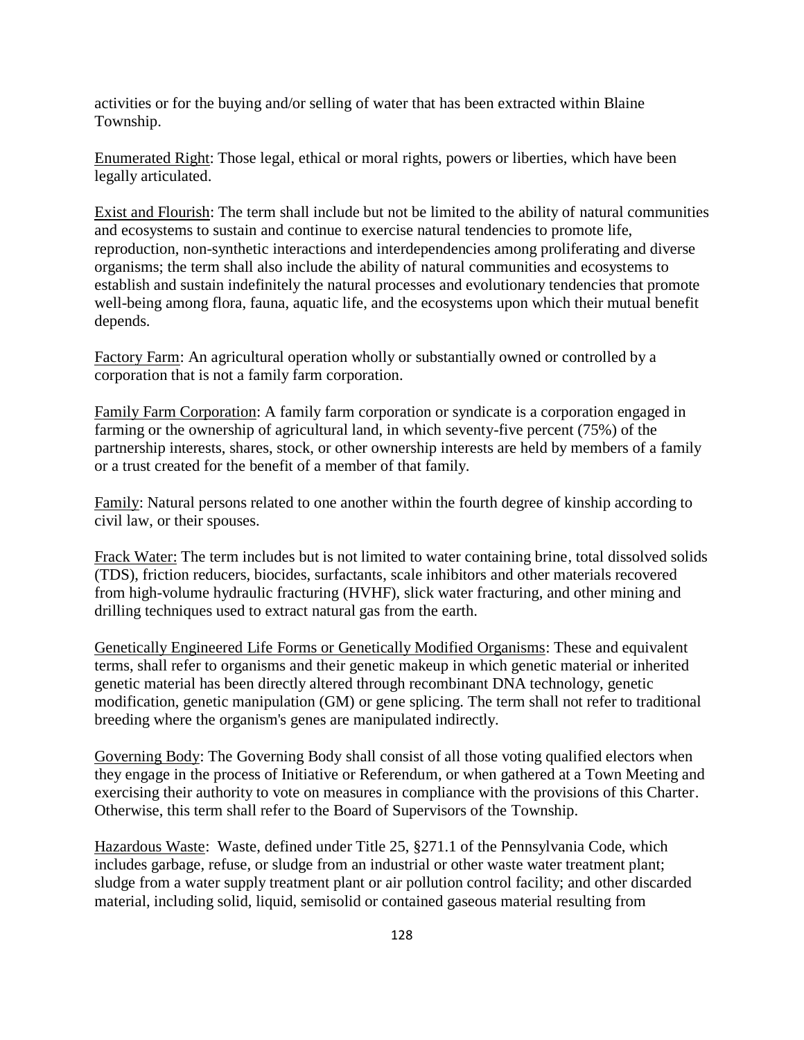activities or for the buying and/or selling of water that has been extracted within Blaine Township.

Enumerated Right: Those legal, ethical or moral rights, powers or liberties, which have been legally articulated.

Exist and Flourish: The term shall include but not be limited to the ability of natural communities and ecosystems to sustain and continue to exercise natural tendencies to promote life, reproduction, non-synthetic interactions and interdependencies among proliferating and diverse organisms; the term shall also include the ability of natural communities and ecosystems to establish and sustain indefinitely the natural processes and evolutionary tendencies that promote well-being among flora, fauna, aquatic life, and the ecosystems upon which their mutual benefit depends.

Factory Farm: An agricultural operation wholly or substantially owned or controlled by a corporation that is not a family farm corporation.

Family Farm Corporation: A family farm corporation or syndicate is a corporation engaged in farming or the ownership of agricultural land, in which seventy-five percent (75%) of the partnership interests, shares, stock, or other ownership interests are held by members of a family or a trust created for the benefit of a member of that family.

Family: Natural persons related to one another within the fourth degree of kinship according to civil law, or their spouses.

Frack Water: The term includes but is not limited to water containing brine, total dissolved solids (TDS), friction reducers, biocides, surfactants, scale inhibitors and other materials recovered from high-volume hydraulic fracturing (HVHF), slick water fracturing, and other mining and drilling techniques used to extract natural gas from the earth.

Genetically Engineered Life Forms or Genetically Modified Organisms: These and equivalent terms, shall refer to organisms and their genetic makeup in which genetic material or inherited genetic material has been directly altered through recombinant DNA technology, genetic modification, genetic manipulation (GM) or gene splicing. The term shall not refer to traditional breeding where the organism's genes are manipulated indirectly.

Governing Body: The Governing Body shall consist of all those voting qualified electors when they engage in the process of Initiative or Referendum, or when gathered at a Town Meeting and exercising their authority to vote on measures in compliance with the provisions of this Charter. Otherwise, this term shall refer to the Board of Supervisors of the Township.

Hazardous Waste: Waste, defined under Title 25, §271.1 of the Pennsylvania Code, which includes garbage, refuse, or sludge from an industrial or other waste water treatment plant; sludge from a water supply treatment plant or air pollution control facility; and other discarded material, including solid, liquid, semisolid or contained gaseous material resulting from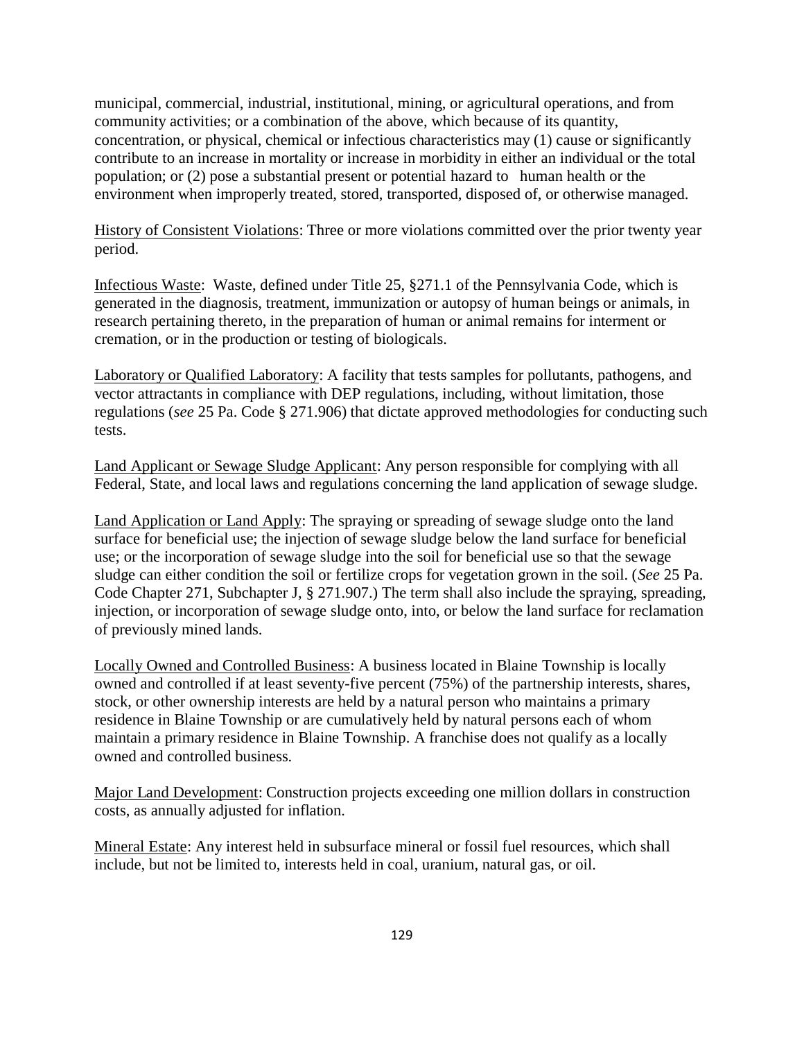municipal, commercial, industrial, institutional, mining, or agricultural operations, and from community activities; or a combination of the above, which because of its quantity, concentration, or physical, chemical or infectious characteristics may (1) cause or significantly contribute to an increase in mortality or increase in morbidity in either an individual or the total population; or (2) pose a substantial present or potential hazard to human health or the environment when improperly treated, stored, transported, disposed of, or otherwise managed.

History of Consistent Violations: Three or more violations committed over the prior twenty year period.

Infectious Waste: Waste, defined under Title 25, §271.1 of the Pennsylvania Code, which is generated in the diagnosis, treatment, immunization or autopsy of human beings or animals, in research pertaining thereto, in the preparation of human or animal remains for interment or cremation, or in the production or testing of biologicals.

Laboratory or Qualified Laboratory: A facility that tests samples for pollutants, pathogens, and vector attractants in compliance with DEP regulations, including, without limitation, those regulations (*see* 25 Pa. Code § 271.906) that dictate approved methodologies for conducting such tests.

Land Applicant or Sewage Sludge Applicant: Any person responsible for complying with all Federal, State, and local laws and regulations concerning the land application of sewage sludge.

Land Application or Land Apply: The spraying or spreading of sewage sludge onto the land surface for beneficial use; the injection of sewage sludge below the land surface for beneficial use; or the incorporation of sewage sludge into the soil for beneficial use so that the sewage sludge can either condition the soil or fertilize crops for vegetation grown in the soil. (*See* 25 Pa. Code Chapter 271, Subchapter J, § 271.907.) The term shall also include the spraying, spreading, injection, or incorporation of sewage sludge onto, into, or below the land surface for reclamation of previously mined lands.

Locally Owned and Controlled Business: A business located in Blaine Township is locally owned and controlled if at least seventy-five percent (75%) of the partnership interests, shares, stock, or other ownership interests are held by a natural person who maintains a primary residence in Blaine Township or are cumulatively held by natural persons each of whom maintain a primary residence in Blaine Township. A franchise does not qualify as a locally owned and controlled business.

Major Land Development: Construction projects exceeding one million dollars in construction costs, as annually adjusted for inflation.

Mineral Estate: Any interest held in subsurface mineral or fossil fuel resources, which shall include, but not be limited to, interests held in coal, uranium, natural gas, or oil.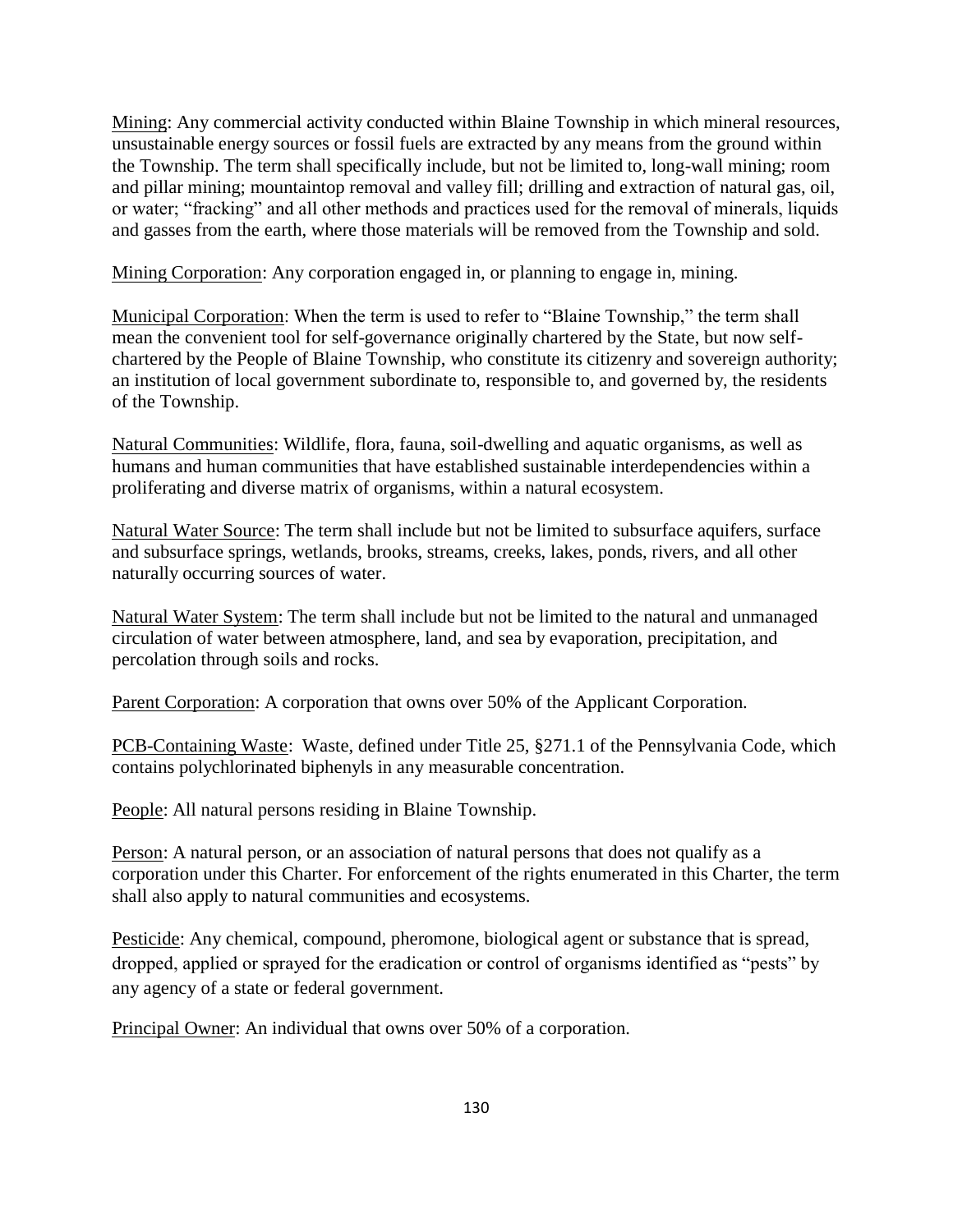Mining: Any commercial activity conducted within Blaine Township in which mineral resources, unsustainable energy sources or fossil fuels are extracted by any means from the ground within the Township. The term shall specifically include, but not be limited to, long-wall mining; room and pillar mining; mountaintop removal and valley fill; drilling and extraction of natural gas, oil, or water; "fracking" and all other methods and practices used for the removal of minerals, liquids and gasses from the earth, where those materials will be removed from the Township and sold.

Mining Corporation: Any corporation engaged in, or planning to engage in, mining.

Municipal Corporation: When the term is used to refer to "Blaine Township," the term shall mean the convenient tool for self-governance originally chartered by the State, but now self-chartered by the People of Blaine Township, who constitute its citizenry and sovereign authority; an institution of local government subordinate to, responsible to, and governed by, the residents of the Township.

Natural Communities: Wildlife, flora, fauna, soil-dwelling and aquatic organisms, as well as humans and human communities that have established sustainable interdependencies within a proliferating and diverse matrix of organisms, within a natural ecosystem.

Natural Water Source: The term shall include but not be limited to subsurface aquifers, surface and subsurface springs, wetlands, brooks, streams, creeks, lakes, ponds, rivers, and all other naturally occurring sources of water.

Natural Water System: The term shall include but not be limited to the natural and unmanaged circulation of water between atmosphere, land, and sea by evaporation, precipitation, and percolation through soils and rocks.

Parent Corporation: A corporation that owns over 50% of the Applicant Corporation.

PCB-Containing Waste: Waste, defined under Title 25, §271.1 of the Pennsylvania Code, which contains polychlorinated biphenyls in any measurable concentration.

People: All natural persons residing in Blaine Township.

Person: A natural person, or an association of natural persons that does not qualify as a corporation under this Charter. For enforcement of the rights enumerated in this Charter, the term shall also apply to natural communities and ecosystems.

Pesticide: Any chemical, compound, pheromone, biological agent or substance that is spread, dropped, applied or sprayed for the eradication or control of organisms identified as "pests" by any agency of a state or federal government.

Principal Owner: An individual that owns over 50% of a corporation.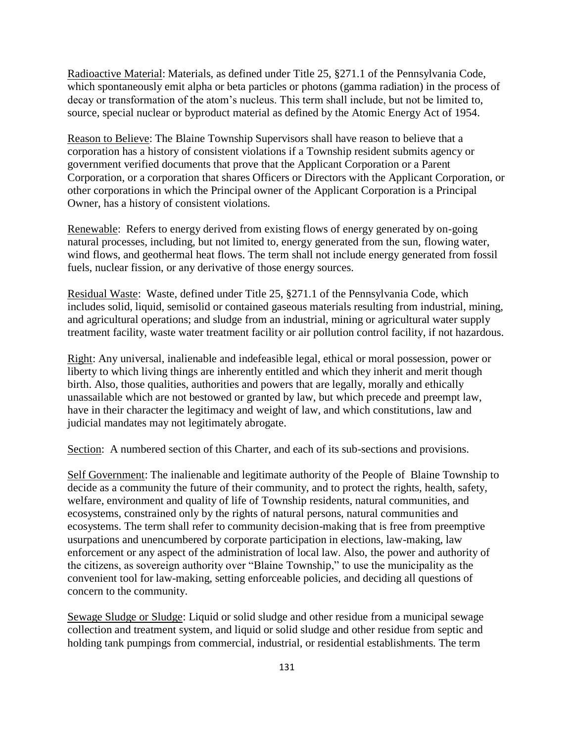Radioactive Material: Materials, as defined under Title 25, §271.1 of the Pennsylvania Code, which spontaneously emit alpha or beta particles or photons (gamma radiation) in the process of decay or transformation of the atom's nucleus. This term shall include, but not be limited to, source, special nuclear or byproduct material as defined by the Atomic Energy Act of 1954.

Reason to Believe: The Blaine Township Supervisors shall have reason to believe that a corporation has a history of consistent violations if a Township resident submits agency or government verified documents that prove that the Applicant Corporation or a Parent Corporation, or a corporation that shares Officers or Directors with the Applicant Corporation, or other corporations in which the Principal owner of the Applicant Corporation is a Principal Owner, has a history of consistent violations.

Renewable: Refers to energy derived from existing flows of energy generated by on-going natural processes, including, but not limited to, energy generated from the sun, flowing water, wind flows, and geothermal heat flows. The term shall not include energy generated from fossil fuels, nuclear fission, or any derivative of those energy sources.

Residual Waste: Waste, defined under Title 25, §271.1 of the Pennsylvania Code, which includes solid, liquid, semisolid or contained gaseous materials resulting from industrial, mining, and agricultural operations; and sludge from an industrial, mining or agricultural water supply treatment facility, waste water treatment facility or air pollution control facility, if not hazardous.

Right: Any universal, inalienable and indefeasible legal, ethical or moral possession, power or liberty to which living things are inherently entitled and which they inherit and merit though birth. Also, those qualities, authorities and powers that are legally, morally and ethically unassailable which are not bestowed or granted by law, but which precede and preempt law, have in their character the legitimacy and weight of law, and which constitutions, law and judicial mandates may not legitimately abrogate.

Section: A numbered section of this Charter, and each of its sub-sections and provisions.

Self Government: The inalienable and legitimate authority of the People of Blaine Township to decide as a community the future of their community, and to protect the rights, health, safety, welfare, environment and quality of life of Township residents, natural communities, and ecosystems, constrained only by the rights of natural persons, natural communities and ecosystems. The term shall refer to community decision-making that is free from preemptive usurpations and unencumbered by corporate participation in elections, law-making, law enforcement or any aspect of the administration of local law. Also, the power and authority of the citizens, as sovereign authority over "Blaine Township," to use the municipality as the convenient tool for law-making, setting enforceable policies, and deciding all questions of concern to the community.

Sewage Sludge or Sludge: Liquid or solid sludge and other residue from a municipal sewage collection and treatment system, and liquid or solid sludge and other residue from septic and holding tank pumpings from commercial, industrial, or residential establishments. The term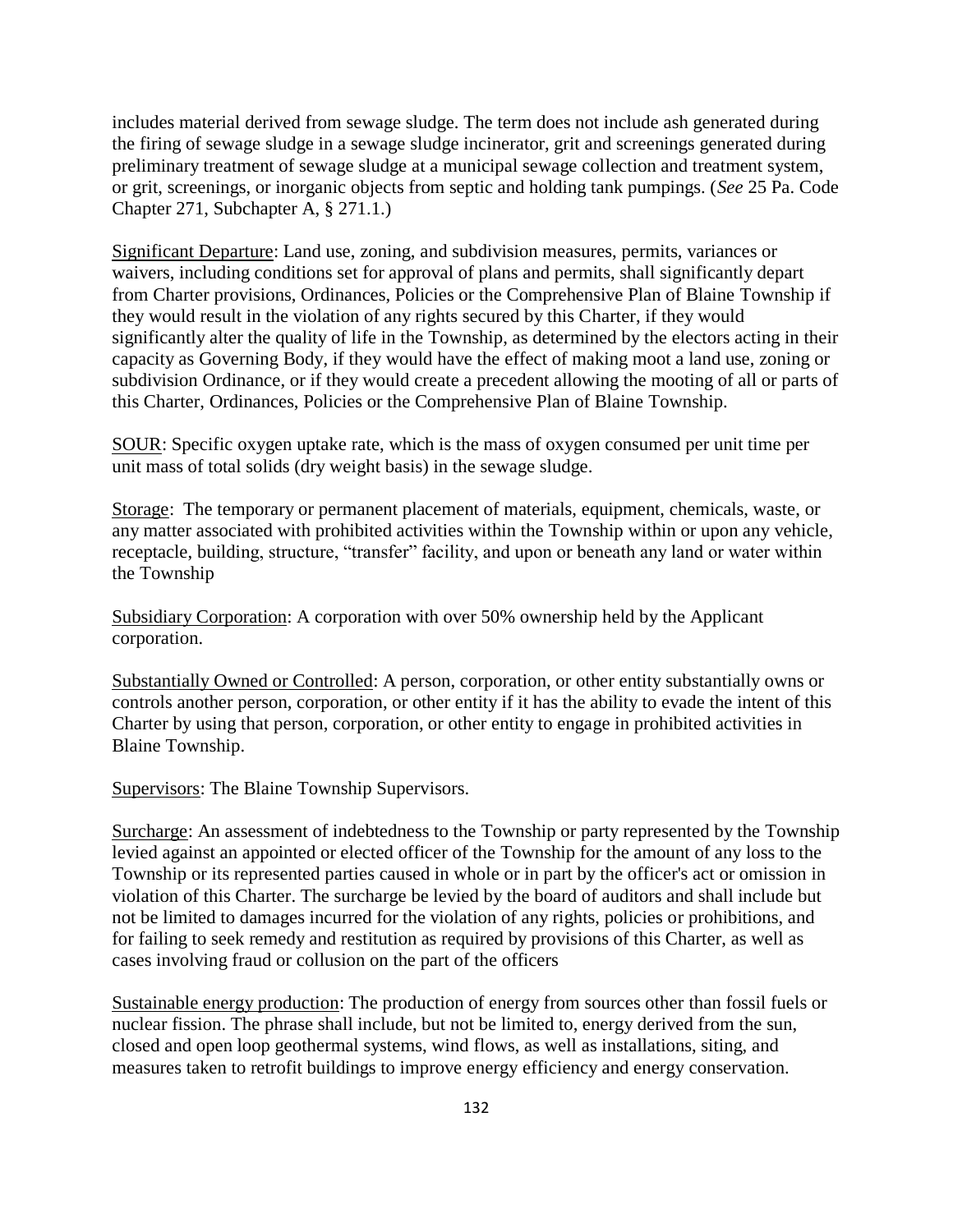includes material derived from sewage sludge. The term does not include ash generated during the firing of sewage sludge in a sewage sludge incinerator, grit and screenings generated during preliminary treatment of sewage sludge at a municipal sewage collection and treatment system, or grit, screenings, or inorganic objects from septic and holding tank pumpings. (*See* 25 Pa. Code Chapter 271, Subchapter A, § 271.1.)

<u>Significant Departure</u>: Land use, zoning, and subdivision measures, permits, variances or waivers, including conditions set for approval of plans and permits, shall significantly depart from Charter provisions, Ordinances, Policies or the Comprehensive Plan of Blaine Township if they would result in the violation of any rights secured by this Charter, if they would significantly alter the quality of life in the Township, as determined by the electors acting in their capacity as Governing Body, if they would have the effect of making moot a land use, zoning or subdivision Ordinance, or if they would create a precedent allowing the mooting of all or parts of this Charter, Ordinances, Policies or the Comprehensive Plan of Blaine Township.

<u>SOUR</u>: Specific oxygen uptake rate, which is the mass of oxygen consumed per unit time per unit mass of total solids (dry weight basis) in the sewage sludge.

<u>Storage</u>: The temporary or permanent placement of materials, equipment, chemicals, waste, or any matter associated with prohibited activities within the Township within or upon any vehicle, receptacle, building, structure, "transfer" facility, and upon or beneath any land or water within the Township

<u>Subsidiary Corporation</u>: A corporation with over 50% ownership held by the Applicant corporation.

<u>Substantially Owned or Controlled</u>: A person, corporation, or other entity substantially owns or controls another person, corporation, or other entity if it has the ability to evade the intent of this Charter by using that person, corporation, or other entity to engage in prohibited activities in Blaine Township.

<u>Supervisors</u>: The Blaine Township Supervisors.

<u>Surcharge</u>: An assessment of indebtedness to the Township or party represented by the Township levied against an appointed or elected officer of the Township for the amount of any loss to the Township or its represented parties caused in whole or in part by the officer's act or omission in violation of this Charter. The surcharge be levied by the board of auditors and shall include but not be limited to damages incurred for the violation of any rights, policies or prohibitions, and for failing to seek remedy and restitution as required by provisions of this Charter, as well as cases involving fraud or collusion on the part of the officers

<u>Sustainable energy production</u>: The production of energy from sources other than fossil fuels or nuclear fission. The phrase shall include, but not be limited to, energy derived from the sun, closed and open loop geothermal systems, wind flows, as well as installations, siting, and measures taken to retrofit buildings to improve energy efficiency and energy conservation.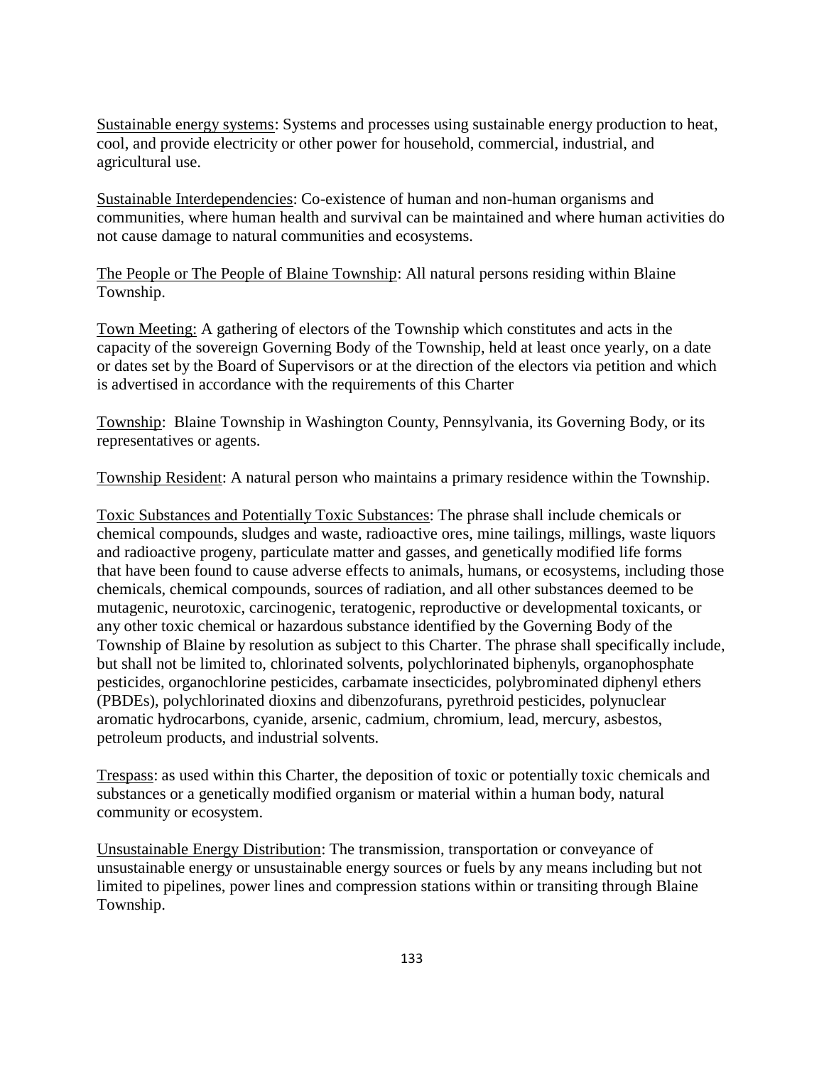Sustainable energy systems: Systems and processes using sustainable energy production to heat, cool, and provide electricity or other power for household, commercial, industrial, and agricultural use.

Sustainable Interdependencies: Co-existence of human and non-human organisms and communities, where human health and survival can be maintained and where human activities do not cause damage to natural communities and ecosystems.

The People or The People of Blaine Township: All natural persons residing within Blaine Township.

Town Meeting: A gathering of electors of the Township which constitutes and acts in the capacity of the sovereign Governing Body of the Township, held at least once yearly, on a date or dates set by the Board of Supervisors or at the direction of the electors via petition and which is advertised in accordance with the requirements of this Charter

Township: Blaine Township in Washington County, Pennsylvania, its Governing Body, or its representatives or agents.

Township Resident: A natural person who maintains a primary residence within the Township.

Toxic Substances and Potentially Toxic Substances: The phrase shall include chemicals or chemical compounds, sludges and waste, radioactive ores, mine tailings, millings, waste liquors and radioactive progeny, particulate matter and gasses, and genetically modified life forms that have been found to cause adverse effects to animals, humans, or ecosystems, including those chemicals, chemical compounds, sources of radiation, and all other substances deemed to be mutagenic, neurotoxic, carcinogenic, teratogenic, reproductive or developmental toxicants, or any other toxic chemical or hazardous substance identified by the Governing Body of the Township of Blaine by resolution as subject to this Charter. The phrase shall specifically include, but shall not be limited to, chlorinated solvents, polychlorinated biphenyls, organophosphate pesticides, organochlorine pesticides, carbamate insecticides, polybrominated diphenyl ethers (PBDEs), polychlorinated dioxins and dibenzofurans, pyrethroid pesticides, polynuclear aromatic hydrocarbons, cyanide, arsenic, cadmium, chromium, lead, mercury, asbestos, petroleum products, and industrial solvents.

Trespass: as used within this Charter, the deposition of toxic or potentially toxic chemicals and substances or a genetically modified organism or material within a human body, natural community or ecosystem.

Unsustainable Energy Distribution: The transmission, transportation or conveyance of unsustainable energy or unsustainable energy sources or fuels by any means including but not limited to pipelines, power lines and compression stations within or transiting through Blaine Township.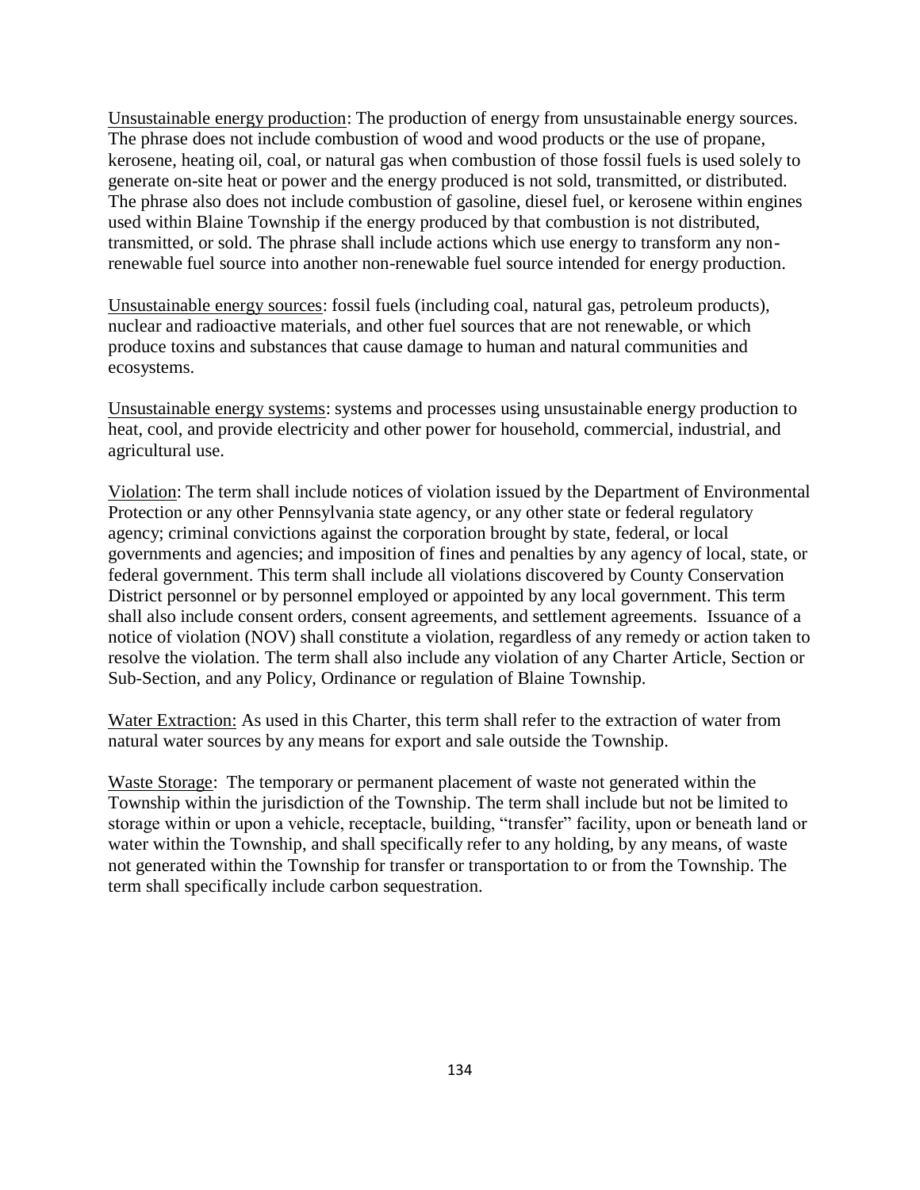<u>Unsustainable energy production</u>: The production of energy from unsustainable energy sources. The phrase does not include combustion of wood and wood products or the use of propane, kerosene, heating oil, coal, or natural gas when combustion of those fossil fuels is used solely to generate on-site heat or power and the energy produced is not sold, transmitted, or distributed. The phrase also does not include combustion of gasoline, diesel fuel, or kerosene within engines used within Blaine Township if the energy produced by that combustion is not distributed, transmitted, or sold. The phrase shall include actions which use energy to transform any non-renewable fuel source into another non-renewable fuel source intended for energy production.

<u>Unsustainable energy sources</u>: fossil fuels (including coal, natural gas, petroleum products), nuclear and radioactive materials, and other fuel sources that are not renewable, or which produce toxins and substances that cause damage to human and natural communities and ecosystems.

<u>Unsustainable energy systems</u>: systems and processes using unsustainable energy production to heat, cool, and provide electricity and other power for household, commercial, industrial, and agricultural use.

<u>Violation</u>: The term shall include notices of violation issued by the Department of Environmental Protection or any other Pennsylvania state agency, or any other state or federal regulatory agency; criminal convictions against the corporation brought by state, federal, or local governments and agencies; and imposition of fines and penalties by any agency of local, state, or federal government. This term shall include all violations discovered by County Conservation District personnel or by personnel employed or appointed by any local government. This term shall also include consent orders, consent agreements, and settlement agreements. Issuance of a notice of violation (NOV) shall constitute a violation, regardless of any remedy or action taken to resolve the violation. The term shall also include any violation of any Charter Article, Section or Sub-Section, and any Policy, Ordinance or regulation of Blaine Township.

<u>Water Extraction:</u> As used in this Charter, this term shall refer to the extraction of water from natural water sources by any means for export and sale outside the Township.

<u>Waste Storage</u>: The temporary or permanent placement of waste not generated within the Township within the jurisdiction of the Township. The term shall include but not be limited to storage within or upon a vehicle, receptacle, building, "transfer" facility, upon or beneath land or water within the Township, and shall specifically refer to any holding, by any means, of waste not generated within the Township for transfer or transportation to or from the Township. The term shall specifically include carbon sequestration.